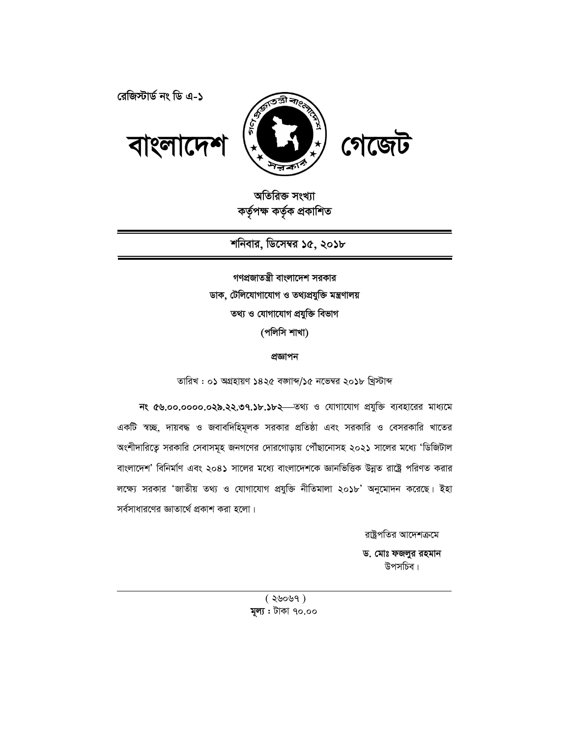রেজিস্টার্ড নং ডি এ-১

# বাংলাদেশ গেজেট

**অতিরিক্ত সংখ্যা**
**কর্তৃপক্ষ কর্তৃক প্রকাশিত**

---

**শনিবার, ডিসেম্বর ১৫, ২০১৮**

---

**গণপ্রজাতন্ত্রী বাংলাদেশ সরকার**
**ডাক, টেলিযোগাযোগ ও তথ্যপ্রযুক্তি মন্ত্রণালয়**
**তথ্য ও যোগাযোগ প্রযুক্তি বিভাগ**
**(পলিসি শাখা)**

**প্রজ্ঞাপন**

তারিখ : ০১ অগ্রহায়ণ ১৪২৫ বঙ্গাব্দ/১৫ নভেম্বর ২০১৮ খ্রিস্টাব্দ

**নং ৫৬.০০.০০০০.০২৯.২২.৩৭.১৮.১৮২**—তথ্য ও যোগাযোগ প্রযুক্তি ব্যবহারের মাধ্যমে একটি স্বচ্ছ, দায়বদ্ধ ও জবাবদিহিমূলক সরকার প্রতিষ্ঠা এবং সরকারি ও বেসরকারি খাতের অংশীদারিত্বে সরকারি সেবাসমূহ জনগণের দোরগোড়ায় পৌঁছানোসহ ২০২১ সালের মধ্যে 'ডিজিটাল বাংলাদেশ' বিনির্মাণ এবং ২০৪১ সালের মধ্যে বাংলাদেশকে জ্ঞানভিত্তিক উন্নত রাষ্ট্রে পরিণত করার লক্ষ্যে সরকার 'জাতীয় তথ্য ও যোগাযোগ প্রযুক্তি নীতিমালা ২০১৮' অনুমোদন করেছে। ইহা সর্বসাধারণের জ্ঞাতার্থে প্রকাশ করা হলো।

রাষ্ট্রপতির আদেশক্রমে

**ড. মোঃ ফজলুর রহমান**
উপসচিব।

---

( ২৬০৬৭ )
**মূল্য :** টাকা ৭০.০০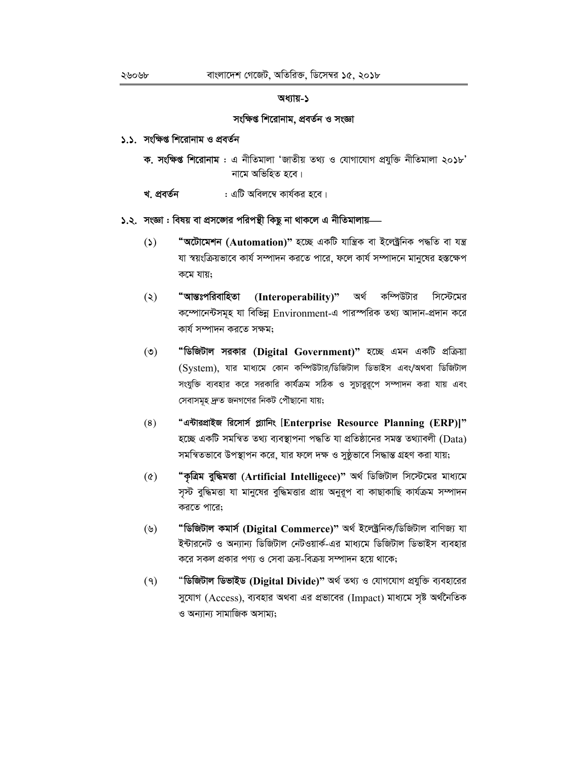## অধ্যায়-১

### সংক্ষিপ্ত শিরোনাম, প্রবর্তন ও সংজ্ঞা

**১.১. সংক্ষিপ্ত শিরোনাম ও প্রবর্তন**

**ক. সংক্ষিপ্ত শিরোনাম** : এ নীতিমালা 'জাতীয় তথ্য ও যোগাযোগ প্রযুক্তি নীতিমালা ২০১৮' নামে অভিহিত হবে।

**খ. প্রবর্তন** : এটি অবিলম্বে কার্যকর হবে।

**১.২. সংজ্ঞা : বিষয় বা প্রসঙ্গের পরিপন্থী কিছু না থাকলে এ নীতিমালায়—**

(১) **"অটোমেশন (Automation)"** হচ্ছে একটি যান্ত্রিক বা ইলেক্ট্রনিক পদ্ধতি বা যন্ত্র যা স্বয়ংক্রিয়ভাবে কার্য সম্পাদন করতে পারে, ফলে কার্য সম্পাদনে মানুষের হস্তক্ষেপ কমে যায়;

(২) **"আন্তঃপরিবাহিতা (Interoperability)"** অর্থ কম্পিউটার সিস্টেমের কম্পোনেন্টসমূহ যা বিভিন্ন Environment-এ পারস্পরিক তথ্য আদান-প্রদান করে কার্য সম্পাদন করতে সক্ষম;

(৩) **"ডিজিটাল সরকার (Digital Government)"** হচ্ছে এমন একটি প্রক্রিয়া (System), যার মাধ্যমে কোন কম্পিউটার/ডিজিটাল ডিভাইস এবং/অথবা ডিজিটাল সংযুক্তি ব্যবহার করে সরকারি কার্যক্রম সঠিক ও সুচারুরূপে সম্পাদন করা যায় এবং সেবাসমূহ দ্রুত জনগণের নিকট পৌছানো যায়;

(৪) **"এন্টারপ্রাইজ রিসোর্স প্ল্যানিং [Enterprise Resource Planning (ERP)]"** হচ্ছে একটি সমন্বিত তথ্য ব্যবস্থাপনা পদ্ধতি যা প্রতিষ্ঠানের সমস্ত তথ্যাবলী (Data) সমন্বিতভাবে উপস্থাপন করে, যার ফলে দক্ষ ও সুষ্ঠুভাবে সিদ্ধান্ত গ্রহণ করা যায়;

(৫) **"কৃত্রিম বুদ্ধিমত্তা (Artificial Intelligece)"** অর্থ ডিজিটাল সিস্টেমের মাধ্যমে সৃস্ট বুদ্ধিমত্তা যা মানুষের বুদ্ধিমত্তার প্রায় অনুরূপ বা কাছাকাছি কার্যক্রম সম্পাদন করতে পারে;

(৬) **"ডিজিটাল কমার্স (Digital Commerce)"** অর্থ ইলেক্ট্রনিক/ডিজিটাল বাণিজ্য যা ইন্টারনেট ও অন্যান্য ডিজিটাল নেটওয়ার্ক-এর মাধ্যমে ডিজিটাল ডিভাইস ব্যবহার করে সকল প্রকার পণ্য ও সেবা ক্রয়-বিক্রয় সম্পাদন হয়ে থাকে;

(৭) **"ডিজিটাল ডিভাইড (Digital Divide)"** অর্থ তথ্য ও যোগাযোগ প্রযুক্তি ব্যবহারের সুযোগ (Access), ব্যবহার অথবা এর প্রভাবের (Impact) মাধ্যমে সৃষ্ট অর্থনৈতিক ও অন্যান্য সামাজিক অসাম্য;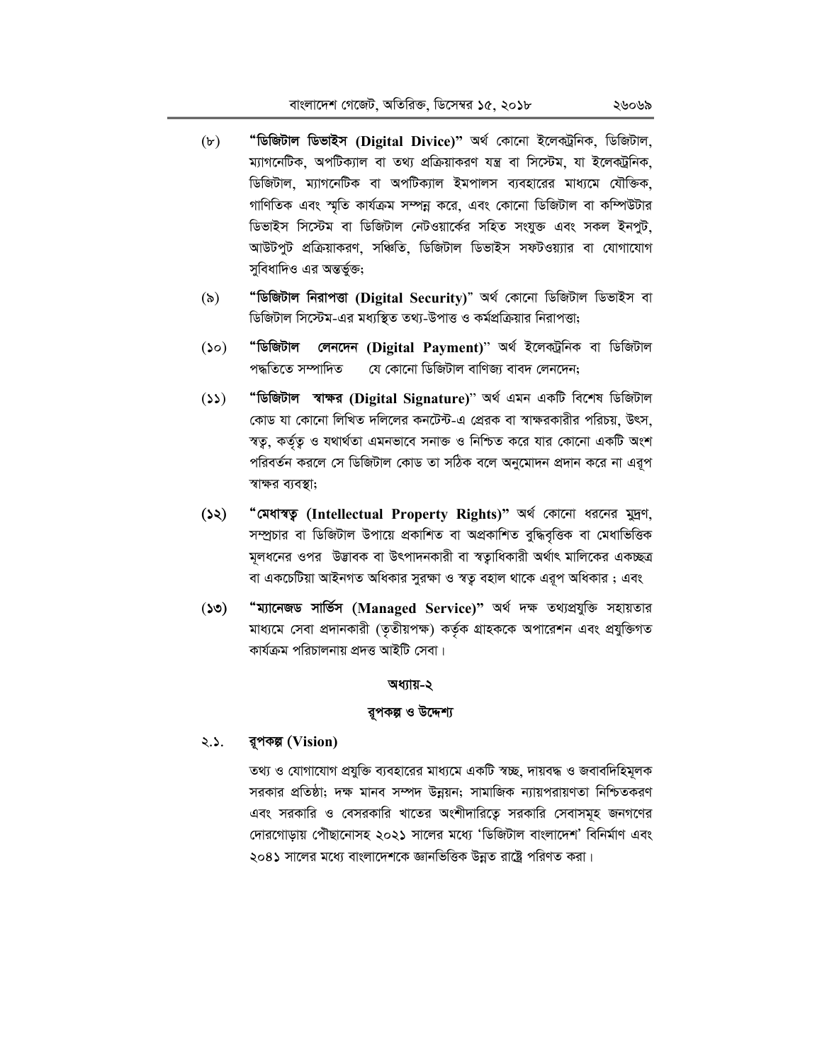(৮) **"ডিজিটাল ডিভাইস (Digital Divice)"** অর্থ কোনো ইলেকট্রনিক, ডিজিটাল, ম্যাগনেটিক, অপটিক্যাল বা তথ্য প্রক্রিয়াকরণ যন্ত্র বা সিস্টেম, যা ইলেকট্রনিক, ডিজিটাল, ম্যাগনেটিক বা অপটিক্যাল ইমপালস ব্যবহারের মাধ্যমে যৌক্তিক, গাণিতিক এবং স্মৃতি কার্যক্রম সম্পন্ন করে, এবং কোনো ডিজিটাল বা কম্পিউটার ডিভাইস সিস্টেম বা ডিজিটাল নেটওয়ার্কের সহিত সংযুক্ত এবং সকল ইনপুট, আউটপুট প্রক্রিয়াকরণ, সঞ্চিতি, ডিজিটাল ডিভাইস সফটওয়্যার বা যোগাযোগ সুবিধাদিও এর অন্তর্ভুক্ত;

(৯) **"ডিজিটাল নিরাপত্তা (Digital Security)"** অর্থ কোনো ডিজিটাল ডিভাইস বা ডিজিটাল সিস্টেম-এর মধ্যস্থিত তথ্য-উপাত্ত ও কর্মপ্রক্রিয়ার নিরাপত্তা;

(১০) **"ডিজিটাল লেনদেন (Digital Payment)"** অর্থ ইলেকট্রনিক বা ডিজিটাল পদ্ধতিতে সম্পাদিত যে কোনো ডিজিটাল বাণিজ্য বাবদ লেনদেন;

(১১) **"ডিজিটাল স্বাক্ষর (Digital Signature)"** অর্থ এমন একটি বিশেষ ডিজিটাল কোড যা কোনো লিখিত দলিলের কনটেন্ট-এ প্রেরক বা স্বাক্ষরকারীর পরিচয়, উৎস, স্বত্ব, কর্তৃত্ব ও যথার্থতা এমনভাবে সনাক্ত ও নিশ্চিত করে যার কোনো একটি অংশ পরিবর্তন করলে সে ডিজিটাল কোড তা সঠিক বলে অনুমোদন প্রদান করে না এরূপ স্বাক্ষর ব্যবস্থা;

(১২) **"মেধাস্বত্ব (Intellectual Property Rights)"** অর্থ কোনো ধরনের মুদ্রণ, সম্প্রচার বা ডিজিটাল উপায়ে প্রকাশিত বা অপ্রকাশিত বুদ্ধিবৃত্তিক বা মেধাভিত্তিক মূলধনের ওপর উদ্ভাবক বা উৎপাদনকারী বা স্বত্বাধিকারী অর্থাৎ মালিকের একচ্ছত্র বা একচেটিয়া আইনগত অধিকার সুরক্ষা ও স্বত্ব বহাল থাকে এরূপ অধিকার ; এবং

(১৩) **"ম্যানেজড সার্ভিস (Managed Service)"** অর্থ দক্ষ তথ্যপ্রযুক্তি সহায়তার মাধ্যমে সেবা প্রদানকারী (তৃতীয়পক্ষ) কর্তৃক গ্রাহককে অপারেশন এবং প্রযুক্তিগত কার্যক্রম পরিচালনায় প্রদত্ত আইটি সেবা।

## অধ্যায়-২

## রূপকল্প ও উদ্দেশ্য

### ২.১. রূপকল্প (Vision)

তথ্য ও যোগাযোগ প্রযুক্তি ব্যবহারের মাধ্যমে একটি স্বচ্ছ, দায়বদ্ধ ও জবাবদিহিমূলক সরকার প্রতিষ্ঠা; দক্ষ মানব সম্পদ উন্নয়ন; সামাজিক ন্যায়পরায়ণতা নিশ্চিতকরণ এবং সরকারি ও বেসরকারি খাতের অংশীদারিত্বে সরকারি সেবাসমূহ জনগণের দোরগোড়ায় পৌঁছানোসহ ২০২১ সালের মধ্যে 'ডিজিটাল বাংলাদেশ' বিনির্মাণ এবং ২০৪১ সালের মধ্যে বাংলাদেশকে জ্ঞানভিত্তিক উন্নত রাষ্ট্রে পরিণত করা।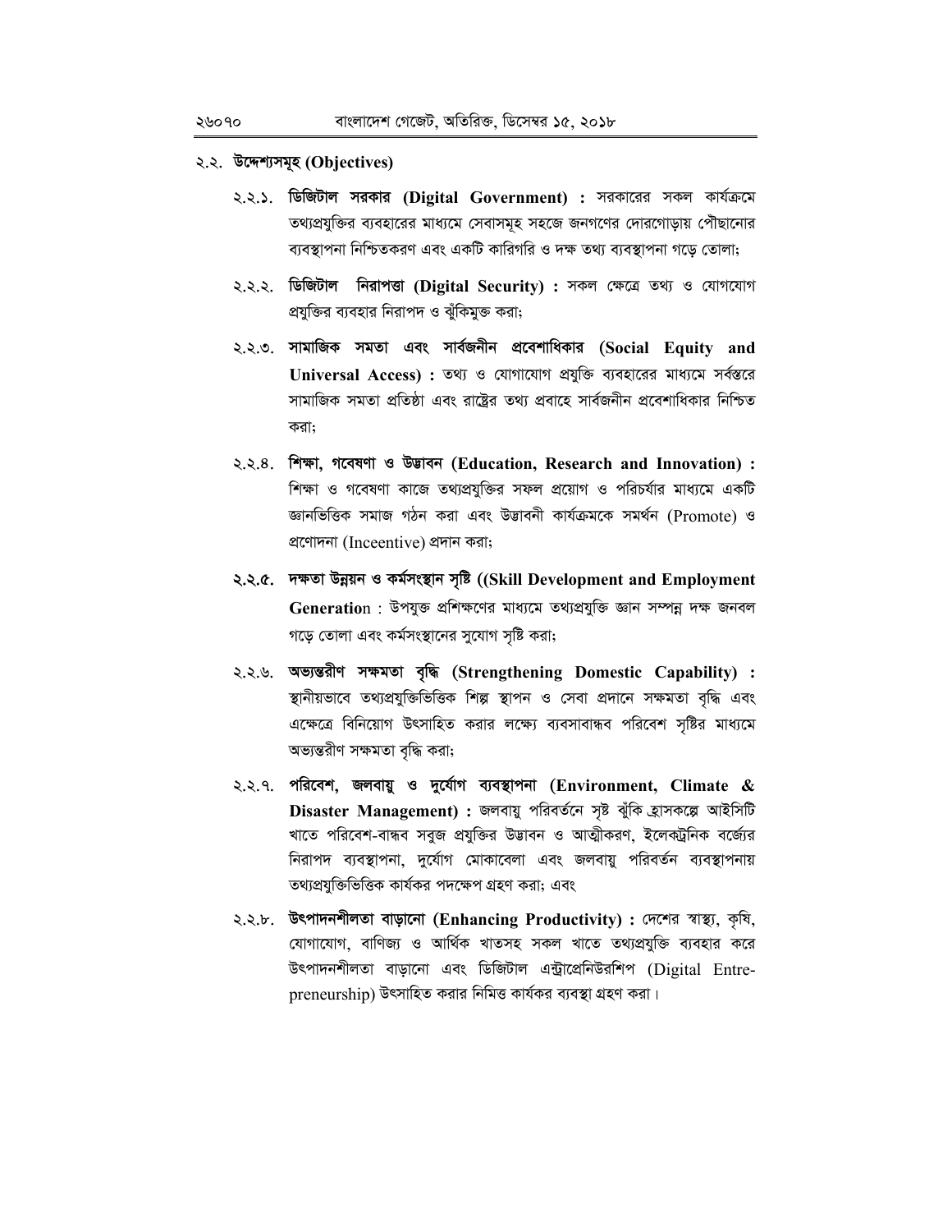## ২.২. উদ্দেশ্যসমূহ (Objectives)

২.২.১. **ডিজিটাল সরকার (Digital Government) :** সরকারের সকল কার্যক্রমে তথ্যপ্রযুক্তির ব্যবহারের মাধ্যমে সেবাসমূহ সহজে জনগণের দোরগোড়ায় পৌঁছানোর ব্যবস্থাপনা নিশ্চিতকরণ এবং একটি কারিগরি ও দক্ষ তথ্য ব্যবস্থাপনা গড়ে তোলা;

২.২.২. **ডিজিটাল নিরাপত্তা (Digital Security) :** সকল ক্ষেত্রে তথ্য ও যোগাযোগ প্রযুক্তির ব্যবহার নিরাপদ ও ঝুঁকিমুক্ত করা;

২.২.৩. **সামাজিক সমতা এবং সার্বজনীন প্রবেশাধিকার (Social Equity and Universal Access) :** তথ্য ও যোগাযোগ প্রযুক্তি ব্যবহারের মাধ্যমে সর্বস্তরে সামাজিক সমতা প্রতিষ্ঠা এবং রাষ্ট্রের তথ্য প্রবাহে সার্বজনীন প্রবেশাধিকার নিশ্চিত করা;

২.২.৪. **শিক্ষা, গবেষণা ও উদ্ভাবন (Education, Research and Innovation) :** শিক্ষা ও গবেষণা কাজে তথ্যপ্রযুক্তির সফল প্রয়োগ ও পরিচর্যার মাধ্যমে একটি জ্ঞানভিত্তিক সমাজ গঠন করা এবং উদ্ভাবনী কার্যক্রমকে সমর্থন (Promote) ও প্রণোদনা (Inceentive) প্রদান করা;

২.২.৫. **দক্ষতা উন্নয়ন ও কর্মসংস্থান সৃষ্টি ((Skill Development and Employment Generatio**n : উপযুক্ত প্রশিক্ষণের মাধ্যমে তথ্যপ্রযুক্তি জ্ঞান সম্পন্ন দক্ষ জনবল গড়ে তোলা এবং কর্মসংস্থানের সুযোগ সৃষ্টি করা;

২.২.৬. **অভ্যন্তরীণ সক্ষমতা বৃদ্ধি (Strengthening Domestic Capability) :** স্থানীয়ভাবে তথ্যপ্রযুক্তিভিত্তিক শিল্প স্থাপন ও সেবা প্রদানে সক্ষমতা বৃদ্ধি এবং এক্ষেত্রে বিনিয়োগ উৎসাহিত করার লক্ষ্যে ব্যবসাবান্ধব পরিবেশ সৃষ্টির মাধ্যমে অভ্যন্তরীণ সক্ষমতা বৃদ্ধি করা;

২.২.৭. **পরিবেশ, জলবায়ু ও দুর্যোগ ব্যবস্থাপনা (Environment, Climate & Disaster Management) :** জলবায়ু পরিবর্তনে সৃষ্ট ঝুঁকি হ্রাসকল্পে আইসিটি খাতে পরিবেশ-বান্ধব সবুজ প্রযুক্তির উদ্ভাবন ও আত্মীকরণ, ইলেকট্রনিক বর্জ্যের নিরাপদ ব্যবস্থাপনা, দুর্যোগ মোকাবেলা এবং জলবায়ু পরিবর্তন ব্যবস্থাপনায় তথ্যপ্রযুক্তিভিত্তিক কার্যকর পদক্ষেপ গ্রহণ করা; এবং

২.২.৮. **উৎপাদনশীলতা বাড়ানো (Enhancing Productivity) :** দেশের স্বাস্থ্য, কৃষি, যোগাযোগ, বাণিজ্য ও আর্থিক খাতসহ সকল খাতে তথ্যপ্রযুক্তি ব্যবহার করে উৎপাদনশীলতা বাড়ানো এবং ডিজিটাল এন্ট্রাপ্রেনিউরশিপ (Digital Entre-preneurship) উৎসাহিত করার নিমিত্ত কার্যকর ব্যবস্থা গ্রহণ করা।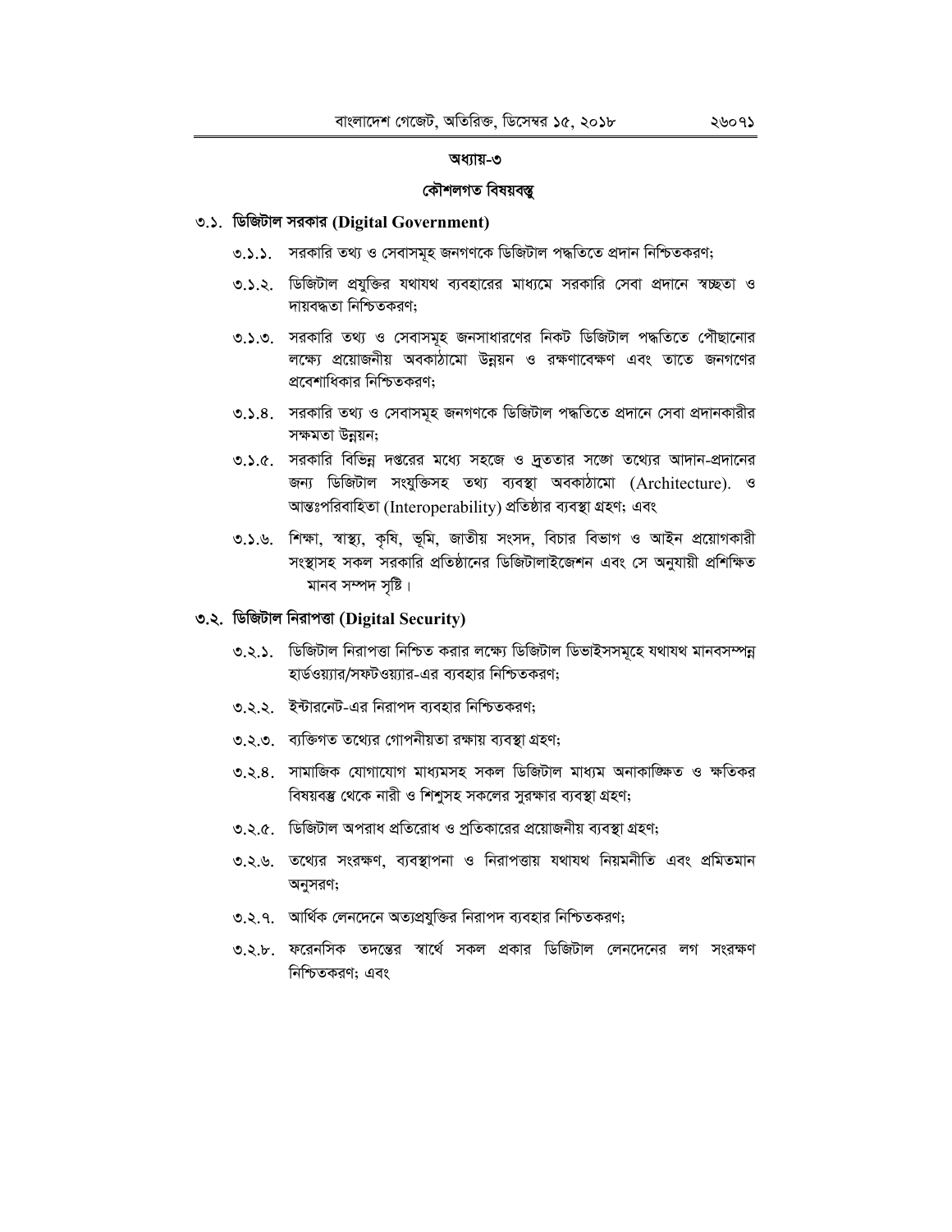## অধ্যায়-৩

## কৌশলগত বিষয়বস্তু

### ৩.১. ডিজিটাল সরকার (Digital Government)

৩.১.১. সরকারি তথ্য ও সেবাসমূহ জনগণকে ডিজিটাল পদ্ধতিতে প্রদান নিশ্চিতকরণ;

৩.১.২. ডিজিটাল প্রযুক্তির যথাযথ ব্যবহারের মাধ্যমে সরকারি সেবা প্রদানে স্বচ্ছতা ও দায়বদ্ধতা নিশ্চিতকরণ;

৩.১.৩. সরকারি তথ্য ও সেবাসমূহ জনসাধারণের নিকট ডিজিটাল পদ্ধতিতে পৌঁছানোর লক্ষ্যে প্রয়োজনীয় অবকাঠামো উন্নয়ন ও রক্ষণাবেক্ষণ এবং তাতে জনগণের প্রবেশাধিকার নিশ্চিতকরণ;

৩.১.৪. সরকারি তথ্য ও সেবাসমূহ জনগণকে ডিজিটাল পদ্ধতিতে প্রদানে সেবা প্রদানকারীর সক্ষমতা উন্নয়ন;

৩.১.৫. সরকারি বিভিন্ন দপ্তরের মধ্যে সহজে ও দ্রুততার সঙ্গে তথ্যের আদান-প্রদানের জন্য ডিজিটাল সংযুক্তিসহ তথ্য ব্যবস্থা অবকাঠামো (Architecture). ও আন্তঃপরিবাহিতা (Interoperability) প্রতিষ্ঠার ব্যবস্থা গ্রহণ; এবং

৩.১.৬. শিক্ষা, স্বাস্থ্য, কৃষি, ভূমি, জাতীয় সংসদ, বিচার বিভাগ ও আইন প্রয়োগকারী সংস্থাসহ সকল সরকারি প্রতিষ্ঠানের ডিজিটালাইজেশন এবং সে অনুযায়ী প্রশিক্ষিত মানব সম্পদ সৃষ্টি।

### ৩.২. ডিজিটাল নিরাপত্তা (Digital Security)

৩.২.১. ডিজিটাল নিরাপত্তা নিশ্চিত করার লক্ষ্যে ডিজিটাল ডিভাইসসমূহে যথাযথ মানসম্পন্ন হার্ডওয়্যার/সফটওয়্যার-এর ব্যবহার নিশ্চিতকরণ;

৩.২.২. ইন্টারনেট-এর নিরাপদ ব্যবহার নিশ্চিতকরণ;

৩.২.৩. ব্যক্তিগত তথ্যের গোপনীয়তা রক্ষায় ব্যবস্থা গ্রহণ;

৩.২.৪. সামাজিক যোগাযোগ মাধ্যমসহ সকল ডিজিটাল মাধ্যম অনাকাঙ্ক্ষিত ও ক্ষতিকর বিষয়বস্তু থেকে নারী ও শিশুসহ সকলের সুরক্ষার ব্যবস্থা গ্রহণ;

৩.২.৫. ডিজিটাল অপরাধ প্রতিরোধ ও প্রতিকারের প্রয়োজনীয় ব্যবস্থা গ্রহণ;

৩.২.৬. তথ্যের সংরক্ষণ, ব্যবস্থাপনা ও নিরাপত্তায় যথাযথ নিয়মনীতি এবং প্রমিতমান অনুসরণ;

৩.২.৭. আর্থিক লেনদেনে অত্যপ্রযুক্তির নিরাপদ ব্যবহার নিশ্চিতকরণ;

৩.২.৮. ফরেনসিক তদন্তের স্বার্থে সকল প্রকার ডিজিটাল লেনদেনের লগ সংরক্ষণ নিশ্চিতকরণ; এবং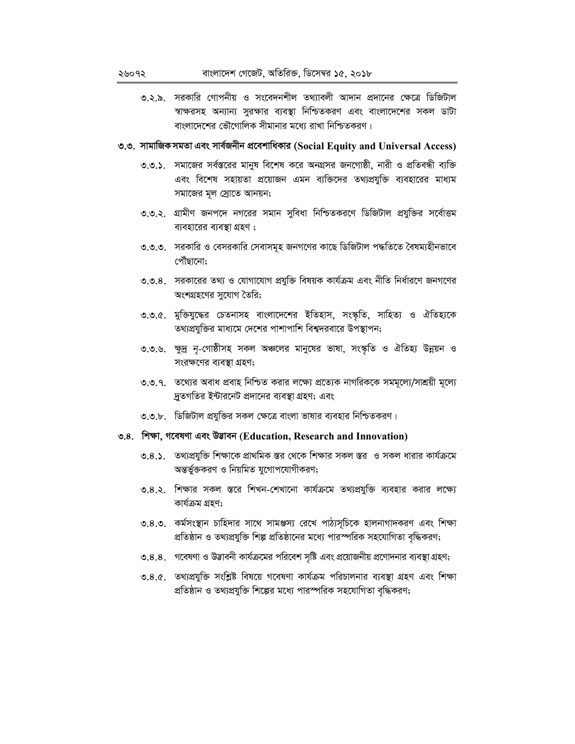৩.২.৯. সরকারি গোপনীয় ও সংবেদনশীল তথ্যাবলী আদান প্রদানের ক্ষেত্রে ডিজিটাল স্বাক্ষরসহ অন্যান্য সুরক্ষার ব্যবস্থা নিশ্চিতকরণ এবং বাংলাদেশের সকল ডাটা বাংলাদেশের ভৌগোলিক সীমানার মধ্যে রাখা নিশ্চিতকরণ।

### ৩.৩. সামাজিক সমতা এবং সার্বজনীন প্রবেশাধিকার (Social Equity and Universal Access)

৩.৩.১. সমাজের সর্বস্তরের মানুষ বিশেষ করে অনগ্রসর জনগোষ্ঠী, নারী ও প্রতিবন্ধী ব্যক্তি এবং বিশেষ সহায়তা প্রয়োজন এমন ব্যক্তিদের তথ্যপ্রযুক্তি ব্যবহারের মাধ্যম সমাজের মূল স্রোতে আনয়ন;

৩.৩.২. গ্রামীণ জনপদে নগরের সমান সুবিধা নিশ্চিতকরণে ডিজিটাল প্রযুক্তির সর্বোত্তম ব্যবহারের ব্যবস্থা গ্রহণ ;

৩.৩.৩. সরকারি ও বেসরকারি সেবাসমূহ জনগণের কাছে ডিজিটাল পদ্ধতিতে বৈষম্যহীনভাবে পৌঁছানো;

৩.৩.৪. সরকারের তথ্য ও যোগাযোগ প্রযুক্তি বিষয়ক কার্যক্রম এবং নীতি নির্ধারণে জনগণের অংশগ্রহণের সুযোগ তৈরি;

৩.৩.৫. মুক্তিযুদ্ধের চেতনাসহ বাংলাদেশের ইতিহাস, সংস্কৃতি, সাহিত্য ও ঐতিহ্যকে তথ্যপ্রযুক্তির মাধ্যমে দেশের পাশাপাশি বিশ্বদরবারে উপস্থাপন;

৩.৩.৬. ক্ষুদ্র নৃ-গোষ্ঠীসহ সকল অঞ্চলের মানুষের ভাষা, সংস্কৃতি ও ঐতিহ্য উন্নয়ন ও সংরক্ষণের ব্যবস্থা গ্রহণ;

৩.৩.৭. তথ্যের অবাধ প্রবাহ নিশ্চিত করার লক্ষ্যে প্রত্যেক নাগরিককে সমমূল্যে/সাশ্রয়ী মূল্যে দ্রুতগতির ইন্টারনেট প্রদানের ব্যবস্থা গ্রহণ; এবং

৩.৩.৮. ডিজিটাল প্রযুক্তির সকল ক্ষেত্রে বাংলা ভাষার ব্যবহার নিশ্চিতকরণ।

### ৩.৪. শিক্ষা, গবেষণা এবং উদ্ভাবন (Education, Research and Innovation)

৩.৪.১. তথ্যপ্রযুক্তি শিক্ষাকে প্রাথমিক স্তর থেকে শিক্ষার সকল স্তর ও সকল ধারার কার্যক্রমে অন্তর্ভুক্তকরণ ও নিয়মিত যুগোপযোগীকরণ;

৩.৪.২. শিক্ষার সকল স্তরে শিখন-শেখানো কার্যক্রমে তথ্যপ্রযুক্তি ব্যবহার করার লক্ষ্যে কার্যক্রম গ্রহণ;

৩.৪.৩. কর্মসংস্থান চাহিদার সাথে সামঞ্জস্য রেখে পাঠ্যসূচিকে হালনাগাদকরণ এবং শিক্ষা প্রতিষ্ঠান ও তথ্যপ্রযুক্তি শিল্প প্রতিষ্ঠানের মধ্যে পারস্পরিক সহযোগিতা বৃদ্ধিকরণ;

৩.৪.৪. গবেষণা ও উদ্ভাবনী কার্যক্রমের পরিবেশ সৃষ্টি এবং প্রয়োজনীয় প্রণোদনার ব্যবস্থা গ্রহণ;

৩.৪.৫. তথ্যপ্রযুক্তি সংশ্লিষ্ট বিষয়ে গবেষণা কার্যক্রম পরিচালনার ব্যবস্থা গ্রহণ এবং শিক্ষা প্রতিষ্ঠান ও তথ্যপ্রযুক্তি শিল্পের মধ্যে পারস্পরিক সহযোগিতা বৃদ্ধিকরণ;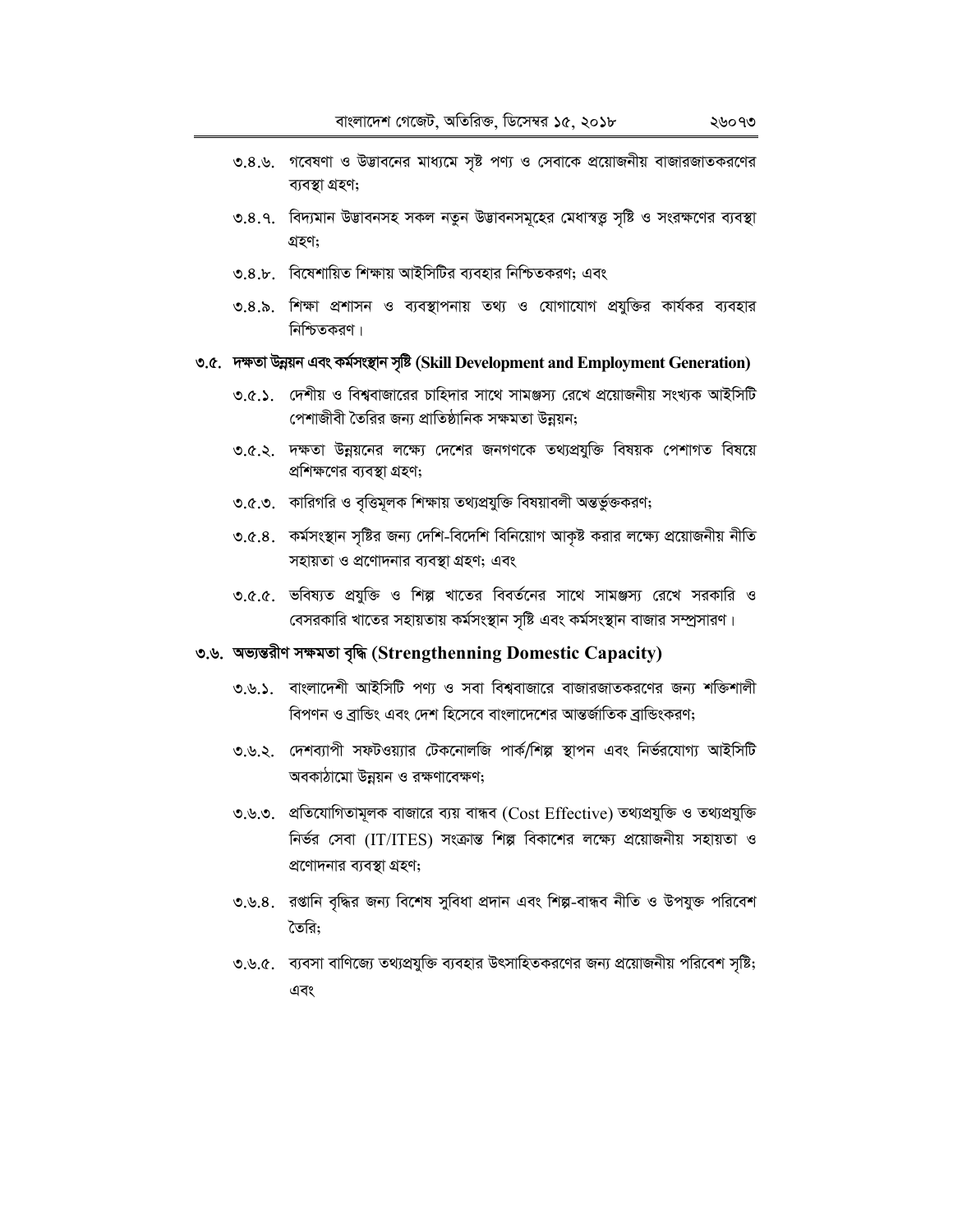৩.৪.৬. গবেষণা ও উদ্ভাবনের মাধ্যমে সৃষ্ট পণ্য ও সেবাকে প্রয়োজনীয় বাজারজাতকরণের ব্যবস্থা গ্রহণ;

৩.৪.৭. বিদ্যমান উদ্ভাবনসহ সকল নতুন উদ্ভাবনসমূহের মেধাস্বত্ব সৃষ্টি ও সংরক্ষণের ব্যবস্থা গ্রহণ;

৩.৪.৮. বিশেষায়িত শিক্ষায় আইসিটির ব্যবহার নিশ্চিতকরণ; এবং

৩.৪.৯. শিক্ষা প্রশাসন ও ব্যবস্থাপনায় তথ্য ও যোগাযোগ প্রযুক্তির কার্যকর ব্যবহার নিশ্চিতকরণ।

## ৩.৫. দক্ষতা উন্নয়ন এবং কর্মসংস্থান সৃষ্টি (Skill Development and Employment Generation)

৩.৫.১. দেশীয় ও বিশ্ববাজারের চাহিদার সাথে সামঞ্জস্য রেখে প্রয়োজনীয় সংখ্যক আইসিটি পেশাজীবী তৈরির জন্য প্রাতিষ্ঠানিক সক্ষমতা উন্নয়ন;

৩.৫.২. দক্ষতা উন্নয়নের লক্ষ্যে দেশের জনগণকে তথ্যপ্রযুক্তি বিষয়ক পেশাগত বিষয়ে প্রশিক্ষণের ব্যবস্থা গ্রহণ;

৩.৫.৩. কারিগরি ও বৃত্তিমূলক শিক্ষায় তথ্যপ্রযুক্তি বিষয়াবলী অন্তর্ভুক্তকরণ;

৩.৫.৪. কর্মসংস্থান সৃষ্টির জন্য দেশি-বিদেশি বিনিয়োগ আকৃষ্ট করার লক্ষ্যে প্রয়োজনীয় নীতি সহায়তা ও প্রণোদনার ব্যবস্থা গ্রহণ; এবং

৩.৫.৫. ভবিষ্যত প্রযুক্তি ও শিল্প খাতের বিবর্তনের সাথে সামঞ্জস্য রেখে সরকারি ও বেসরকারি খাতের সহায়তায় কর্মসংস্থান সৃষ্টি এবং কর্মসংস্থান বাজার সম্প্রসারণ।

## ৩.৬. অভ্যন্তরীণ সক্ষমতা বৃদ্ধি (Strengthenning Domestic Capacity)

৩.৬.১. বাংলাদেশী আইসিটি পণ্য ও সবা বিশ্ববাজারে বাজারজাতকরণের জন্য শক্তিশালী বিপণন ও ব্রান্ডিং এবং দেশ হিসেবে বাংলাদেশের আন্তর্জাতিক ব্রান্ডিংকরণ;

৩.৬.২. দেশব্যাপী সফটওয়্যার টেকনোলজি পার্ক/শিল্প স্থাপন এবং নির্ভরযোগ্য আইসিটি অবকাঠামো উন্নয়ন ও রক্ষণাবেক্ষণ;

৩.৬.৩. প্রতিযোগিতামূলক বাজারে ব্যয় বান্ধব (Cost Effective) তথ্যপ্রযুক্তি ও তথ্যপ্রযুক্তি নির্ভর সেবা (IT/ITES) সংক্রান্ত শিল্প বিকাশের লক্ষ্যে প্রয়োজনীয় সহায়তা ও প্রণোদনার ব্যবস্থা গ্রহণ;

৩.৬.৪. রপ্তানি বৃদ্ধির জন্য বিশেষ সুবিধা প্রদান এবং শিল্প-বান্ধব নীতি ও উপযুক্ত পরিবেশ তৈরি;

৩.৬.৫. ব্যবসা বাণিজ্যে তথ্যপ্রযুক্তি ব্যবহার উৎসাহিতকরণের জন্য প্রয়োজনীয় পরিবেশ সৃষ্টি; এবং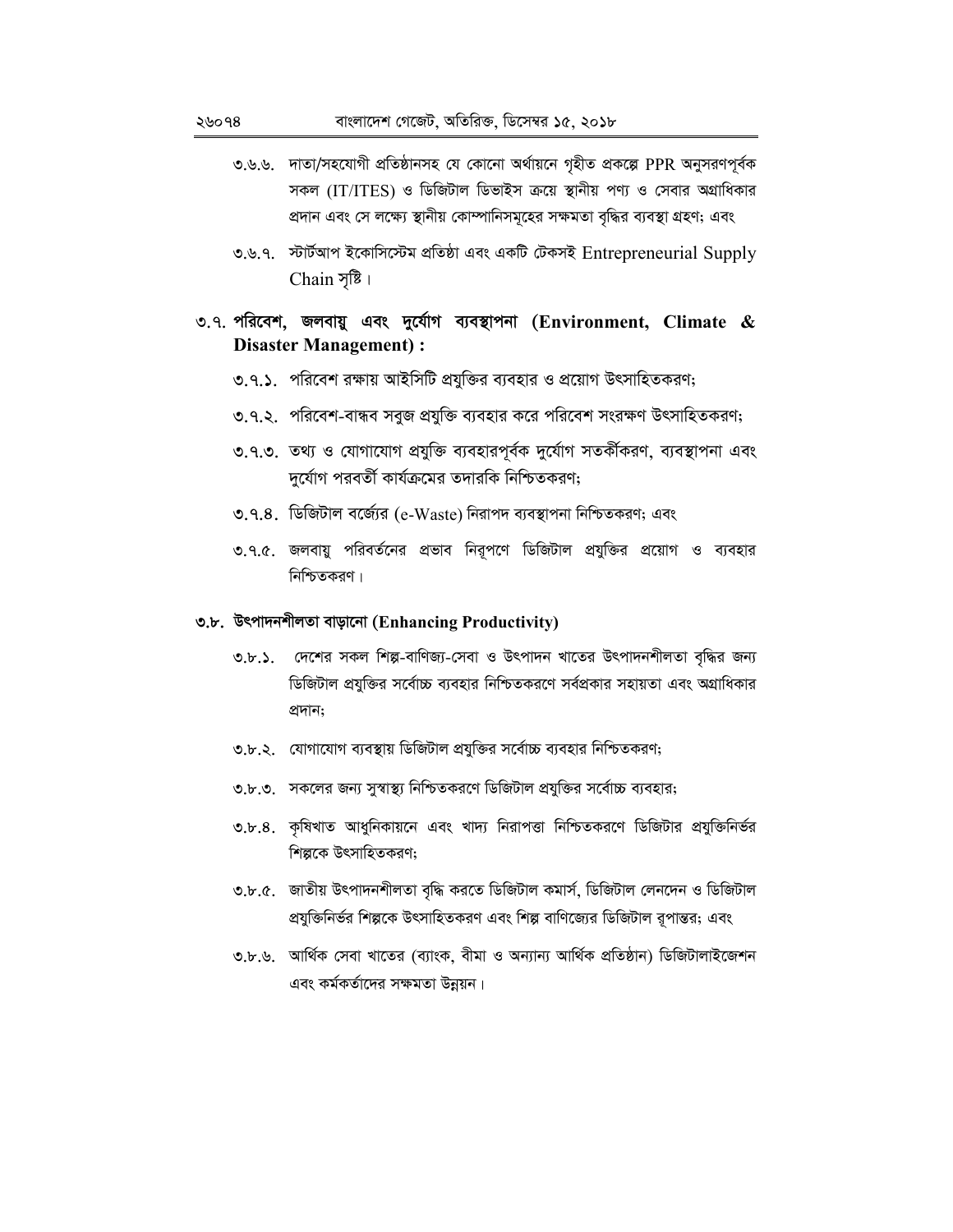৩.৬.৬. দাতা/সহযোগী প্রতিষ্ঠানসহ যে কোনো অর্থায়নে গৃহীত প্রকল্পে PPR অনুসরণপূর্বক সকল (IT/ITES) ও ডিজিটাল ডিভাইস ক্রয়ে স্থানীয় পণ্য ও সেবার অগ্রাধিকার প্রদান এবং সে লক্ষ্যে স্থানীয় কোম্পানিসমূহের সক্ষমতা বৃদ্ধির ব্যবস্থা গ্রহণ; এবং

৩.৬.৭. স্টার্টআপ ইকোসিস্টেম প্রতিষ্ঠা এবং একটি টেকসই Entrepreneurial Supply Chain সৃষ্টি।

## ৩.৭. পরিবেশ, জলবায়ু এবং দুর্যোগ ব্যবস্থাপনা (Environment, Climate & Disaster Management) :

৩.৭.১. পরিবেশ রক্ষায় আইসিটি প্রযুক্তির ব্যবহার ও প্রয়োগ উৎসাহিতকরণ;

৩.৭.২. পরিবেশ-বান্ধব সবুজ প্রযুক্তি ব্যবহার করে পরিবেশ সংরক্ষণ উৎসাহিতকরণ;

৩.৭.৩. তথ্য ও যোগাযোগ প্রযুক্তি ব্যবহারপূর্বক দুর্যোগ সতর্কীকরণ, ব্যবস্থাপনা এবং দুর্যোগ পরবর্তী কার্যক্রমের তদারকি নিশ্চিতকরণ;

৩.৭.৪. ডিজিটাল বর্জ্যের (e-Waste) নিরাপদ ব্যবস্থাপনা নিশ্চিতকরণ; এবং

৩.৭.৫. জলবায়ু পরিবর্তনের প্রভাব নিরূপণে ডিজিটাল প্রযুক্তির প্রয়োগ ও ব্যবহার নিশ্চিতকরণ।

## ৩.৮. উৎপাদনশীলতা বাড়ানো (Enhancing Productivity)

৩.৮.১. দেশের সকল শিল্প-বাণিজ্য-সেবা ও উৎপাদন খাতের উৎপাদনশীলতা বৃদ্ধির জন্য ডিজিটাল প্রযুক্তির সর্বোচ্চ ব্যবহার নিশ্চিতকরণে সর্বপ্রকার সহায়তা এবং অগ্রাধিকার প্রদান;

৩.৮.২. যোগাযোগ ব্যবস্থায় ডিজিটাল প্রযুক্তির সর্বোচ্চ ব্যবহার নিশ্চিতকরণ;

৩.৮.৩. সকলের জন্য সুস্বাস্থ্য নিশ্চিতকরণে ডিজিটাল প্রযুক্তির সর্বোচ্চ ব্যবহার;

৩.৮.৪. কৃষিখাত আধুনিকায়নে এবং খাদ্য নিরাপত্তা নিশ্চিতকরণে ডিজিটার প্রযুক্তিনির্ভর শিল্পকে উৎসাহিতকরণ;

৩.৮.৫. জাতীয় উৎপাদনশীলতা বৃদ্ধি করতে ডিজিটাল কমার্স, ডিজিটাল লেনদেন ও ডিজিটাল প্রযুক্তিনির্ভর শিল্পকে উৎসাহিতকরণ এবং শিল্প বাণিজ্যের ডিজিটাল রূপান্তর; এবং

৩.৮.৬. আর্থিক সেবা খাতের (ব্যাংক, বীমা ও অন্যান্য আর্থিক প্রতিষ্ঠান) ডিজিটালাইজেশন এবং কর্মকর্তাদের সক্ষমতা উন্নয়ন।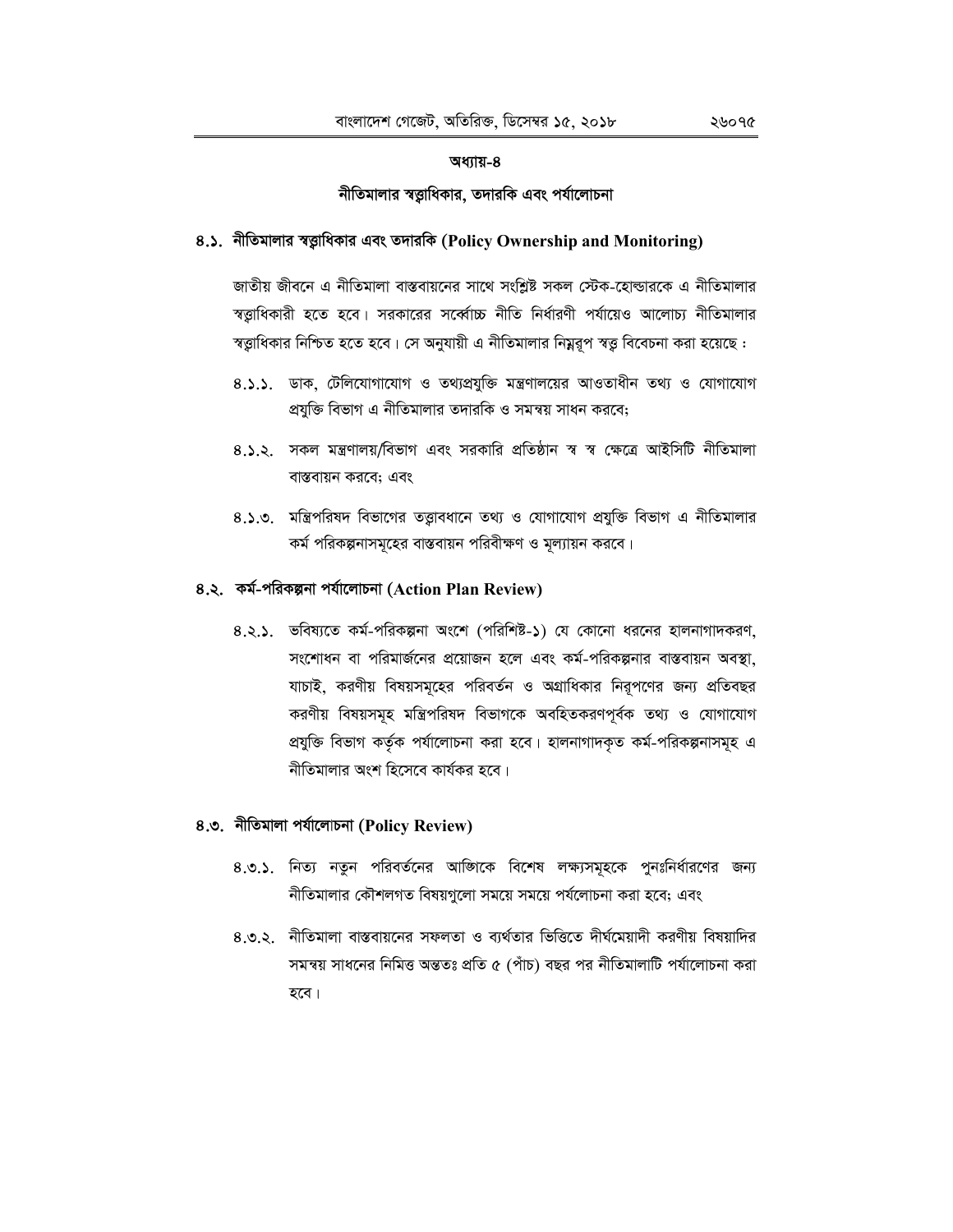## অধ্যায়-৪

## নীতিমালার স্বত্বাধিকার, তদারকি এবং পর্যালোচনা

### ৪.১. নীতিমালার স্বত্বাধিকার এবং তদারকি (Policy Ownership and Monitoring)

জাতীয় জীবনে এ নীতিমালা বাস্তবায়নের সাথে সংশ্লিষ্ট সকল স্টেক-হোল্ডারকে এ নীতিমালার স্বত্বাধিকারী হতে হবে। সরকারের সর্ব্বোচ্চ নীতি নির্ধারণী পর্যায়েও আলোচ্য নীতিমালার স্বত্বাধিকার নিশ্চিত হতে হবে। সে অনুযায়ী এ নীতিমালার নিম্নরূপ স্বত্ব বিবেচনা করা হয়েছে :

৪.১.১. ডাক, টেলিযোগাযোগ ও তথ্যপ্রযুক্তি মন্ত্রণালয়ের আওতাধীন তথ্য ও যোগাযোগ প্রযুক্তি বিভাগ এ নীতিমালার তদারকি ও সমন্বয় সাধন করবে;

৪.১.২. সকল মন্ত্রণালয়/বিভাগ এবং সরকারি প্রতিষ্ঠান স্ব স্ব ক্ষেত্রে আইসিটি নীতিমালা বাস্তবায়ন করবে; এবং

৪.১.৩. মন্ত্রিপরিষদ বিভাগের তত্ত্বাবধানে তথ্য ও যোগাযোগ প্রযুক্তি বিভাগ এ নীতিমালার কর্ম পরিকল্পনাসমূহের বাস্তবায়ন পরিবীক্ষণ ও মূল্যায়ন করবে।

### ৪.২. কর্ম-পরিকল্পনা পর্যালোচনা (Action Plan Review)

৪.২.১. ভবিষ্যতে কর্ম-পরিকল্পনা অংশে (পরিশিষ্ট-১) যে কোনো ধরনের হালনাগাদকরণ, সংশোধন বা পরিমার্জনের প্রয়োজন হলে এবং কর্ম-পরিকল্পনার বাস্তবায়ন অবস্থা, যাচাই, করণীয় বিষয়সমূহের পরিবর্তন ও অগ্রাধিকার নিরূপণের জন্য প্রতিবছর করণীয় বিষয়সমূহ মন্ত্রিপরিষদ বিভাগকে অবহিতকরণপূর্বক তথ্য ও যোগাযোগ প্রযুক্তি বিভাগ কর্তৃক পর্যালোচনা করা হবে। হালনাগাদকৃত কর্ম-পরিকল্পনাসমূহ এ নীতিমালার অংশ হিসেবে কার্যকর হবে।

### ৪.৩. নীতিমালা পর্যালোচনা (Policy Review)

৪.৩.১. নিত্য নতুন পরিবর্তনের আঙ্গিকে বিশেষ লক্ষ্যসমূহকে পুনঃনির্ধারণের জন্য নীতিমালার কৌশলগত বিষয়গুলো সময়ে সময়ে পর্যলোচনা করা হবে; এবং

৪.৩.২. নীতিমালা বাস্তবায়নের সফলতা ও ব্যর্থতার ভিত্তিতে দীর্ঘমেয়াদী করণীয় বিষয়াদির সমন্বয় সাধনের নিমিত্ত অন্ততঃ প্রতি ৫ (পাঁচ) বছর পর নীতিমালাটি পর্যালোচনা করা হবে।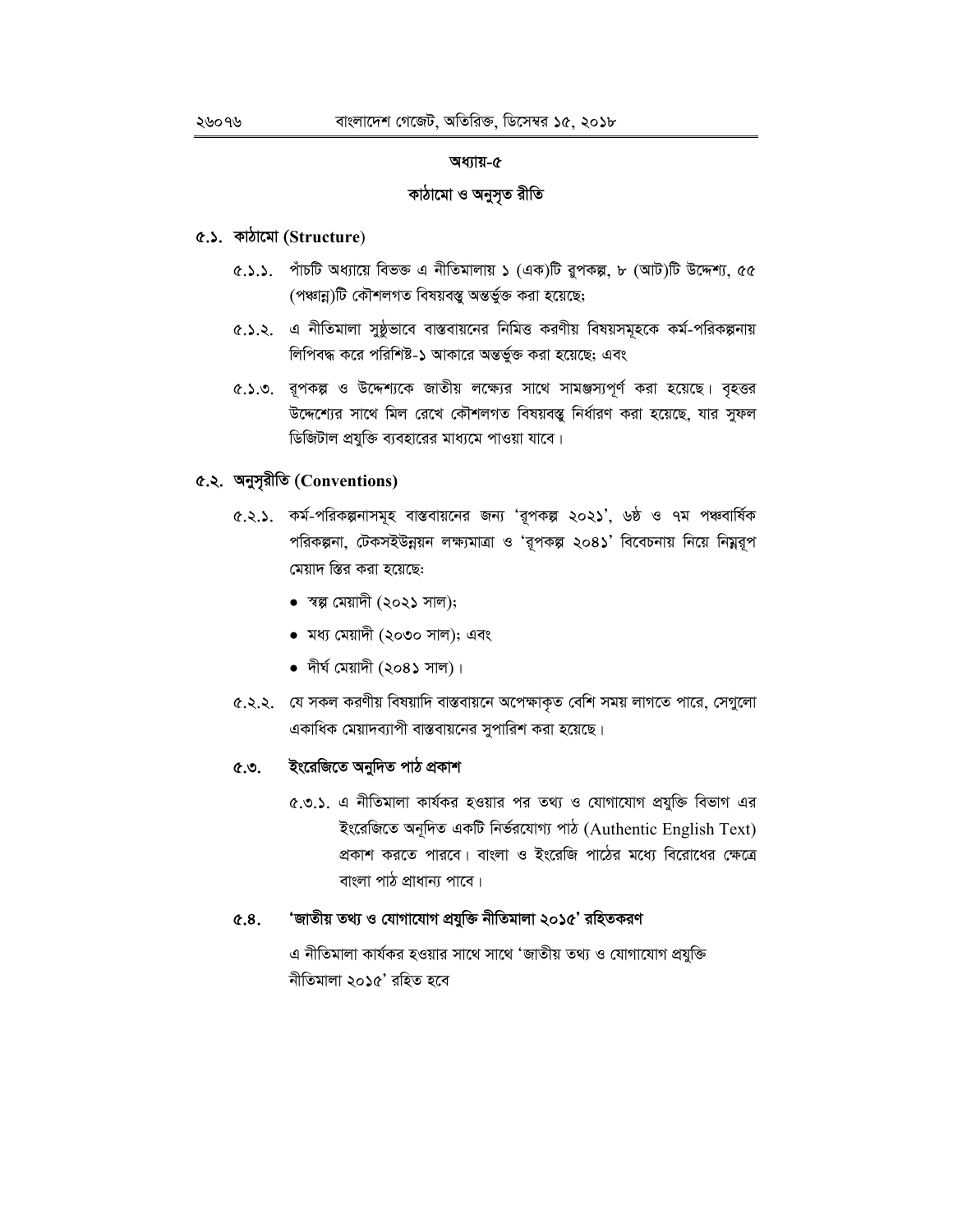## অধ্যায়-৫

## কাঠামো ও অনুসৃত রীতি

### ৫.১. কাঠামো (Structure)

৫.১.১. পাঁচটি অধ্যায়ে বিভক্ত এ নীতিমালায় ১ (এক)টি রূপকল্প, ৮ (আট)টি উদ্দেশ্য, ৫৫ (পঞ্চান্ন)টি কৌশলগত বিষয়বস্তু অন্তর্ভুক্ত করা হয়েছে;

৫.১.২. এ নীতিমালা সুষ্ঠুভাবে বাস্তবায়নের নিমিত্ত করণীয় বিষয়সমূহকে কর্ম-পরিকল্পনায় লিপিবদ্ধ করে পরিশিষ্ট-১ আকারে অন্তর্ভুক্ত করা হয়েছে; এবং

৫.১.৩. রূপকল্প ও উদ্দেশ্যকে জাতীয় লক্ষ্যের সাথে সামঞ্জস্যপূর্ণ করা হয়েছে। বৃহত্তর উদ্দেশ্যের সাথে মিল রেখে কৌশলগত বিষয়বস্তু নির্ধারণ করা হয়েছে, যার সুফল ডিজিটাল প্রযুক্তি ব্যবহারের মাধ্যমে পাওয়া যাবে।

### ৫.২. অনুসৃরীতি (Conventions)

৫.২.১. কর্ম-পরিকল্পনাসমূহ বাস্তবায়নের জন্য 'রূপকল্প ২০২১', ৬ষ্ঠ ও ৭ম পঞ্চবার্ষিক পরিকল্পনা, টেকসইউন্নয়ন লক্ষ্যমাত্রা ও 'রূপকল্প ২০৪১' বিবেচনায় নিয়ে নিম্নরূপ মেয়াদ স্থির করা হয়েছে:

- স্বল্প মেয়াদী (২০২১ সাল);
- মধ্য মেয়াদী (২০৩০ সাল); এবং
- দীর্ঘ মেয়াদী (২০৪১ সাল)।

৫.২.২. যে সকল করণীয় বিষয়াদি বাস্তবায়নে অপেক্ষাকৃত বেশি সময় লাগতে পারে, সেগুলো একাধিক মেয়াদব্যাপী বাস্তবায়নের সুপারিশ করা হয়েছে।

### ৫.৩. ইংরেজিতে অনূদিত পাঠ প্রকাশ

৫.৩.১. এ নীতিমালা কার্যকর হওয়ার পর তথ্য ও যোগাযোগ প্রযুক্তি বিভাগ এর ইংরেজিতে অনূদিত একটি নির্ভরযোগ্য পাঠ (Authentic English Text) প্রকাশ করতে পারবে। বাংলা ও ইংরেজি পাঠের মধ্যে বিরোধের ক্ষেত্রে বাংলা পাঠ প্রাধান্য পাবে।

### ৫.৪. 'জাতীয় তথ্য ও যোগাযোগ প্রযুক্তি নীতিমালা ২০১৫' রহিতকরণ

এ নীতিমালা কার্যকর হওয়ার সাথে সাথে 'জাতীয় তথ্য ও যোগাযোগ প্রযুক্তি নীতিমালা ২০১৫' রহিত হবে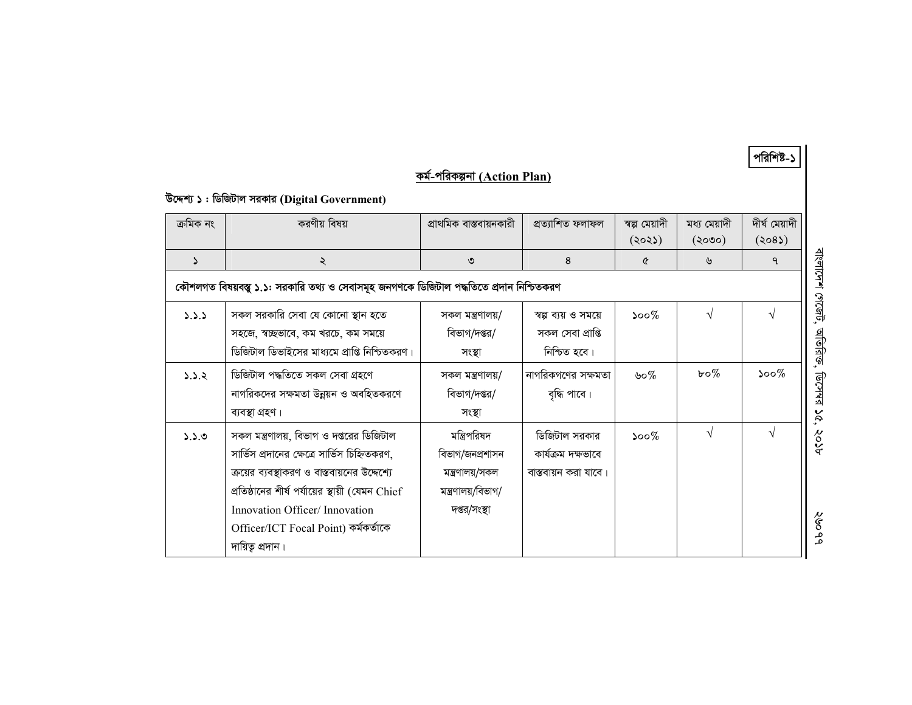**পরিশিষ্ট-১**

## কর্ম-পরিকল্পনা (Action Plan)

### উদ্দেশ্য ১ : ডিজিটাল সরকার (Digital Government)

| ক্রমিক নং | করণীয় বিষয় | প্রাথমিক বাস্তবায়নকারী | প্রত্যাশিত ফলাফল | স্বল্প মেয়াদী (২০২১) | মধ্য মেয়াদী (২০৩০) | দীর্ঘ মেয়াদী (২০৪১) |
|---|---|---|---|---|---|---|
| ১ | ২ | ৩ | ৪ | ৫ | ৬ | ৭ |
| **কৌশলগত বিষয়বস্তু ১.১: সরকারি তথ্য ও সেবাসমূহ জনগণকে ডিজিটাল পদ্ধতিতে প্রদান নিশ্চিতকরণ** | | | | | | |
| ১.১.১ | সকল সরকারি সেবা যে কোনো স্থান হতে সহজে, স্বচ্ছভাবে, কম খরচে, কম সময়ে ডিজিটাল ডিভাইসের মাধ্যমে প্রাপ্তি নিশ্চিতকরণ। | সকল মন্ত্রণালয়/ বিভাগ/দপ্তর/ সংস্থা | স্বল্প ব্যয় ও সময়ে সকল সেবা প্রাপ্তি নিশ্চিত হবে। | ১০০% | √ | √ |
| ১.১.২ | ডিজিটাল পদ্ধতিতে সকল সেবা গ্রহণে নাগরিকদের সক্ষমতা উন্নয়ন ও অবহিতকরণে ব্যবস্থা গ্রহণ। | সকল মন্ত্রণালয়/ বিভাগ/দপ্তর/ সংস্থা | নাগরিকগণের সক্ষমতা বৃদ্ধি পাবে। | ৬০% | ৮০% | ১০০% |
| ১.১.৩ | সকল মন্ত্রণালয়, বিভাগ ও দপ্তরের ডিজিটাল সার্ভিস প্রদানের ক্ষেত্রে সার্ভিস চিহ্নিতকরণ, ক্রয়ের ব্যবস্থাকরণ ও বাস্তবায়নের উদ্দেশ্যে প্রতিষ্ঠানের শীর্ষ পর্যায়ের স্থায়ী (যেমন Chief Innovation Officer/ Innovation Officer/ICT Focal Point) কর্মকর্তাকে দায়িত্ব প্রদান। | মন্ত্রিপরিষদ বিভাগ/জনপ্রশাসন মন্ত্রণালয়/সকল মন্ত্রণালয়/বিভাগ/ দপ্তর/সংস্থা | ডিজিটাল সরকার কার্যক্রম দক্ষভাবে বাস্তবায়ন করা যাবে। | ১০০% | √ | √ |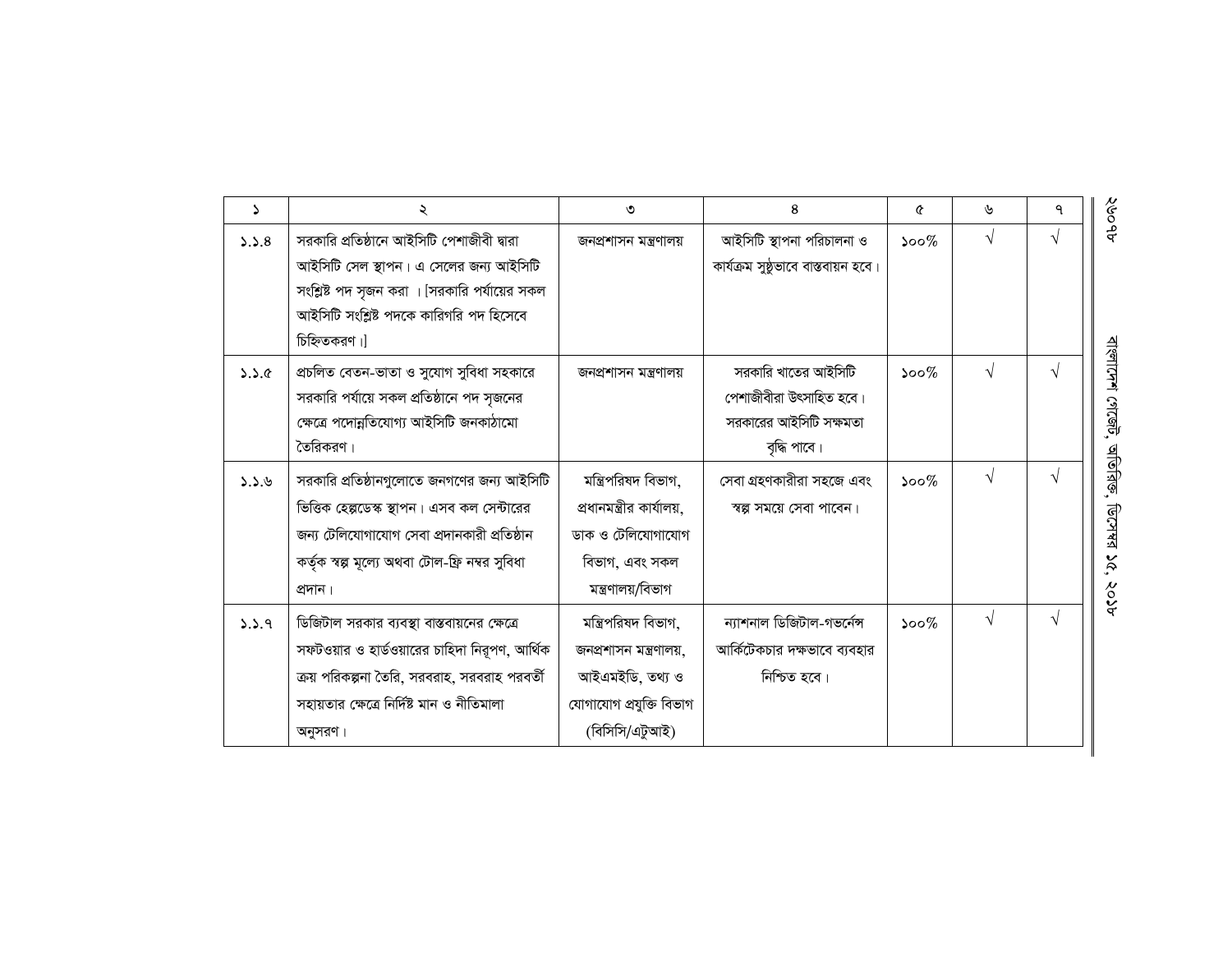| ১ | ২ | ৩ | ৪ | ৫ | ৬ | ৭ |
|---|---|---|---|---|---|---|
| ১.১.৪ | সরকারি প্রতিষ্ঠানে আইসিটি পেশাজীবী দ্বারা আইসিটি সেল স্থাপন। এ সেলের জন্য আইসিটি সংশ্লিষ্ট পদ সৃজন করা । [সরকারি পর্যায়ের সকল আইসিটি সংশ্লিষ্ট পদকে কারিগরি পদ হিসেবে চিহ্নিতকরণ।] | জনপ্রশাসন মন্ত্রণালয় | আইসিটি স্থাপনা পরিচালনা ও কার্যক্রম সুষ্ঠুভাবে বাস্তবায়ন হবে। | ১০০% | √ | √ |
| ১.১.৫ | প্রচলিত বেতন-ভাতা ও সুযোগ সুবিধা সহকারে সরকারি পর্যায়ে সকল প্রতিষ্ঠানে পদ সৃজনের ক্ষেত্রে পদোন্নতিযোগ্য আইসিটি জনকাঠামো তৈরিকরণ। | জনপ্রশাসন মন্ত্রণালয় | সরকারি খাতের আইসিটি পেশাজীবীরা উৎসাহিত হবে। সরকারের আইসিটি সক্ষমতা বৃদ্ধি পাবে। | ১০০% | √ | √ |
| ১.১.৬ | সরকারি প্রতিষ্ঠানগুলোতে জনগণের জন্য আইসিটি ভিত্তিক হেল্পডেস্ক স্থাপন। এসব কল সেন্টারের জন্য টেলিযোগাযোগ সেবা প্রদানকারী প্রতিষ্ঠান কর্তৃক স্বল্প মূল্যে অথবা টোল-ফ্রি নম্বর সুবিধা প্রদান। | মন্ত্রিপরিষদ বিভাগ, প্রধানমন্ত্রীর কার্যালয়, ডাক ও টেলিযোগাযোগ বিভাগ, এবং সকল মন্ত্রণালয়/বিভাগ | সেবা গ্রহণকারীরা সহজে এবং স্বল্প সময়ে সেবা পাবেন। | ১০০% | √ | √ |
| ১.১.৭ | ডিজিটাল সরকার ব্যবস্থা বাস্তবায়নের ক্ষেত্রে সফটওয়ার ও হার্ডওয়ারের চাহিদা নিরূপণ, আর্থিক ক্রয় পরিকল্পনা তৈরি, সরবরাহ, সরবরাহ পরবর্তী সহায়তার ক্ষেত্রে নির্দিষ্ট মান ও নীতিমালা অনুসরণ। | মন্ত্রিপরিষদ বিভাগ, জনপ্রশাসন মন্ত্রণালয়, আইএমইডি, তথ্য ও যোগাযোগ প্রযুক্তি বিভাগ (বিসিসি/এটুআই) | ন্যাশনাল ডিজিটাল-গভর্নেন্স আর্কিটেকচার দক্ষভাবে ব্যবহার নিশ্চিত হবে। | ১০০% | √ | √ |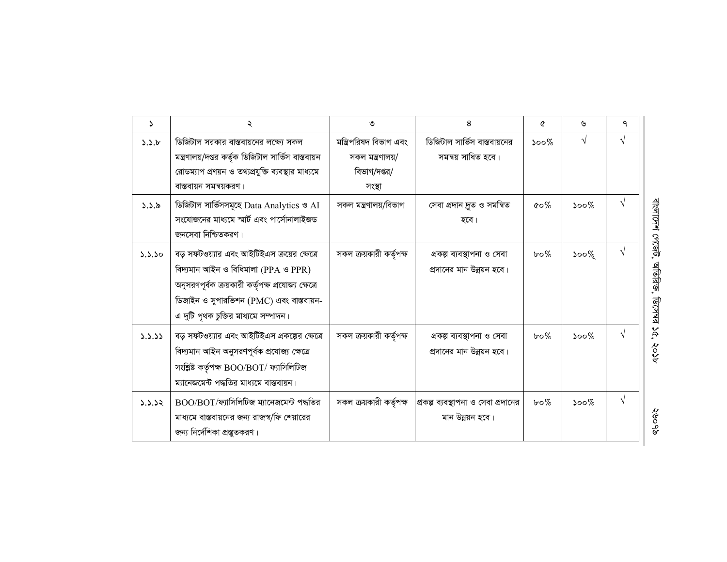| ১ | ২ | ৩ | ৪ | ৫ | ৬ | ৭ |
|---|---|---|---|---|---|---|
| ১.১.৮ | ডিজিটাল সরকার বাস্তবায়নের লক্ষ্যে সকল মন্ত্রণালয়/দপ্তর কর্তৃক ডিজিটাল সার্ভিস বাস্তবায়ন রোডম্যাপ প্রণয়ন ও তথ্যপ্রযুক্তি ব্যবস্থার মাধ্যমে বাস্তবায়ন সমন্বয়করণ। | মন্ত্রিপরিষদ বিভাগ এবং সকল মন্ত্রণালয়/ বিভাগ/দপ্তর/ সংস্থা | ডিজিটাল সার্ভিস বাস্তবায়নের সমন্বয় সাধিত হবে। | ১০০% | √ | √ |
| ১.১.৯ | ডিজিটাল সার্ভিসসমূহে Data Analytics ও AI সংযোজনের মাধ্যমে স্মার্ট এবং পার্সোনালাইজড জনসেবা নিশ্চিতকরণ। | সকল মন্ত্রণালয়/বিভাগ | সেবা প্রদান দ্রুত ও সমন্বিত হবে। | ৫০% | ১০০% | √ |
| ১.১.১০ | বড় সফটওয়্যার এবং আইটিইএস ক্রয়ের ক্ষেত্রে বিদ্যমান আইন ও বিধিমালা (PPA ও PPR) অনুসরণপূর্বক ক্রয়কারী কর্তৃপক্ষ প্রযোজ্য ক্ষেত্রে ডিজাইন ও সুপারভিশন (PMC) এবং বাস্তবায়ন- এ দুটি পৃথক চুক্তির মাধ্যমে সম্পাদন। | সকল ক্রয়কারী কর্তৃপক্ষ | প্রকল্প ব্যবস্থাপনা ও সেবা প্রদানের মান উন্নয়ন হবে। | ৮০% | ১০০% | √ |
| ১.১.১১ | বড় সফটওয়্যার এবং আইটিইএস প্রকল্পের ক্ষেত্রে বিদ্যমান আইন অনুসরণপূর্বক প্রযোজ্য ক্ষেত্রে সংশ্লিষ্ট কর্তৃপক্ষ BOO/BOT/ ফ্যাসিলিটিজ ম্যানেজমেন্ট পদ্ধতির মাধ্যমে বাস্তবায়ন। | সকল ক্রয়কারী কর্তৃপক্ষ | প্রকল্প ব্যবস্থাপনা ও সেবা প্রদানের মান উন্নয়ন হবে। | ৮০% | ১০০% | √ |
| ১.১.১২ | BOO/BOT/ফ্যাসিলিটিজ ম্যানেজমেন্ট পদ্ধতির মাধ্যমে বাস্তবায়নের জন্য রাজস্ব/ফি শেয়ারের জন্য নির্দেশিকা প্রস্তুতকরণ। | সকল ক্রয়কারী কর্তৃপক্ষ | প্রকল্প ব্যবস্থাপনা ও সেবা প্রদানের মান উন্নয়ন হবে। | ৮০% | ১০০% | √ |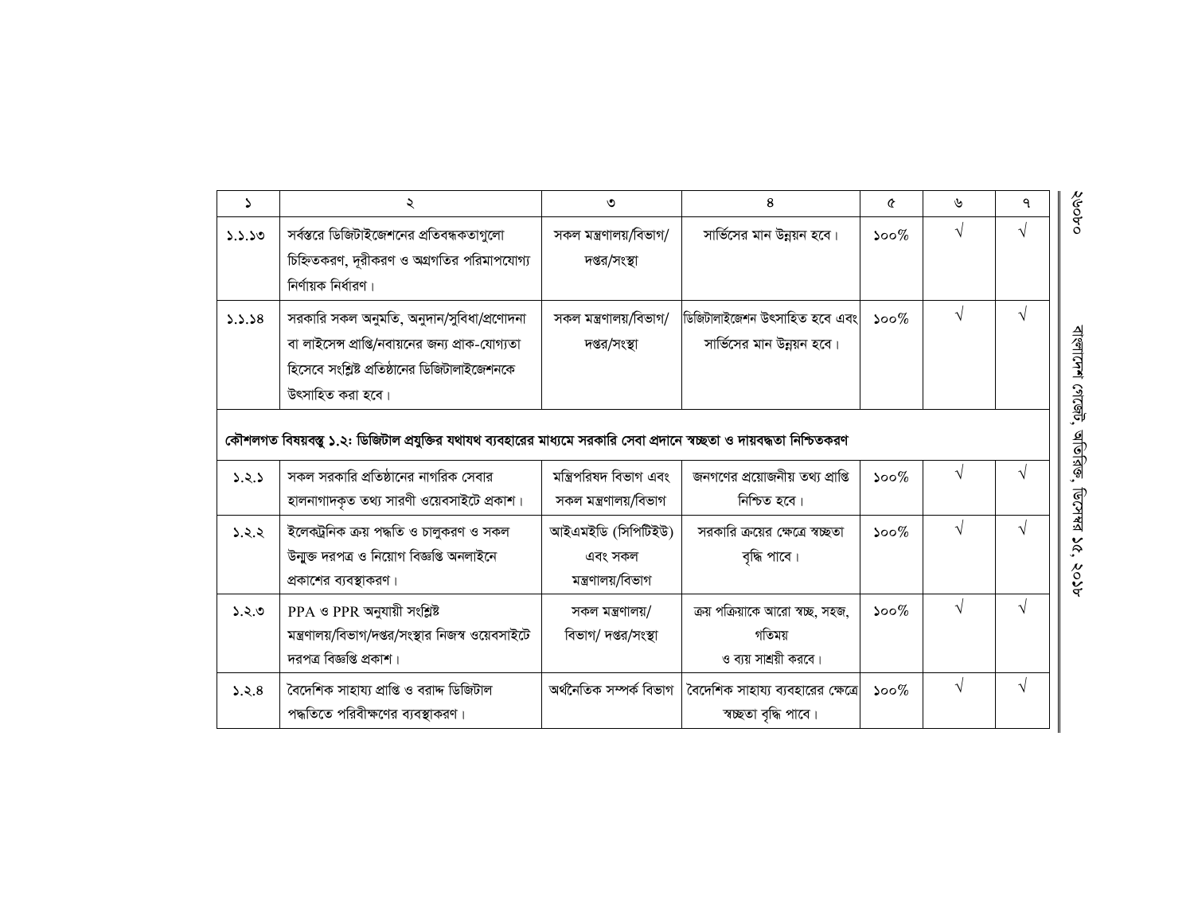| ১ | ২ | ৩ | ৪ | ৫ | ৬ | ৭ |
|---|---|---|---|---|---|---|
| ১.১.১৩ | সর্বস্তরে ডিজিটাইজেশনের প্রতিবন্ধকতাগুলো চিহ্নিতকরণ, দূরীকরণ ও অগ্রগতির পরিমাপযোগ্য নির্ণায়ক নির্ধারণ। | সকল মন্ত্রণালয়/বিভাগ/ দপ্তর/সংস্থা | সার্ভিসের মান উন্নয়ন হবে। | ১০০% | √ | √ |
| ১.১.১৪ | সরকারি সকল অনুমতি, অনুদান/সুবিধা/প্রণোদনা বা লাইসেন্স প্রাপ্তি/নবায়নের জন্য প্রাক-যোগ্যতা হিসেবে সংশ্লিষ্ট প্রতিষ্ঠানের ডিজিটালাইজেশনকে উৎসাহিত করা হবে। | সকল মন্ত্রণালয়/বিভাগ/ দপ্তর/সংস্থা | ডিজিটালাইজেশন উৎসাহিত হবে এবং সার্ভিসের মান উন্নয়ন হবে। | ১০০% | √ | √ |
| **কৌশলগত বিষয়বস্তু ১.২: ডিজিটাল প্রযুক্তির যথাযথ ব্যবহারের মাধ্যমে সরকারি সেবা প্রদানে স্বচ্ছতা ও দায়বদ্ধতা নিশ্চিতকরণ** | | | | | | |
| ১.২.১ | সকল সরকারি প্রতিষ্ঠানের নাগরিক সেবার হালনাগাদকৃত তথ্য সারণী ওয়েবসাইটে প্রকাশ। | মন্ত্রিপরিষদ বিভাগ এবং সকল মন্ত্রণালয়/বিভাগ | জনগণের প্রয়োজনীয় তথ্য প্রাপ্তি নিশ্চিত হবে। | ১০০% | √ | √ |
| ১.২.২ | ইলেকট্রনিক ক্রয় পদ্ধতি ও চালুকরণ ও সকল উন্মুক্ত দরপত্র ও নিয়োগ বিজ্ঞপ্তি অনলাইনে প্রকাশের ব্যবস্থাকরণ। | আইএমইডি (সিপিটিইউ) এবং সকল মন্ত্রণালয়/বিভাগ | সরকারি ক্রয়ের ক্ষেত্রে স্বচ্ছতা বৃদ্ধি পাবে। | ১০০% | √ | √ |
| ১.২.৩ | PPA ও PPR অনুযায়ী সংশ্লিষ্ট মন্ত্রণালয়/বিভাগ/দপ্তর/সংস্থার নিজস্ব ওয়েবসাইটে দরপত্র বিজ্ঞপ্তি প্রকাশ। | সকল মন্ত্রণালয়/ বিভাগ/ দপ্তর/সংস্থা | ক্রয় পক্রিয়াকে আরো স্বচ্ছ, সহজ, গতিময় ও ব্যয় সাশ্রয়ী করবে। | ১০০% | √ | √ |
| ১.২.৪ | বৈদেশিক সাহায্য প্রাপ্তি ও বরাদ্দ ডিজিটাল পদ্ধতিতে পরিবীক্ষণের ব্যবস্থাকরণ। | অর্থনৈতিক সম্পর্ক বিভাগ | বৈদেশিক সাহায্য ব্যবহারের ক্ষেত্রে স্বচ্ছতা বৃদ্ধি পাবে। | ১০০% | √ | √ |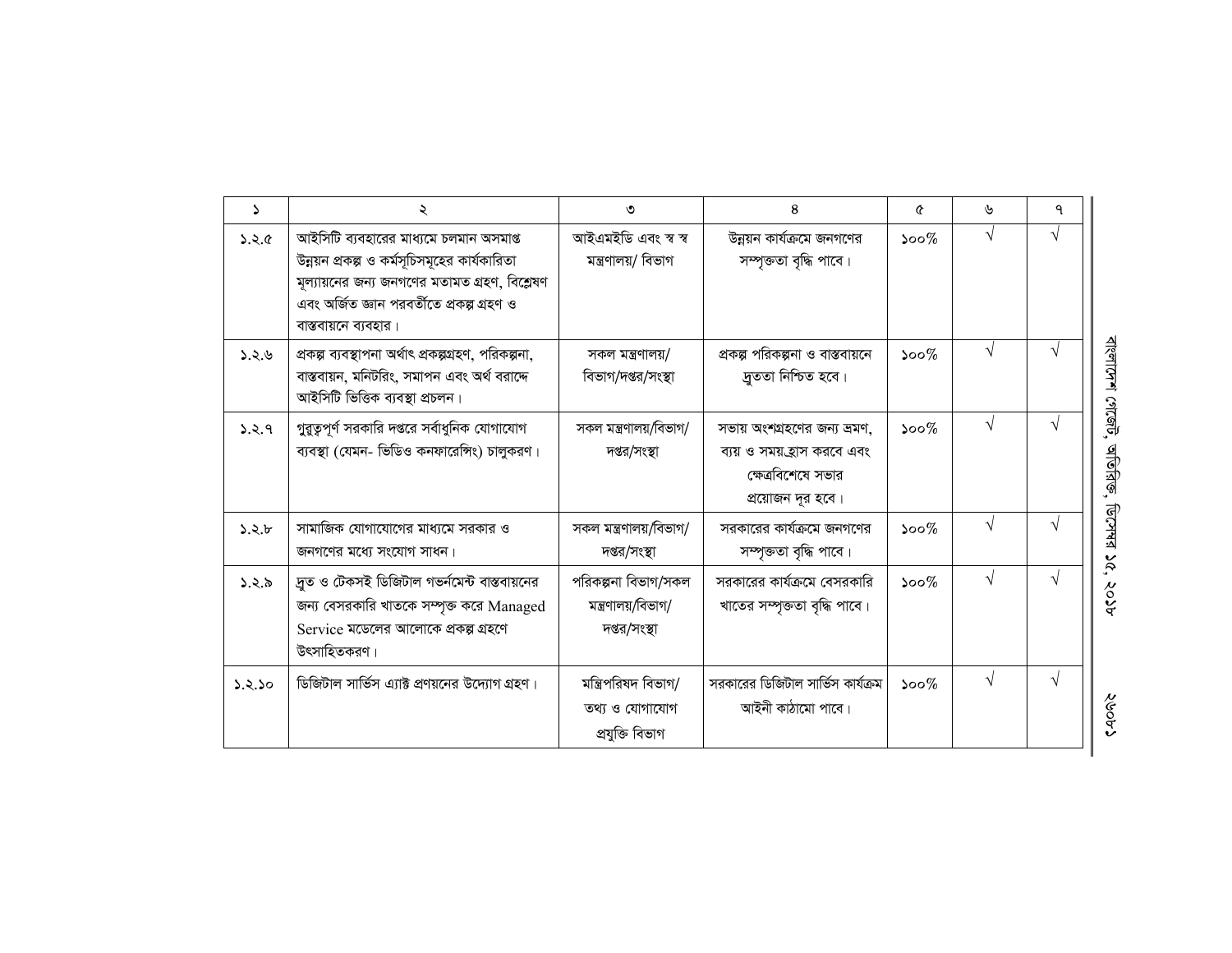| ১ | ২ | ৩ | ৪ | ৫ | ৬ | ৭ |
|---|---|---|---|---|---|---|
| ১.২.৫ | আইসিটি ব্যবহারের মাধ্যমে চলমান অসমাপ্ত উন্নয়ন প্রকল্প ও কর্মসূচিসমূহের কার্যকারিতা মূল্যায়নের জন্য জনগণের মতামত গ্রহণ, বিশ্লেষণ এবং অর্জিত জ্ঞান পরবর্তীতে প্রকল্প গ্রহণ ও বাস্তবায়নে ব্যবহার। | আইএমইডি এবং স্ব স্ব মন্ত্রণালয়/ বিভাগ | উন্নয়ন কার্যক্রমে জনগণের সম্পৃক্ততা বৃদ্ধি পাবে। | ১০০% | √ | √ |
| ১.২.৬ | প্রকল্প ব্যবস্থাপনা অর্থাৎ প্রকল্পগ্রহণ, পরিকল্পনা, বাস্তবায়ন, মনিটরিং, সমাপন এবং অর্থ বরাদ্দে আইসিটি ভিত্তিক ব্যবস্থা প্রচলন। | সকল মন্ত্রণালয়/ বিভাগ/দপ্তর/সংস্থা | প্রকল্প পরিকল্পনা ও বাস্তবায়নে দ্রুততা নিশ্চিত হবে। | ১০০% | √ | √ |
| ১.২.৭ | গুরুত্বপূর্ণ সরকারি দপ্তরে সর্বাধুনিক যোগাযোগ ব্যবস্থা (যেমন- ভিডিও কনফারেন্সিং) চালুকরণ। | সকল মন্ত্রণালয়/বিভাগ/ দপ্তর/সংস্থা | সভায় অংশগ্রহণের জন্য ভ্রমণ, ব্যয় ও সময় হ্রাস করবে এবং ক্ষেত্রবিশেষে সভার প্রয়োজন দূর হবে। | ১০০% | √ | √ |
| ১.২.৮ | সামাজিক যোগাযোগের মাধ্যমে সরকার ও জনগণের মধ্যে সংযোগ সাধন। | সকল মন্ত্রণালয়/বিভাগ/ দপ্তর/সংস্থা | সরকারের কার্যক্রমে জনগণের সম্পৃক্ততা বৃদ্ধি পাবে। | ১০০% | √ | √ |
| ১.২.৯ | দ্রুত ও টেকসই ডিজিটাল গভর্নমেন্ট বাস্তবায়নের জন্য বেসরকারি খাতকে সম্পৃক্ত করে Managed Service মডেলের আলোকে প্রকল্প গ্রহণে উৎসাহিতকরণ। | পরিকল্পনা বিভাগ/সকল মন্ত্রণালয়/বিভাগ/ দপ্তর/সংস্থা | সরকারের কার্যক্রমে বেসরকারি খাতের সম্পৃক্ততা বৃদ্ধি পাবে। | ১০০% | √ | √ |
| ১.২.১০ | ডিজিটাল সার্ভিস এ্যাক্ট প্রণয়নের উদ্যোগ গ্রহণ। | মন্ত্রিপরিষদ বিভাগ/ তথ্য ও যোগাযোগ প্রযুক্তি বিভাগ | সরকারের ডিজিটাল সার্ভিস কার্যক্রম আইনী কাঠামো পাবে। | ১০০% | √ | √ |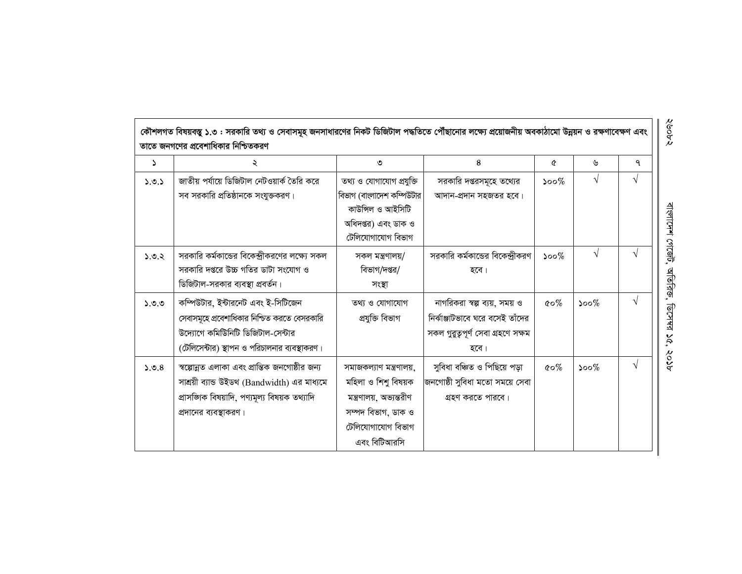**কৌশলগত বিষয়বস্তু ১.৩ : সরকারি তথ্য ও সেবাসমূহ জনসাধারণের নিকট ডিজিটাল পদ্ধতিতে পৌঁছানোর লক্ষ্যে প্রয়োজনীয় অবকাঠামো উন্নয়ন ও রক্ষণাবেক্ষণ এবং তাতে জনগণের প্রবেশাধিকার নিশ্চিতকরণ**

| ১ | ২ | ৩ | ৪ | ৫ | ৬ | ৭ |
|---|---|---|---|---|---|---|
| ১.৩.১ | জাতীয় পর্যায়ে ডিজিটাল নেটওয়ার্ক তৈরি করে সব সরকারি প্রতিষ্ঠানকে সংযুক্তকরণ। | তথ্য ও যোগাযোগ প্রযুক্তি বিভাগ (বাংলাদেশ কম্পিউটার কাউন্সিল ও আইসিটি অধিদপ্তর) এবং ডাক ও টেলিযোগাযোগ বিভাগ | সরকারি দপ্তরসমূহে তথ্যের আদান-প্রদান সহজতর হবে। | ১০০% | √ | √ |
| ১.৩.২ | সরকারি কর্মকান্ডের বিকেন্দ্রীকরণের লক্ষ্যে সকল সরকারি দপ্তরে উচ্চ গতির ডাটা সংযোগ ও ডিজিটাল-সরকার ব্যবস্থা প্রবর্তন। | সকল মন্ত্রণালয়/ বিভাগ/দপ্তর/ সংস্থা | সরকারি কর্মকান্ডের বিকেন্দ্রীকরণ হবে। | ১০০% | √ | √ |
| ১.৩.৩ | কম্পিউটার, ইন্টারনেট এবং ই-সিটিজেন সেবাসমূহে প্রবেশাধিকার নিশ্চিত করতে বেসরকারি উদ্যোগে কমিউনিটি ডিজিটাল-সেন্টার (টেলিসেন্টার) স্থাপন ও পরিচালনার ব্যবস্থাকরণ। | তথ্য ও যোগাযোগ প্রযুক্তি বিভাগ | নাগরিকরা স্বল্প ব্যয়, সময় ও নির্ঝাঞ্জাটভাবে ঘরে বসেই তাঁদের সকল গুরুত্বপূর্ণ সেবা গ্রহণে সক্ষম হবে। | ৫০% | ১০০% | √ |
| ১.৩.৪ | স্বল্পোন্নত এলাকা এবং প্রান্তিক জনগোষ্ঠীর জন্য সাশ্রয়ী ব্যান্ড উইডথ (Bandwidth) এর মাধ্যমে প্রাসঙ্গিক বিষয়াদি, পণ্যমূল্য বিষয়ক তথ্যাদি প্রদানের ব্যবস্থাকরণ। | সমাজকল্যাণ মন্ত্রণালয়, মহিলা ও শিশু বিষয়ক মন্ত্রণালয়, অভ্যন্তরীণ সম্পদ বিভাগ, ডাক ও টেলিযোগাযোগ বিভাগ এবং বিটিআরসি | সুবিধা বঞ্চিত ও পিছিয়ে পড়া জনগোষ্ঠী সুবিধা মতো সময়ে সেবা গ্রহণ করতে পারবে। | ৫০% | ১০০% | √ |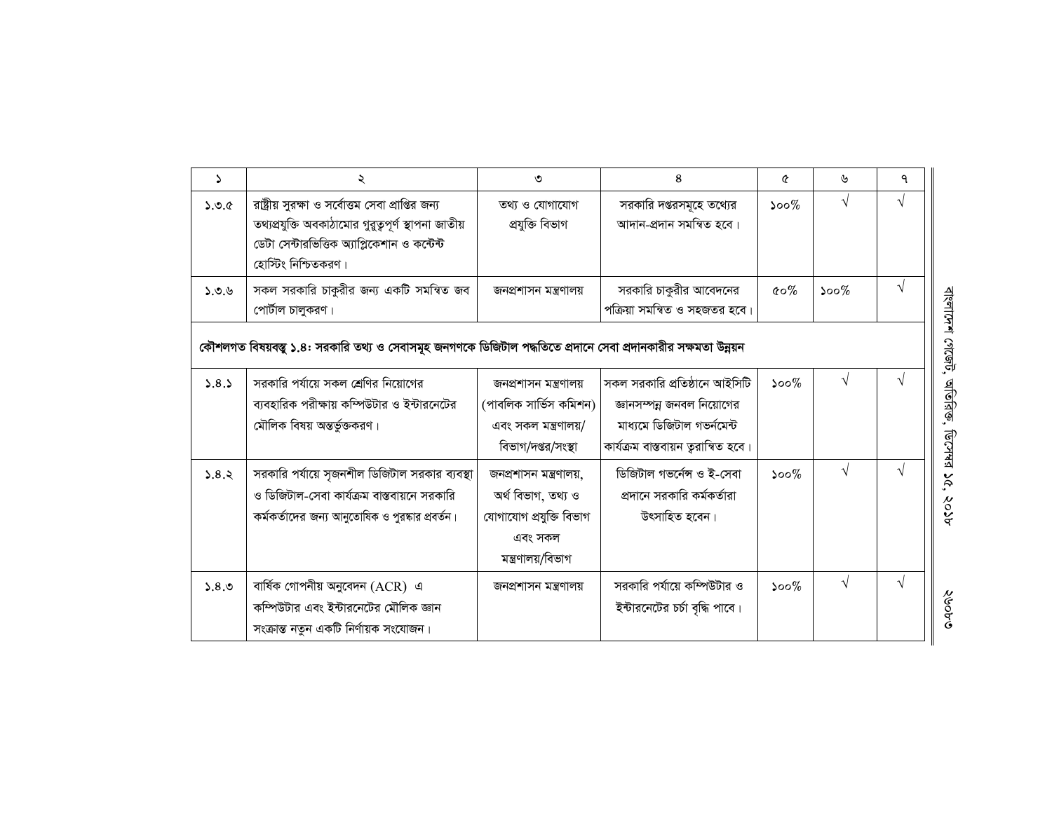| ১ | ২ | ৩ | ৪ | ৫ | ৬ | ৭ |
|---|---|---|---|---|---|---|
| ১.৩.৫ | রাষ্ট্রীয় সুরক্ষা ও সর্বোত্তম সেবা প্রাপ্তির জন্য তথ্যপ্রযুক্তি অবকাঠামোর গুরুত্বপূর্ণ স্থাপনা জাতীয় ডেটা সেন্টারভিত্তিক অ্যাপ্লিকেশান ও কন্টেন্ট হোস্টিং নিশ্চিতকরণ। | তথ্য ও যোগাযোগ প্রযুক্তি বিভাগ | সরকারি দপ্তরসমূহে তথ্যের আদান-প্রদান সমন্বিত হবে। | ১০০% | √ | √ |
| ১.৩.৬ | সকল সরকারি চাকুরীর জন্য একটি সমন্বিত জব পোর্টাল চালুকরণ। | জনপ্রশাসন মন্ত্রণালয় | সরকারি চাকুরীর আবেদনের পক্রিয়া সমন্বিত ও সহজতর হবে। | ৫০% | ১০০% | √ |
| **কৌশলগত বিষয়বস্তু ১.৪: সরকারি তথ্য ও সেবাসমূহ জনগণকে ডিজিটাল পদ্ধতিতে প্রদানে সেবা প্রদানকারীর সক্ষমতা উন্নয়ন** | | | | | | |
| ১.৪.১ | সরকারি পর্যায়ে সকল শ্রেণির নিয়োগের ব্যবহারিক পরীক্ষায় কম্পিউটার ও ইন্টারনেটের মৌলিক বিষয় অন্তর্ভুক্তকরণ। | জনপ্রশাসন মন্ত্রণালয় (পাবলিক সার্ভিস কমিশন) এবং সকল মন্ত্রণালয়/ বিভাগ/দপ্তর/সংস্থা | সকল সরকারি প্রতিষ্ঠানে আইসিটি জ্ঞানসম্পন্ন জনবল নিয়োগের মাধ্যমে ডিজিটাল গভর্নমেন্ট কার্যক্রম বাস্তবায়ন ত্বরান্বিত হবে। | ১০০% | √ | √ |
| ১.৪.২ | সরকারি পর্যায়ে সৃজনশীল ডিজিটাল সরকার ব্যবস্থা ও ডিজিটাল-সেবা কার্যক্রম বাস্তবায়নে সরকারি কর্মকর্তাদের জন্য আনুতোষিক ও পুরস্কার প্রবর্তন। | জনপ্রশাসন মন্ত্রণালয়, অর্থ বিভাগ, তথ্য ও যোগাযোগ প্রযুক্তি বিভাগ এবং সকল মন্ত্রণালয়/বিভাগ | ডিজিটাল গভর্নেন্স ও ই-সেবা প্রদানে সরকারি কর্মকর্তারা উৎসাহিত হবেন। | ১০০% | √ | √ |
| ১.৪.৩ | বার্ষিক গোপনীয় অনুবেদন (ACR) এ কম্পিউটার এবং ইন্টারনেটের মৌলিক জ্ঞান সংক্রান্ত নতুন একটি নির্ণায়ক সংযোজন। | জনপ্রশাসন মন্ত্রণালয় | সরকারি পর্যায়ে কম্পিউটার ও ইন্টারনেটের চর্চা বৃদ্ধি পাবে। | ১০০% | √ | √ |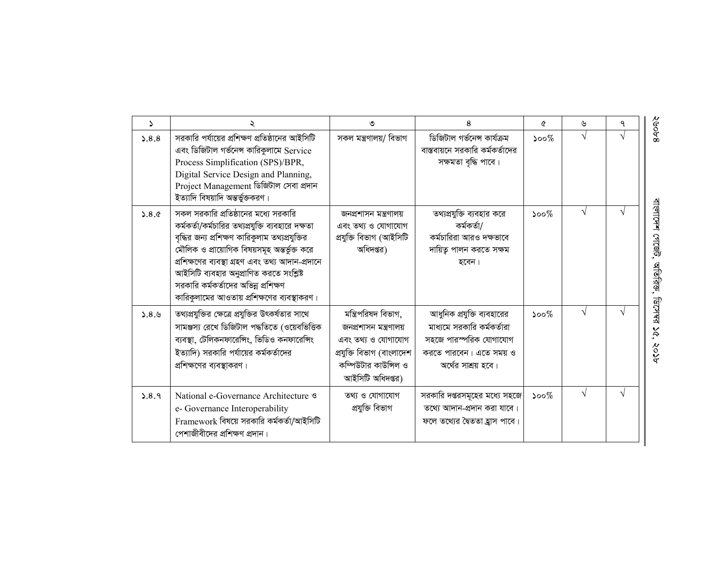| ১ | ২ | ৩ | ৪ | ৫ | ৬ | ৭ |
|---|---|---|---|---|---|---|
| ১.৪.৪ | সরকারি পর্যায়ের প্রশিক্ষণ প্রতিষ্ঠানের আইসিটি এবং ডিজিটাল গর্ভনেন্স কারিকুলামে Service Process Simplification (SPS)/BPR, Digital Service Design and Planning, Project Management ডিজিটাল সেবা প্রদান ইত্যাদি বিষয়াদি অন্তর্ভুক্তকরণ। | সকল মন্ত্রণালয়/ বিভাগ | ডিজিটাল গর্ভনেন্স কার্যক্রম বাস্তবায়নে সরকারি কর্মকর্তাদের সক্ষমতা বৃদ্ধি পাবে। | ১০০% | √ | √ |
| ১.৪.৫ | সকল সরকারি প্রতিষ্ঠানের মধ্যে সরকারি কর্মকর্তা/কর্মচারির তথ্যপ্রযুক্তি ব্যবহারে দক্ষতা বৃদ্ধির জন্য প্রশিক্ষণ কারিকুলাম তথ্যপ্রযুক্তির মৌলিক ও প্রায়োগিক বিষয়সমূহ অন্তর্ভুক্ত করে প্রশিক্ষণের ব্যবস্থা গ্রহণ এবং তথ্য আদান-প্রদানে আইসিটি ব্যবহার অনুপ্রাণিত করতে সংশ্লিষ্ট সরকারি কর্মকর্তাদের অভিন্ন প্রশিক্ষণ কারিকুলামের আওতায় প্রশিক্ষণের ব্যবস্থাকরণ। | জনপ্রশাসন মন্ত্রণালয় এবং তথ্য ও যোগাযোগ প্রযুক্তি বিভাগ (আইসিটি অধিদপ্তর) | তথ্যপ্রযুক্তি ব্যবহার করে কর্মকর্তা/ কর্মচারিরা আরও দক্ষভাবে দায়িত্ব পালন করতে সক্ষম হবেন। | ১০০% | √ | √ |
| ১.৪.৬ | তথ্যপ্রযুক্তির ক্ষেত্রে প্রযুক্তির উৎকর্ষতার সাথে সামঞ্জস্য রেখে ডিজিটাল পদ্ধতিতে (ওয়েবভিত্তিক ব্যবস্থা, টেলিকনফারেন্সিং, ভিডিও কনফারেন্সিং ইত্যাদি) সরকারি পর্যায়ের কর্মকর্তাদের প্রশিক্ষণের ব্যবস্থাকরণ। | মন্ত্রিপরিষদ বিভাগ, জনপ্রশাসন মন্ত্রণালয় এবং তথ্য ও যোগাযোগ প্রযুক্তি বিভাগ (বাংলাদেশ কম্পিউটার কাউন্সিল ও আইসিটি অধিদপ্তর) | আধুনিক প্রযুক্তি ব্যবহারের মাধ্যমে সরকারি কর্মকর্তারা সহজে পারস্পরিক যোগাযোগ করতে পারবেন। এতে সময় ও অর্থের সাশ্রয় হবে। | ১০০% | √ | √ |
| ১.৪.৭ | National e-Governance Architecture ও e- Governance Interoperability Framework বিষয়ে সরকারি কর্মকর্তা/আইসিটি পেশাজীবীদের প্রশিক্ষণ প্রদান। | তথ্য ও যোগাযোগ প্রযুক্তি বিভাগ | সরকারি দপ্তরসমূহের মধ্যে সহজে তথ্যে আদান-প্রদান করা যাবে। ফলে তথ্যের দ্বৈততা হ্রাস পাবে। | ১০০% | √ | √ |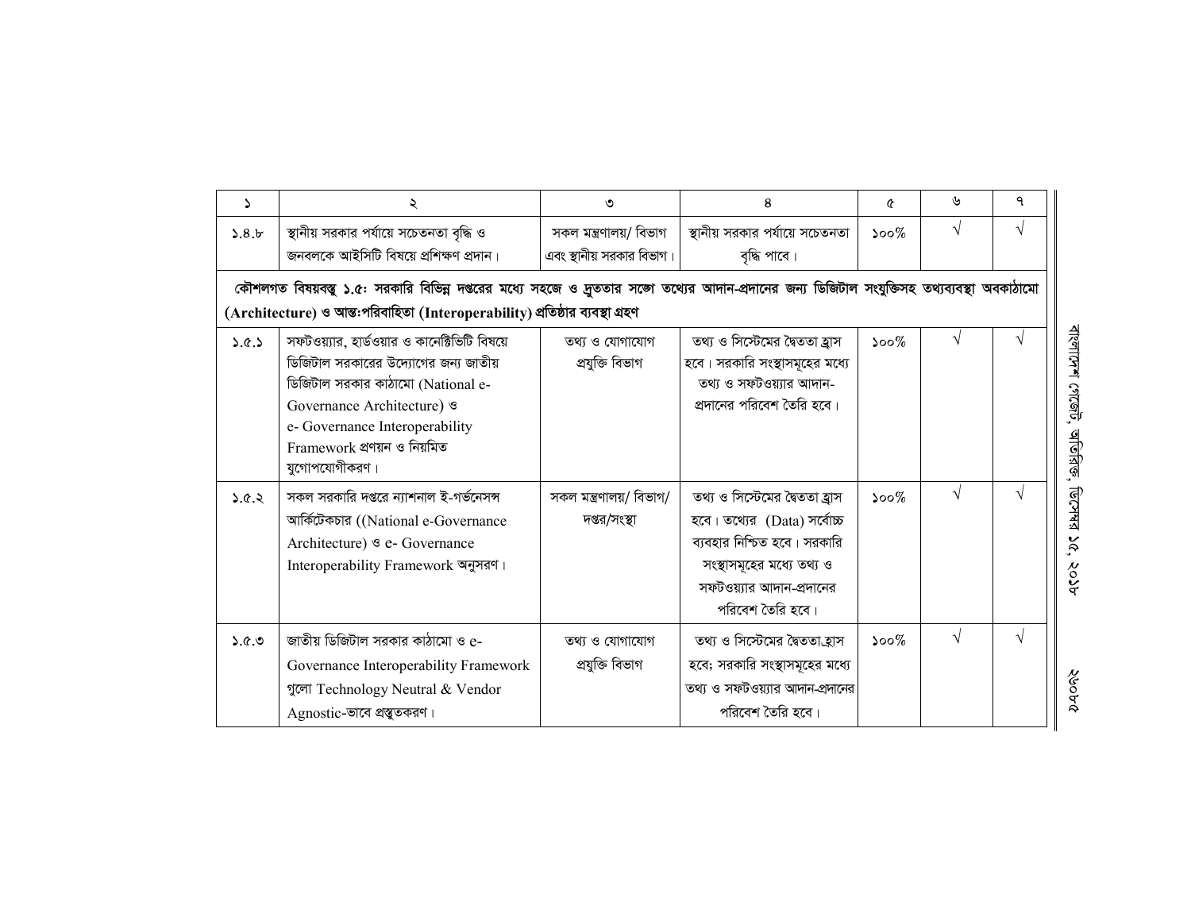| ১ | ২ | ৩ | ৪ | ৫ | ৬ | ৭ |
|---|---|---|---|---|---|---|
| ১.৪.৮ | স্থানীয় সরকার পর্যায়ে সচেতনতা বৃদ্ধি ও জনবলকে আইসিটি বিষয়ে প্রশিক্ষণ প্রদান। | সকল মন্ত্রণালয়/ বিভাগ এবং স্থানীয় সরকার বিভাগ। | স্থানীয় সরকার পর্যায়ে সচেতনতা বৃদ্ধি পাবে। | ১০০% | √ | √ |
| **কৌশলগত বিষয়বস্তু ১.৫: সরকারি বিভিন্ন দপ্তরের মধ্যে সহজে ও দ্রুততার সঙ্গে তথ্যের আদান-প্রদানের জন্য ডিজিটাল সংযুক্তিসহ তথ্যব্যবস্থা অবকাঠামো (Architecture) ও আন্তঃপরিবাহিতা (Interoperability) প্রতিষ্ঠার ব্যবস্থা গ্রহণ** | | | | | | |
| ১.৫.১ | সফটওয়্যার, হার্ডওয়ার ও কানেক্টিভিটি বিষয়ে ডিজিটাল সরকারের উদ্যোগের জন্য জাতীয় ডিজিটাল সরকার কাঠামো (National e-Governance Architecture) ও e- Governance Interoperability Framework প্রণয়ন ও নিয়মিত যুগোপযোগীকরণ। | তথ্য ও যোগাযোগ প্রযুক্তি বিভাগ | তথ্য ও সিস্টেমের দ্বৈততা হ্রাস হবে। সরকারি সংস্থাসমূহের মধ্যে তথ্য ও সফটওয়্যার আদান-প্রদানের পরিবেশ তৈরি হবে। | ১০০% | √ | √ |
| ১.৫.২ | সকল সরকারি দপ্তরে ন্যাশনাল ই-গর্ভনেসন্স আর্কিটেকচার ((National e-Governance Architecture) ও e- Governance Interoperability Framework অনুসরণ। | সকল মন্ত্রণালয়/ বিভাগ/ দপ্তর/সংস্থা | তথ্য ও সিস্টেমের দ্বৈততা হ্রাস হবে। তথ্যের (Data) সর্বোচ্চ ব্যবহার নিশ্চিত হবে। সরকারি সংস্থাসমূহের মধ্যে তথ্য ও সফটওয়্যার আদান-প্রদানের পরিবেশ তৈরি হবে। | ১০০% | √ | √ |
| ১.৫.৩ | জাতীয় ডিজিটাল সরকার কাঠামো ও e-Governance Interoperability Framework গুলো Technology Neutral & Vendor Agnostic-ভাবে প্রস্তুতকরণ। | তথ্য ও যোগাযোগ প্রযুক্তি বিভাগ | তথ্য ও সিস্টেমের দ্বৈততা হ্রাস হবে; সরকারি সংস্থাসমূহের মধ্যে তথ্য ও সফটওয়্যার আদান-প্রদানের পরিবেশ তৈরি হবে। | ১০০% | √ | √ |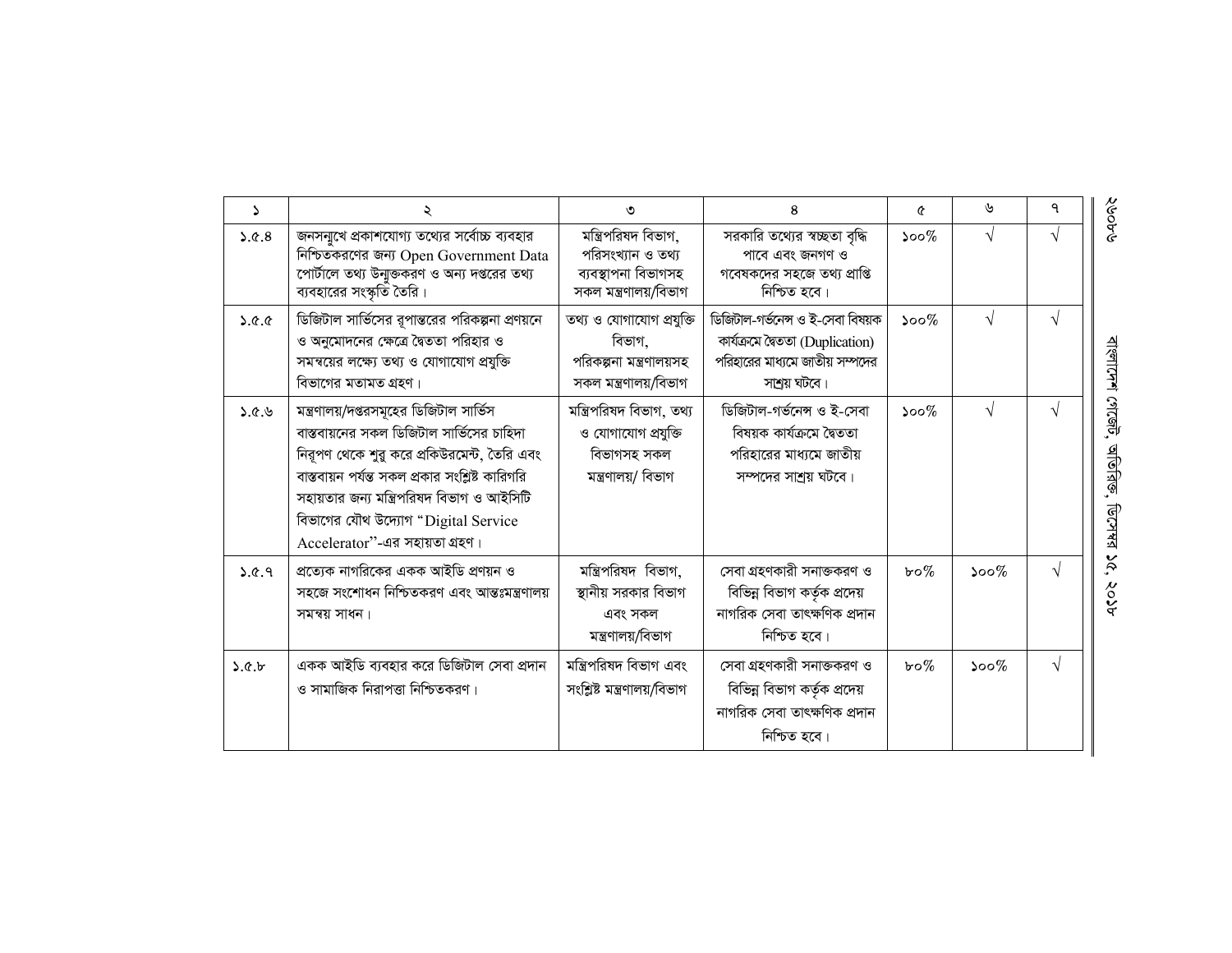| ১ | ২ | ৩ | ৪ | ৫ | ৬ | ৭ |
|---|---|---|---|---|---|---|
| ১.৫.৪ | জনসন্মুখে প্রকাশযোগ্য তথ্যের সর্বোচ্চ ব্যবহার নিশ্চিতকরণের জন্য Open Government Data পোর্টালে তথ্য উন্মুক্তকরণ ও অন্য দপ্তরের তথ্য ব্যবহারের সংস্কৃতি তৈরি। | মন্ত্রিপরিষদ বিভাগ, পরিসংখ্যান ও তথ্য ব্যবস্থাপনা বিভাগসহ সকল মন্ত্রণালয়/বিভাগ | সরকারি তথ্যের স্বচ্ছতা বৃদ্ধি পাবে এবং জনগণ ও গবেষকদের সহজে তথ্য প্রাপ্তি নিশ্চিত হবে। | ১০০% | √ | √ |
| ১.৫.৫ | ডিজিটাল সার্ভিসের রূপান্তরের পরিকল্পনা প্রণয়নে ও অনুমোদনের ক্ষেত্রে দ্বৈততা পরিহার ও সমন্বয়ের লক্ষ্যে তথ্য ও যোগাযোগ প্রযুক্তি বিভাগের মতামত গ্রহণ। | তথ্য ও যোগাযোগ প্রযুক্তি বিভাগ, পরিকল্পনা মন্ত্রণালয়সহ সকল মন্ত্রণালয়/বিভাগ | ডিজিটাল-গর্ভনেন্স ও ই-সেবা বিষয়ক কার্যক্রমে দ্বৈততা (Duplication) পরিহারের মাধ্যমে জাতীয় সম্পদের সাশ্রয় ঘটবে। | ১০০% | √ | √ |
| ১.৫.৬ | মন্ত্রণালয়/দপ্তরসমূহের ডিজিটাল সার্ভিস বাস্তবায়নের সকল ডিজিটাল সার্ভিসের চাহিদা নিরূপণ থেকে শুরু করে প্রকিউরমেন্ট, তৈরি এবং বাস্তবায়ন পর্যন্ত সকল প্রকার সংশ্লিষ্ট কারিগরি সহায়তার জন্য মন্ত্রিপরিষদ বিভাগ ও আইসিটি বিভাগের যৌথ উদ্যোগ "Digital Service Accelerator"-এর সহায়তা গ্রহণ। | মন্ত্রিপরিষদ বিভাগ, তথ্য ও যোগাযোগ প্রযুক্তি বিভাগসহ সকল মন্ত্রণালয়/ বিভাগ | ডিজিটাল-গর্ভনেন্স ও ই-সেবা বিষয়ক কার্যক্রমে দ্বৈততা পরিহারের মাধ্যমে জাতীয় সম্পদের সাশ্রয় ঘটবে। | ১০০% | √ | √ |
| ১.৫.৭ | প্রত্যেক নাগরিকের একক আইডি প্রণয়ন ও সহজে সংশোধন নিশ্চিতকরণ এবং আন্তঃমন্ত্রণালয় সমন্বয় সাধন। | মন্ত্রিপরিষদ বিভাগ, স্থানীয় সরকার বিভাগ এবং সকল মন্ত্রণালয়/বিভাগ | সেবা গ্রহণকারী সনাক্তকরণ ও বিভিন্ন বিভাগ কর্তৃক প্রদেয় নাগরিক সেবা তাৎক্ষণিক প্রদান নিশ্চিত হবে। | ৮০% | ১০০% | √ |
| ১.৫.৮ | একক আইডি ব্যবহার করে ডিজিটাল সেবা প্রদান ও সামাজিক নিরাপত্তা নিশ্চিতকরণ। | মন্ত্রিপরিষদ বিভাগ এবং সংশ্লিষ্ট মন্ত্রণালয়/বিভাগ | সেবা গ্রহণকারী সনাক্তকরণ ও বিভিন্ন বিভাগ কর্তৃক প্রদেয় নাগরিক সেবা তাৎক্ষণিক প্রদান নিশ্চিত হবে। | ৮০% | ১০০% | √ |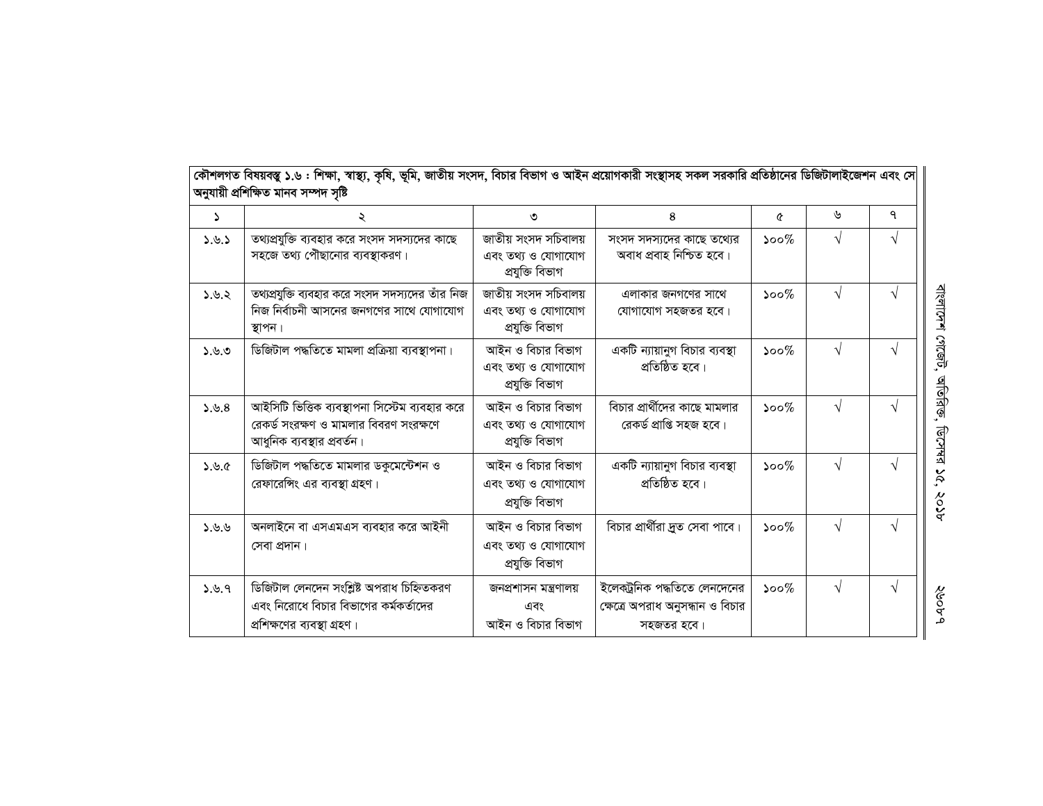| কৌশলগত বিষয়বস্তু ১.৬ : শিক্ষা, স্বাস্থ্য, কৃষি, ভূমি, জাতীয় সংসদ, বিচার বিভাগ ও আইন প্রয়োগকারী সংস্থাসহ সকল সরকারি প্রতিষ্ঠানের ডিজিটালাইজেশন এবং সে অনুযায়ী প্রশিক্ষিত মানব সম্পদ সৃষ্টি | | | | | | |
|---|---|---|---|---|---|---|
| ১ | ২ | ৩ | ৪ | ৫ | ৬ | ৭ |
| ১.৬.১ | তথ্যপ্রযুক্তি ব্যবহার করে সংসদ সদস্যদের কাছে সহজে তথ্য পৌছানোর ব্যবস্থাকরণ। | জাতীয় সংসদ সচিবালয় এবং তথ্য ও যোগাযোগ প্রযুক্তি বিভাগ | সংসদ সদস্যদের কাছে তথ্যের অবাধ প্রবাহ নিশ্চিত হবে। | ১০০% | √ | √ |
| ১.৬.২ | তথ্যপ্রযুক্তি ব্যবহার করে সংসদ সদস্যদের তাঁর নিজ নিজ নির্বাচনী আসনের জনগণের সাথে যোগাযোগ স্থাপন। | জাতীয় সংসদ সচিবালয় এবং তথ্য ও যোগাযোগ প্রযুক্তি বিভাগ | এলাকার জনগণের সাথে যোগাযোগ সহজতর হবে। | ১০০% | √ | √ |
| ১.৬.৩ | ডিজিটাল পদ্ধতিতে মামলা প্রক্রিয়া ব্যবস্থাপনা। | আইন ও বিচার বিভাগ এবং তথ্য ও যোগাযোগ প্রযুক্তি বিভাগ | একটি ন্যায়ানুগ বিচার ব্যবস্থা প্রতিষ্ঠিত হবে। | ১০০% | √ | √ |
| ১.৬.৪ | আইসিটি ভিত্তিক ব্যবস্থাপনা সিস্টেম ব্যবহার করে রেকর্ড সংরক্ষণ ও মামলার বিবরণ সংরক্ষণে আধুনিক ব্যবস্থার প্রবর্তন। | আইন ও বিচার বিভাগ এবং তথ্য ও যোগাযোগ প্রযুক্তি বিভাগ | বিচার প্রার্থীদের কাছে মামলার রেকর্ড প্রাপ্তি সহজ হবে। | ১০০% | √ | √ |
| ১.৬.৫ | ডিজিটাল পদ্ধতিতে মামলার ডকুমেন্টেশন ও রেফারেন্সিং এর ব্যবস্থা গ্রহণ। | আইন ও বিচার বিভাগ এবং তথ্য ও যোগাযোগ প্রযুক্তি বিভাগ | একটি ন্যায়ানুগ বিচার ব্যবস্থা প্রতিষ্ঠিত হবে। | ১০০% | √ | √ |
| ১.৬.৬ | অনলাইনে বা এসএমএস ব্যবহার করে আইনী সেবা প্রদান। | আইন ও বিচার বিভাগ এবং তথ্য ও যোগাযোগ প্রযুক্তি বিভাগ | বিচার প্রার্থীরা দ্রুত সেবা পাবে। | ১০০% | √ | √ |
| ১.৬.৭ | ডিজিটাল লেনদেন সংশ্লিষ্ট অপরাধ চিহ্নিতকরণ এবং নিরোধে বিচার বিভাগের কর্মকর্তাদের প্রশিক্ষণের ব্যবস্থা গ্রহণ। | জনপ্রশাসন মন্ত্রণালয় এবং আইন ও বিচার বিভাগ | ইলেকট্রনিক পদ্ধতিতে লেনদেনের ক্ষেত্রে অপরাধ অনুসন্ধান ও বিচার সহজতর হবে। | ১০০% | √ | √ |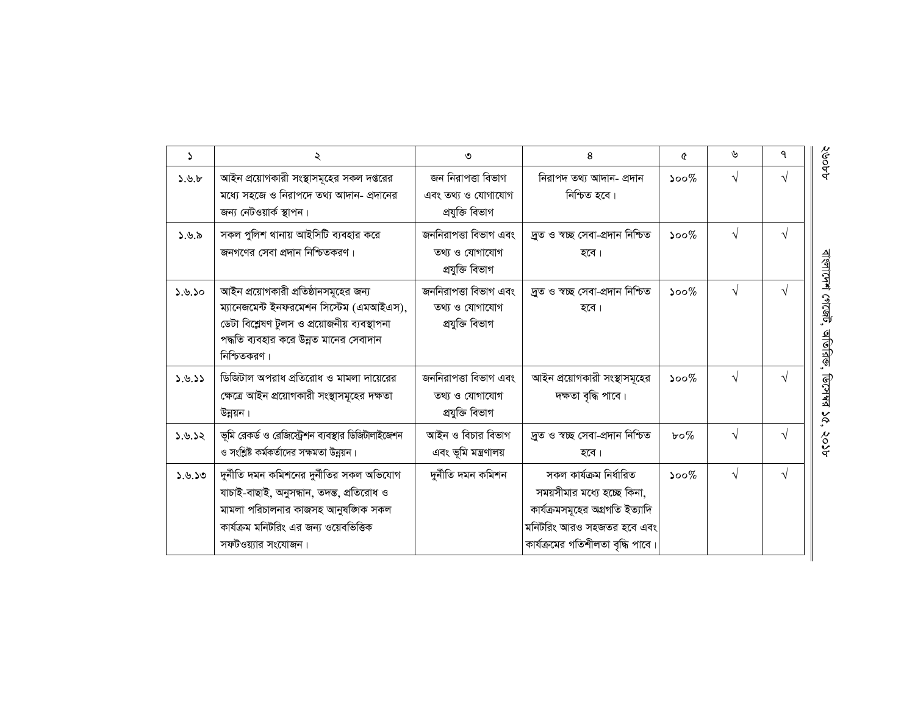| ১ | ২ | ৩ | ৪ | ৫ | ৬ | ৭ |
|---|---|---|---|---|---|---|
| ১.৬.৮ | আইন প্রয়োগকারী সংস্থাসমূহের সকল দপ্তরের মধ্যে সহজে ও নিরাপদে তথ্য আদান- প্রদানের জন্য নেটওয়ার্ক স্থাপন। | জন নিরাপত্তা বিভাগ এবং তথ্য ও যোগাযোগ প্রযুক্তি বিভাগ | নিরাপদ তথ্য আদান- প্রদান নিশ্চিত হবে। | ১০০% | √ | √ |
| ১.৬.৯ | সকল পুলিশ থানায় আইসিটি ব্যবহার করে জনগণের সেবা প্রদান নিশ্চিতকরণ। | জননিরাপত্তা বিভাগ এবং তথ্য ও যোগাযোগ প্রযুক্তি বিভাগ | দ্রুত ও স্বচ্ছ সেবা-প্রদান নিশ্চিত হবে। | ১০০% | √ | √ |
| ১.৬.১০ | আইন প্রয়োগকারী প্রতিষ্ঠানসমূহের জন্য ম্যানেজমেন্ট ইনফরমেশন সিস্টেম (এমআইএস), ডেটা বিশ্লেষণ টুলস ও প্রয়োজনীয় ব্যবস্থাপনা পদ্ধতি ব্যবহার করে উন্নত মানের সেবাদান নিশ্চিতকরণ। | জননিরাপত্তা বিভাগ এবং তথ্য ও যোগাযোগ প্রযুক্তি বিভাগ | দ্রুত ও স্বচ্ছ সেবা-প্রদান নিশ্চিত হবে। | ১০০% | √ | √ |
| ১.৬.১১ | ডিজিটাল অপরাধ প্রতিরোধ ও মামলা দায়েরের ক্ষেত্রে আইন প্রয়োগকারী সংস্থাসমূহের দক্ষতা উন্নয়ন। | জননিরাপত্তা বিভাগ এবং তথ্য ও যোগাযোগ প্রযুক্তি বিভাগ | আইন প্রয়োগকারী সংস্থাসমূহের দক্ষতা বৃদ্ধি পাবে। | ১০০% | √ | √ |
| ১.৬.১২ | ভূমি রেকর্ড ও রেজিস্ট্রেশন ব্যবস্থার ডিজিটালাইজেশন ও সংশ্লিষ্ট কর্মকর্তাদের সক্ষমতা উন্নয়ন। | আইন ও বিচার বিভাগ এবং ভূমি মন্ত্রণালয় | দ্রুত ও স্বচ্ছ সেবা-প্রদান নিশ্চিত হবে। | ৮০% | √ | √ |
| ১.৬.১৩ | দুর্নীতি দমন কমিশনের দুর্নীতির সকল অভিযোগ যাচাই-বাছাই, অনুসন্ধান, তদন্ত, প্রতিরোধ ও মামলা পরিচালনার কাজসহ আনুষঙ্গিক সকল কার্যক্রম মনিটরিং এর জন্য ওয়েবভিত্তিক সফটওয়্যার সংযোজন। | দুর্নীতি দমন কমিশন | সকল কার্যক্রম নির্ধারিত সময়সীমার মধ্যে হচ্ছে কিনা, কার্যক্রমসমূহের অগ্রগতি ইত্যাদি মনিটরিং আরও সহজতর হবে এবং কার্যক্রমের গতিশীলতা বৃদ্ধি পাবে। | ১০০% | √ | √ |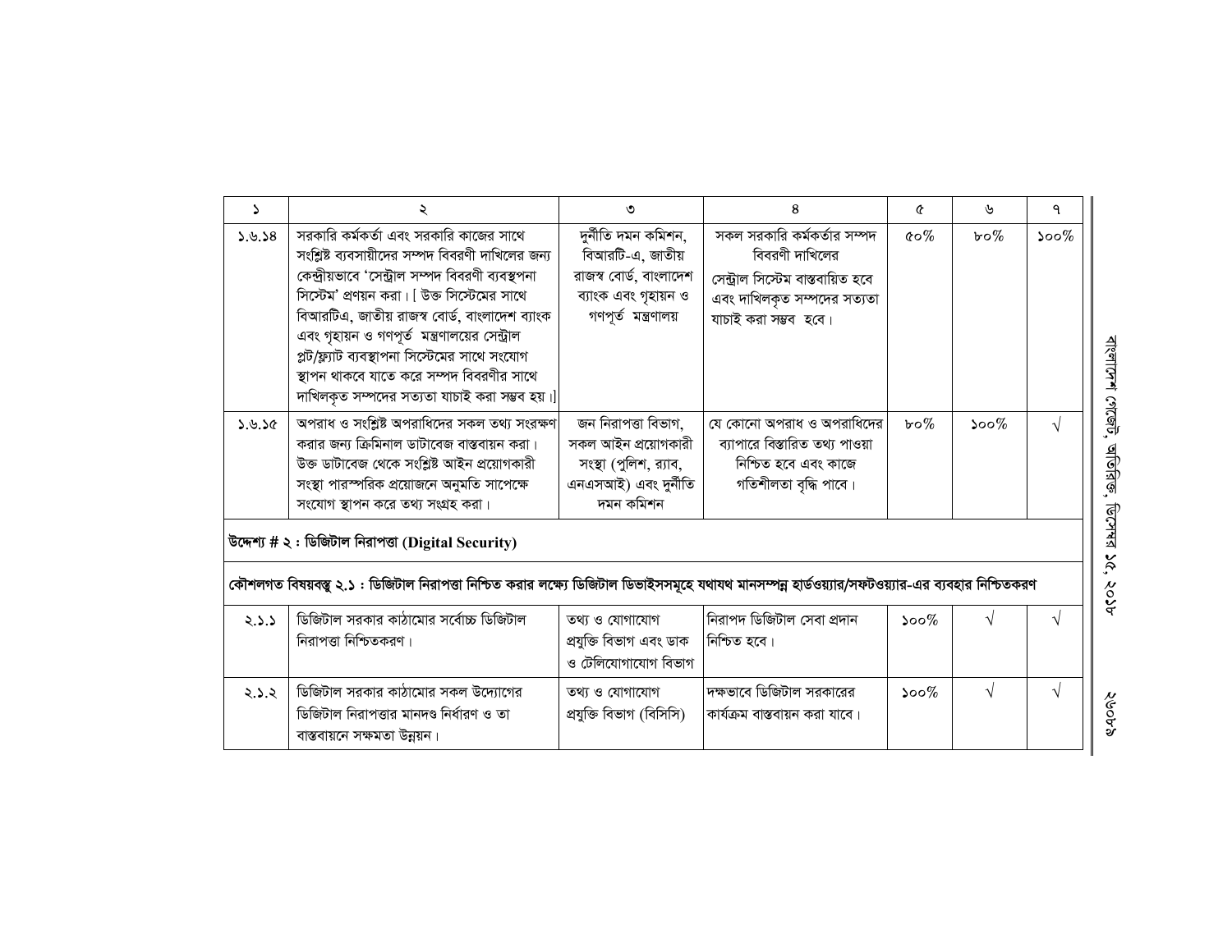| ১ | ২ | ৩ | ৪ | ৫ | ৬ | ৭ |
|---|---|---|---|---|---|---|
| ১.৬.১৪ | সরকারি কর্মকর্তা এবং সরকারি কাজের সাথে সংশ্লিষ্ট ব্যবসায়ীদের সম্পদ বিবরণী দাখিলের জন্য কেন্দ্রীয়ভাবে 'সেন্ট্রাল সম্পদ বিবরণী ব্যবস্থপনা সিস্টেম' প্রণয়ন করা। [ উক্ত সিস্টেমের সাথে বিআরটিএ, জাতীয় রাজস্ব বোর্ড, বাংলাদেশ ব্যাংক এবং গৃহায়ন ও গণপূর্ত মন্ত্রণালয়ের সেন্ট্রাল প্লট/ফ্ল্যাট ব্যবস্থাপনা সিস্টেমের সাথে সংযোগ স্থাপন থাকবে যাতে করে সম্পদ বিবরণীর সাথে দাখিলকৃত সম্পদের সত্যতা যাচাই করা সম্ভব হয়।] | দুর্নীতি দমন কমিশন, বিআরটি-এ, জাতীয় রাজস্ব বোর্ড, বাংলাদেশ ব্যাংক এবং গৃহায়ন ও গণপূর্ত মন্ত্রণালয় | সকল সরকারি কর্মকর্তার সম্পদ বিবরণী দাখিলের সেন্ট্রাল সিস্টেম বাস্তবায়িত হবে এবং দাখিলকৃত সম্পদের সত্যতা যাচাই করা সম্ভব হবে। | ৫০% | ৮০% | ১০০% |
| ১.৬.১৫ | অপরাধ ও সংশ্লিষ্ট অপরাধিদের সকল তথ্য সংরক্ষণ করার জন্য ক্রিমিনাল ডাটাবেজ বাস্তবায়ন করা। উক্ত ডাটাবেজ থেকে সংশ্লিষ্ট আইন প্রয়োগকারী সংস্থা পারস্পরিক প্রয়োজনে অনুমতি সাপেক্ষে সংযোগ স্থাপন করে তথ্য সংগ্রহ করা। | জন নিরাপত্তা বিভাগ, সকল আইন প্রয়োগকারী সংস্থা (পুলিশ, র‍্যাব, এনএসআই) এবং দুর্নীতি দমন কমিশন | যে কোনো অপরাধ ও অপরাধিদের ব্যাপারে বিস্তারিত তথ্য পাওয়া নিশ্চিত হবে এবং কাজে গতিশীলতা বৃদ্ধি পাবে। | ৮০% | ১০০% | √ |
| **উদ্দেশ্য # ২ : ডিজিটাল নিরাপত্তা (Digital Security)** | | | | | | |
| **কৌশলগত বিষয়বস্তু ২.১ : ডিজিটাল নিরাপত্তা নিশ্চিত করার লক্ষ্যে ডিজিটাল ডিভাইসসমূহে যথাযথ মানসম্পন্ন হার্ডওয়্যার/সফটওয়্যার-এর ব্যবহার নিশ্চিতকরণ** | | | | | | |
| ২.১.১ | ডিজিটাল সরকার কাঠামোর সর্বোচ্চ ডিজিটাল নিরাপত্তা নিশ্চিতকরণ। | তথ্য ও যোগাযোগ প্রযুক্তি বিভাগ এবং ডাক ও টেলিযোগাযোগ বিভাগ | নিরাপদ ডিজিটাল সেবা প্রদান নিশ্চিত হবে। | ১০০% | √ | √ |
| ২.১.২ | ডিজিটাল সরকার কাঠামোর সকল উদ্যোগের ডিজিটাল নিরাপত্তার মানদণ্ড নির্ধারণ ও তা বাস্তবায়নে সক্ষমতা উন্নয়ন। | তথ্য ও যোগাযোগ প্রযুক্তি বিভাগ (বিসিসি) | দক্ষভাবে ডিজিটাল সরকারের কার্যক্রম বাস্তবায়ন করা যাবে। | ১০০% | √ | √ |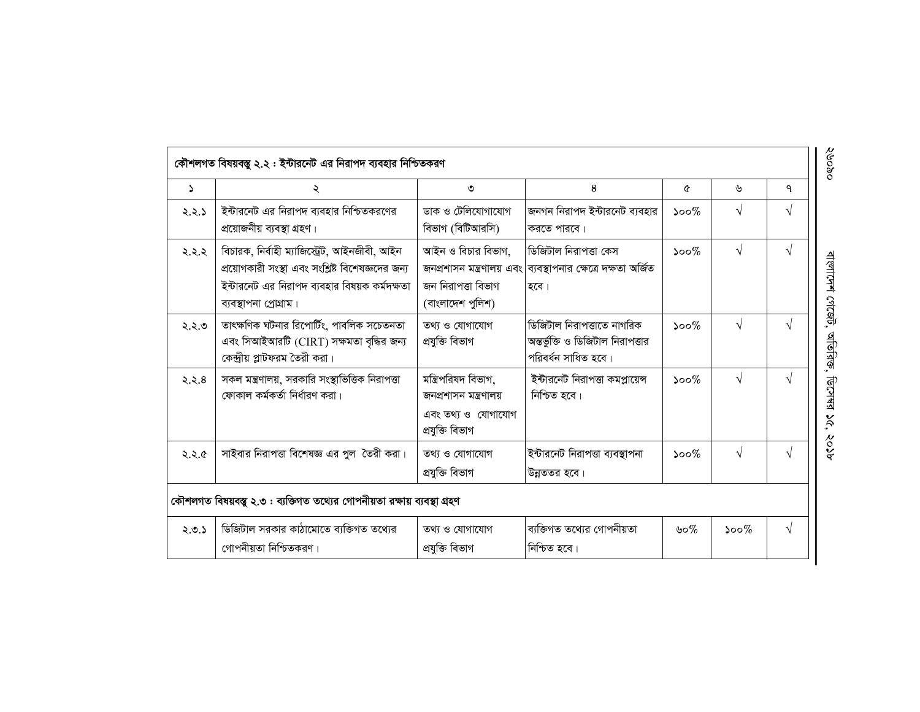| কৌশলগত বিষয়বস্তু ২.২ : ইন্টারনেট এর নিরাপদ ব্যবহার নিশ্চিতকরণ | | | | | | |
|---|---|---|---|---|---|---|
| ১ | ২ | ৩ | ৪ | ৫ | ৬ | ৭ |
| ২.২.১ | ইন্টারনেট এর নিরাপদ ব্যবহার নিশ্চিতকরণের প্রয়োজনীয় ব্যবস্থা গ্রহণ। | ডাক ও টেলিযোগাযোগ বিভাগ (বিটিআরসি) | জনগন নিরাপদ ইন্টারনেট ব্যবহার করতে পারবে। | ১০০% | √ | √ |
| ২.২.২ | বিচারক, নির্বাহী ম্যাজিস্ট্রেট, আইনজীবী, আইন প্রয়োগকারী সংস্থা এবং সংশ্লিষ্ট বিশেষজ্ঞদের জন্য ইন্টারনেট এর নিরাপদ ব্যবহার বিষয়ক কর্মদক্ষতা ব্যবস্থাপনা প্রোগ্রাম। | আইন ও বিচার বিভাগ, জনপ্রশাসন মন্ত্রণালয় এবং জন নিরাপত্তা বিভাগ (বাংলাদেশ পুলিশ) | ডিজিটাল নিরাপত্তা কেস ব্যবস্থাপনার ক্ষেত্রে দক্ষতা অর্জিত হবে। | ১০০% | √ | √ |
| ২.২.৩ | তাৎক্ষণিক ঘটনার রিপোর্টিং, পাবলিক সচেতনতা এবং সিআইআরটি (CIRT) সক্ষমতা বৃদ্ধির জন্য কেন্দ্রীয় প্লাটফরম তৈরী করা। | তথ্য ও যোগাযোগ প্রযুক্তি বিভাগ | ডিজিটাল নিরাপত্তাতে নাগরিক অন্তর্ভুক্তি ও ডিজিটাল নিরাপত্তার পরিবর্ধন সাধিত হবে। | ১০০% | √ | √ |
| ২.২.৪ | সকল মন্ত্রণালয়, সরকারি সংস্থাভিত্তিক নিরাপত্তা ফোকাল কর্মকর্তা নির্ধারণ করা। | মন্ত্রিপরিষদ বিভাগ, জনপ্রশাসন মন্ত্রণালয় এবং তথ্য ও যোগাযোগ প্রযুক্তি বিভাগ | ইন্টারনেট নিরাপত্তা কমপ্লায়েন্স নিশ্চিত হবে। | ১০০% | √ | √ |
| ২.২.৫ | সাইবার নিরাপত্তা বিশেষজ্ঞ এর পুল তৈরী করা। | তথ্য ও যোগাযোগ প্রযুক্তি বিভাগ | ইন্টারনেট নিরাপত্তা ব্যবস্থাপনা উন্নততর হবে। | ১০০% | √ | √ |
| **কৌশলগত বিষয়বস্তু ২.৩ : ব্যক্তিগত তথ্যের গোপনীয়তা রক্ষায় ব্যবস্থা গ্রহণ** | | | | | | |
| ২.৩.১ | ডিজিটাল সরকার কাঠামোতে ব্যক্তিগত তথ্যের গোপনীয়তা নিশ্চিতকরণ। | তথ্য ও যোগাযোগ প্রযুক্তি বিভাগ | ব্যক্তিগত তথ্যের গোপনীয়তা নিশ্চিত হবে। | ৬০% | ১০০% | √ |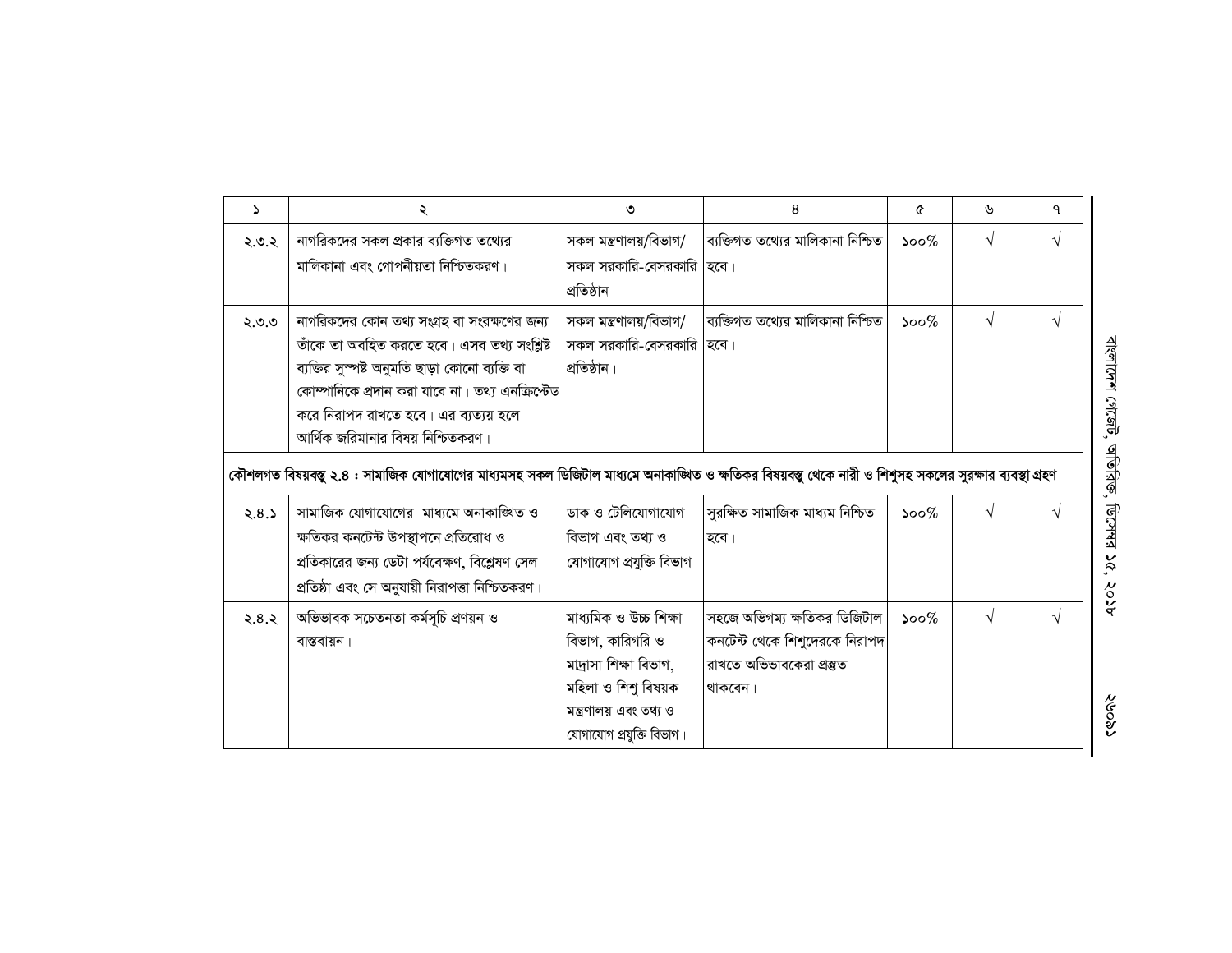| ১ | ২ | ৩ | ৪ | ৫ | ৬ | ৭ |
|---|---|---|---|---|---|---|
| ২.৩.২ | নাগরিকদের সকল প্রকার ব্যক্তিগত তথ্যের মালিকানা এবং গোপনীয়তা নিশ্চিতকরণ। | সকল মন্ত্রণালয়/বিভাগ/ সকল সরকারি-বেসরকারি প্রতিষ্ঠান | ব্যক্তিগত তথ্যের মালিকানা নিশ্চিত হবে। | ১০০% | √ | √ |
| ২.৩.৩ | নাগরিকদের কোন তথ্য সংগ্রহ বা সংরক্ষণের জন্য তাঁকে তা অবহিত করতে হবে। এসব তথ্য সংশ্লিষ্ট ব্যক্তির সুস্পষ্ট অনুমতি ছাড়া কোনো ব্যক্তি বা কোম্পানিকে প্রদান করা যাবে না। তথ্য এনক্রিপ্টেড করে নিরাপদ রাখতে হবে। এর ব্যত্যয় হলে আর্থিক জরিমানার বিষয় নিশ্চিতকরণ। | সকল মন্ত্রণালয়/বিভাগ/ সকল সরকারি-বেসরকারি প্রতিষ্ঠান। | ব্যক্তিগত তথ্যের মালিকানা নিশ্চিত হবে। | ১০০% | √ | √ |
| **কৌশলগত বিষয়বস্তু ২.৪ : সামাজিক যোগাযোগের মাধ্যমসহ সকল ডিজিটাল মাধ্যমে অনাকাঙ্খিত ও ক্ষতিকর বিষয়বস্তু থেকে নারী ও শিশুসহ সকলের সুরক্ষার ব্যবস্থা গ্রহণ** | | | | | | |
| ২.৪.১ | সামাজিক যোগাযোগের মাধ্যমে অনাকাঙ্খিত ও ক্ষতিকর কনটেন্ট উপস্থাপনে প্রতিরোধ ও প্রতিকারের জন্য ডেটা পর্যবেক্ষণ, বিশ্লেষণ সেল প্রতিষ্ঠা এবং সে অনুযায়ী নিরাপত্তা নিশ্চিতকরণ। | ডাক ও টেলিযোগাযোগ বিভাগ এবং তথ্য ও যোগাযোগ প্রযুক্তি বিভাগ | সুরক্ষিত সামাজিক মাধ্যম নিশ্চিত হবে। | ১০০% | √ | √ |
| ২.৪.২ | অভিভাবক সচেতনতা কর্মসূচি প্রণয়ন ও বাস্তবায়ন। | মাধ্যমিক ও উচ্চ শিক্ষা বিভাগ, কারিগরি ও মাদ্রাসা শিক্ষা বিভাগ, মহিলা ও শিশু বিষয়ক মন্ত্রণালয় এবং তথ্য ও যোগাযোগ প্রযুক্তি বিভাগ। | সহজে অভিগম্য ক্ষতিকর ডিজিটাল কনটেন্ট থেকে শিশুদেরকে নিরাপদ রাখতে অভিভাবকেরা প্রস্তুত থাকবেন। | ১০০% | √ | √ |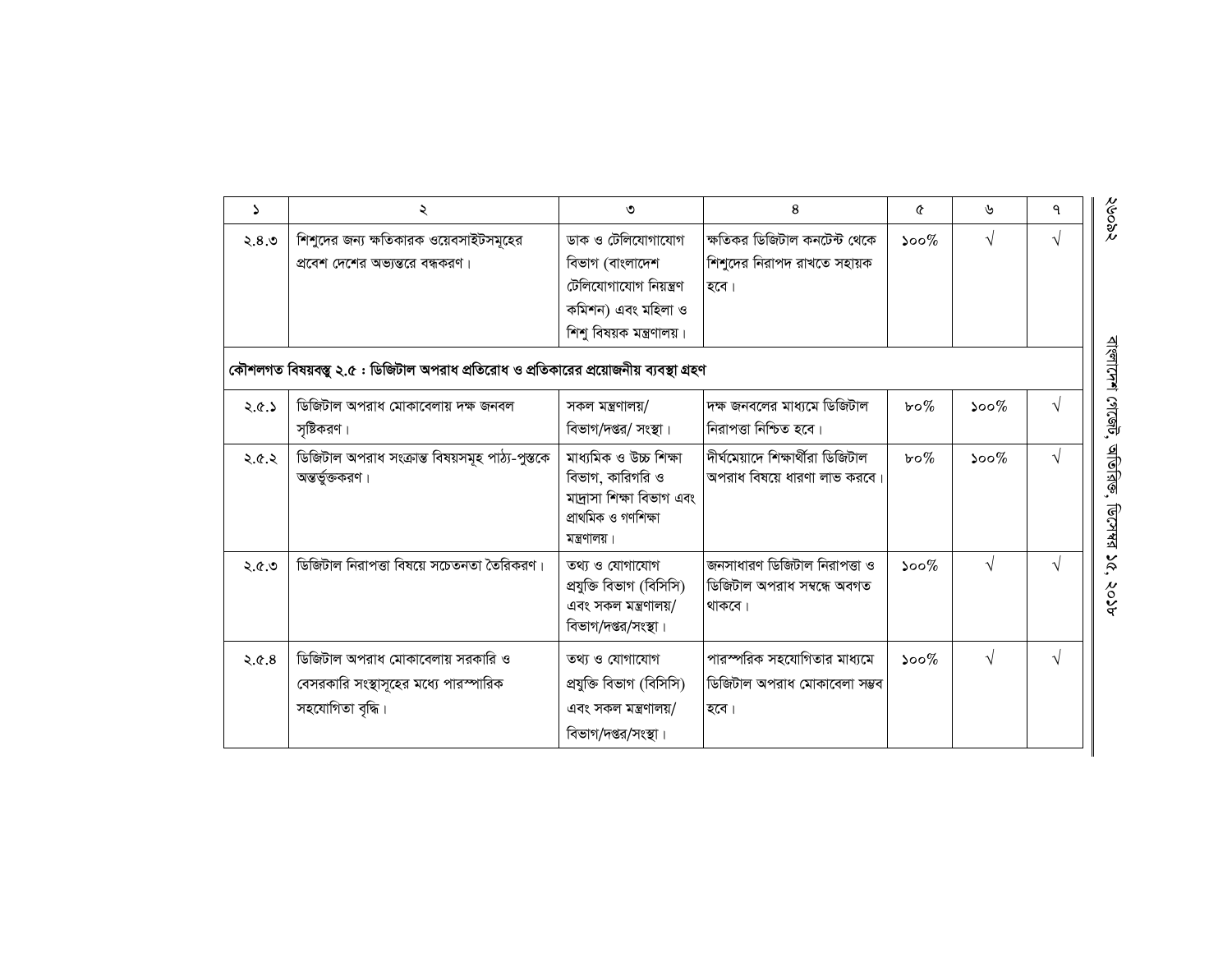| ১ | ২ | ৩ | ৪ | ৫ | ৬ | ৭ |
|---|---|---|---|---|---|---|
| ২.৪.৩ | শিশুদের জন্য ক্ষতিকারক ওয়েবসাইটসমূহের প্রবেশ দেশের অভ্যন্তরে বন্ধকরণ। | ডাক ও টেলিযোগাযোগ বিভাগ (বাংলাদেশ টেলিযোগাযোগ নিয়ন্ত্রণ কমিশন) এবং মহিলা ও শিশু বিষয়ক মন্ত্রণালয়। | ক্ষতিকর ডিজিটাল কনটেন্ট থেকে শিশুদের নিরাপদ রাখতে সহায়ক হবে। | ১০০% | √ | √ |
| **কৌশলগত বিষয়বস্তু ২.৫ : ডিজিটাল অপরাধ প্রতিরোধ ও প্রতিকারের প্রয়োজনীয় ব্যবস্থা গ্রহণ** | | | | | | |
| ২.৫.১ | ডিজিটাল অপরাধ মোকাবেলায় দক্ষ জনবল সৃষ্টিকরণ। | সকল মন্ত্রণালয়/ বিভাগ/দপ্তর/ সংস্থা। | দক্ষ জনবলের মাধ্যমে ডিজিটাল নিরাপত্তা নিশ্চিত হবে। | ৮০% | ১০০% | √ |
| ২.৫.২ | ডিজিটাল অপরাধ সংক্রান্ত বিষয়সমূহ পাঠ্য-পুস্তকে অন্তর্ভুক্তকরণ। | মাধ্যমিক ও উচ্চ শিক্ষা বিভাগ, কারিগরি ও মাদ্রাসা শিক্ষা বিভাগ এবং প্রাথমিক ও গণশিক্ষা মন্ত্রণালয়। | দীর্ঘমেয়াদে শিক্ষার্থীরা ডিজিটাল অপরাধ বিষয়ে ধারণা লাভ করবে। | ৮০% | ১০০% | √ |
| ২.৫.৩ | ডিজিটাল নিরাপত্তা বিষয়ে সচেতনতা তৈরিকরণ। | তথ্য ও যোগাযোগ প্রযুক্তি বিভাগ (বিসিসি) এবং সকল মন্ত্রণালয়/ বিভাগ/দপ্তর/সংস্থা। | জনসাধারণ ডিজিটাল নিরাপত্তা ও ডিজিটাল অপরাধ সম্বন্ধে অবগত থাকবে। | ১০০% | √ | √ |
| ২.৫.৪ | ডিজিটাল অপরাধ মোকাবেলায় সরকারি ও বেসরকারি সংস্থাসূহের মধ্যে পারস্পারিক সহযোগিতা বৃদ্ধি। | তথ্য ও যোগাযোগ প্রযুক্তি বিভাগ (বিসিসি) এবং সকল মন্ত্রণালয়/ বিভাগ/দপ্তর/সংস্থা। | পারস্পরিক সহযোগিতার মাধ্যমে ডিজিটাল অপরাধ মোকাবেলা সম্ভব হবে। | ১০০% | √ | √ |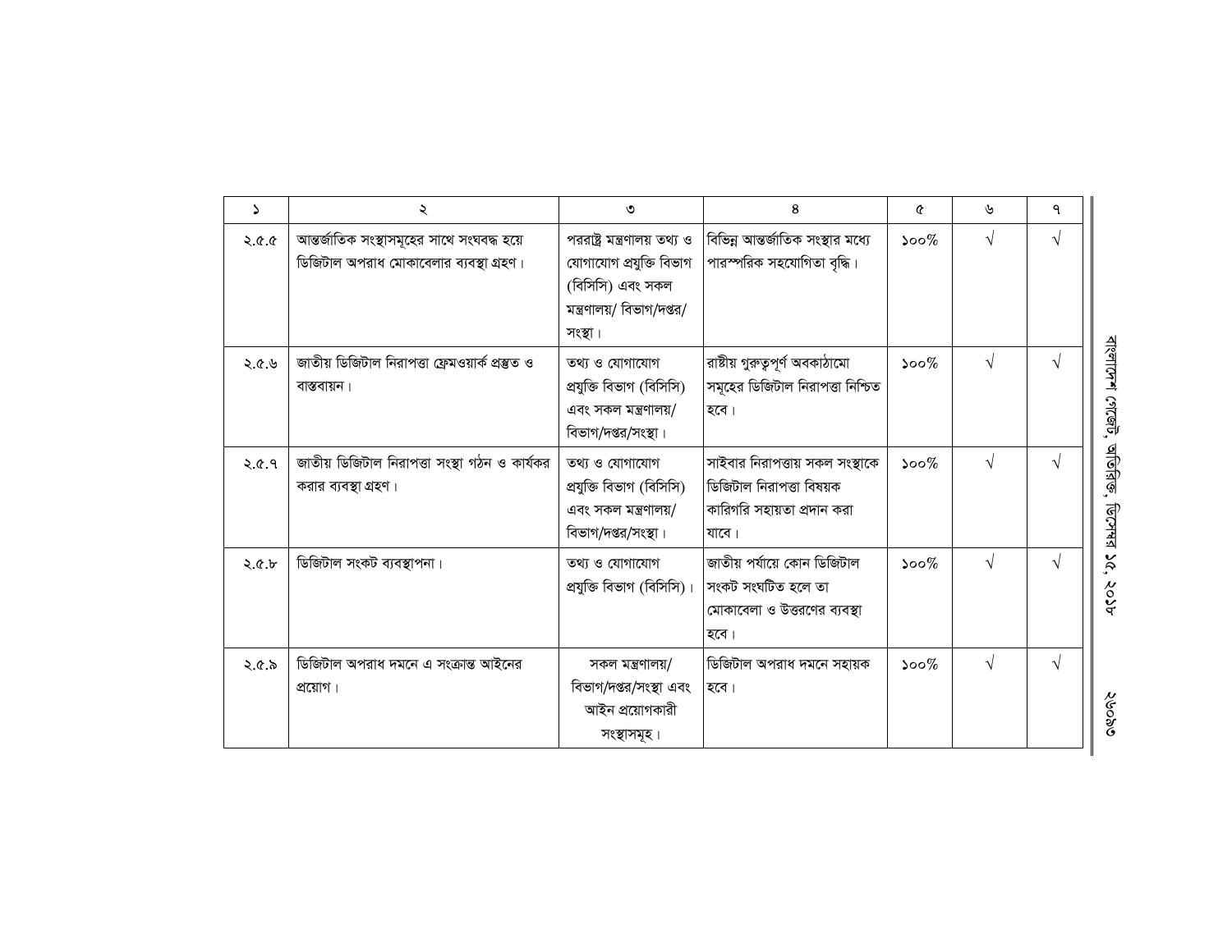| ১ | ২ | ৩ | ৪ | ৫ | ৬ | ৭ |
|---|---|---|---|---|---|---|
| ২.৫.৫ | আন্তর্জাতিক সংস্থাসমূহের সাথে সংঘবদ্ধ হয়ে ডিজিটাল অপরাধ মোকাবেলার ব্যবস্থা গ্রহণ। | পররাষ্ট্র মন্ত্রণালয় তথ্য ও যোগাযোগ প্রযুক্তি বিভাগ (বিসিসি) এবং সকল মন্ত্রণালয়/ বিভাগ/দপ্তর/ সংস্থা। | বিভিন্ন আন্তর্জাতিক সংস্থার মধ্যে পারস্পরিক সহযোগিতা বৃদ্ধি। | ১০০% | √ | √ |
| ২.৫.৬ | জাতীয় ডিজিটাল নিরাপত্তা ফ্রেমওয়ার্ক প্রস্তুত ও বাস্তবায়ন। | তথ্য ও যোগাযোগ প্রযুক্তি বিভাগ (বিসিসি) এবং সকল মন্ত্রণালয়/ বিভাগ/দপ্তর/সংস্থা। | রাষ্ট্রীয় গুরুত্বপূর্ণ অবকাঠামো সমূহের ডিজিটাল নিরাপত্তা নিশ্চিত হবে। | ১০০% | √ | √ |
| ২.৫.৭ | জাতীয় ডিজিটাল নিরাপত্তা সংস্থা গঠন ও কার্যকর করার ব্যবস্থা গ্রহণ। | তথ্য ও যোগাযোগ প্রযুক্তি বিভাগ (বিসিসি) এবং সকল মন্ত্রণালয়/ বিভাগ/দপ্তর/সংস্থা। | সাইবার নিরাপত্তায় সকল সংস্থাকে ডিজিটাল নিরাপত্তা বিষয়ক কারিগরি সহায়তা প্রদান করা যাবে। | ১০০% | √ | √ |
| ২.৫.৮ | ডিজিটাল সংকট ব্যবস্থাপনা। | তথ্য ও যোগাযোগ প্রযুক্তি বিভাগ (বিসিসি)। | জাতীয় পর্যায়ে কোন ডিজিটাল সংকট সংঘটিত হলে তা মোকাবেলা ও উত্তরণের ব্যবস্থা হবে। | ১০০% | √ | √ |
| ২.৫.৯ | ডিজিটাল অপরাধ দমনে এ সংক্রান্ত আইনের প্রয়োগ। | সকল মন্ত্রণালয়/ বিভাগ/দপ্তর/সংস্থা এবং আইন প্রয়োগকারী সংস্থাসমূহ। | ডিজিটাল অপরাধ দমনে সহায়ক হবে। | ১০০% | √ | √ |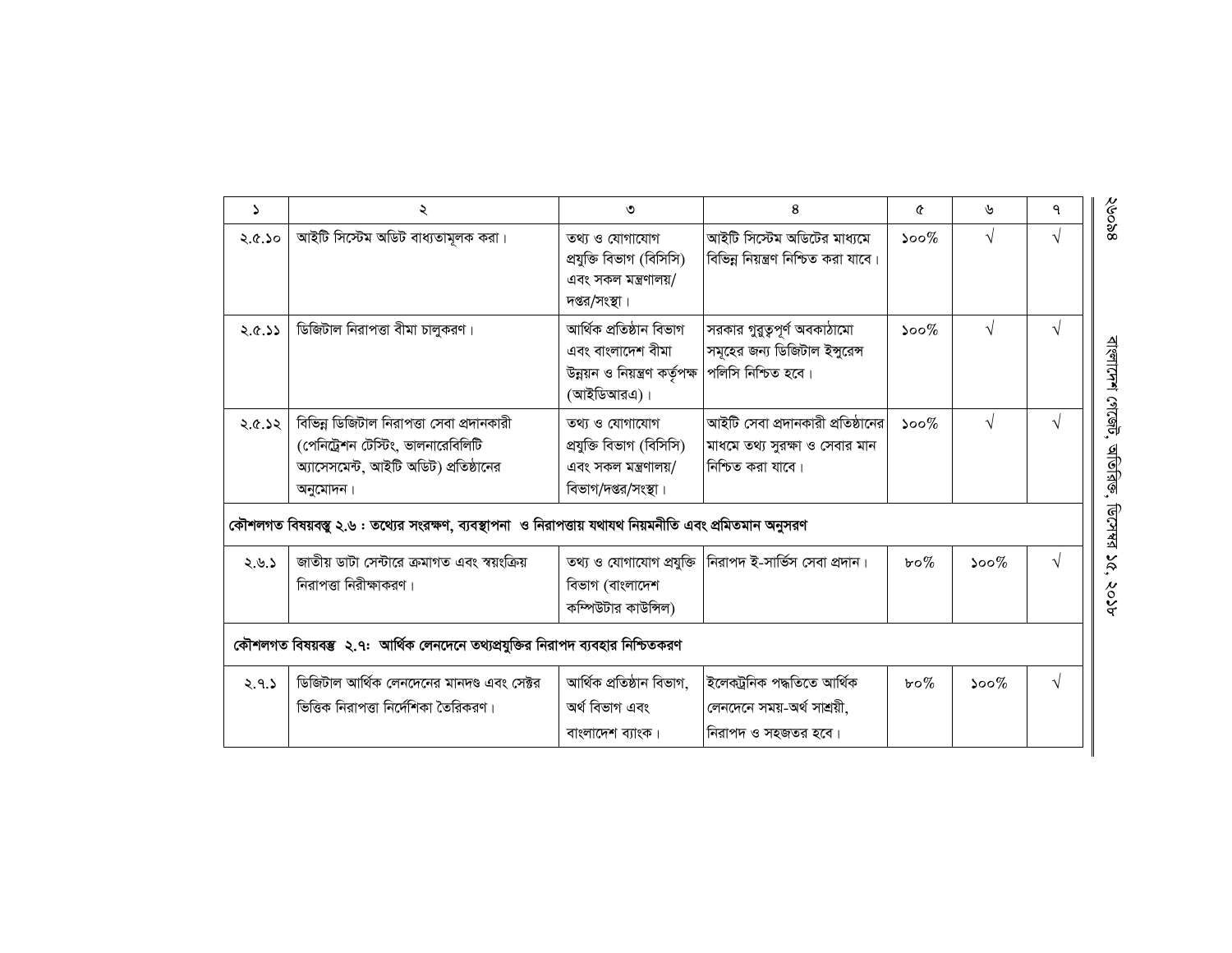| ১ | ২ | ৩ | ৪ | ৫ | ৬ | ৭ |
|---|---|---|---|---|---|---|
| ২.৫.১০ | আইটি সিস্টেম অডিট বাধ্যতামূলক করা। | তথ্য ও যোগাযোগ প্রযুক্তি বিভাগ (বিসিসি) এবং সকল মন্ত্রণালয়/ দপ্তর/সংস্থা। | আইটি সিস্টেম অডিটের মাধ্যমে বিভিন্ন নিয়ন্ত্রণ নিশ্চিত করা যাবে। | ১০০% | √ | √ |
| ২.৫.১১ | ডিজিটাল নিরাপত্তা বীমা চালুকরণ। | আর্থিক প্রতিষ্ঠান বিভাগ এবং বাংলাদেশ বীমা উন্নয়ন ও নিয়ন্ত্রণ কর্তৃপক্ষ (আইডিআরএ)। | সরকার গুরুত্বপূর্ণ অবকাঠামো সমূহের জন্য ডিজিটাল ইন্সুরেন্স পলিসি নিশ্চিত হবে। | ১০০% | √ | √ |
| ২.৫.১২ | বিভিন্ন ডিজিটাল নিরাপত্তা সেবা প্রদানকারী (পেনিট্রেশন টেস্টিং, ভালনারেবিলিটি অ্যাসেসমেন্ট, আইটি অডিট) প্রতিষ্ঠানের অনুমোদন। | তথ্য ও যোগাযোগ প্রযুক্তি বিভাগ (বিসিসি) এবং সকল মন্ত্রণালয়/ বিভাগ/দপ্তর/সংস্থা। | আইটি সেবা প্রদানকারী প্রতিষ্ঠানের মাধমে তথ্য সুরক্ষা ও সেবার মান নিশ্চিত করা যাবে। | ১০০% | √ | √ |
| **কৌশলগত বিষয়বস্তু ২.৬ : তথ্যের সংরক্ষণ, ব্যবস্থাপনা ও নিরাপত্তায় যথাযথ নিয়মনীতি এবং প্রমিতমান অনুসরণ** | | | | | | |
| ২.৬.১ | জাতীয় ডাটা সেন্টারে ক্রমাগত এবং স্বয়ংক্রিয় নিরাপত্তা নিরীক্ষাকরণ। | তথ্য ও যোগাযোগ প্রযুক্তি বিভাগ (বাংলাদেশ কম্পিউটার কাউন্সিল) | নিরাপদ ই-সার্ভিস সেবা প্রদান। | ৮০% | ১০০% | √ |
| **কৌশলগত বিষয়বস্তু ২.৭: আর্থিক লেনদেনে তথ্যপ্রযুক্তির নিরাপদ ব্যবহার নিশ্চিতকরণ** | | | | | | |
| ২.৭.১ | ডিজিটাল আর্থিক লেনদেনের মানদণ্ড এবং সেক্টর ভিত্তিক নিরাপত্তা নির্দেশিকা তৈরিকরণ। | আর্থিক প্রতিষ্ঠান বিভাগ, অর্থ বিভাগ এবং বাংলাদেশ ব্যাংক। | ইলেকট্রনিক পদ্ধতিতে আর্থিক লেনদেনে সময়-অর্থ সাশ্রয়ী, নিরাপদ ও সহজতর হবে। | ৮০% | ১০০% | √ |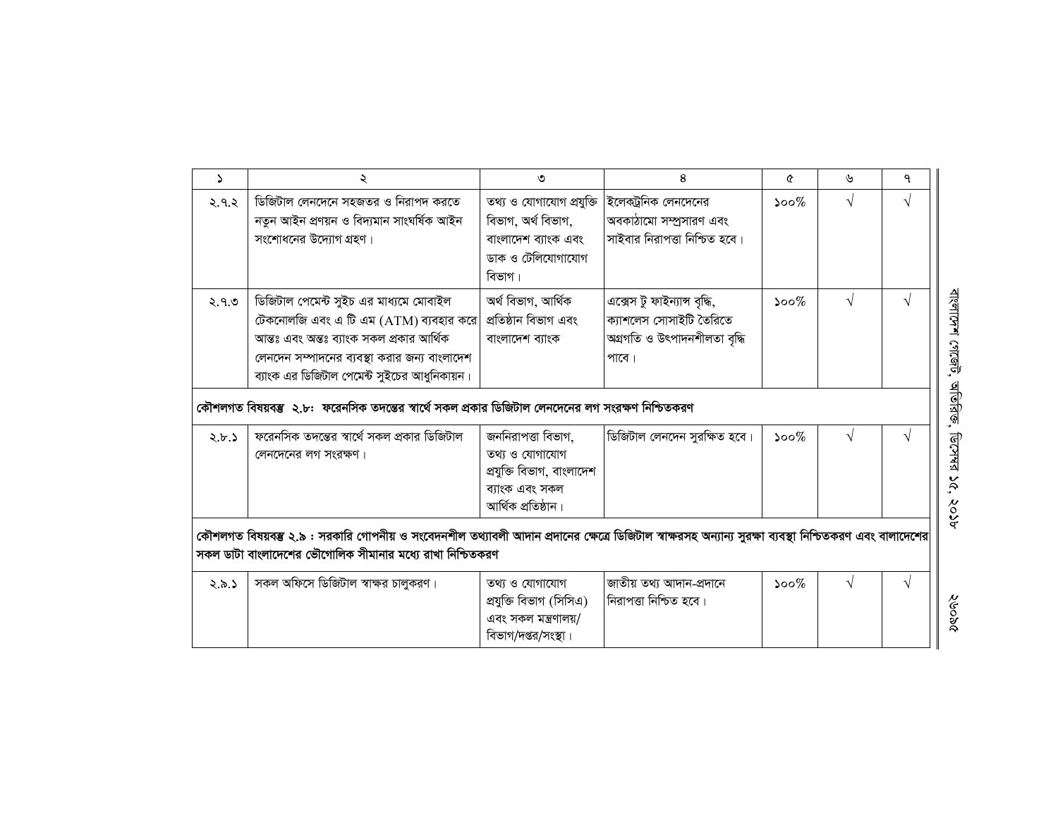| ১ | ২ | ৩ | ৪ | ৫ | ৬ | ৭ |
|---|---|---|---|---|---|---|
| ২.৭.২ | ডিজিটাল লেনদেনে সহজতর ও নিরাপদ করতে নতুন আইন প্রণয়ন ও বিদ্যমান সাংঘর্ষিক আইন সংশোধনের উদ্যোগ গ্রহণ। | তথ্য ও যোগাযোগ প্রযুক্তি বিভাগ, অর্থ বিভাগ, বাংলাদেশ ব্যাংক এবং ডাক ও টেলিযোগাযোগ বিভাগ। | ইলেকট্রনিক লেনদেনের অবকাঠামো সম্প্রসারণ এবং সাইবার নিরাপত্তা নিশ্চিত হবে। | ১০০% | √ | √ |
| ২.৭.৩ | ডিজিটাল পেমেন্ট সুইচ এর মাধ্যমে মোবাইল টেকনোলজি এবং এ টি এম (ATM) ব্যবহার করে আন্তঃ এবং অন্তঃ ব্যাংক সকল প্রকার আর্থিক লেনদেন সম্পাদনের ব্যবস্থা করার জন্য বাংলাদেশ ব্যাংক এর ডিজিটাল পেমেন্ট সুইচের আধুনিকায়ন। | অর্থ বিভাগ, আর্থিক প্রতিষ্ঠান বিভাগ এবং বাংলাদেশ ব্যাংক | এক্সেস টু ফাইন্যান্স বৃদ্ধি, ক্যাশলেস সোসাইটি তৈরিতে অগ্রগতি ও উৎপাদনশীলতা বৃদ্ধি পাবে। | ১০০% | √ | √ |
| **কৌশলগত বিষয়বস্তু ২.৮: ফরেনসিক তদন্তের স্বার্থে সকল প্রকার ডিজিটাল লেনদেনের লগ সংরক্ষণ নিশ্চিতকরণ** | | | | | | |
| ২.৮.১ | ফরেনসিক তদন্তের স্বার্থে সকল প্রকার ডিজিটাল লেনদেনের লগ সংরক্ষণ। | জননিরাপত্তা বিভাগ, তথ্য ও যোগাযোগ প্রযুক্তি বিভাগ, বাংলাদেশ ব্যাংক এবং সকল আর্থিক প্রতিষ্ঠান। | ডিজিটাল লেনদেন সুরক্ষিত হবে। | ১০০% | √ | √ |
| **কৌশলগত বিষয়বস্তু ২.৯ : সরকারি গোপনীয় ও সংবেদনশীল তথ্যাবলী আদান প্রদানের ক্ষেত্রে ডিজিটাল স্বাক্ষরসহ অন্যান্য সুরক্ষা ব্যবস্থা নিশ্চিতকরণ এবং বালাদেশের সকল ডাটা বাংলাদেশের ভৌগোলিক সীমানার মধ্যে রাখা নিশ্চিতকরণ** | | | | | | |
| ২.৯.১ | সকল অফিসে ডিজিটাল স্বাক্ষর চালুকরণ। | তথ্য ও যোগাযোগ প্রযুক্তি বিভাগ (সিসিএ) এবং সকল মন্ত্রণালয়/ বিভাগ/দপ্তর/সংস্থা। | জাতীয় তথ্য আদান-প্রদানে নিরাপত্তা নিশ্চিত হবে। | ১০০% | √ | √ |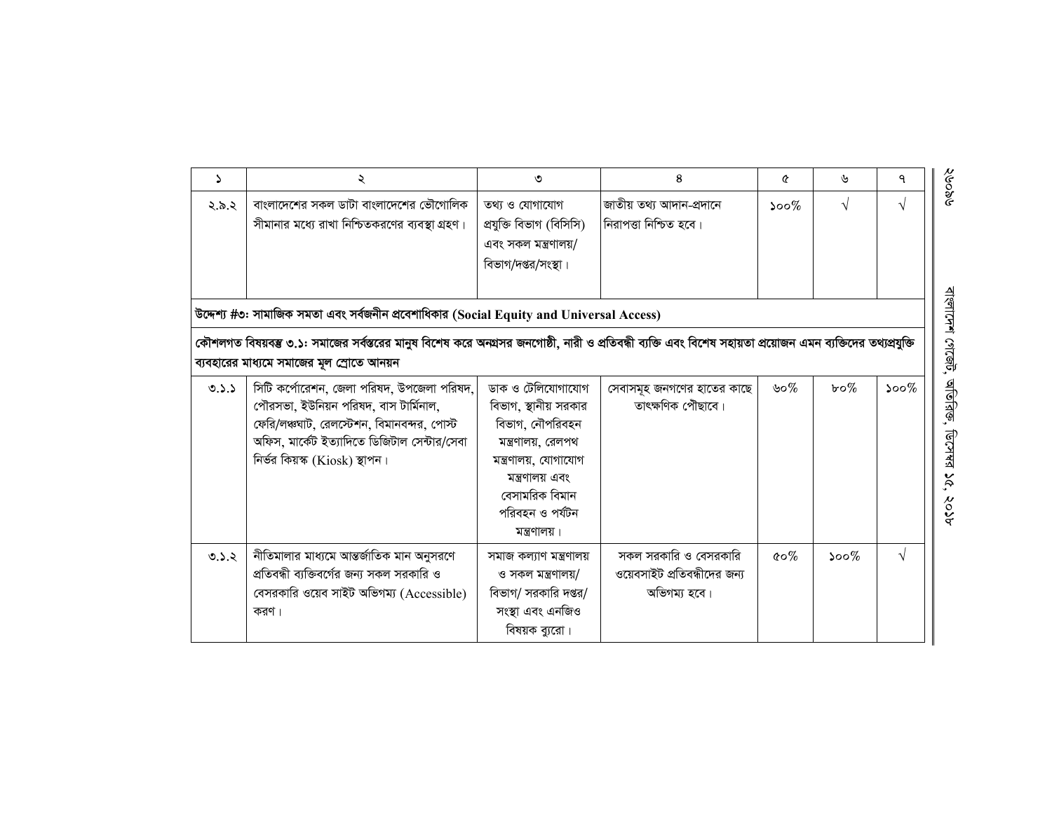| ১ | ২ | ৩ | ৪ | ৫ | ৬ | ৭ |
|---|---|---|---|---|---|---|
| ২.৯.২ | বাংলাদেশের সকল ডাটা বাংলাদেশের ভৌগোলিক সীমানার মধ্যে রাখা নিশ্চিতকরণের ব্যবস্থা গ্রহণ। | তথ্য ও যোগাযোগ প্রযুক্তি বিভাগ (বিসিসি) এবং সকল মন্ত্রণালয়/ বিভাগ/দপ্তর/সংস্থা। | জাতীয় তথ্য আদান-প্রদানে নিরাপত্তা নিশ্চিত হবে। | ১০০% | √ | √ |
| **উদ্দেশ্য #৩: সামাজিক সমতা এবং সর্বজনীন প্রবেশাধিকার (Social Equity and Universal Access)** | | | | | | |
| **কৌশলগত বিষয়বস্তু ৩.১: সমাজের সর্বস্তরের মানুষ বিশেষ করে অনগ্রসর জনগোষ্ঠী, নারী ও প্রতিবন্ধী ব্যক্তি এবং বিশেষ সহায়তা প্রয়োজন এমন ব্যক্তিদের তথ্যপ্রযুক্তি ব্যবহারের মাধ্যমে সমাজের মূল স্রোতে আনয়ন** | | | | | | |
| ৩.১.১ | সিটি কর্পোরেশন, জেলা পরিষদ, উপজেলা পরিষদ, পৌরসভা, ইউনিয়ন পরিষদ, বাস টার্মিনাল, ফেরি/লঞ্চঘাট, রেলস্টেশন, বিমানবন্দর, পোস্ট অফিস, মার্কেট ইত্যাদিতে ডিজিটাল সেন্টার/সেবা নির্ভর কিয়স্ক (Kiosk) স্থাপন। | ডাক ও টেলিযোগাযোগ বিভাগ, স্থানীয় সরকার বিভাগ, নৌপরিবহন মন্ত্রণালয়, রেলপথ মন্ত্রণালয়, যোগাযোগ মন্ত্রণালয় এবং বেসামরিক বিমান পরিবহন ও পর্যটন মন্ত্রণালয়। | সেবাসমূহ জনগণের হাতের কাছে তাৎক্ষণিক পৌছাবে। | ৬০% | ৮০% | ১০০% |
| ৩.১.২ | নীতিমালার মাধ্যমে আন্তর্জাতিক মান অনুসরণে প্রতিবন্ধী ব্যক্তিবর্গের জন্য সকল সরকারি ও বেসরকারি ওয়েব সাইট অভিগম্য (Accessible) করণ। | সমাজ কল্যাণ মন্ত্রণালয় ও সকল মন্ত্রণালয়/ বিভাগ/ সরকারি দপ্তর/ সংস্থা এবং এনজিও বিষয়ক ব্যুরো। | সকল সরকারি ও বেসরকারি ওয়েবসাইট প্রতিবন্ধীদের জন্য অভিগম্য হবে। | ৫০% | ১০০% | √ |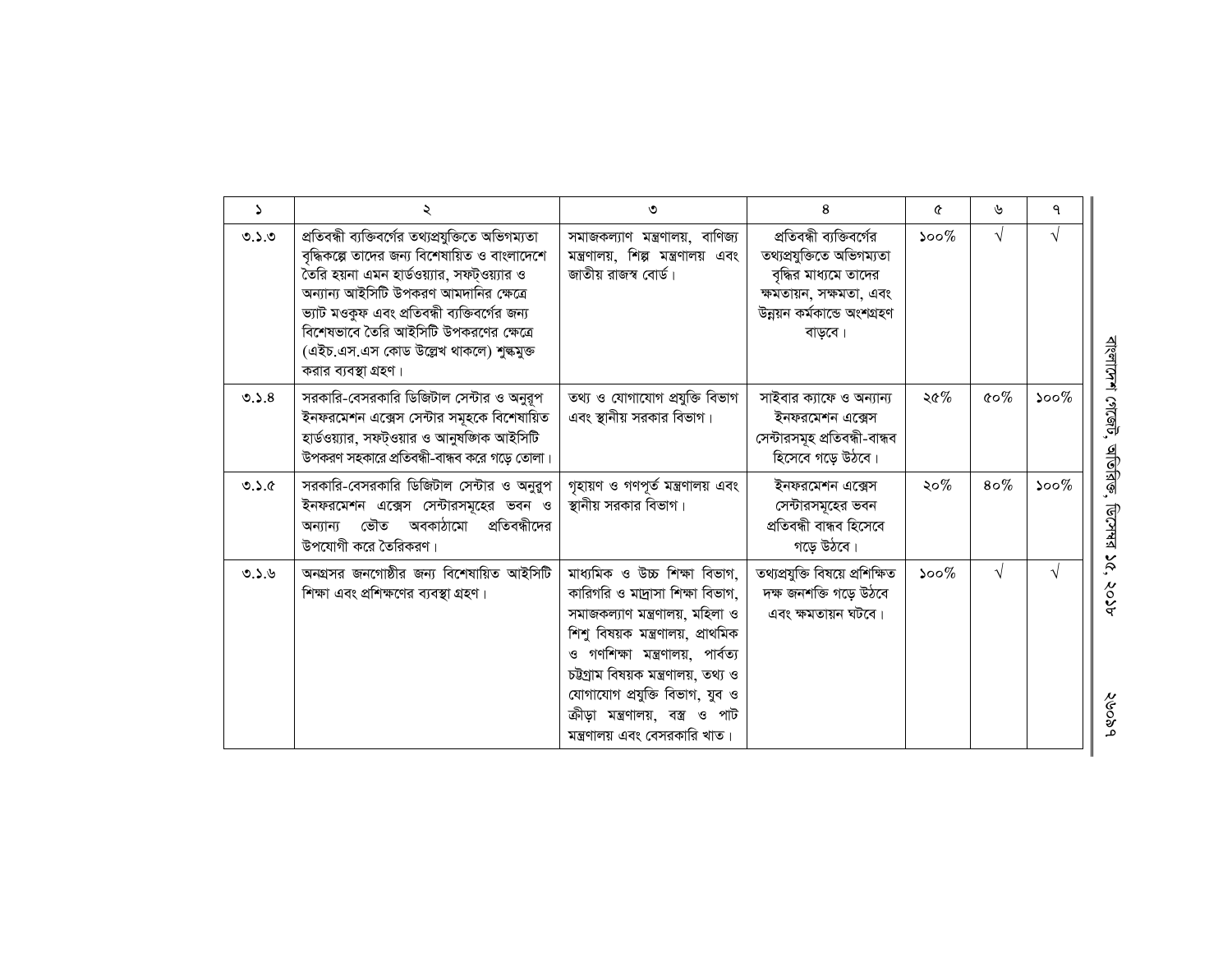| ১ | ২ | ৩ | ৪ | ৫ | ৬ | ৭ |
|---|---|---|---|---|---|---|
| ৩.১.৩ | প্রতিবন্ধী ব্যক্তিবর্গের তথ্যপ্রযুক্তিতে অভিগম্যতা বৃদ্ধিকল্পে তাদের জন্য বিশেষায়িত ও বাংলাদেশে তৈরি হয়না এমন হার্ডওয়্যার, সফট্ওয়্যার ও অন্যান্য আইসিটি উপকরণ আমদানির ক্ষেত্রে ভ্যাট মওকুফ এবং প্রতিবন্ধী ব্যক্তিবর্গের জন্য বিশেষভাবে তৈরি আইসিটি উপকরণের ক্ষেত্রে (এইচ.এস.এস কোড উল্লেখ থাকলে) শুল্কমুক্ত করার ব্যবস্থা গ্রহণ। | সমাজকল্যাণ মন্ত্রণালয়, বাণিজ্য মন্ত্রণালয়, শিল্প মন্ত্রণালয় এবং জাতীয় রাজস্ব বোর্ড। | প্রতিবন্ধী ব্যক্তিবর্গের তথ্যপ্রযুক্তিতে অভিগম্যতা বৃদ্ধির মাধ্যমে তাদের ক্ষমতায়ন, সক্ষমতা, এবং উন্নয়ন কর্মকান্ডে অংশগ্রহণ বাড়বে। | ১০০% | √ | √ |
| ৩.১.৪ | সরকারি-বেসরকারি ডিজিটাল সেন্টার ও অনুরূপ ইনফরমেশন এক্সেস সেন্টার সমূহকে বিশেষায়িত হার্ডওয়্যার, সফট্ওয়ার ও আনুষঙ্গিক আইসিটি উপকরণ সহকারে প্রতিবন্ধী-বান্ধব করে গড়ে তোলা। | তথ্য ও যোগাযোগ প্রযুক্তি বিভাগ এবং স্থানীয় সরকার বিভাগ। | সাইবার ক্যাফে ও অন্যান্য ইনফরমেশন এক্সেস সেন্টারসমূহ প্রতিবন্ধী-বান্ধব হিসেবে গড়ে উঠবে। | ২৫% | ৫০% | ১০০% |
| ৩.১.৫ | সরকারি-বেসরকারি ডিজিটাল সেন্টার ও অনুরূপ ইনফরমেশন এক্সেস সেন্টারসমূহের ভবন ও অন্যান্য ভৌত অবকাঠামো প্রতিবন্ধীদের উপযোগী করে তৈরিকরণ। | গৃহায়ণ ও গণপূর্ত মন্ত্রণালয় এবং স্থানীয় সরকার বিভাগ। | ইনফরমেশন এক্সেস সেন্টারসমূহের ভবন প্রতিবন্ধী বান্ধব হিসেবে গড়ে উঠবে। | ২০% | ৪০% | ১০০% |
| ৩.১.৬ | অনগ্রসর জনগোষ্ঠীর জন্য বিশেষায়িত আইসিটি শিক্ষা এবং প্রশিক্ষণের ব্যবস্থা গ্রহণ। | মাধ্যমিক ও উচ্চ শিক্ষা বিভাগ, কারিগরি ও মাদ্রাসা শিক্ষা বিভাগ, সমাজকল্যাণ মন্ত্রণালয়, মহিলা ও শিশু বিষয়ক মন্ত্রণালয়, প্রাথমিক ও গণশিক্ষা মন্ত্রণালয়, পার্বত্য চট্টগ্রাম বিষয়ক মন্ত্রণালয়, তথ্য ও যোগাযোগ প্রযুক্তি বিভাগ, যুব ও ক্রীড়া মন্ত্রণালয়, বস্ত্র ও পাট মন্ত্রণালয় এবং বেসরকারি খাত। | তথ্যপ্রযুক্তি বিষয়ে প্রশিক্ষিত দক্ষ জনশক্তি গড়ে উঠবে এবং ক্ষমতায়ন ঘটবে। | ১০০% | √ | √ |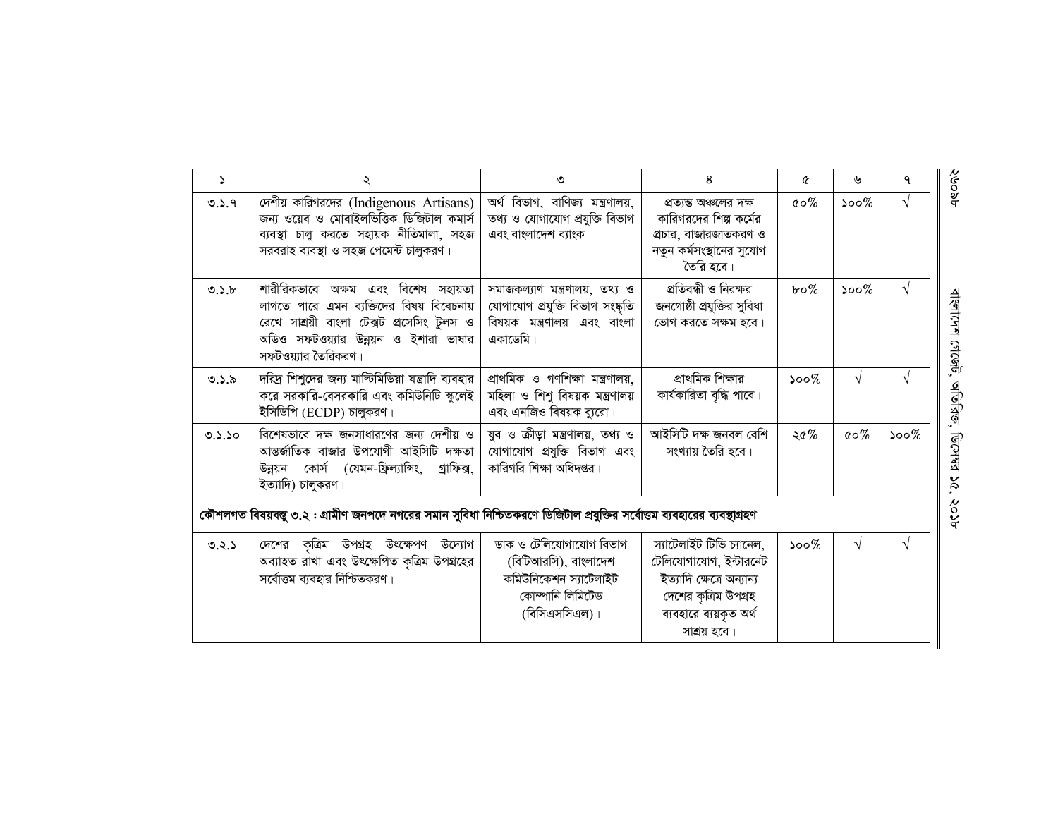| ১ | ২ | ৩ | ৪ | ৫ | ৬ | ৭ |
|---|---|---|---|---|---|---|
| ৩.১.৭ | দেশীয় কারিগরদের (Indigenous Artisans) জন্য ওয়েব ও মোবাইলভিত্তিক ডিজিটাল কমার্স ব্যবস্থা চালু করতে সহায়ক নীতিমালা, সহজ সরবরাহ ব্যবস্থা ও সহজ পেমেন্ট চালুকরণ। | অর্থ বিভাগ, বাণিজ্য মন্ত্রণালয়, তথ্য ও যোগাযোগ প্রযুক্তি বিভাগ এবং বাংলাদেশ ব্যাংক | প্রত্যন্ত অঞ্চলের দক্ষ কারিগরদের শিল্প কর্মের প্রচার, বাজারজাতকরণ ও নতুন কর্মসংস্থানের সুযোগ তৈরি হবে। | ৫০% | ১০০% | √ |
| ৩.১.৮ | শারীরিকভাবে অক্ষম এবং বিশেষ সহায়তা লাগতে পারে এমন ব্যক্তিদের বিষয় বিবেচনায় রেখে সাশ্রয়ী বাংলা টেক্সট প্রসেসিং টুলস ও অডিও সফটওয়্যার উন্নয়ন ও ইশারা ভাষার সফটওয়্যার তৈরিকরণ। | সমাজকল্যাণ মন্ত্রণালয়, তথ্য ও যোগাযোগ প্রযুক্তি বিভাগ সংস্কৃতি বিষয়ক মন্ত্রণালয় এবং বাংলা একাডেমি। | প্রতিবন্ধী ও নিরক্ষর জনগোষ্ঠী প্রযুক্তির সুবিধা ভোগ করতে সক্ষম হবে। | ৮০% | ১০০% | √ |
| ৩.১.৯ | দরিদ্র শিশুদের জন্য মাল্টিমিডিয়া যন্ত্রাদি ব্যবহার করে সরকারি-বেসরকারি এবং কমিউনিটি স্কুলেই ইসিডিপি (ECDP) চালুকরণ। | প্রাথমিক ও গণশিক্ষা মন্ত্রণালয়, মহিলা ও শিশু বিষয়ক মন্ত্রণালয় এবং এনজিও বিষয়ক ব্যুরো। | প্রাথমিক শিক্ষার কার্যকারিতা বৃদ্ধি পাবে। | ১০০% | √ | √ |
| ৩.১.১০ | বিশেষভাবে দক্ষ জনসাধারণের জন্য দেশীয় ও আন্তর্জাতিক বাজার উপযোগী আইসিটি দক্ষতা উন্নয়ন কোর্স (যেমন-ফ্রিল্যান্সিং, গ্রাফিক্স, ইত্যাদি) চালুকরণ। | যুব ও ক্রীড়া মন্ত্রণালয়, তথ্য ও যোগাযোগ প্রযুক্তি বিভাগ এবং কারিগরি শিক্ষা অধিদপ্তর। | আইসিটি দক্ষ জনবল বেশি সংখ্যায় তৈরি হবে। | ২৫% | ৫০% | ১০০% |
| **কৌশলগত বিষয়বস্তু ৩.২ : গ্রামীণ জনপদে নগরের সমান সুবিধা নিশ্চিতকরণে ডিজিটাল প্রযুক্তির সর্বোত্তম ব্যবহারের ব্যবস্থাগ্রহণ** | | | | | | |
| ৩.২.১ | দেশের কৃত্রিম উপগ্রহ উৎক্ষেপণ উদ্যোগ অব্যাহত রাখা এবং উৎক্ষেপিত কৃত্রিম উপগ্রহের সর্বোত্তম ব্যবহার নিশ্চিতকরণ। | ডাক ও টেলিযোগাযোগ বিভাগ (বিটিআরসি), বাংলাদেশ কমিউনিকেশন স্যাটেলাইট কোম্পানি লিমিটেড (বিসিএসসিএল)। | স্যাটেলাইট টিভি চ্যানেল, টেলিযোগাযোগ, ইন্টারনেট ইত্যাদি ক্ষেত্রে অন্যান্য দেশের কৃত্রিম উপগ্রহ ব্যবহারে ব্যয়কৃত অর্থ সাশ্রয় হবে। | ১০০% | √ | √ |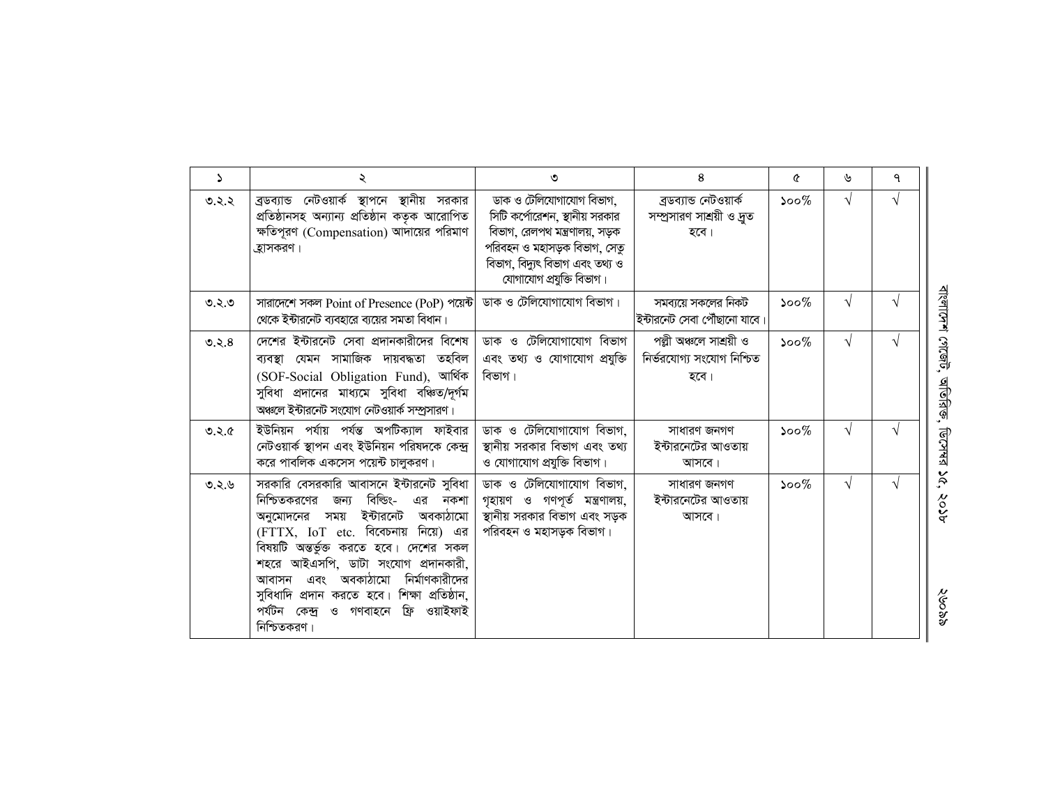| ১ | ২ | ৩ | ৪ | ৫ | ৬ | ৭ |
|---|---|---|---|---|---|---|
| ৩.২.২ | ব্রডব্যান্ড নেটওয়ার্ক স্থাপনে স্থানীয় সরকার প্রতিষ্ঠানসহ অন্যান্য প্রতিষ্ঠান কতৃক আরোপিত ক্ষতিপূরণ (Compensation) আদায়ের পরিমাণ হ্রাসকরণ। | ডাক ও টেলিযোগাযোগ বিভাগ, সিটি কর্পোরেশন, স্থানীয় সরকার বিভাগ, রেলপথ মন্ত্রণালয়, সড়ক পরিবহন ও মহাসড়ক বিভাগ, সেতু বিভাগ, বিদ্যুৎ বিভাগ এবং তথ্য ও যোগাযোগ প্রযুক্তি বিভাগ। | ব্রডব্যান্ড নেটওয়ার্ক সম্প্রসারণ সাশ্রয়ী ও দ্রুত হবে। | ১০০% | √ | √ |
| ৩.২.৩ | সারাদেশে সকল Point of Presence (PoP) পয়েন্ট থেকে ইন্টারনেট ব্যবহারে ব্যয়ের সমতা বিধান। | ডাক ও টেলিযোগাযোগ বিভাগ। | সমব্যয়ে সকলের নিকট ইন্টারনেট সেবা পৌঁছানো যাবে। | ১০০% | √ | √ |
| ৩.২.৪ | দেশের ইন্টারনেট সেবা প্রদানকারীদের বিশেষ ব্যবস্থা যেমন সামাজিক দায়বদ্ধতা তহবিল (SOF-Social Obligation Fund), আর্থিক সুবিধা প্রদানের মাধ্যমে সুবিধা বঞ্চিত/দূর্গম অঞ্চলে ইন্টারনেট সংযোগ নেটওয়ার্ক সম্প্রসারণ। | ডাক ও টেলিযোগাযোগ বিভাগ এবং তথ্য ও যোগাযোগ প্রযুক্তি বিভাগ। | পল্লী অঞ্চলে সাশ্রয়ী ও নির্ভরযোগ্য সংযোগ নিশ্চিত হবে। | ১০০% | √ | √ |
| ৩.২.৫ | ইউনিয়ন পর্যায় পর্যন্ত অপটিক্যাল ফাইবার নেটওয়ার্ক স্থাপন এবং ইউনিয়ন পরিষদকে কেন্দ্র করে পাবলিক একসেস পয়েন্ট চালুকরণ। | ডাক ও টেলিযোগাযোগ বিভাগ, স্থানীয় সরকার বিভাগ এবং তথ্য ও যোগাযোগ প্রযুক্তি বিভাগ। | সাধারণ জনগণ ইন্টারনেটের আওতায় আসবে। | ১০০% | √ | √ |
| ৩.২.৬ | সরকারি বেসরকারি আবাসনে ইন্টারনেট সুবিধা নিশ্চিতকরণের জন্য বিল্ডিং- এর নকশা অনুমোদনের সময় ইন্টারনেট অবকাঠামো (FTTX, IoT etc. বিবেচনায় নিয়ে) এর বিষয়টি অন্তর্ভুক্ত করতে হবে। দেশের সকল শহরে আইএসপি, ডাটা সংযোগ প্রদানকারী, আবাসন এবং অবকাঠামো নির্মাণকারীদের সুবিধাদি প্রদান করতে হবে। শিক্ষা প্রতিষ্ঠান, পর্যটন কেন্দ্র ও গণবাহনে ফ্রি ওয়াইফাই নিশ্চিতকরণ। | ডাক ও টেলিযোগাযোগ বিভাগ, গৃহায়ণ ও গণপূর্ত মন্ত্রণালয়, স্থানীয় সরকার বিভাগ এবং সড়ক পরিবহন ও মহাসড়ক বিভাগ। | সাধারণ জনগণ ইন্টারনেটের আওতায় আসবে। | ১০০% | √ | √ |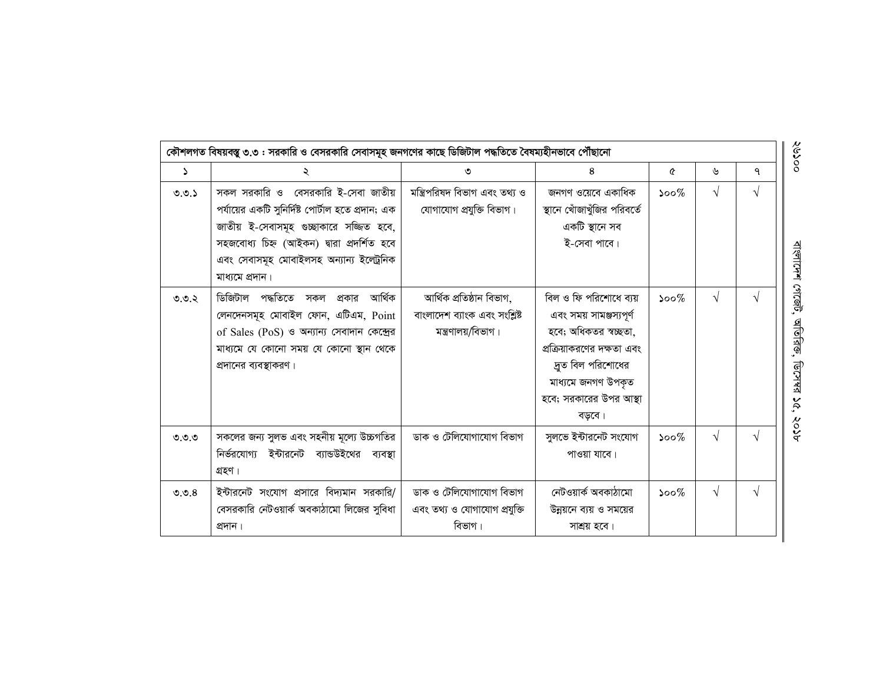| কৌশলগত বিষয়বস্তু ৩.৩ : সরকারি ও বেসরকারি সেবাসমূহ জনগণের কাছে ডিজিটাল পদ্ধতিতে বৈষম্যহীনভাবে পৌঁছানো | | | | | | |
|---|---|---|---|---|---|---|
| ১ | ২ | ৩ | ৪ | ৫ | ৬ | ৭ |
| ৩.৩.১ | সকল সরকারি ও বেসরকারি ই-সেবা জাতীয় পর্যায়ের একটি সুনির্দিষ্ট পোর্টাল হতে প্রদান; এক জাতীয় ই-সেবাসমূহ গুচ্ছাকারে সজ্জিত হবে, সহজবোধ্য চিহ্ন (আইকন) দ্বারা প্রদর্শিত হবে এবং সেবাসমূহ মোবাইলসহ অন্যান্য ইলেক্ট্রনিক মাধ্যমে প্রদান। | মন্ত্রিপরিষদ বিভাগ এবং তথ্য ও যোগাযোগ প্রযুক্তি বিভাগ। | জনগণ ওয়েবে একাধিক স্থানে খোঁজাখুঁজির পরিবর্তে একটি স্থানে সব ই-সেবা পাবে। | ১০০% | √ | √ |
| ৩.৩.২ | ডিজিটাল পদ্ধতিতে সকল প্রকার আর্থিক লেনদেনসমূহ মোবাইল ফোন, এটিএম, Point of Sales (PoS) ও অন্যান্য সেবাদান কেন্দ্রের মাধ্যমে যে কোনো সময় যে কোনো স্থান থেকে প্রদানের ব্যবস্থাকরণ। | আর্থিক প্রতিষ্ঠান বিভাগ, বাংলাদেশ ব্যাংক এবং সংশ্লিষ্ট মন্ত্রণালয়/বিভাগ। | বিল ও ফি পরিশোধে ব্যয় এবং সময় সামঞ্জস্যপূর্ণ হবে; অধিকতর স্বচ্ছতা, প্রক্রিয়াকরণের দক্ষতা এবং দ্রুত বিল পরিশোধের মাধ্যমে জনগণ উপকৃত হবে; সরকারের উপর আস্থা বাড়বে। | ১০০% | √ | √ |
| ৩.৩.৩ | সকলের জন্য সুলভ এবং সহনীয় মূল্যে উচ্চগতির নির্ভরযোগ্য ইন্টারনেট ব্যান্ডউইথের ব্যবস্থা গ্রহণ। | ডাক ও টেলিযোগাযোগ বিভাগ | সুলভে ইন্টারনেট সংযোগ পাওয়া যাবে। | ১০০% | √ | √ |
| ৩.৩.৪ | ইন্টারনেট সংযোগ প্রসারে বিদ্যমান সরকারি/ বেসরকারি নেটওয়ার্ক অবকাঠামো লিজের সুবিধা প্রদান। | ডাক ও টেলিযোগাযোগ বিভাগ এবং তথ্য ও যোগাযোগ প্রযুক্তি বিভাগ। | নেটওয়ার্ক অবকাঠামো উন্নয়নে ব্যয় ও সময়ের সাশ্রয় হবে। | ১০০% | √ | √ |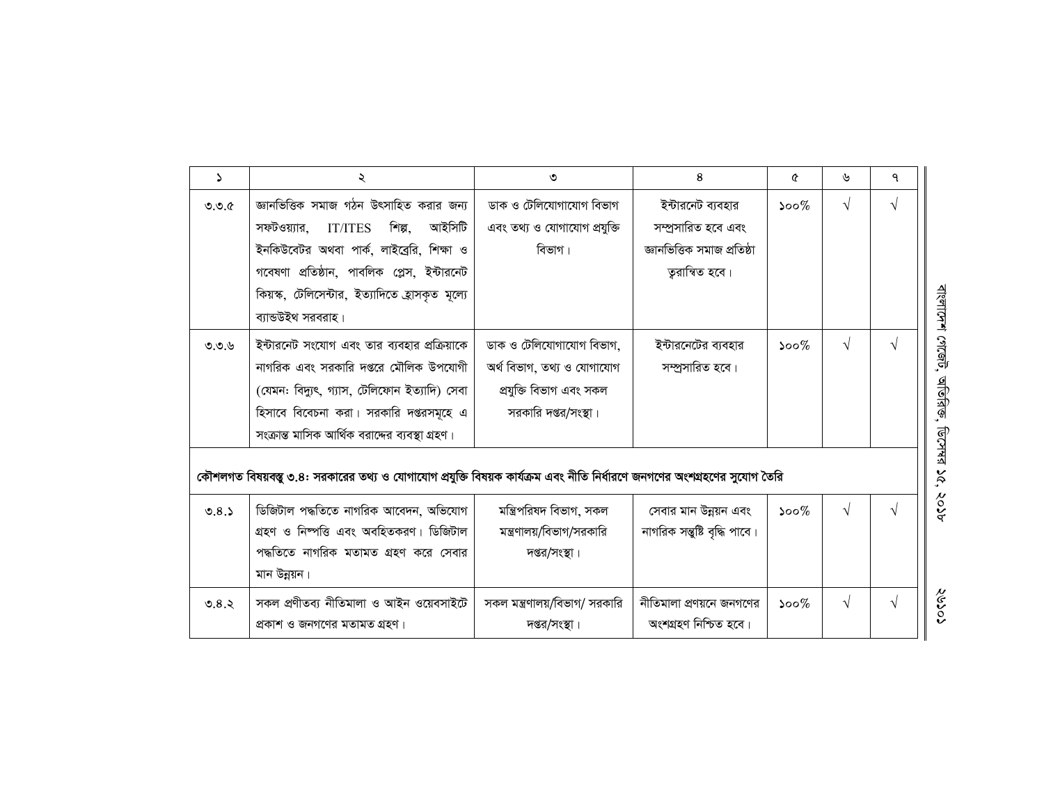| ১ | ২ | ৩ | ৪ | ৫ | ৬ | ৭ |
|---|---|---|---|---|---|---|
| ৩.৩.৫ | জ্ঞানভিত্তিক সমাজ গঠন উৎসাহিত করার জন্য সফটওয়্যার, IT/ITES শিল্প, আইসিটি ইনকিউবেটর অথবা পার্ক, লাইব্রেরি, শিক্ষা ও গবেষণা প্রতিষ্ঠান, পাবলিক প্রেস, ইন্টারনেট কিয়স্ক, টেলিসেন্টার, ইত্যাদিতে হ্রাসকৃত মূল্যে ব্যান্ডউইথ সরবরাহ। | ডাক ও টেলিযোগাযোগ বিভাগ এবং তথ্য ও যোগাযোগ প্রযুক্তি বিভাগ। | ইন্টারনেট ব্যবহার সম্প্রসারিত হবে এবং জ্ঞানভিত্তিক সমাজ প্রতিষ্ঠা ত্বরান্বিত হবে। | ১০০% | √ | √ |
| ৩.৩.৬ | ইন্টারনেট সংযোগ এবং তার ব্যবহার প্রক্রিয়াকে নাগরিক এবং সরকারি দপ্তরে মৌলিক উপযোগী (যেমনঃ বিদ্যুৎ, গ্যাস, টেলিফোন ইত্যাদি) সেবা হিসাবে বিবেচনা করা। সরকারি দপ্তরসমূহে এ সংক্রান্ত মাসিক আর্থিক বরাদ্দের ব্যবস্থা গ্রহণ। | ডাক ও টেলিযোগাযোগ বিভাগ, অর্থ বিভাগ, তথ্য ও যোগাযোগ প্রযুক্তি বিভাগ এবং সকল সরকারি দপ্তর/সংস্থা। | ইন্টারনেটের ব্যবহার সম্প্রসারিত হবে। | ১০০% | √ | √ |
| **কৌশলগত বিষয়বস্তু ৩.৪: সরকারের তথ্য ও যোগাযোগ প্রযুক্তি বিষয়ক কার্যক্রম এবং নীতি নির্ধারণে জনগণের অংশগ্রহণের সুযোগ তৈরি** | | | | | | |
| ৩.৪.১ | ডিজিটাল পদ্ধতিতে নাগরিক আবেদন, অভিযোগ গ্রহণ ও নিষ্পত্তি এবং অবহিতকরণ। ডিজিটাল পদ্ধতিতে নাগরিক মতামত গ্রহণ করে সেবার মান উন্নয়ন। | মন্ত্রিপরিষদ বিভাগ, সকল মন্ত্রণালয়/বিভাগ/সরকারি দপ্তর/সংস্থা। | সেবার মান উন্নয়ন এবং নাগরিক সন্তুষ্টি বৃদ্ধি পাবে। | ১০০% | √ | √ |
| ৩.৪.২ | সকল প্রণীতব্য নীতিমালা ও আইন ওয়েবসাইটে প্রকাশ ও জনগণের মতামত গ্রহণ। | সকল মন্ত্রণালয়/বিভাগ/ সরকারি দপ্তর/সংস্থা। | নীতিমালা প্রণয়নে জনগণের অংশগ্রহণ নিশ্চিত হবে। | ১০০% | √ | √ |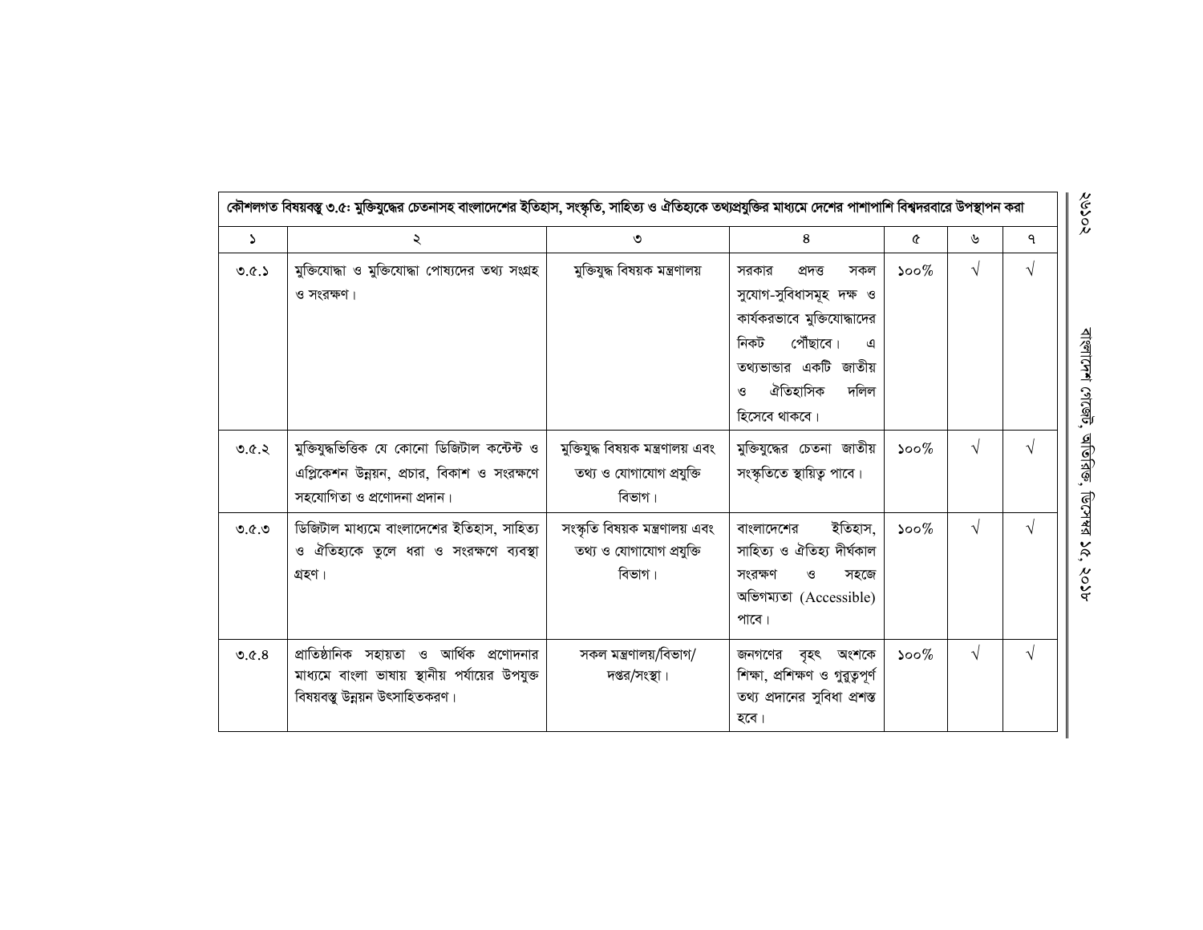| কৌশলগত বিষয়বস্তু ৩.৫: মুক্তিযুদ্ধের চেতনাসহ বাংলাদেশের ইতিহাস, সংস্কৃতি, সাহিত্য ও ঐতিহ্যকে তথ্যপ্রযুক্তির মাধ্যমে দেশের পাশাপাশি বিশ্বদরবারে উপস্থাপন করা | | | | | | |
|---|---|---|---|---|---|---|
| ১ | ২ | ৩ | ৪ | ৫ | ৬ | ৭ |
| ৩.৫.১ | মুক্তিযোদ্ধা ও মুক্তিযোদ্ধা পোষ্যদের তথ্য সংগ্রহ ও সংরক্ষণ। | মুক্তিযুদ্ধ বিষয়ক মন্ত্রণালয় | সরকার প্রদত্ত সকল সুযোগ-সুবিধাসমূহ দক্ষ ও কার্যকরভাবে মুক্তিযোদ্ধাদের নিকট পৌঁছাবে। এ তথ্যভান্ডার একটি জাতীয় ও ঐতিহাসিক দলিল হিসেবে থাকবে। | ১০০% | √ | √ |
| ৩.৫.২ | মুক্তিযুদ্ধভিত্তিক যে কোনো ডিজিটাল কন্টেন্ট ও এপ্লিকেশন উন্নয়ন, প্রচার, বিকাশ ও সংরক্ষণে সহযোগিতা ও প্রণোদনা প্রদান। | মুক্তিযুদ্ধ বিষয়ক মন্ত্রণালয় এবং তথ্য ও যোগাযোগ প্রযুক্তি বিভাগ। | মুক্তিযুদ্ধের চেতনা জাতীয় সংস্কৃতিতে স্থায়িত্ব পাবে। | ১০০% | √ | √ |
| ৩.৫.৩ | ডিজিটাল মাধ্যমে বাংলাদেশের ইতিহাস, সাহিত্য ও ঐতিহ্যকে তুলে ধরা ও সংরক্ষণে ব্যবস্থা গ্রহণ। | সংস্কৃতি বিষয়ক মন্ত্রণালয় এবং তথ্য ও যোগাযোগ প্রযুক্তি বিভাগ। | বাংলাদেশের ইতিহাস, সাহিত্য ও ঐতিহ্য দীর্ঘকাল সংরক্ষণ ও সহজে অভিগম্যতা (Accessible) পাবে। | ১০০% | √ | √ |
| ৩.৫.৪ | প্রাতিষ্ঠানিক সহায়তা ও আর্থিক প্রণোদনার মাধ্যমে বাংলা ভাষায় স্থানীয় পর্যায়ের উপযুক্ত বিষয়বস্তু উন্নয়ন উৎসাহিতকরণ। | সকল মন্ত্রণালয়/বিভাগ/দপ্তর/সংস্থা। | জনগণের বৃহৎ অংশকে শিক্ষা, প্রশিক্ষণ ও গুরুত্বপূর্ণ তথ্য প্রদানের সুবিধা প্রশস্ত হবে। | ১০০% | √ | √ |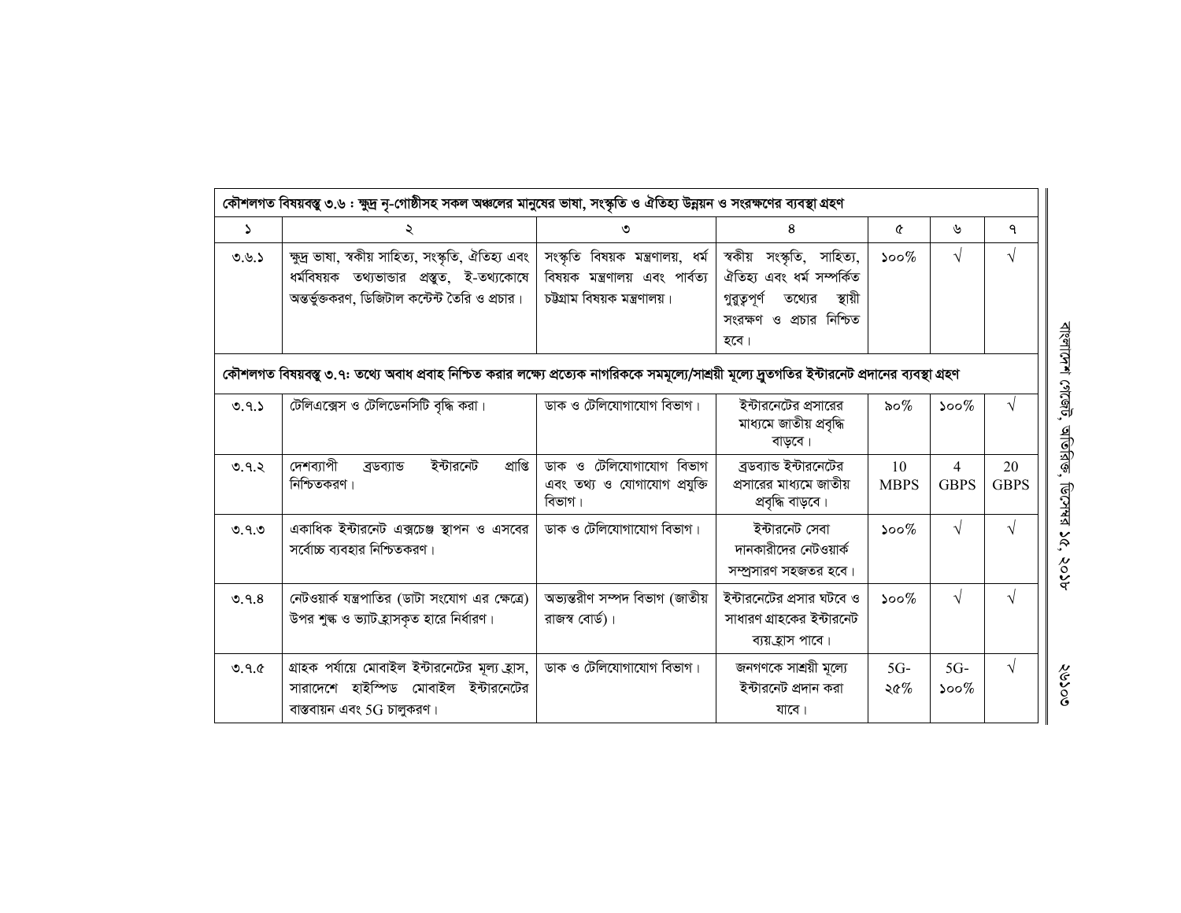| কৌশলগত বিষয়বস্তু ৩.৬ : ক্ষুদ্র নৃ-গোষ্ঠীসহ সকল অঞ্চলের মানুষের ভাষা, সংস্কৃতি ও ঐতিহ্য উন্নয়ন ও সংরক্ষণের ব্যবস্থা গ্রহণ | | | | | | |
|---|---|---|---|---|---|---|
| ১ | ২ | ৩ | ৪ | ৫ | ৬ | ৭ |
| ৩.৬.১ | ক্ষুদ্র ভাষা, স্বকীয় সাহিত্য, সংস্কৃতি, ঐতিহ্য এবং ধর্মবিষয়ক তথ্যভান্ডার প্রস্তুত, ই-তথ্যকোষে অন্তর্ভুক্তকরণ, ডিজিটাল কন্টেন্ট তৈরি ও প্রচার। | সংস্কৃতি বিষয়ক মন্ত্রণালয়, ধর্ম বিষয়ক মন্ত্রণালয় এবং পার্বত্য চট্টগ্রাম বিষয়ক মন্ত্রণালয়। | স্বকীয় সংস্কৃতি, সাহিত্য, ঐতিহ্য এবং ধর্ম সম্পর্কিত গুরুত্বপূর্ণ তথ্যের স্থায়ী সংরক্ষণ ও প্রচার নিশ্চিত হবে। | ১০০% | √ | √ |
| কৌশলগত বিষয়বস্তু ৩.৭: তথ্যে অবাধ প্রবাহ নিশ্চিত করার লক্ষ্যে প্রত্যেক নাগরিককে সমমূল্যে/সাশ্রয়ী মূল্যে দ্রুতগতির ইন্টারনেট প্রদানের ব্যবস্থা গ্রহণ | | | | | | |
| ৩.৭.১ | টেলিএক্সেস ও টেলিডেনসিটি বৃদ্ধি করা। | ডাক ও টেলিযোগাযোগ বিভাগ। | ইন্টারনেটের প্রসারের মাধ্যমে জাতীয় প্রবৃদ্ধি বাড়বে। | ৯০% | ১০০% | √ |
| ৩.৭.২ | দেশব্যাপী ব্রডব্যান্ড ইন্টারনেট প্রাপ্তি নিশ্চিতকরণ। | ডাক ও টেলিযোগাযোগ বিভাগ এবং তথ্য ও যোগাযোগ প্রযুক্তি বিভাগ। | ব্রডব্যান্ড ইন্টারনেটের প্রসারের মাধ্যমে জাতীয় প্রবৃদ্ধি বাড়বে। | 10 MBPS | 4 GBPS | 20 GBPS |
| ৩.৭.৩ | একাধিক ইন্টারনেট এক্সচেঞ্জ স্থাপন ও এসবের সর্বোচ্চ ব্যবহার নিশ্চিতকরণ। | ডাক ও টেলিযোগাযোগ বিভাগ। | ইন্টারনেট সেবা দানকারীদের নেটওয়ার্ক সম্প্রসারণ সহজতর হবে। | ১০০% | √ | √ |
| ৩.৭.৪ | নেটওয়ার্ক যন্ত্রপাতির (ডাটা সংযোগ এর ক্ষেত্রে) উপর শুল্ক ও ভ্যাট হ্রাসকৃত হারে নির্ধারণ। | অভ্যন্তরীণ সম্পদ বিভাগ (জাতীয় রাজস্ব বোর্ড)। | ইন্টারনেটের প্রসার ঘটবে ও সাধারণ গ্রাহকের ইন্টারনেট ব্যয় হ্রাস পাবে। | ১০০% | √ | √ |
| ৩.৭.৫ | গ্রাহক পর্যায়ে মোবাইল ইন্টারনেটের মূল্য হ্রাস, সারাদেশে হাইস্পিড মোবাইল ইন্টারনেটের বাস্তবায়ন এবং 5G চালুকরণ। | ডাক ও টেলিযোগাযোগ বিভাগ। | জনগণকে সাশ্রয়ী মূল্যে ইন্টারনেট প্রদান করা যাবে। | 5G-২৫% | 5G-১০০% | √ |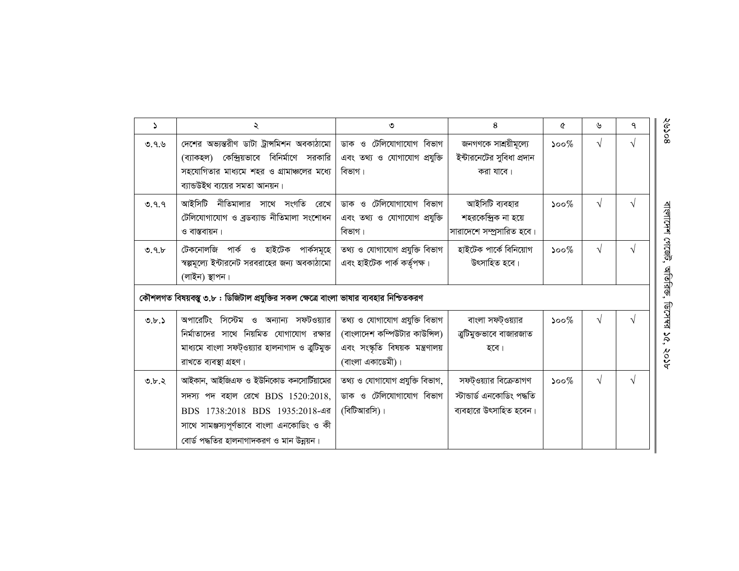| ১ | ২ | ৩ | ৪ | ৫ | ৬ | ৭ |
|---|---|---|---|---|---|---|
| ৩.৭.৬ | দেশের অভ্যন্তরীণ ডাটা ট্রান্সমিশন অবকাঠামো (ব্যাকহল) কেন্দ্রিয়ভাবে বিনির্মাণে সরকারি সহযোগিতার মাধ্যমে শহর ও গ্রামাঞ্চলের মধ্যে ব্যান্ডউইথ ব্যয়ের সমতা আনয়ন। | ডাক ও টেলিযোগাযোগ বিভাগ এবং তথ্য ও যোগাযোগ প্রযুক্তি বিভাগ। | জনগণকে সাশ্রয়ীমূল্যে ইন্টারনেটের সুবিধা প্রদান করা যাবে। | ১০০% | √ | √ |
| ৩.৭.৭ | আইসিটি নীতিমালার সাথে সংগতি রেখে টেলিযোগাযোগ ও ব্রডব্যান্ড নীতিমালা সংশোধন ও বাস্তবায়ন। | ডাক ও টেলিযোগাযোগ বিভাগ এবং তথ্য ও যোগাযোগ প্রযুক্তি বিভাগ। | আইসিটি ব্যবহার শহরকেন্দ্রিক না হয়ে সারাদেশে সম্প্রসারিত হবে। | ১০০% | √ | √ |
| ৩.৭.৮ | টেকনোলজি পার্ক ও হাইটেক পার্কসমূহে স্বল্পমূল্যে ইন্টারনেট সরবরাহের জন্য অবকাঠামো (লাইন) স্থাপন। | তথ্য ও যোগাযোগ প্রযুক্তি বিভাগ এবং হাইটেক পার্ক কর্তৃপক্ষ। | হাইটেক পার্কে বিনিয়োগ উৎসাহিত হবে। | ১০০% | √ | √ |
| **কৌশলগত বিষয়বস্তু ৩.৮ : ডিজিটাল প্রযুক্তির সকল ক্ষেত্রে বাংলা ভাষার ব্যবহার নিশ্চিতকরণ** | | | | | | |
| ৩.৮.১ | অপারেটিং সিস্টেম ও অন্যান্য সফটওয়্যার নির্মাতাদের সাথে নিয়মিত যোগাযোগ রক্ষার মাধ্যমে বাংলা সফট্ওয়্যার হালনাগাদ ও ত্রুটিমুক্ত রাখতে ব্যবস্থা গ্রহণ। | তথ্য ও যোগাযোগ প্রযুক্তি বিভাগ (বাংলাদেশ কম্পিউটার কাউন্সিল) এবং সংস্কৃতি বিষয়ক মন্ত্রণালয় (বাংলা একাডেমী)। | বাংলা সফট্ওয়্যার ত্রুটিমুক্তভাবে বাজারজাত হবে। | ১০০% | √ | √ |
| ৩.৮.২ | আইকান, আইজিএফ ও ইউনিকোড কনসোর্টিয়ামের সদস্য পদ বহাল রেখে BDS 1520:2018, BDS 1738:2018 BDS 1935:2018-এর সাথে সামঞ্জস্যপূর্ণভাবে বাংলা এনকোডিং ও কী বোর্ড পদ্ধতির হালনাগাদকরণ ও মান উন্নয়ন। | তথ্য ও যোগাযোগ প্রযুক্তি বিভাগ, ডাক ও টেলিযোগাযোগ বিভাগ (বিটিআরসি)। | সফটওয়্যার বিক্রেতাগণ স্টান্ডার্ড এনকোডিং পদ্ধতি ব্যবহারে উৎসাহিত হবেন। | ১০০% | √ | √ |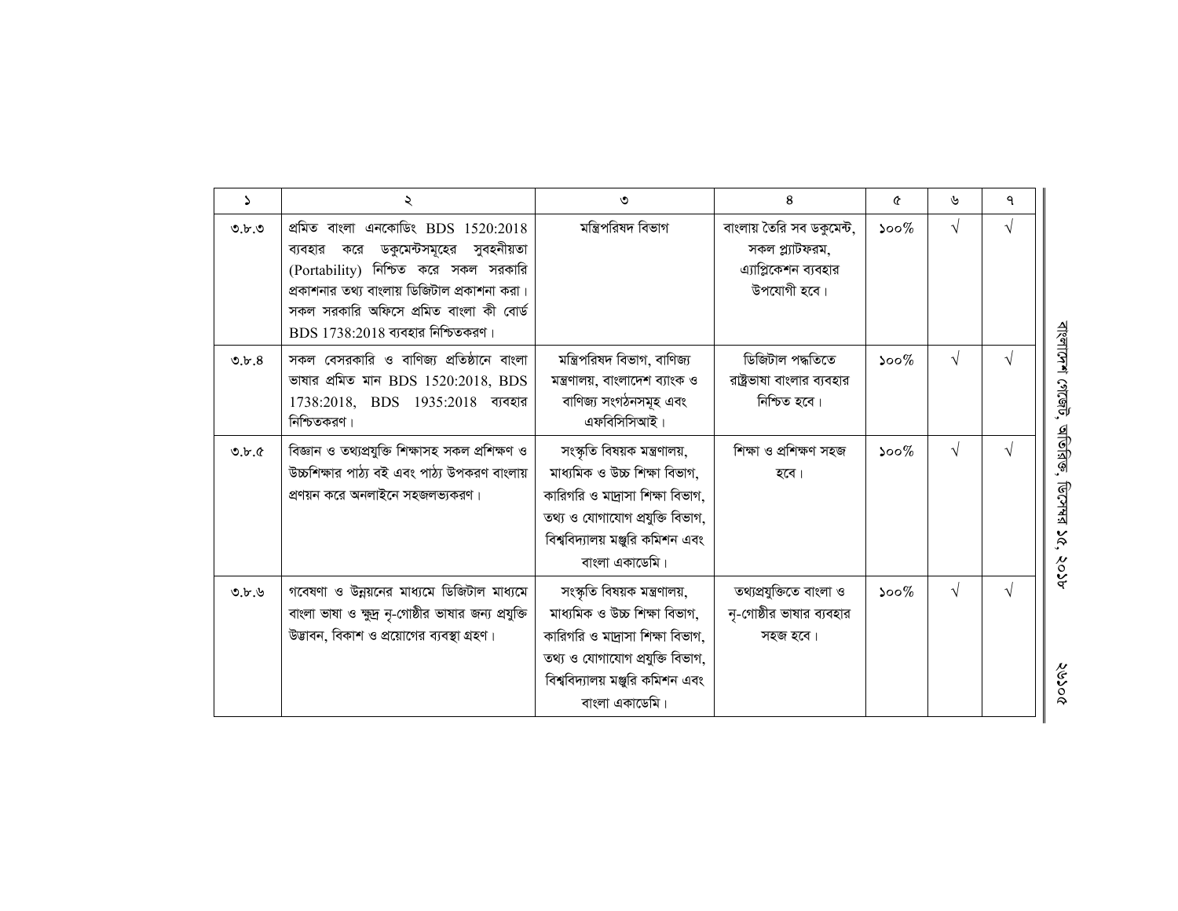| ১ | ২ | ৩ | ৪ | ৫ | ৬ | ৭ |
| --- | --- | --- | --- | --- | --- | --- |
| ৩.৮.৩ | প্রমিত বাংলা এনকোডিং BDS 1520:2018 ব্যবহার করে ডকুমেন্টসমূহের সুবহনীয়তা (Portability) নিশ্চিত করে সকল সরকারি প্রকাশনার তথ্য বাংলায় ডিজিটাল প্রকাশনা করা। সকল সরকারি অফিসে প্রমিত বাংলা কী বোর্ড BDS 1738:2018 ব্যবহার নিশ্চিতকরণ। | মন্ত্রিপরিষদ বিভাগ | বাংলায় তৈরি সব ডকুমেন্ট, সকল প্ল্যাটফরম, এ্যাপ্লিকেশন ব্যবহার উপযোগী হবে। | ১০০% | √ | √ |
| ৩.৮.৪ | সকল বেসরকারি ও বাণিজ্য প্রতিষ্ঠানে বাংলা ভাষার প্রমিত মান BDS 1520:2018, BDS 1738:2018, BDS 1935:2018 ব্যবহার নিশ্চিতকরণ। | মন্ত্রিপরিষদ বিভাগ, বাণিজ্য মন্ত্রণালয়, বাংলাদেশ ব্যাংক ও বাণিজ্য সংগঠনসমূহ এবং এফবিসিসিআই। | ডিজিটাল পদ্ধতিতে রাষ্ট্রভাষা বাংলার ব্যবহার নিশ্চিত হবে। | ১০০% | √ | √ |
| ৩.৮.৫ | বিজ্ঞান ও তথ্যপ্রযুক্তি শিক্ষাসহ সকল প্রশিক্ষণ ও উচ্চশিক্ষার পাঠ্য বই এবং পাঠ্য উপকরণ বাংলায় প্রণয়ন করে অনলাইনে সহজলভ্যকরণ। | সংস্কৃতি বিষয়ক মন্ত্রণালয়, মাধ্যমিক ও উচ্চ শিক্ষা বিভাগ, কারিগরি ও মাদ্রাসা শিক্ষা বিভাগ, তথ্য ও যোগাযোগ প্রযুক্তি বিভাগ, বিশ্ববিদ্যালয় মঞ্জুরি কমিশন এবং বাংলা একাডেমি। | শিক্ষা ও প্রশিক্ষণ সহজ হবে। | ১০০% | √ | √ |
| ৩.৮.৬ | গবেষণা ও উন্নয়নের মাধ্যমে ডিজিটাল মাধ্যমে বাংলা ভাষা ও ক্ষুদ্র নৃ-গোষ্ঠীর ভাষার জন্য প্রযুক্তি উদ্ভাবন, বিকাশ ও প্রয়োগের ব্যবস্থা গ্রহণ। | সংস্কৃতি বিষয়ক মন্ত্রণালয়, মাধ্যমিক ও উচ্চ শিক্ষা বিভাগ, কারিগরি ও মাদ্রাসা শিক্ষা বিভাগ, তথ্য ও যোগাযোগ প্রযুক্তি বিভাগ, বিশ্ববিদ্যালয় মঞ্জুরি কমিশন এবং বাংলা একাডেমি। | তথ্যপ্রযুক্তিতে বাংলা ও নৃ-গোষ্ঠীর ভাষার ব্যবহার সহজ হবে। | ১০০% | √ | √ |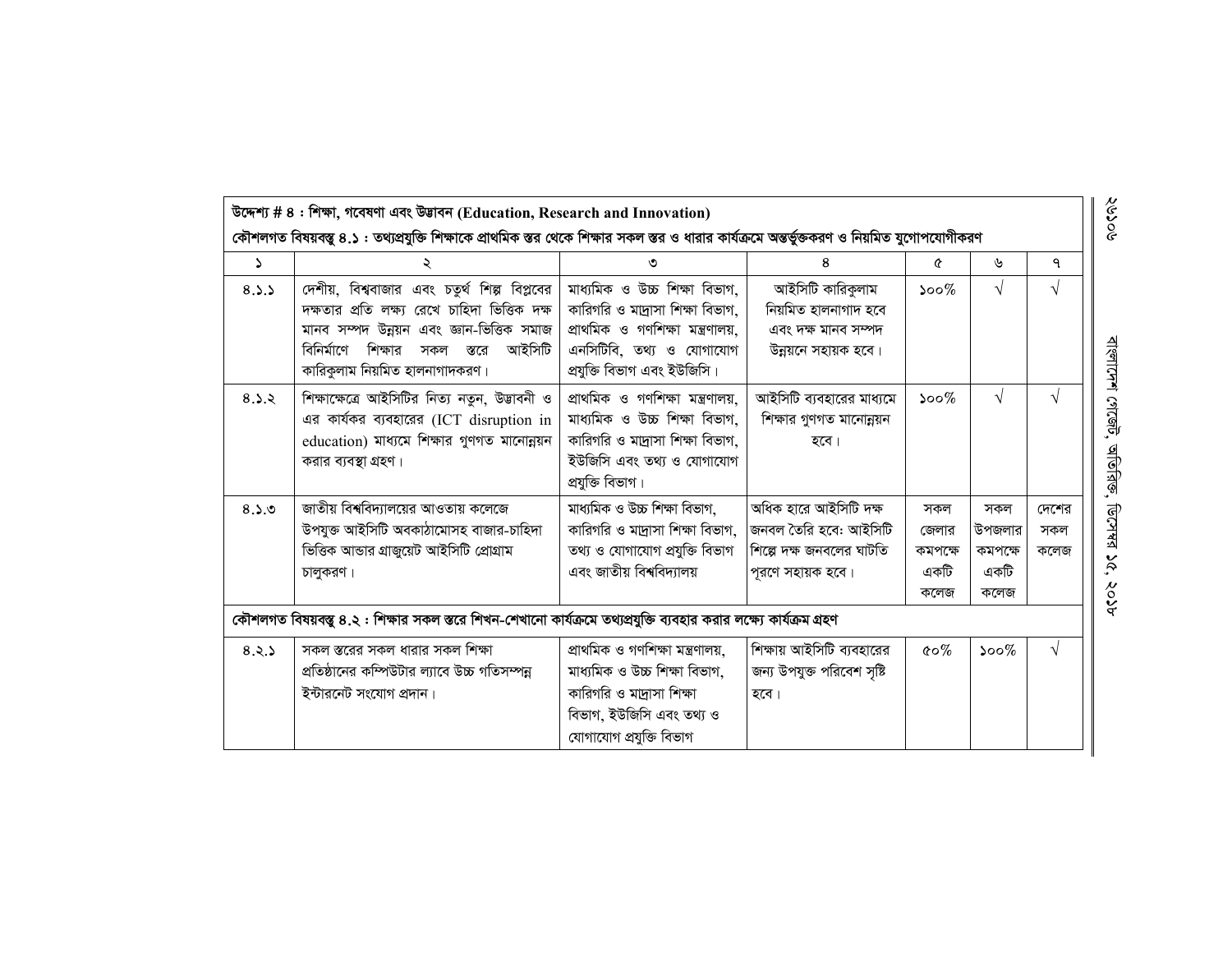| উদ্দেশ্য # ৪ : শিক্ষা, গবেষণা এবং উদ্ভাবন (Education, Research and Innovation) | | | | | | |
|---|---|---|---|---|---|---|
| **কৌশলগত বিষয়বস্তু ৪.১ : তথ্যপ্রযুক্তি শিক্ষাকে প্রাথমিক স্তর থেকে শিক্ষার সকল স্তর ও ধারার কার্যক্রমে অন্তর্ভুক্তকরণ ও নিয়মিত যুগোপযোগীকরণ** | | | | | | |
| ১ | ২ | ৩ | ৪ | ৫ | ৬ | ৭ |
| ৪.১.১ | দেশীয়, বিশ্ববাজার এবং চতুর্থ শিল্প বিপ্লবের দক্ষতার প্রতি লক্ষ্য রেখে চাহিদা ভিত্তিক দক্ষ মানব সম্পদ উন্নয়ন এবং জ্ঞান-ভিত্তিক সমাজ বিনির্মাণে শিক্ষার সকল স্তরে আইসিটি কারিকুলাম নিয়মিত হালনাগাদকরণ। | মাধ্যমিক ও উচ্চ শিক্ষা বিভাগ, কারিগরি ও মাদ্রাসা শিক্ষা বিভাগ, প্রাথমিক ও গণশিক্ষা মন্ত্রণালয়, এনসিটিবি, তথ্য ও যোগাযোগ প্রযুক্তি বিভাগ এবং ইউজিসি। | আইসিটি কারিকুলাম নিয়মিত হালনাগাদ হবে এবং দক্ষ মানব সম্পদ উন্নয়নে সহায়ক হবে। | ১০০% | √ | √ |
| ৪.১.২ | শিক্ষাক্ষেত্রে আইসিটির নিত্য নতুন, উদ্ভাবনী ও এর কার্যকর ব্যবহারের (ICT disruption in education) মাধ্যমে শিক্ষার গুণগত মানোন্নয়ন করার ব্যবস্থা গ্রহণ। | প্রাথমিক ও গণশিক্ষা মন্ত্রণালয়, মাধ্যমিক ও উচ্চ শিক্ষা বিভাগ, কারিগরি ও মাদ্রাসা শিক্ষা বিভাগ, ইউজিসি এবং তথ্য ও যোগাযোগ প্রযুক্তি বিভাগ। | আইসিটি ব্যবহারের মাধ্যমে শিক্ষার গুণগত মানোন্নয়ন হবে। | ১০০% | √ | √ |
| ৪.১.৩ | জাতীয় বিশ্ববিদ্যালয়ের আওতায় কলেজে উপযুক্ত আইসিটি অবকাঠামোসহ বাজার-চাহিদা ভিত্তিক আন্ডার গ্রাজুয়েট আইসিটি প্রোগ্রাম চালুকরণ। | মাধ্যমিক ও উচ্চ শিক্ষা বিভাগ, কারিগরি ও মাদ্রাসা শিক্ষা বিভাগ, তথ্য ও যোগাযোগ প্রযুক্তি বিভাগ এবং জাতীয় বিশ্ববিদ্যালয় | অধিক হারে আইসিটি দক্ষ জনবল তৈরি হবে: আইসিটি শিল্পে দক্ষ জনবলের ঘাটতি পূরণে সহায়ক হবে। | সকল জেলার কমপক্ষে একটি কলেজ | সকল উপজেলার কমপক্ষে একটি কলেজ | দেশের সকল কলেজ |
| **কৌশলগত বিষয়বস্তু ৪.২ : শিক্ষার সকল স্তরে শিখন-শেখানো কার্যক্রমে তথ্যপ্রযুক্তি ব্যবহার করার লক্ষ্যে কার্যক্রম গ্রহণ** | | | | | | |
| ৪.২.১ | সকল স্তরের সকল ধারার সকল শিক্ষা প্রতিষ্ঠানের কম্পিউটার ল্যাবে উচ্চ গতিসম্পন্ন ইন্টারনেট সংযোগ প্রদান। | প্রাথমিক ও গণশিক্ষা মন্ত্রণালয়, মাধ্যমিক ও উচ্চ শিক্ষা বিভাগ, কারিগরি ও মাদ্রাসা শিক্ষা বিভাগ, ইউজিসি এবং তথ্য ও যোগাযোগ প্রযুক্তি বিভাগ | শিক্ষায় আইসিটি ব্যবহারের জন্য উপযুক্ত পরিবেশ সৃষ্টি হবে। | ৫০% | ১০০% | √ |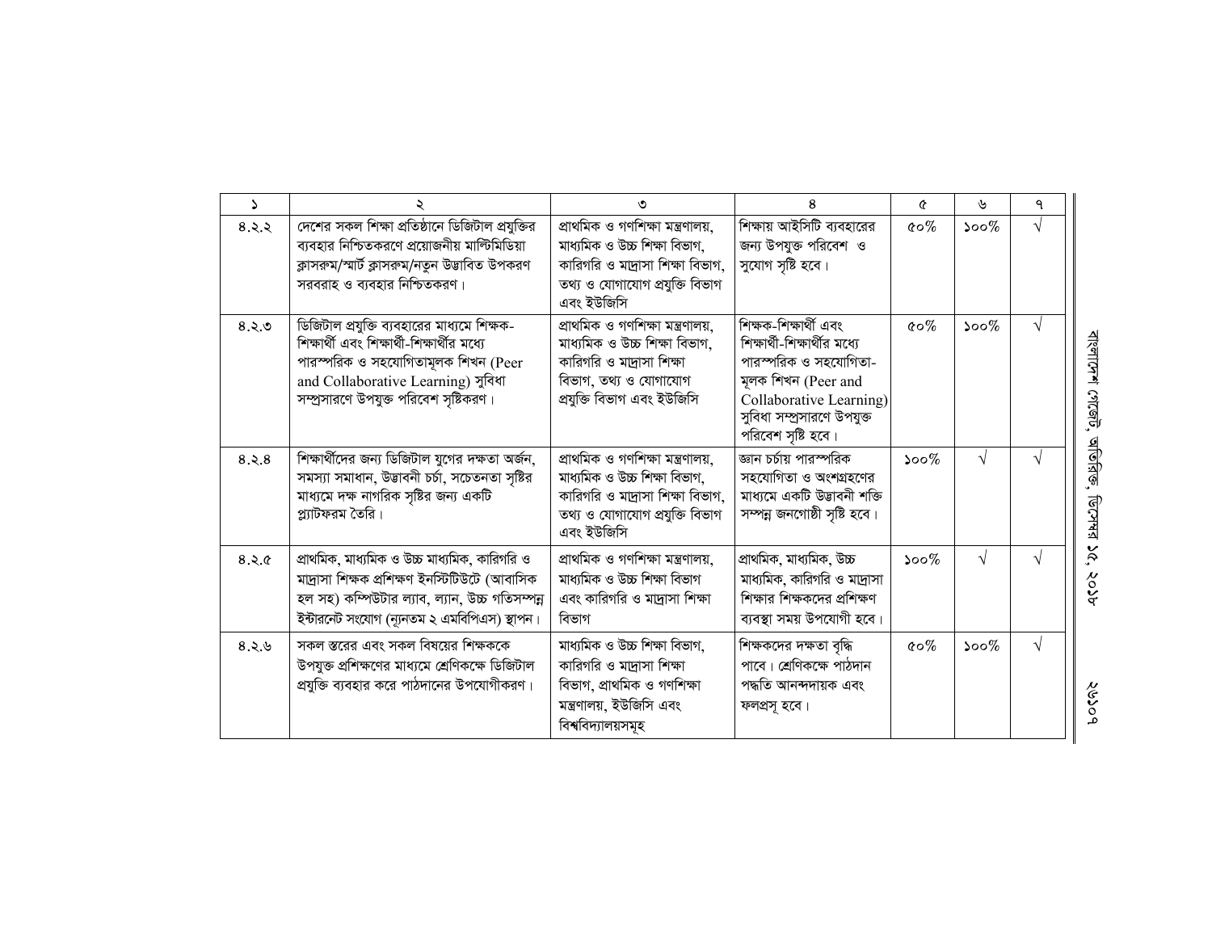| ১ | ২ | ৩ | ৪ | ৫ | ৬ | ৭ |
|---|---|---|---|---|---|---|
| ৪.২.২ | দেশের সকল শিক্ষা প্রতিষ্ঠানে ডিজিটাল প্রযুক্তির ব্যবহার নিশ্চিতকরণে প্রয়োজনীয় মাল্টিমিডিয়া ক্লাসরুম/স্মার্ট ক্লাসরুম/নতুন উদ্ভাবিত উপকরণ সরবরাহ ও ব্যবহার নিশ্চিতকরণ। | প্রাথমিক ও গণশিক্ষা মন্ত্রণালয়, মাধ্যমিক ও উচ্চ শিক্ষা বিভাগ, কারিগরি ও মাদ্রাসা শিক্ষা বিভাগ, তথ্য ও যোগাযোগ প্রযুক্তি বিভাগ এবং ইউজিসি | শিক্ষায় আইসিটি ব্যবহারের জন্য উপযুক্ত পরিবেশ ও সুযোগ সৃষ্টি হবে। | ৫০% | ১০০% | √ |
| ৪.২.৩ | ডিজিটাল প্রযুক্তি ব্যবহারের মাধ্যমে শিক্ষক-শিক্ষার্থী এবং শিক্ষার্থী-শিক্ষার্থীর মধ্যে পারস্পরিক ও সহযোগিতামূলক শিখন (Peer and Collaborative Learning) সুবিধা সম্প্রসারণে উপযুক্ত পরিবেশ সৃষ্টিকরণ। | প্রাথমিক ও গণশিক্ষা মন্ত্রণালয়, মাধ্যমিক ও উচ্চ শিক্ষা বিভাগ, কারিগরি ও মাদ্রাসা শিক্ষা বিভাগ, তথ্য ও যোগাযোগ প্রযুক্তি বিভাগ এবং ইউজিসি | শিক্ষক-শিক্ষার্থী এবং শিক্ষার্থী-শিক্ষার্থীর মধ্যে পারস্পরিক ও সহযোগিতা-মূলক শিখন (Peer and Collaborative Learning) সুবিধা সম্প্রসারণে উপযুক্ত পরিবেশ সৃষ্টি হবে। | ৫০% | ১০০% | √ |
| ৪.২.৪ | শিক্ষার্থীদের জন্য ডিজিটাল যুগের দক্ষতা অর্জন, সমস্যা সমাধান, উদ্ভাবনী চর্চা, সচেতনতা সৃষ্টির মাধ্যমে দক্ষ নাগরিক সৃষ্টির জন্য একটি প্ল্যাটফরম তৈরি। | প্রাথমিক ও গণশিক্ষা মন্ত্রণালয়, মাধ্যমিক ও উচ্চ শিক্ষা বিভাগ, কারিগরি ও মাদ্রাসা শিক্ষা বিভাগ, তথ্য ও যোগাযোগ প্রযুক্তি বিভাগ এবং ইউজিসি | জ্ঞান চর্চায় পারস্পরিক সহযোগিতা ও অংশগ্রহণের মাধ্যমে একটি উদ্ভাবনী শক্তি সম্পন্ন জনগোষ্ঠী সৃষ্টি হবে। | ১০০% | √ | √ |
| ৪.২.৫ | প্রাথমিক, মাধ্যমিক ও উচ্চ মাধ্যমিক, কারিগরি ও মাদ্রাসা শিক্ষক প্রশিক্ষণ ইনস্টিটিউটে (আবাসিক হল সহ) কম্পিউটার ল্যাব, ল্যান, উচ্চ গতিসম্পন্ন ইন্টারনেট সংযোগ (ন্যূনতম ২ এমবিপিএস) স্থাপন। | প্রাথমিক ও গণশিক্ষা মন্ত্রণালয়, মাধ্যমিক ও উচ্চ শিক্ষা বিভাগ এবং কারিগরি ও মাদ্রাসা শিক্ষা বিভাগ | প্রাথমিক, মাধ্যমিক, উচ্চ মাধ্যমিক, কারিগরি ও মাদ্রাসা শিক্ষার শিক্ষকদের প্রশিক্ষণ ব্যবস্থা সময় উপযোগী হবে। | ১০০% | √ | √ |
| ৪.২.৬ | সকল স্তরের এবং সকল বিষয়ের শিক্ষককে উপযুক্ত প্রশিক্ষণের মাধ্যমে শ্রেণিকক্ষে ডিজিটাল প্রযুক্তি ব্যবহার করে পাঠদানের উপযোগীকরণ। | মাধ্যমিক ও উচ্চ শিক্ষা বিভাগ, কারিগরি ও মাদ্রাসা শিক্ষা বিভাগ, প্রাথমিক ও গণশিক্ষা মন্ত্রণালয়, ইউজিসি এবং বিশ্ববিদ্যালয়সমূহ | শিক্ষকদের দক্ষতা বৃদ্ধি পাবে। শ্রেণিকক্ষে পাঠদান পদ্ধতি আনন্দদায়ক এবং ফলপ্রসূ হবে। | ৫০% | ১০০% | √ |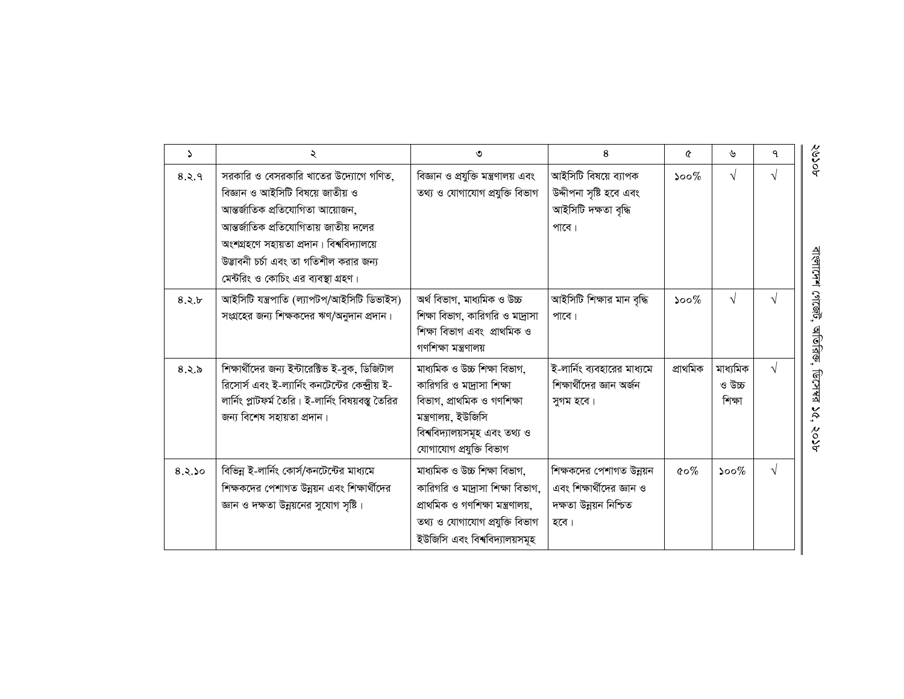| ১ | ২ | ৩ | ৪ | ৫ | ৬ | ৭ |
|---|---|---|---|---|---|---|
| ৪.২.৭ | সরকারি ও বেসরকারি খাতের উদ্যোগে গণিত, বিজ্ঞান ও আইসিটি বিষয়ে জাতীয় ও আন্তর্জাতিক প্রতিযোগিতা আয়োজন, আন্তর্জাতিক প্রতিযোগিতায় জাতীয় দলের অংশগ্রহণে সহায়তা প্রদান। বিশ্ববিদ্যালয়ে উদ্ভাবনী চর্চা এবং তা গতিশীল করার জন্য মেন্টরিং ও কোচিং এর ব্যবস্থা গ্রহণ। | বিজ্ঞান ও প্রযুক্তি মন্ত্রণালয় এবং তথ্য ও যোগাযোগ প্রযুক্তি বিভাগ | আইসিটি বিষয়ে ব্যাপক উদ্দীপনা সৃষ্টি হবে এবং আইসিটি দক্ষতা বৃদ্ধি পাবে। | ১০০% | √ | √ |
| ৪.২.৮ | আইসিটি যন্ত্রপাতি (ল্যাপটপ/আইসিটি ডিভাইস) সংগ্রহের জন্য শিক্ষকদের ঋণ/অনুদান প্রদান। | অর্থ বিভাগ, মাধ্যমিক ও উচ্চ শিক্ষা বিভাগ, কারিগরি ও মাদ্রাসা শিক্ষা বিভাগ এবং প্রাথমিক ও গণশিক্ষা মন্ত্রণালয় | আইসিটি শিক্ষার মান বৃদ্ধি পাবে। | ১০০% | √ | √ |
| ৪.২.৯ | শিক্ষার্থীদের জন্য ইন্টারেক্টিভ ই-বুক, ডিজিটাল রিসোর্স এবং ই-ল্যার্নিং কনটেন্টের কেন্দ্রীয় ই-লার্নিং প্লাটফর্ম তৈরি। ই-লার্নিং বিষয়বস্তু তৈরির জন্য বিশেষ সহায়তা প্রদান। | মাধ্যমিক ও উচ্চ শিক্ষা বিভাগ, কারিগরি ও মাদ্রাসা শিক্ষা বিভাগ, প্রাথমিক ও গণশিক্ষা মন্ত্রণালয়, ইউজিসি বিশ্ববিদ্যালয়সমূহ এবং তথ্য ও যোগাযোগ প্রযুক্তি বিভাগ | ই-লার্নিং ব্যবহারের মাধ্যমে শিক্ষার্থীদের জ্ঞান অর্জন সুগম হবে। | প্রাথমিক | মাধ্যমিক ও উচ্চ শিক্ষা | √ |
| ৪.২.১০ | বিভিন্ন ই-লার্নিং কোর্স/কনটেন্টের মাধ্যমে শিক্ষকদের পেশাগত উন্নয়ন এবং শিক্ষার্থীদের জ্ঞান ও দক্ষতা উন্নয়নের সুযোগ সৃষ্টি। | মাধ্যমিক ও উচ্চ শিক্ষা বিভাগ, কারিগরি ও মাদ্রাসা শিক্ষা বিভাগ, প্রাথমিক ও গণশিক্ষা মন্ত্রণালয়, তথ্য ও যোগাযোগ প্রযুক্তি বিভাগ ইউজিসি এবং বিশ্ববিদ্যালয়সমূহ | শিক্ষকদের পেশাগত উন্নয়ন এবং শিক্ষার্থীদের জ্ঞান ও দক্ষতা উন্নয়ন নিশ্চিত হবে। | ৫০% | ১০০% | √ |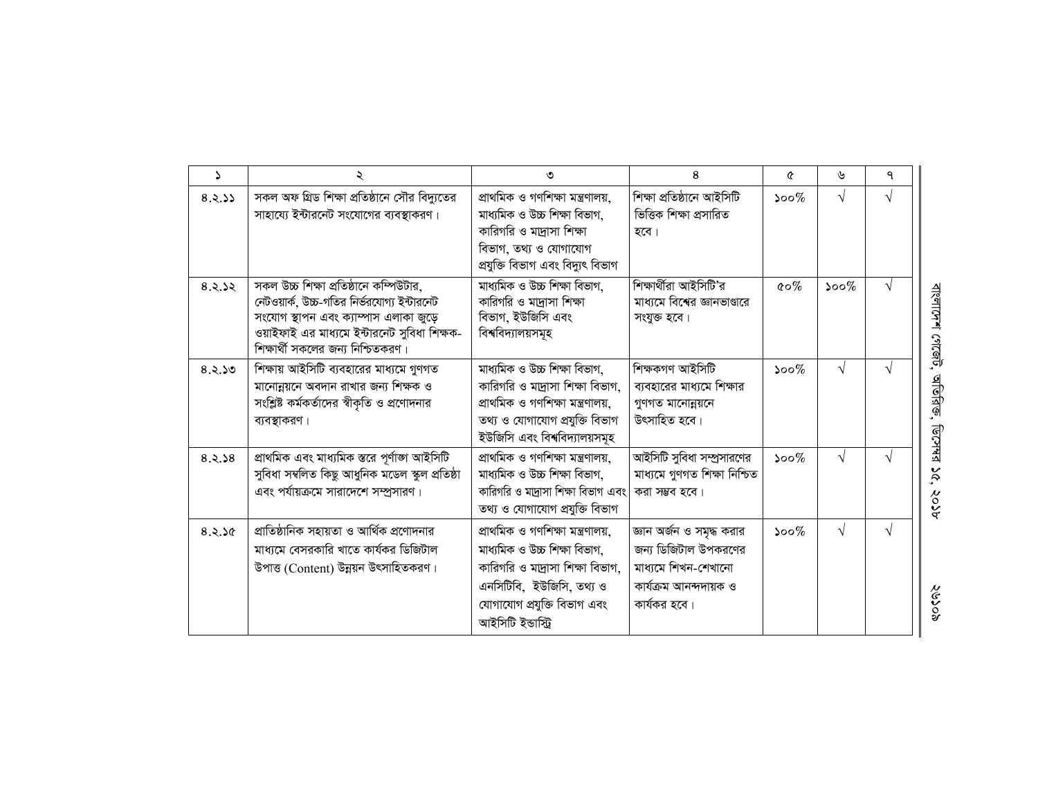| ১ | ২ | ৩ | ৪ | ৫ | ৬ | ৭ |
|---|---|---|---|---|---|---|
| ৪.২.১১ | সকল অফ গ্রিড শিক্ষা প্রতিষ্ঠানে সৌর বিদ্যুতের সাহায্যে ইন্টারনেট সংযোগের ব্যবস্থাকরণ। | প্রাথমিক ও গণশিক্ষা মন্ত্রণালয়, মাধ্যমিক ও উচ্চ শিক্ষা বিভাগ, কারিগরি ও মাদ্রাসা শিক্ষা বিভাগ, তথ্য ও যোগাযোগ প্রযুক্তি বিভাগ এবং বিদ্যুৎ বিভাগ | শিক্ষা প্রতিষ্ঠানে আইসিটি ভিত্তিক শিক্ষা প্রসারিত হবে। | ১০০% | √ | √ |
| ৪.২.১২ | সকল উচ্চ শিক্ষা প্রতিষ্ঠানে কম্পিউটার, নেটওয়ার্ক, উচ্চ-গতির নির্ভরযোগ্য ইন্টারনেট সংযোগ স্থাপন এবং ক্যাম্পাস এলাকা জুড়ে ওয়াইফাই এর মাধ্যমে ইন্টারনেট সুবিধা শিক্ষক-শিক্ষার্থী সকলের জন্য নিশ্চিতকরণ। | মাধ্যমিক ও উচ্চ শিক্ষা বিভাগ, কারিগরি ও মাদ্রাসা শিক্ষা বিভাগ, ইউজিসি এবং বিশ্ববিদ্যালয়সমূহ | শিক্ষার্থীরা আইসিটি'র মাধ্যমে বিশ্বের জ্ঞানভাণ্ডারে সংযুক্ত হবে। | ৫০% | ১০০% | √ |
| ৪.২.১৩ | শিক্ষায় আইসিটি ব্যবহারের মাধ্যমে গুণগত মানোন্নয়নে অবদান রাখার জন্য শিক্ষক ও সংশ্লিষ্ট কর্মকর্তাদের স্বীকৃতি ও প্রণোদনার ব্যবস্থাকরণ। | মাধ্যমিক ও উচ্চ শিক্ষা বিভাগ, কারিগরি ও মাদ্রাসা শিক্ষা বিভাগ, প্রাথমিক ও গণশিক্ষা মন্ত্রণালয়, তথ্য ও যোগাযোগ প্রযুক্তি বিভাগ ইউজিসি এবং বিশ্ববিদ্যালয়সমূহ | শিক্ষকগণ আইসিটি ব্যবহারের মাধ্যমে শিক্ষার গুণগত মানোন্নয়নে উৎসাহিত হবে। | ১০০% | √ | √ |
| ৪.২.১৪ | প্রাথমিক এবং মাধ্যমিক স্তরে পূর্ণাঙ্গ আইসিটি সুবিধা সম্বলিত কিছু আধুনিক মডেল স্কুল প্রতিষ্ঠা এবং পর্যায়ক্রমে সারাদেশে সম্প্রসারণ। | প্রাথমিক ও গণশিক্ষা মন্ত্রণালয়, মাধ্যমিক ও উচ্চ শিক্ষা বিভাগ, কারিগরি ও মাদ্রাসা শিক্ষা বিভাগ এবং তথ্য ও যোগাযোগ প্রযুক্তি বিভাগ | আইসিটি সুবিধা সম্প্রসারণের মাধ্যমে গুণগত শিক্ষা নিশ্চিত করা সম্ভব হবে। | ১০০% | √ | √ |
| ৪.২.১৫ | প্রাতিষ্ঠানিক সহায়তা ও আর্থিক প্রণোদনার মাধ্যমে বেসরকারি খাতে কার্যকর ডিজিটাল উপাত্ত (Content) উন্নয়ন উৎসাহিতকরণ। | প্রাথমিক ও গণশিক্ষা মন্ত্রণালয়, মাধ্যমিক ও উচ্চ শিক্ষা বিভাগ, কারিগরি ও মাদ্রাসা শিক্ষা বিভাগ, এনসিটিবি, ইউজিসি, তথ্য ও যোগাযোগ প্রযুক্তি বিভাগ এবং আইসিটি ইন্ডাস্ট্রি | জ্ঞান অর্জন ও সমৃদ্ধ করার জন্য ডিজিটাল উপকরণের মাধ্যমে শিখন-শেখানো কার্যক্রম আনন্দদায়ক ও কার্যকর হবে। | ১০০% | √ | √ |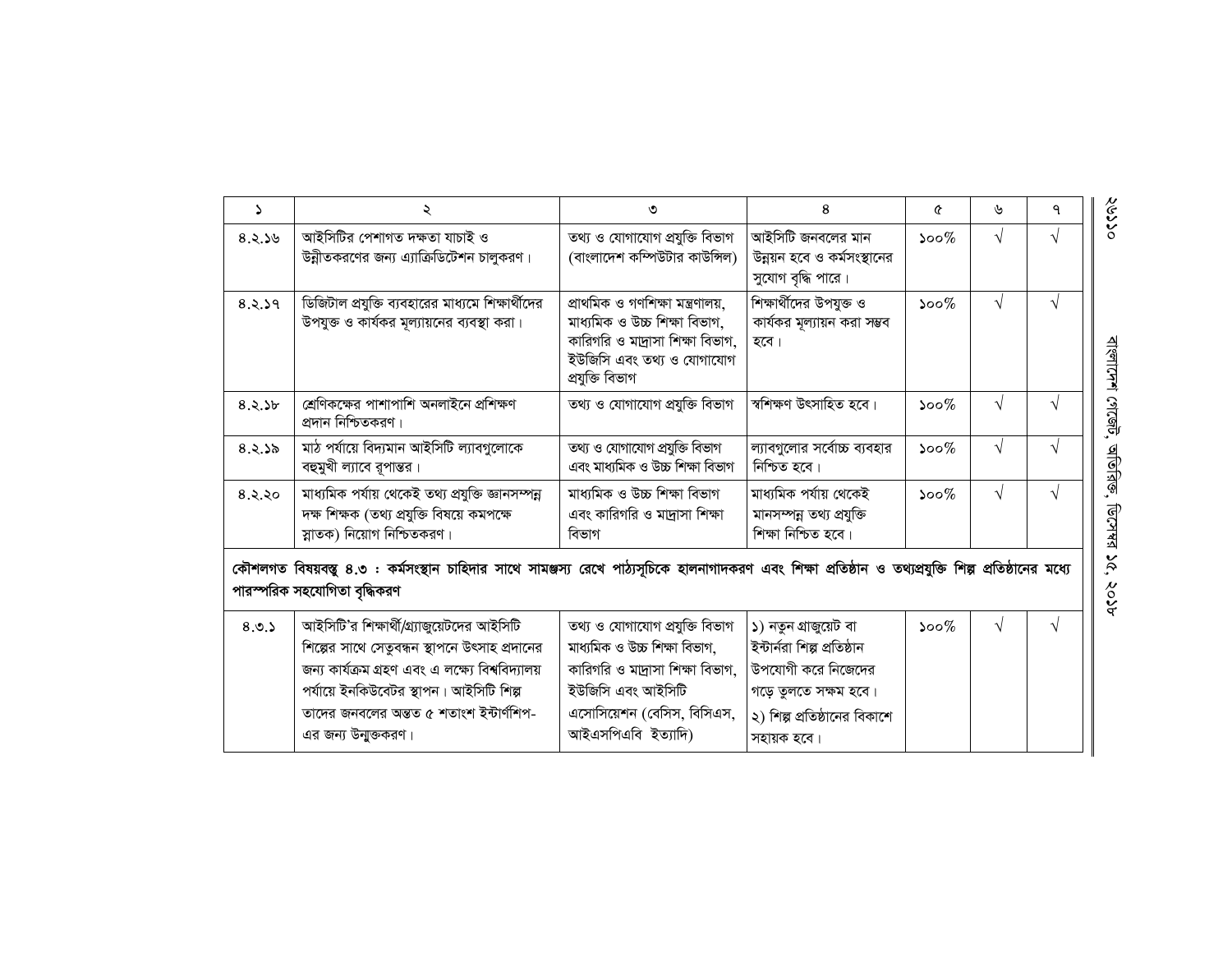| ১ | ২ | ৩ | ৪ | ৫ | ৬ | ৭ |
|---|---|---|---|---|---|---|
| ৪.২.১৬ | আইসিটির পেশাগত দক্ষতা যাচাই ও উন্নীতকরণের জন্য এ্যাক্রিডিটেশন চালুকরণ। | তথ্য ও যোগাযোগ প্রযুক্তি বিভাগ (বাংলাদেশ কম্পিউটার কাউন্সিল) | আইসিটি জনবলের মান উন্নয়ন হবে ও কর্মসংস্থানের সুযোগ বৃদ্ধি পারে। | ১০০% | √ | √ |
| ৪.২.১৭ | ডিজিটাল প্রযুক্তি ব্যবহারের মাধ্যমে শিক্ষার্থীদের উপযুক্ত ও কার্যকর মূল্যায়নের ব্যবস্থা করা। | প্রাথমিক ও গণশিক্ষা মন্ত্রণালয়, মাধ্যমিক ও উচ্চ শিক্ষা বিভাগ, কারিগরি ও মাদ্রাসা শিক্ষা বিভাগ, ইউজিসি এবং তথ্য ও যোগাযোগ প্রযুক্তি বিভাগ | শিক্ষার্থীদের উপযুক্ত ও কার্যকর মূল্যায়ন করা সম্ভব হবে। | ১০০% | √ | √ |
| ৪.২.১৮ | শ্রেণিকক্ষের পাশাপাশি অনলাইনে প্রশিক্ষণ প্রদান নিশ্চিতকরণ। | তথ্য ও যোগাযোগ প্রযুক্তি বিভাগ | স্বশিক্ষণ উৎসাহিত হবে। | ১০০% | √ | √ |
| ৪.২.১৯ | মাঠ পর্যায়ে বিদ্যমান আইসিটি ল্যাবগুলোকে বহুমুখী ল্যাবে রূপান্তর। | তথ্য ও যোগাযোগ প্রযুক্তি বিভাগ এবং মাধ্যমিক ও উচ্চ শিক্ষা বিভাগ | ল্যাবগুলোর সর্বোচ্চ ব্যবহার নিশ্চিত হবে। | ১০০% | √ | √ |
| ৪.২.২০ | মাধ্যমিক পর্যায় থেকেই তথ্য প্রযুক্তি জ্ঞানসম্পন্ন দক্ষ শিক্ষক (তথ্য প্রযুক্তি বিষয়ে কমপক্ষে স্নাতক) নিয়োগ নিশ্চিতকরণ। | মাধ্যমিক ও উচ্চ শিক্ষা বিভাগ এবং কারিগরি ও মাদ্রাসা শিক্ষা বিভাগ | মাধ্যমিক পর্যায় থেকেই মানসম্পন্ন তথ্য প্রযুক্তি শিক্ষা নিশ্চিত হবে। | ১০০% | √ | √ |
| **কৌশলগত বিষয়বস্তু ৪.৩ : কর্মসংস্থান চাহিদার সাথে সামঞ্জস্য রেখে পাঠ্যসূচিকে হালনাগাদকরণ এবং শিক্ষা প্রতিষ্ঠান ও তথ্যপ্রযুক্তি শিল্প প্রতিষ্ঠানের মধ্যে পারস্পরিক সহযোগিতা বৃদ্ধিকরণ** | | | | | | |
| ৪.৩.১ | আইসিটি'র শিক্ষার্থী/গ্র্যাজুয়েটদের আইসিটি শিল্পের সাথে সেতুবন্ধন স্থাপনে উৎসাহ প্রদানের জন্য কার্যক্রম গ্রহণ এবং এ লক্ষ্যে বিশ্ববিদ্যালয় পর্যায়ে ইনকিউবেটর স্থাপন। আইসিটি শিল্প তাদের জনবলের অন্তত ৫ শতাংশ ইন্টার্ণশিপ-এর জন্য উন্মুক্তকরণ। | তথ্য ও যোগাযোগ প্রযুক্তি বিভাগ মাধ্যমিক ও উচ্চ শিক্ষা বিভাগ, কারিগরি ও মাদ্রাসা শিক্ষা বিভাগ, ইউজিসি এবং আইসিটি এসোসিয়েশন (বেসিস, বিসিএস, আইএসপিএবি ইত্যাদি) | ১) নতুন গ্রাজুয়েট বা ইন্টার্নরা শিল্প প্রতিষ্ঠান উপযোগী করে নিজেদের গড়ে তুলতে সক্ষম হবে। ২) শিল্প প্রতিষ্ঠানের বিকাশে সহায়ক হবে। | ১০০% | √ | √ |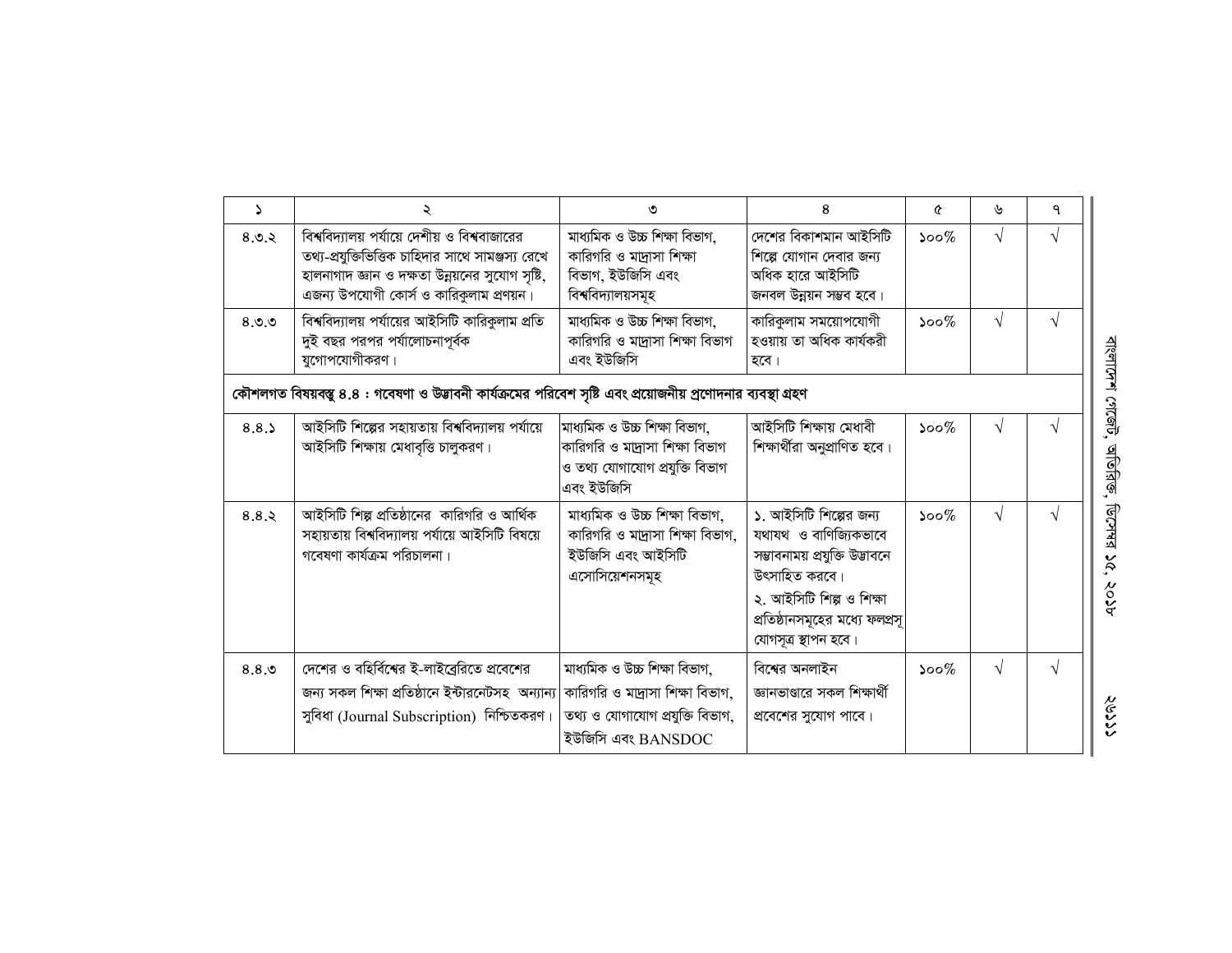| ১ | ২ | ৩ | ৪ | ৫ | ৬ | ৭ |
|---|---|---|---|---|---|---|
| ৪.৩.২ | বিশ্ববিদ্যালয় পর্যায়ে দেশীয় ও বিশ্ববাজারের তথ্য-প্রযুক্তিভিত্তিক চাহিদার সাথে সামঞ্জস্য রেখে হালনাগাদ জ্ঞান ও দক্ষতা উন্নয়নের সুযোগ সৃষ্টি, এজন্য উপযোগী কোর্স ও কারিকুলাম প্রণয়ন। | মাধ্যমিক ও উচ্চ শিক্ষা বিভাগ, কারিগরি ও মাদ্রাসা শিক্ষা বিভাগ, ইউজিসি এবং বিশ্ববিদ্যালয়সমূহ | দেশের বিকাশমান আইসিটি শিল্পে যোগান দেবার জন্য অধিক হারে আইসিটি জনবল উন্নয়ন সম্ভব হবে। | ১০০% | √ | √ |
| ৪.৩.৩ | বিশ্ববিদ্যালয় পর্যায়ের আইসিটি কারিকুলাম প্রতি দুই বছর পরপর পর্যালোচনাপূর্বক যুগোপযোগীকরণ। | মাধ্যমিক ও উচ্চ শিক্ষা বিভাগ, কারিগরি ও মাদ্রাসা শিক্ষা বিভাগ এবং ইউজিসি | কারিকুলাম সময়োপযোগী হওয়ায় তা অধিক কার্যকরী হবে। | ১০০% | √ | √ |
| **কৌশলগত বিষয়বস্তু ৪.৪ : গবেষণা ও উদ্ভাবনী কার্যক্রমের পরিবেশ সৃষ্টি এবং প্রয়োজনীয় প্রণোদনার ব্যবস্থা গ্রহণ** | | | | | | |
| ৪.৪.১ | আইসিটি শিল্পের সহায়তায় বিশ্ববিদ্যালয় পর্যায়ে আইসিটি শিক্ষায় মেধাবৃত্তি চালুকরণ। | মাধ্যমিক ও উচ্চ শিক্ষা বিভাগ, কারিগরি ও মাদ্রাসা শিক্ষা বিভাগ ও তথ্য যোগাযোগ প্রযুক্তি বিভাগ এবং ইউজিসি | আইসিটি শিক্ষায় মেধাবী শিক্ষার্থীরা অনুপ্রাণিত হবে। | ১০০% | √ | √ |
| ৪.৪.২ | আইসিটি শিল্প প্রতিষ্ঠানের কারিগরি ও আর্থিক সহায়তায় বিশ্ববিদ্যালয় পর্যায়ে আইসিটি বিষয়ে গবেষণা কার্যক্রম পরিচালনা। | মাধ্যমিক ও উচ্চ শিক্ষা বিভাগ, কারিগরি ও মাদ্রাসা শিক্ষা বিভাগ, ইউজিসি এবং আইসিটি এসোসিয়েশনসমূহ | ১. আইসিটি শিল্পের জন্য যথাযথ ও বাণিজ্যিকভাবে সম্ভাবনাময় প্রযুক্তি উদ্ভাবনে উৎসাহিত করবে।<br>২. আইসিটি শিল্প ও শিক্ষা প্রতিষ্ঠানসমূহের মধ্যে ফলপ্রসূ যোগসূত্র স্থাপন হবে। | ১০০% | √ | √ |
| ৪.৪.৩ | দেশের ও বহির্বিশ্বের ই-লাইব্রেরিতে প্রবেশের জন্য সকল শিক্ষা প্রতিষ্ঠানে ইন্টারনেটসহ অন্যান্য সুবিধা (Journal Subscription) নিশ্চিতকরণ। | মাধ্যমিক ও উচ্চ শিক্ষা বিভাগ, কারিগরি ও মাদ্রাসা শিক্ষা বিভাগ, তথ্য ও যোগাযোগ প্রযুক্তি বিভাগ, ইউজিসি এবং BANSDOC | বিশ্বের অনলাইন জ্ঞানভাণ্ডারে সকল শিক্ষার্থী প্রবেশের সুযোগ পাবে। | ১০০% | √ | √ |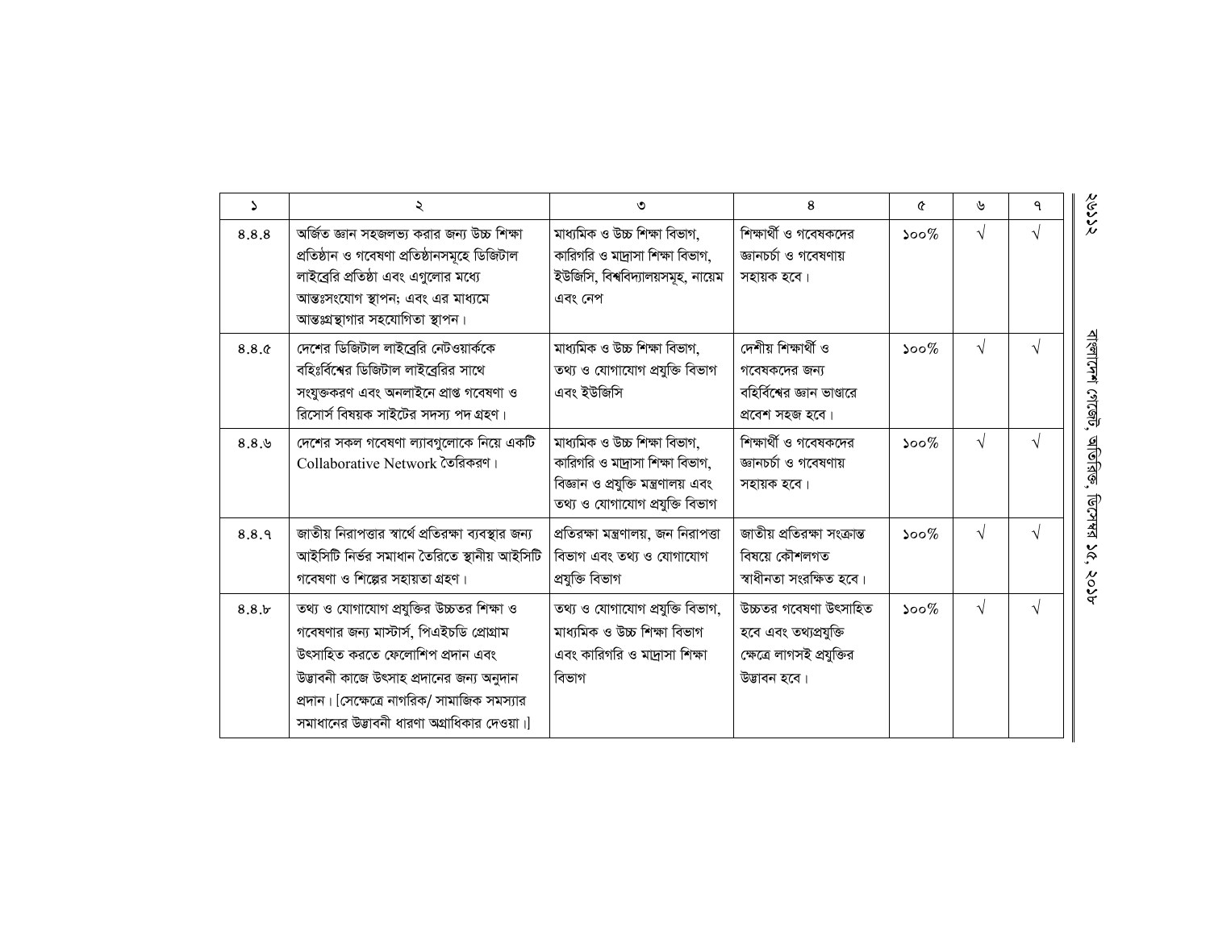| ১ | ২ | ৩ | ৪ | ৫ | ৬ | ৭ |
|---|---|---|---|---|---|---|
| ৪.৪.৪ | অর্জিত জ্ঞান সহজলভ্য করার জন্য উচ্চ শিক্ষা প্রতিষ্ঠান ও গবেষণা প্রতিষ্ঠানসমূহে ডিজিটাল লাইব্রেরি প্রতিষ্ঠা এবং এগুলোর মধ্যে আন্তঃসংযোগ স্থাপন; এবং এর মাধ্যমে আন্তঃগ্রন্থাগার সহযোগিতা স্থাপন। | মাধ্যমিক ও উচ্চ শিক্ষা বিভাগ, কারিগরি ও মাদ্রাসা শিক্ষা বিভাগ, ইউজিসি, বিশ্ববিদ্যালয়সমূহ, নায়েম এবং নেপ | শিক্ষার্থী ও গবেষকদের জ্ঞানচর্চা ও গবেষণায় সহায়ক হবে। | ১০০% | √ | √ |
| ৪.৪.৫ | দেশের ডিজিটাল লাইব্রেরি নেটওয়ার্ককে বহিঃর্বিশ্বের ডিজিটাল লাইব্রেরির সাথে সংযুক্তকরণ এবং অনলাইনে প্রাপ্ত গবেষণা ও রিসোর্স বিষয়ক সাইটের সদস্য পদ গ্রহণ। | মাধ্যমিক ও উচ্চ শিক্ষা বিভাগ, তথ্য ও যোগাযোগ প্রযুক্তি বিভাগ এবং ইউজিসি | দেশীয় শিক্ষার্থী ও গবেষকদের জন্য বহির্বিশ্বের জ্ঞান ভাণ্ডারে প্রবেশ সহজ হবে। | ১০০% | √ | √ |
| ৪.৪.৬ | দেশের সকল গবেষণা ল্যাবগুলোকে নিয়ে একটি Collaborative Network তৈরিকরণ। | মাধ্যমিক ও উচ্চ শিক্ষা বিভাগ, কারিগরি ও মাদ্রাসা শিক্ষা বিভাগ, বিজ্ঞান ও প্রযুক্তি মন্ত্রণালয় এবং তথ্য ও যোগাযোগ প্রযুক্তি বিভাগ | শিক্ষার্থী ও গবেষকদের জ্ঞানচর্চা ও গবেষণায় সহায়ক হবে। | ১০০% | √ | √ |
| ৪.৪.৭ | জাতীয় নিরাপত্তার স্বার্থে প্রতিরক্ষা ব্যবস্থার জন্য আইসিটি নির্ভর সমাধান তৈরিতে স্থানীয় আইসিটি গবেষণা ও শিল্পের সহায়তা গ্রহণ। | প্রতিরক্ষা মন্ত্রণালয়, জন নিরাপত্তা বিভাগ এবং তথ্য ও যোগাযোগ প্রযুক্তি বিভাগ | জাতীয় প্রতিরক্ষা সংক্রান্ত বিষয়ে কৌশলগত স্বাধীনতা সংরক্ষিত হবে। | ১০০% | √ | √ |
| ৪.৪.৮ | তথ্য ও যোগাযোগ প্রযুক্তির উচ্চতর শিক্ষা ও গবেষণার জন্য মাস্টার্স, পিএইচডি প্রোগ্রাম উৎসাহিত করতে ফেলোশিপ প্রদান এবং উদ্ভাবনী কাজে উৎসাহ প্রদানের জন্য অনুদান প্রদান। [সেক্ষেত্রে নাগরিক/ সামাজিক সমস্যার সমাধানের উদ্ভাবনী ধারণা অগ্রাধিকার দেওয়া।] | তথ্য ও যোগাযোগ প্রযুক্তি বিভাগ, মাধ্যমিক ও উচ্চ শিক্ষা বিভাগ এবং কারিগরি ও মাদ্রাসা শিক্ষা বিভাগ | উচ্চতর গবেষণা উৎসাহিত হবে এবং তথ্যপ্রযুক্তি ক্ষেত্রে লাগসই প্রযুক্তির উদ্ভাবন হবে। | ১০০% | √ | √ |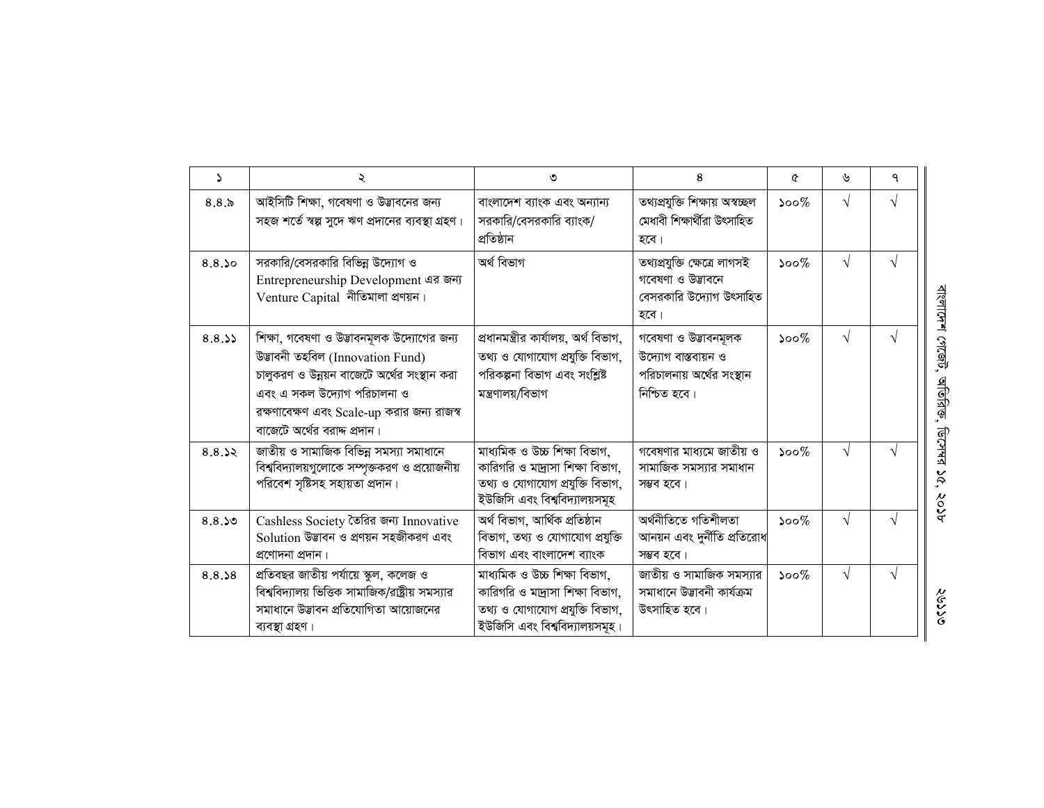| ১ | ২ | ৩ | ৪ | ৫ | ৬ | ৭ |
|---|---|---|---|---|---|---|
| ৪.৪.৯ | আইসিটি শিক্ষা, গবেষণা ও উদ্ভাবনের জন্য সহজ শর্তে স্বল্প সুদে ঋণ প্রদানের ব্যবস্থা গ্রহণ। | বাংলাদেশ ব্যাংক এবং অন্যান্য সরকারি/বেসরকারি ব্যাংক/ প্রতিষ্ঠান | তথ্যপ্রযুক্তি শিক্ষায় অস্বচ্ছল মেধাবী শিক্ষার্থীরা উৎসাহিত হবে। | ১০০% | √ | √ |
| ৪.৪.১০ | সরকারি/বেসরকারি বিভিন্ন উদ্যোগ ও Entrepreneurship Development এর জন্য Venture Capital নীতিমালা প্রণয়ন। | অর্থ বিভাগ | তথ্যপ্রযুক্তি ক্ষেত্রে লাগসই গবেষণা ও উদ্ভাবনে বেসরকারি উদ্যোগ উৎসাহিত হবে। | ১০০% | √ | √ |
| ৪.৪.১১ | শিক্ষা, গবেষণা ও উদ্ভাবনমূলক উদ্যোগের জন্য উদ্ভাবনী তহবিল (Innovation Fund) চালুকরণ ও উন্নয়ন বাজেটে অর্থের সংস্থান করা এবং এ সকল উদ্যোগ পরিচালনা ও রক্ষণাবেক্ষণ এবং Scale-up করার জন্য রাজস্ব বাজেটে অর্থের বরাদ্দ প্রদান। | প্রধানমন্ত্রীর কার্যালয়, অর্থ বিভাগ, তথ্য ও যোগাযোগ প্রযুক্তি বিভাগ, পরিকল্পনা বিভাগ এবং সংশ্লিষ্ট মন্ত্রণালয়/বিভাগ | গবেষণা ও উদ্ভাবনমূলক উদ্যোগ বাস্তবায়ন ও পরিচালনায় অর্থের সংস্থান নিশ্চিত হবে। | ১০০% | √ | √ |
| ৪.৪.১২ | জাতীয় ও সামাজিক বিভিন্ন সমস্যা সমাধানে বিশ্ববিদ্যালয়গুলোকে সম্পৃক্তকরণ ও প্রয়োজনীয় পরিবেশ সৃষ্টিসহ সহায়তা প্রদান। | মাধ্যমিক ও উচ্চ শিক্ষা বিভাগ, কারিগরি ও মাদ্রাসা শিক্ষা বিভাগ, তথ্য ও যোগাযোগ প্রযুক্তি বিভাগ, ইউজিসি এবং বিশ্ববিদ্যালয়সমূহ | গবেষণার মাধ্যমে জাতীয় ও সামাজিক সমস্যার সমাধান সম্ভব হবে। | ১০০% | √ | √ |
| ৪.৪.১৩ | Cashless Society তৈরির জন্য Innovative Solution উদ্ভাবন ও প্রণয়ন সহজীকরণ এবং প্রণোদনা প্রদান। | অর্থ বিভাগ, আর্থিক প্রতিষ্ঠান বিভাগ, তথ্য ও যোগাযোগ প্রযুক্তি বিভাগ এবং বাংলাদেশ ব্যাংক | অর্থনীতিতে গতিশীলতা আনয়ন এবং দুর্নীতি প্রতিরোধ সম্ভব হবে। | ১০০% | √ | √ |
| ৪.৪.১৪ | প্রতিবছর জাতীয় পর্যায়ে স্কুল, কলেজ ও বিশ্ববিদ্যালয় ভিত্তিক সামাজিক/রাষ্ট্রীয় সমস্যার সমাধানে উদ্ভাবন প্রতিযোগিতা আয়োজনের ব্যবস্থা গ্রহণ। | মাধ্যমিক ও উচ্চ শিক্ষা বিভাগ, কারিগরি ও মাদ্রাসা শিক্ষা বিভাগ, তথ্য ও যোগাযোগ প্রযুক্তি বিভাগ, ইউজিসি এবং বিশ্ববিদ্যালয়সমূহ। | জাতীয় ও সামাজিক সমস্যার সমাধানে উদ্ভাবনী কার্যক্রম উৎসাহিত হবে। | ১০০% | √ | √ |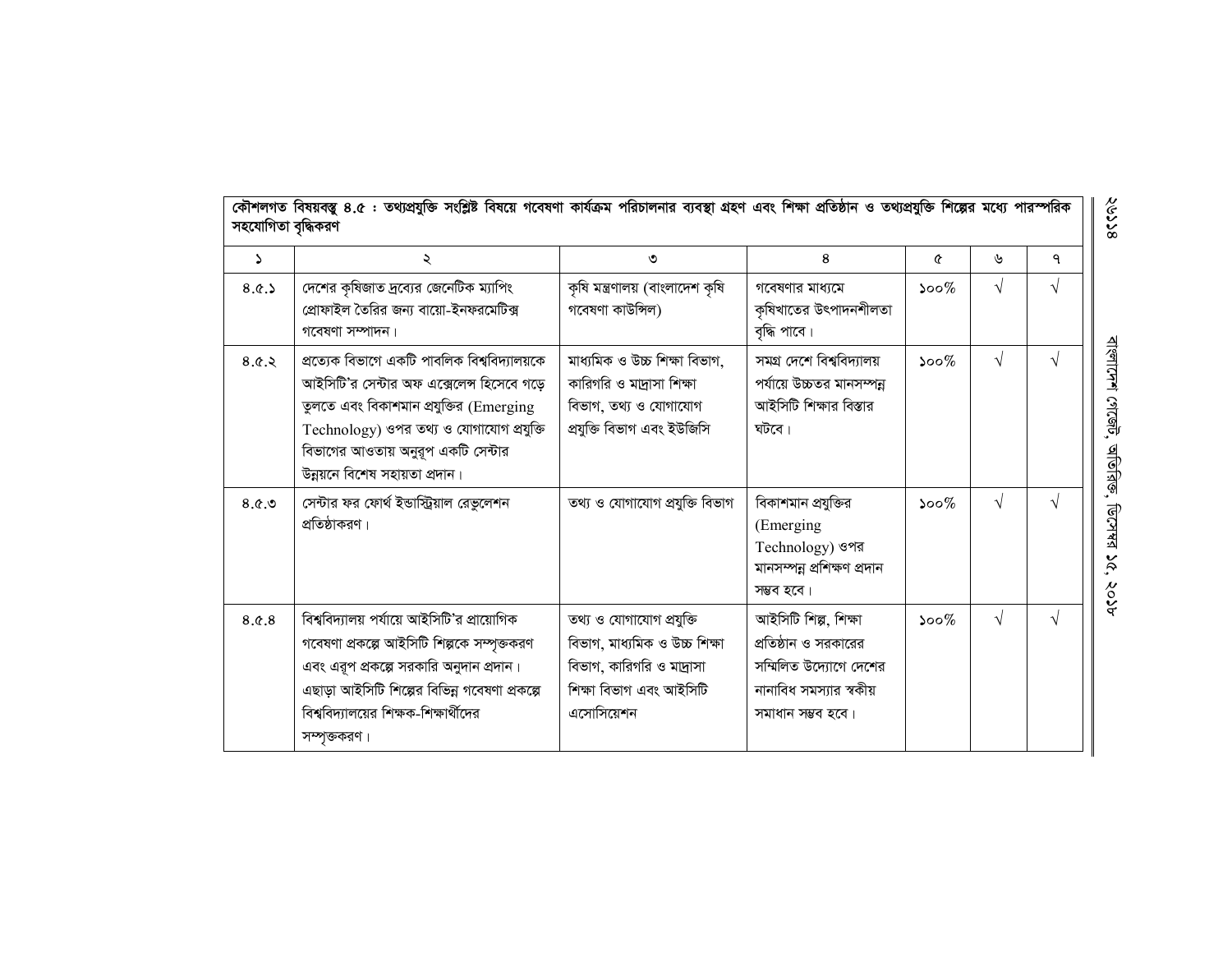| কৌশলগত বিষয়বস্তু ৪.৫ : তথ্যপ্রযুক্তি সংশ্লিষ্ট বিষয়ে গবেষণা কার্যক্রম পরিচালনার ব্যবস্থা গ্রহণ এবং শিক্ষা প্রতিষ্ঠান ও তথ্যপ্রযুক্তি শিল্পের মধ্যে পারস্পরিক সহযোগিতা বৃদ্ধিকরণ | | | | | | |
|---|---|---|---|---|---|---|
| ১ | ২ | ৩ | ৪ | ৫ | ৬ | ৭ |
| ৪.৫.১ | দেশের কৃষিজাত দ্রব্যের জেনেটিক ম্যাপিং প্রোফাইল তৈরির জন্য বায়ো-ইনফরমেটিক্স গবেষণা সম্পাদন। | কৃষি মন্ত্রণালয় (বাংলাদেশ কৃষি গবেষণা কাউন্সিল) | গবেষণার মাধ্যমে কৃষিখাতের উৎপাদনশীলতা বৃদ্ধি পাবে। | ১০০% | √ | √ |
| ৪.৫.২ | প্রত্যেক বিভাগে একটি পাবলিক বিশ্ববিদ্যালয়কে আইসিটি'র সেন্টার অফ এক্সেলেন্স হিসেবে গড়ে তুলতে এবং বিকাশমান প্রযুক্তির (Emerging Technology) ওপর তথ্য ও যোগাযোগ প্রযুক্তি বিভাগের আওতায় অনুরূপ একটি সেন্টার উন্নয়নে বিশেষ সহায়তা প্রদান। | মাধ্যমিক ও উচ্চ শিক্ষা বিভাগ, কারিগরি ও মাদ্রাসা শিক্ষা বিভাগ, তথ্য ও যোগাযোগ প্রযুক্তি বিভাগ এবং ইউজিসি | সমগ্র দেশে বিশ্ববিদ্যালয় পর্যায়ে উচ্চতর মানসম্পন্ন আইসিটি শিক্ষার বিস্তার ঘটবে। | ১০০% | √ | √ |
| ৪.৫.৩ | সেন্টার ফর ফোর্থ ইন্ডাস্ট্রিয়াল রেভুলেশন প্রতিষ্ঠাকরণ। | তথ্য ও যোগাযোগ প্রযুক্তি বিভাগ | বিকাশমান প্রযুক্তির (Emerging Technology) ওপর মানসম্পন্ন প্রশিক্ষণ প্রদান সম্ভব হবে। | ১০০% | √ | √ |
| ৪.৫.৪ | বিশ্ববিদ্যালয় পর্যায়ে আইসিটি'র প্রায়োগিক গবেষণা প্রকল্পে আইসিটি শিল্পকে সম্পৃক্তকরণ এবং এরূপ প্রকল্পে সরকারি অনুদান প্রদান। এছাড়া আইসিটি শিল্পের বিভিন্ন গবেষণা প্রকল্পে বিশ্ববিদ্যালয়ের শিক্ষক-শিক্ষার্থীদের সম্পৃক্তকরণ। | তথ্য ও যোগাযোগ প্রযুক্তি বিভাগ, মাধ্যমিক ও উচ্চ শিক্ষা বিভাগ, কারিগরি ও মাদ্রাসা শিক্ষা বিভাগ এবং আইসিটি এসোসিয়েশন | আইসিটি শিল্প, শিক্ষা প্রতিষ্ঠান ও সরকারের সম্মিলিত উদ্যোগে দেশের নানাবিধ সমস্যার স্বকীয় সমাধান সম্ভব হবে। | ১০০% | √ | √ |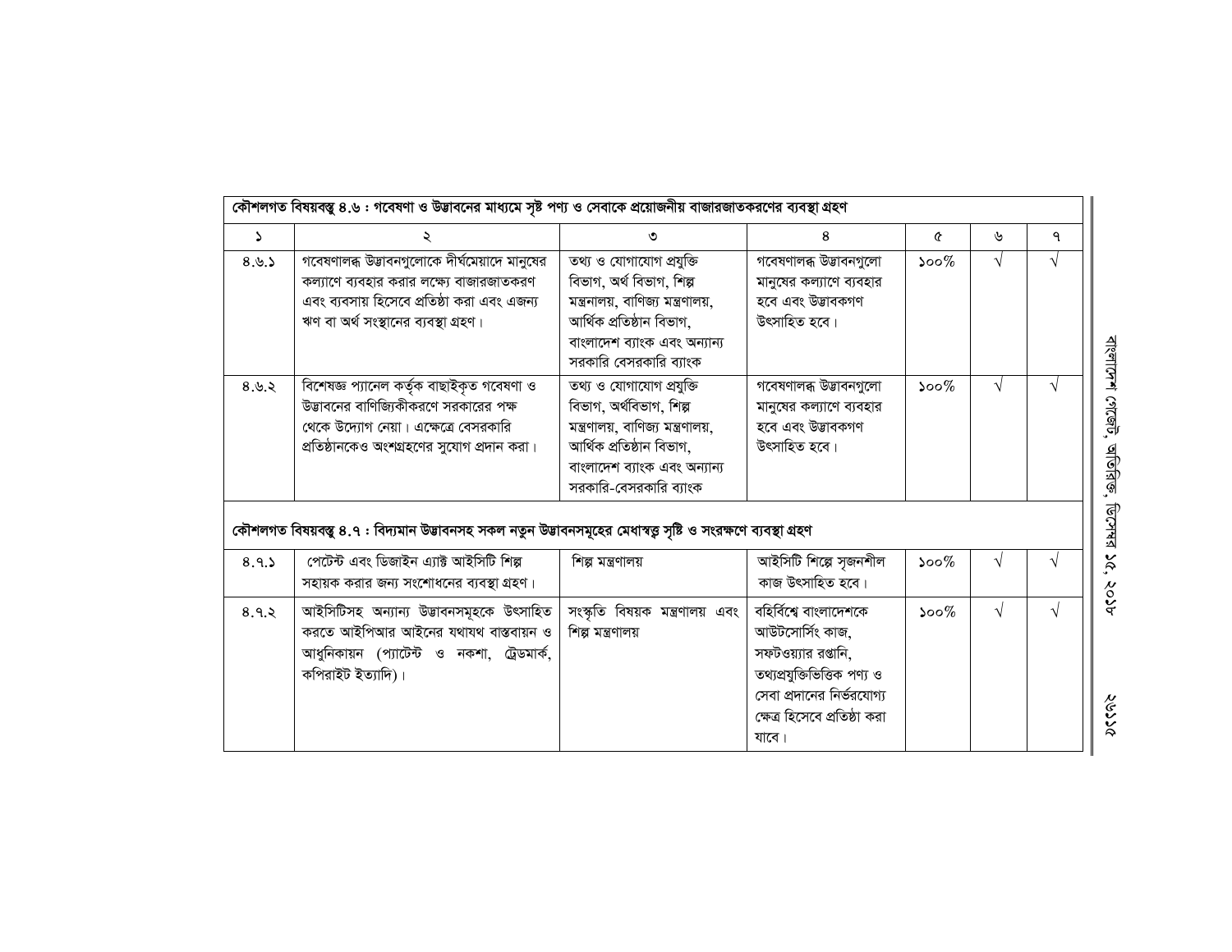| কৌশলগত বিষয়বস্তু ৪.৬ : গবেষণা ও উদ্ভাবনের মাধ্যমে সৃষ্ট পণ্য ও সেবাকে প্রয়োজনীয় বাজারজাতকরণের ব্যবস্থা গ্রহণ | | | | | | |
|---|---|---|---|---|---|---|
| ১ | ২ | ৩ | ৪ | ৫ | ৬ | ৭ |
| ৪.৬.১ | গবেষণালব্ধ উদ্ভাবনগুলোকে দীর্ঘমেয়াদে মানুষের কল্যাণে ব্যবহার করার লক্ষ্যে বাজারজাতকরণ এবং ব্যবসায় হিসেবে প্রতিষ্ঠা করা এবং এজন্য ঋণ বা অর্থ সংস্থানের ব্যবস্থা গ্রহণ। | তথ্য ও যোগাযোগ প্রযুক্তি বিভাগ, অর্থ বিভাগ, শিল্প মন্ত্রনালয়, বাণিজ্য মন্ত্রণালয়, আর্থিক প্রতিষ্ঠান বিভাগ, বাংলাদেশ ব্যাংক এবং অন্যান্য সরকারি বেসরকারি ব্যাংক | গবেষণালব্ধ উদ্ভাবনগুলো মানুষের কল্যাণে ব্যবহার হবে এবং উদ্ভাবকগণ উৎসাহিত হবে। | ১০০% | √ | √ |
| ৪.৬.২ | বিশেষজ্ঞ প্যানেল কর্তৃক বাছাইকৃত গবেষণা ও উদ্ভাবনের বাণিজ্যিকীকরণে সরকারের পক্ষ থেকে উদ্যোগ নেয়া। এক্ষেত্রে বেসরকারি প্রতিষ্ঠানকেও অংশগ্রহণের সুযোগ প্রদান করা। | তথ্য ও যোগাযোগ প্রযুক্তি বিভাগ, অর্থবিভাগ, শিল্প মন্ত্রণালয়, বাণিজ্য মন্ত্রণালয়, আর্থিক প্রতিষ্ঠান বিভাগ, বাংলাদেশ ব্যাংক এবং অন্যান্য সরকারি-বেসরকারি ব্যাংক | গবেষণালব্ধ উদ্ভাবনগুলো মানুষের কল্যাণে ব্যবহার হবে এবং উদ্ভাবকগণ উৎসাহিত হবে। | ১০০% | √ | √ |
| কৌশলগত বিষয়বস্তু ৪.৭ : বিদ্যমান উদ্ভাবনসহ সকল নতুন উদ্ভাবনসমূহের মেধাস্বত্ব সৃষ্টি ও সংরক্ষণে ব্যবস্থা গ্রহণ | | | | | | |
| ৪.৭.১ | পেটেন্ট এবং ডিজাইন এ্যাক্ট আইসিটি শিল্প সহায়ক করার জন্য সংশোধনের ব্যবস্থা গ্রহণ। | শিল্প মন্ত্রনালয় | আইসিটি শিল্পে সৃজনশীল কাজ উৎসাহিত হবে। | ১০০% | √ | √ |
| ৪.৭.২ | আইসিটিসহ অন্যান্য উদ্ভাবনসমূহকে উৎসাহিত করতে আইপিআর আইনের যথাযথ বাস্তবায়ন ও আধুনিকায়ন (প্যাটেন্ট ও নকশা, ট্রেডমার্ক, কপিরাইট ইত্যাদি)। | সংস্কৃতি বিষয়ক মন্ত্রণালয় এবং শিল্প মন্ত্রণালয় | বহির্বিশ্বে বাংলাদেশকে আউটসোর্সিং কাজ, সফটওয়্যার রপ্তানি, তথ্যপ্রযুক্তিভিত্তিক পণ্য ও সেবা প্রদানের নির্ভরযোগ্য ক্ষেত্র হিসেবে প্রতিষ্ঠা করা যাবে। | ১০০% | √ | √ |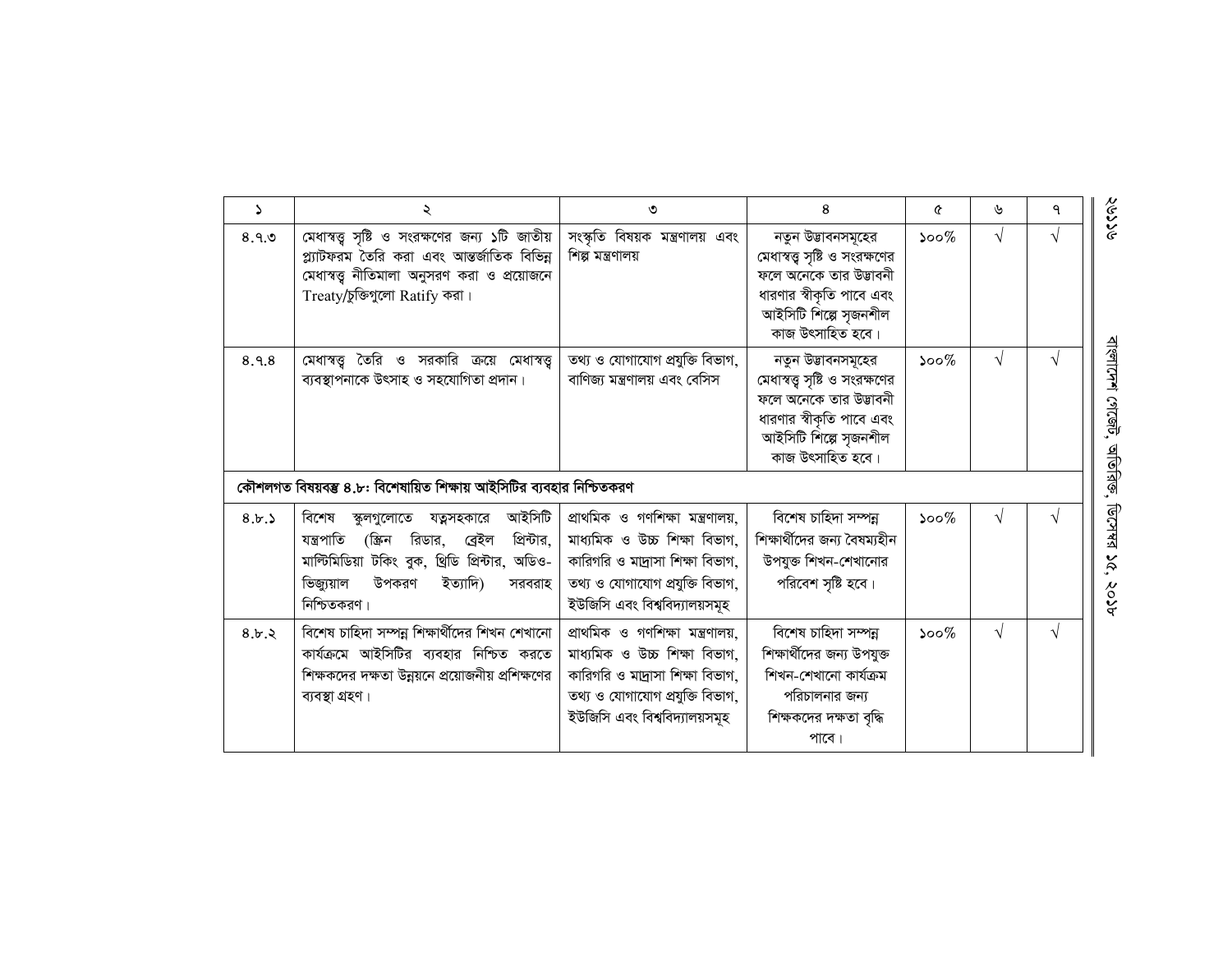| ১ | ২ | ৩ | ৪ | ৫ | ৬ | ৭ |
|---|---|---|---|---|---|---|
| ৪.৭.৩ | মেধাস্বত্ব সৃষ্টি ও সংরক্ষণের জন্য ১টি জাতীয় প্ল্যাটফরম তৈরি করা এবং আন্তর্জাতিক বিভিন্ন মেধাস্বত্ব নীতিমালা অনুসরণ করা ও প্রয়োজনে Treaty/চুক্তিগুলো Ratify করা। | সংস্কৃতি বিষয়ক মন্ত্রণালয় এবং শিল্প মন্ত্রণালয় | নতুন উদ্ভাবনসমূহের মেধাস্বত্ব সৃষ্টি ও সংরক্ষণের ফলে অনেকে তার উদ্ভাবনী ধারণার স্বীকৃতি পাবে এবং আইসিটি শিল্পে সৃজনশীল কাজ উৎসাহিত হবে। | ১০০% | √ | √ |
| ৪.৭.৪ | মেধাস্বত্ব তৈরি ও সরকারি ক্রয়ে মেধাস্বত্ব ব্যবস্থাপনাকে উৎসাহ ও সহযোগিতা প্রদান। | তথ্য ও যোগাযোগ প্রযুক্তি বিভাগ, বাণিজ্য মন্ত্রণালয় এবং বেসিস | নতুন উদ্ভাবনসমূহের মেধাস্বত্ব সৃষ্টি ও সংরক্ষণের ফলে অনেকে তার উদ্ভাবনী ধারণার স্বীকৃতি পাবে এবং আইসিটি শিল্পে সৃজনশীল কাজ উৎসাহিত হবে। | ১০০% | √ | √ |
| **কৌশলগত বিষয়বস্তু ৪.৮: বিশেষায়িত শিক্ষায় আইসিটির ব্যবহার নিশ্চিতকরণ** | | | | | | |
| ৪.৮.১ | বিশেষ স্কুলগুলোতে যত্নসহকারে আইসিটি যন্ত্রপাতি (স্ক্রিন রিডার, ব্রেইল প্রিন্টার, মাল্টিমিডিয়া টকিং বুক, থ্রিডি প্রিন্টার, অডিও-ভিজ্যুয়াল উপকরণ ইত্যাদি) সরবরাহ নিশ্চিতকরণ। | প্রাথমিক ও গণশিক্ষা মন্ত্রণালয়, মাধ্যমিক ও উচ্চ শিক্ষা বিভাগ, কারিগরি ও মাদ্রাসা শিক্ষা বিভাগ, তথ্য ও যোগাযোগ প্রযুক্তি বিভাগ, ইউজিসি এবং বিশ্ববিদ্যালয়সমূহ | বিশেষ চাহিদা সম্পন্ন শিক্ষার্থীদের জন্য বৈষম্যহীন উপযুক্ত শিখন-শেখানোর পরিবেশ সৃষ্টি হবে। | ১০০% | √ | √ |
| ৪.৮.২ | বিশেষ চাহিদা সম্পন্ন শিক্ষার্থীদের শিখন শেখানো কার্যক্রমে আইসিটির ব্যবহার নিশ্চিত করতে শিক্ষকদের দক্ষতা উন্নয়নে প্রয়োজনীয় প্রশিক্ষণের ব্যবস্থা গ্রহণ। | প্রাথমিক ও গণশিক্ষা মন্ত্রণালয়, মাধ্যমিক ও উচ্চ শিক্ষা বিভাগ, কারিগরি ও মাদ্রাসা শিক্ষা বিভাগ, তথ্য ও যোগাযোগ প্রযুক্তি বিভাগ, ইউজিসি এবং বিশ্ববিদ্যালয়সমূহ | বিশেষ চাহিদা সম্পন্ন শিক্ষার্থীদের জন্য উপযুক্ত শিখন-শেখানো কার্যক্রম পরিচালনার জন্য শিক্ষকদের দক্ষতা বৃদ্ধি পাবে। | ১০০% | √ | √ |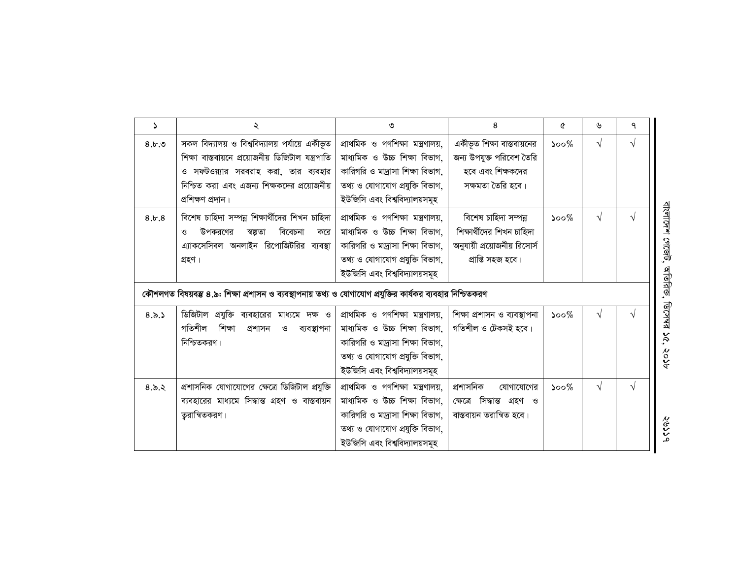| ১ | ২ | ৩ | ৪ | ৫ | ৬ | ৭ |
|---|---|---|---|---|---|---|
| ৪.৮.৩ | সকল বিদ্যালয় ও বিশ্ববিদ্যালয় পর্যায়ে একীভূত শিক্ষা বাস্তবায়নে প্রয়োজনীয় ডিজিটাল যন্ত্রপাতি ও সফটওয়্যার সরবরাহ করা, তার ব্যবহার নিশ্চিত করা এবং এজন্য শিক্ষকদের প্রয়োজনীয় প্রশিক্ষণ প্রদান। | প্রাথমিক ও গণশিক্ষা মন্ত্রণালয়, মাধ্যমিক ও উচ্চ শিক্ষা বিভাগ, কারিগরি ও মাদ্রাসা শিক্ষা বিভাগ, তথ্য ও যোগাযোগ প্রযুক্তি বিভাগ, ইউজিসি এবং বিশ্ববিদ্যালয়সমূহ | একীভূত শিক্ষা বাস্তবায়নের জন্য উপযুক্ত পরিবেশ তৈরি হবে এবং শিক্ষকদের সক্ষমতা তৈরি হবে। | ১০০% | √ | √ |
| ৪.৮.৪ | বিশেষ চাহিদা সম্পন্ন শিক্ষার্থীদের শিখন চাহিদা ও উপকরণের স্বল্পতা বিবেচনা করে এ্যাকসেসিবল অনলাইন রিপোজিটরির ব্যবস্থা গ্রহণ। | প্রাথমিক ও গণশিক্ষা মন্ত্রণালয়, মাধ্যমিক ও উচ্চ শিক্ষা বিভাগ, কারিগরি ও মাদ্রাসা শিক্ষা বিভাগ, তথ্য ও যোগাযোগ প্রযুক্তি বিভাগ, ইউজিসি এবং বিশ্ববিদ্যালয়সমূহ | বিশেষ চাহিদা সম্পন্ন শিক্ষার্থীদের শিখন চাহিদা অনুযায়ী প্রয়োজনীয় রিসোর্স প্রাপ্তি সহজ হবে। | ১০০% | √ | √ |
| **কৌশলগত বিষয়বস্তু ৪.৯: শিক্ষা প্রশাসন ও ব্যবস্থাপনায় তথ্য ও যোগাযোগ প্রযুক্তির কার্যকর ব্যবহার নিশ্চিতকরণ** | | | | | | |
| ৪.৯.১ | ডিজিটাল প্রযুক্তি ব্যবহারের মাধ্যমে দক্ষ ও গতিশীল শিক্ষা প্রশাসন ও ব্যবস্থাপনা নিশ্চিতকরণ। | প্রাথমিক ও গণশিক্ষা মন্ত্রণালয়, মাধ্যমিক ও উচ্চ শিক্ষা বিভাগ, কারিগরি ও মাদ্রাসা শিক্ষা বিভাগ, তথ্য ও যোগাযোগ প্রযুক্তি বিভাগ, ইউজিসি এবং বিশ্ববিদ্যালয়সমূহ | শিক্ষা প্রশাসন ও ব্যবস্থাপনা গতিশীল ও টেকসই হবে। | ১০০% | √ | √ |
| ৪.৯.২ | প্রশাসনিক যোগাযোগের ক্ষেত্রে ডিজিটাল প্রযুক্তি ব্যবহারের মাধ্যমে সিদ্ধান্ত গ্রহণ ও বাস্তবায়ন ত্বরান্বিতকরণ। | প্রাথমিক ও গণশিক্ষা মন্ত্রণালয়, মাধ্যমিক ও উচ্চ শিক্ষা বিভাগ, কারিগরি ও মাদ্রাসা শিক্ষা বিভাগ, তথ্য ও যোগাযোগ প্রযুক্তি বিভাগ, ইউজিসি এবং বিশ্ববিদ্যালয়সমূহ | প্রশাসনিক যোগাযোগের ক্ষেত্রে সিদ্ধান্ত গ্রহণ ও বাস্তবায়ন তরান্বিত হবে। | ১০০% | √ | √ |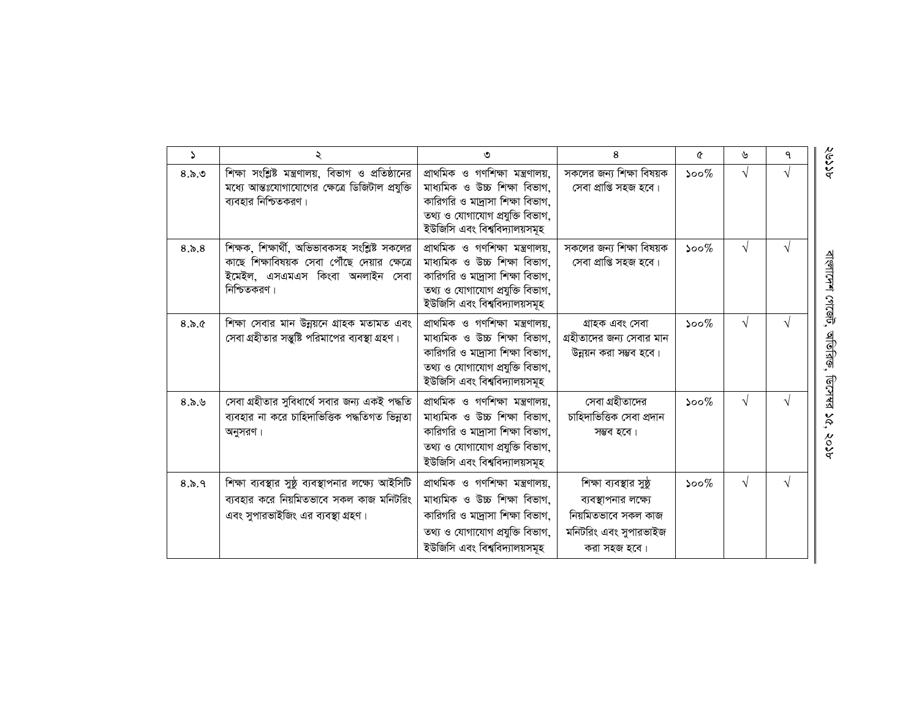| ১ | ২ | ৩ | ৪ | ৫ | ৬ | ৭ |
|---|---|---|---|---|---|---|
| ৪.৯.৩ | শিক্ষা সংশ্লিষ্ট মন্ত্রণালয়, বিভাগ ও প্রতিষ্ঠানের মধ্যে আন্তঃযোগাযোগের ক্ষেত্রে ডিজিটাল প্রযুক্তি ব্যবহার নিশ্চিতকরণ। | প্রাথমিক ও গণশিক্ষা মন্ত্রণালয়, মাধ্যমিক ও উচ্চ শিক্ষা বিভাগ, কারিগরি ও মাদ্রাসা শিক্ষা বিভাগ, তথ্য ও যোগাযোগ প্রযুক্তি বিভাগ, ইউজিসি এবং বিশ্ববিদ্যালয়সমূহ | সকলের জন্য শিক্ষা বিষয়ক সেবা প্রাপ্তি সহজ হবে। | ১০০% | √ | √ |
| ৪.৯.৪ | শিক্ষক, শিক্ষার্থী, অভিভাবকসহ সংশ্লিষ্ট সকলের কাছে শিক্ষাবিষয়ক সেবা পৌঁছে দেয়ার ক্ষেত্রে ইমেইল, এসএমএস কিংবা অনলাইন সেবা নিশ্চিতকরণ। | প্রাথমিক ও গণশিক্ষা মন্ত্রণালয়, মাধ্যমিক ও উচ্চ শিক্ষা বিভাগ, কারিগরি ও মাদ্রাসা শিক্ষা বিভাগ, তথ্য ও যোগাযোগ প্রযুক্তি বিভাগ, ইউজিসি এবং বিশ্ববিদ্যালয়সমূহ | সকলের জন্য শিক্ষা বিষয়ক সেবা প্রাপ্তি সহজ হবে। | ১০০% | √ | √ |
| ৪.৯.৫ | শিক্ষা সেবার মান উন্নয়নে গ্রাহক মতামত এবং সেবা গ্রহীতার সন্তুষ্টি পরিমাপের ব্যবস্থা গ্রহণ। | প্রাথমিক ও গণশিক্ষা মন্ত্রণালয়, মাধ্যমিক ও উচ্চ শিক্ষা বিভাগ, কারিগরি ও মাদ্রাসা শিক্ষা বিভাগ, তথ্য ও যোগাযোগ প্রযুক্তি বিভাগ, ইউজিসি এবং বিশ্ববিদ্যালয়সমূহ | গ্রাহক এবং সেবা গ্রহীতাদের জন্য সেবার মান উন্নয়ন করা সম্ভব হবে। | ১০০% | √ | √ |
| ৪.৯.৬ | সেবা গ্রহীতার সুবিধার্থে সবার জন্য একই পদ্ধতি ব্যবহার না করে চাহিদাভিত্তিক পদ্ধতিগত ভিন্নতা অনুসরণ। | প্রাথমিক ও গণশিক্ষা মন্ত্রণালয়, মাধ্যমিক ও উচ্চ শিক্ষা বিভাগ, কারিগরি ও মাদ্রাসা শিক্ষা বিভাগ, তথ্য ও যোগাযোগ প্রযুক্তি বিভাগ, ইউজিসি এবং বিশ্ববিদ্যালয়সমূহ | সেবা গ্রহীতাদের চাহিদাভিত্তিক সেবা প্রদান সম্ভব হবে। | ১০০% | √ | √ |
| ৪.৯.৭ | শিক্ষা ব্যবস্থার সুষ্ঠু ব্যবস্থাপনার লক্ষ্যে আইসিটি ব্যবহার করে নিয়মিতভাবে সকল কাজ মনিটরিং এবং সুপারভাইজিং এর ব্যবস্থা গ্রহণ। | প্রাথমিক ও গণশিক্ষা মন্ত্রণালয়, মাধ্যমিক ও উচ্চ শিক্ষা বিভাগ, কারিগরি ও মাদ্রাসা শিক্ষা বিভাগ, তথ্য ও যোগাযোগ প্রযুক্তি বিভাগ, ইউজিসি এবং বিশ্ববিদ্যালয়সমূহ | শিক্ষা ব্যবস্থার সুষ্ঠু ব্যবস্থাপনার লক্ষ্যে নিয়মিতভাবে সকল কাজ মনিটরিং এবং সুপারভাইজ করা সহজ হবে। | ১০০% | √ | √ |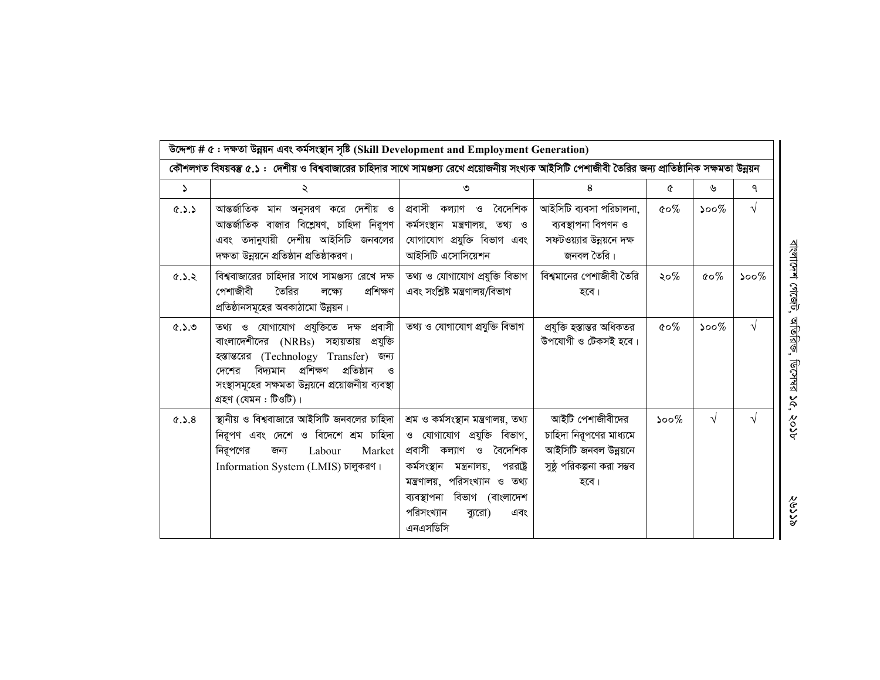| উদ্দেশ্য # ৫ : দক্ষতা উন্নয়ন এবং কর্মসংস্থান সৃষ্টি (Skill Development and Employment Generation) | | | | | | |
|---|---|---|---|---|---|---|
| কৌশলগত বিষয়বস্তু ৫.১ : দেশীয় ও বিশ্ববাজারের চাহিদার সাথে সামঞ্জস্য রেখে প্রয়োজনীয় সংখ্যক আইসিটি পেশাজীবী তৈরির জন্য প্রাতিষ্ঠানিক সক্ষমতা উন্নয়ন | | | | | | |
| ১ | ২ | ৩ | ৪ | ৫ | ৬ | ৭ |
| ৫.১.১ | আন্তর্জাতিক মান অনুসরণ করে দেশীয় ও আন্তর্জাতিক বাজার বিশ্লেষণ, চাহিদা নিরূপণ এবং তদানুযায়ী দেশীয় আইসিটি জনবলের দক্ষতা উন্নয়নে প্রতিষ্ঠান প্রতিষ্ঠাকরণ। | প্রবাসী কল্যাণ ও বৈদেশিক কর্মসংস্থান মন্ত্রণালয়, তথ্য ও যোগাযোগ প্রযুক্তি বিভাগ এবং আইসিটি এসোসিয়েশন | আইসিটি ব্যবসা পরিচালনা, ব্যবস্থাপনা বিপণন ও সফটওয়্যার উন্নয়নে দক্ষ জনবল তৈরি। | ৫০% | ১০০% | √ |
| ৫.১.২ | বিশ্ববাজারের চাহিদার সাথে সামঞ্জস্য রেখে দক্ষ পেশাজীবী তৈরির লক্ষ্যে প্রশিক্ষণ প্রতিষ্ঠানসমূহের অবকাঠামো উন্নয়ন। | তথ্য ও যোগাযোগ প্রযুক্তি বিভাগ এবং সংশ্লিষ্ট মন্ত্রণালয়/বিভাগ | বিশ্বমানের পেশাজীবী তৈরি হবে। | ২০% | ৫০% | ১০০% |
| ৫.১.৩ | তথ্য ও যোগাযোগ প্রযুক্তিতে দক্ষ প্রবাসী বাংলাদেশীদের (NRBs) সহায়তায় প্রযুক্তি হস্তান্তরের (Technology Transfer) জন্য দেশের বিদ্যমান প্রশিক্ষণ প্রতিষ্ঠান ও সংস্থাসমূহের সক্ষমতা উন্নয়নে প্রয়োজনীয় ব্যবস্থা গ্রহণ (যেমন : টিওটি)। | তথ্য ও যোগাযোগ প্রযুক্তি বিভাগ | প্রযুক্তি হস্তান্তর অধিকতর উপযোগী ও টেকসই হবে। | ৫০% | ১০০% | √ |
| ৫.১.৪ | স্থানীয় ও বিশ্ববাজারে আইসিটি জনবলের চাহিদা নিরূপণ এবং দেশে ও বিদেশে শ্রম চাহিদা নিরূপণের জন্য Labour Market Information System (LMIS) চালুকরণ। | শ্রম ও কর্মসংস্থান মন্ত্রণালয়, তথ্য ও যোগাযোগ প্রযুক্তি বিভাগ, প্রবাসী কল্যাণ ও বৈদেশিক কর্মসংস্থান মন্ত্রনালয়, পররাষ্ট্র মন্ত্রণালয়, পরিসংখ্যান ও তথ্য ব্যবস্থাপনা বিভাগ (বাংলাদেশ পরিসংখ্যান ব্যুরো) এবং এনএসডিসি | আইটি পেশাজীবীদের চাহিদা নিরূপণের মাধ্যমে আইসিটি জনবল উন্নয়নে সুষ্ঠ পরিকল্পনা করা সম্ভব হবে। | ১০০% | √ | √ |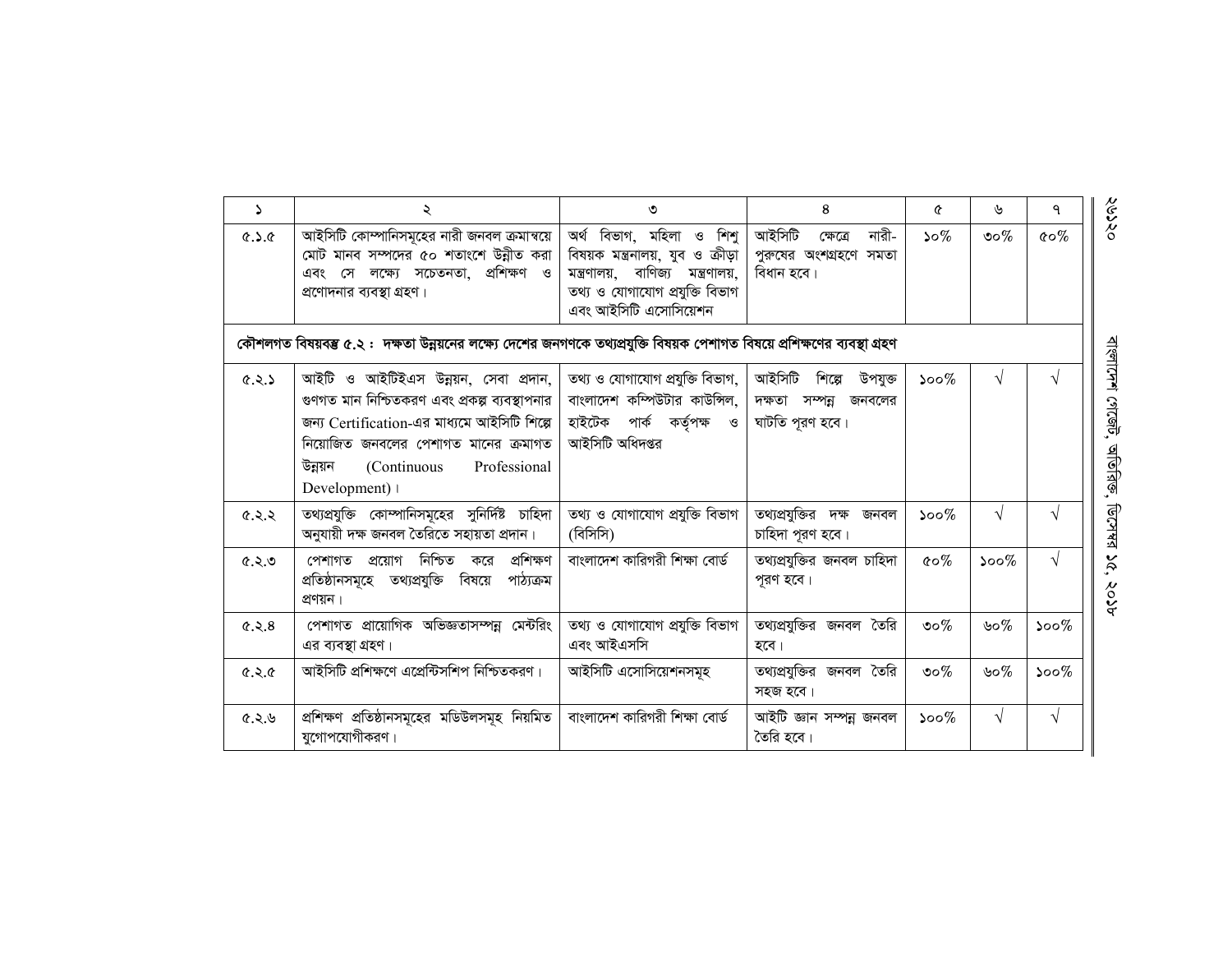| ১ | ২ | ৩ | ৪ | ৫ | ৬ | ৭ |
|---|---|---|---|---|---|---|
| ৫.১.৫ | আইসিটি কোম্পানিসমূহের নারী জনবল ক্রমান্বয়ে মোট মানব সম্পদের ৫০ শতাংশে উন্নীত করা এবং সে লক্ষ্যে সচেতনতা, প্রশিক্ষণ ও প্রণোদনার ব্যবস্থা গ্রহণ। | অর্থ বিভাগ, মহিলা ও শিশু বিষয়ক মন্ত্রনালয়, যুব ও ক্রীড়া মন্ত্রণালয়, বাণিজ্য মন্ত্রণালয়, তথ্য ও যোগাযোগ প্রযুক্তি বিভাগ এবং আইসিটি এসোসিয়েশন | আইসিটি ক্ষেত্রে নারী-পুরুষের অংশগ্রহণে সমতা বিধান হবে। | ১০% | ৩০% | ৫০% |
| **কৌশলগত বিষয়বস্তু ৫.২ : দক্ষতা উন্নয়নের লক্ষ্যে দেশের জনগণকে তথ্যপ্রযুক্তি বিষয়ক পেশাগত বিষয়ে প্রশিক্ষণের ব্যবস্থা গ্রহণ** | | | | | | |
| ৫.২.১ | আইটি ও আইটিইএস উন্নয়ন, সেবা প্রদান, গুণগত মান নিশ্চিতকরণ এবং প্রকল্প ব্যবস্থাপনার জন্য Certification-এর মাধ্যমে আইসিটি শিল্পে নিয়োজিত জনবলের পেশাগত মানের ক্রমাগত উন্নয়ন (Continuous Professional Development)। | তথ্য ও যোগাযোগ প্রযুক্তি বিভাগ, বাংলাদেশ কম্পিউটার কাউন্সিল, হাইটেক পার্ক কর্তৃপক্ষ ও আইসিটি অধিদপ্তর | আইসিটি শিল্পে উপযুক্ত দক্ষতা সম্পন্ন জনবলের ঘাটতি পূরণ হবে। | ১০০% | √ | √ |
| ৫.২.২ | তথ্যপ্রযুক্তি কোম্পানিসমূহের সুনির্দিষ্ট চাহিদা অনুযায়ী দক্ষ জনবল তৈরিতে সহায়তা প্রদান। | তথ্য ও যোগাযোগ প্রযুক্তি বিভাগ (বিসিসি) | তথ্যপ্রযুক্তির দক্ষ জনবল চাহিদা পূরণ হবে। | ১০০% | √ | √ |
| ৫.২.৩ | পেশাগত প্রয়োগ নিশ্চিত করে প্রশিক্ষণ প্রতিষ্ঠানসমূহে তথ্যপ্রযুক্তি বিষয়ে পাঠ্যক্রম প্রণয়ন। | বাংলাদেশ কারিগরী শিক্ষা বোর্ড | তথ্যপ্রযুক্তির জনবল চাহিদা পূরণ হবে। | ৫০% | ১০০% | √ |
| ৫.২.৪ | পেশাগত প্রায়োগিক অভিজ্ঞতাসম্পন্ন মেন্টরিং এর ব্যবস্থা গ্রহণ। | তথ্য ও যোগাযোগ প্রযুক্তি বিভাগ এবং আইএসসি | তথ্যপ্রযুক্তির জনবল তৈরি হবে। | ৩০% | ৬০% | ১০০% |
| ৫.২.৫ | আইসিটি প্রশিক্ষণে এপ্রেন্টিসশিপ নিশ্চিতকরণ। | আইসিটি এসোসিয়েশনসমূহ | তথ্যপ্রযুক্তির জনবল তৈরি সহজ হবে। | ৩০% | ৬০% | ১০০% |
| ৫.২.৬ | প্রশিক্ষণ প্রতিষ্ঠানসমূহের মডিউলসমূহ নিয়মিত যুগোপযোগীকরণ। | বাংলাদেশ কারিগরী শিক্ষা বোর্ড | আইটি জ্ঞান সম্পন্ন জনবল তৈরি হবে। | ১০০% | √ | √ |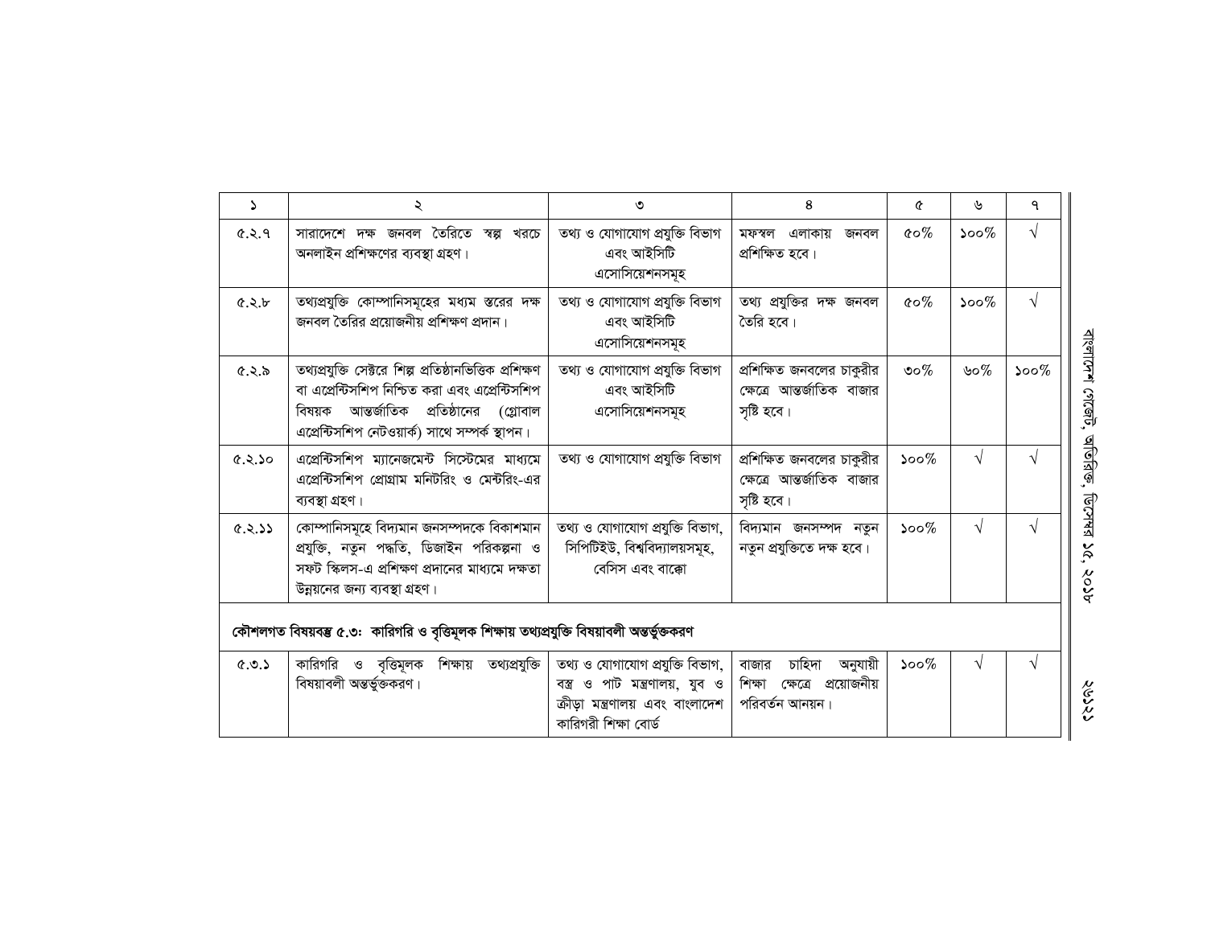| ১ | ২ | ৩ | ৪ | ৫ | ৬ | ৭ |
|---|---|---|---|---|---|---|
| ৫.২.৭ | সারাদেশে দক্ষ জনবল তৈরিতে স্বল্প খরচে অনলাইন প্রশিক্ষণের ব্যবস্থা গ্রহণ। | তথ্য ও যোগাযোগ প্রযুক্তি বিভাগ এবং আইসিটি এসোসিয়েশনসমূহ | মফস্বল এলাকায় জনবল প্রশিক্ষিত হবে। | ৫০% | ১০০% | √ |
| ৫.২.৮ | তথ্যপ্রযুক্তি কোম্পানিসমূহের মধ্যম স্তরের দক্ষ জনবল তৈরির প্রয়োজনীয় প্রশিক্ষণ প্রদান। | তথ্য ও যোগাযোগ প্রযুক্তি বিভাগ এবং আইসিটি এসোসিয়েশনসমূহ | তথ্য প্রযুক্তির দক্ষ জনবল তৈরি হবে। | ৫০% | ১০০% | √ |
| ৫.২.৯ | তথ্যপ্রযুক্তি সেক্টরে শিল্প প্রতিষ্ঠানভিত্তিক প্রশিক্ষণ বা এপ্রেন্টিসশিপ নিশ্চিত করা এবং এপ্রেন্টিসশিপ বিষয়ক আন্তর্জাতিক প্রতিষ্ঠানের (গ্লোবাল এপ্রেন্টিসশিপ নেটওয়ার্ক) সাথে সম্পর্ক স্থাপন। | তথ্য ও যোগাযোগ প্রযুক্তি বিভাগ এবং আইসিটি এসোসিয়েশনসমূহ | প্রশিক্ষিত জনবলের চাকুরীর ক্ষেত্রে আন্তর্জাতিক বাজার সৃষ্টি হবে। | ৩০% | ৬০% | ১০০% |
| ৫.২.১০ | এপ্রেন্টিসশিপ ম্যানেজমেন্ট সিস্টেমের মাধ্যমে এপ্রেন্টিসশিপ প্রোগ্রাম মনিটরিং ও মেন্টরিং-এর ব্যবস্থা গ্রহণ। | তথ্য ও যোগাযোগ প্রযুক্তি বিভাগ | প্রশিক্ষিত জনবলের চাকুরীর ক্ষেত্রে আন্তর্জাতিক বাজার সৃষ্টি হবে। | ১০০% | √ | √ |
| ৫.২.১১ | কোম্পানিসমূহে বিদ্যমান জনসম্পদকে বিকাশমান প্রযুক্তি, নতুন পদ্ধতি, ডিজাইন পরিকল্পনা ও সফট স্কিলস-এ প্রশিক্ষণ প্রদানের মাধ্যমে দক্ষতা উন্নয়নের জন্য ব্যবস্থা গ্রহণ। | তথ্য ও যোগাযোগ প্রযুক্তি বিভাগ, সিপিটিইউ, বিশ্ববিদ্যালয়সমূহ, বেসিস এবং বাক্কো | বিদ্যমান জনসম্পদ নতুন নতুন প্রযুক্তিতে দক্ষ হবে। | ১০০% | √ | √ |
| **কৌশলগত বিষয়বস্তু ৫.৩: কারিগরি ও বৃত্তিমূলক শিক্ষায় তথ্যপ্রযুক্তি বিষয়াবলী অন্তর্ভুক্তকরণ** | | | | | | |
| ৫.৩.১ | কারিগরি ও বৃত্তিমূলক শিক্ষায় তথ্যপ্রযুক্তি বিষয়াবলী অন্তর্ভুক্তকরণ। | তথ্য ও যোগাযোগ প্রযুক্তি বিভাগ, বস্ত্র ও পাট মন্ত্রণালয়, যুব ও ক্রীড়া মন্ত্রণালয় এবং বাংলাদেশ কারিগরী শিক্ষা বোর্ড | বাজার চাহিদা অনুযায়ী শিক্ষা ক্ষেত্রে প্রয়োজনীয় পরিবর্তন আনয়ন। | ১০০% | √ | √ |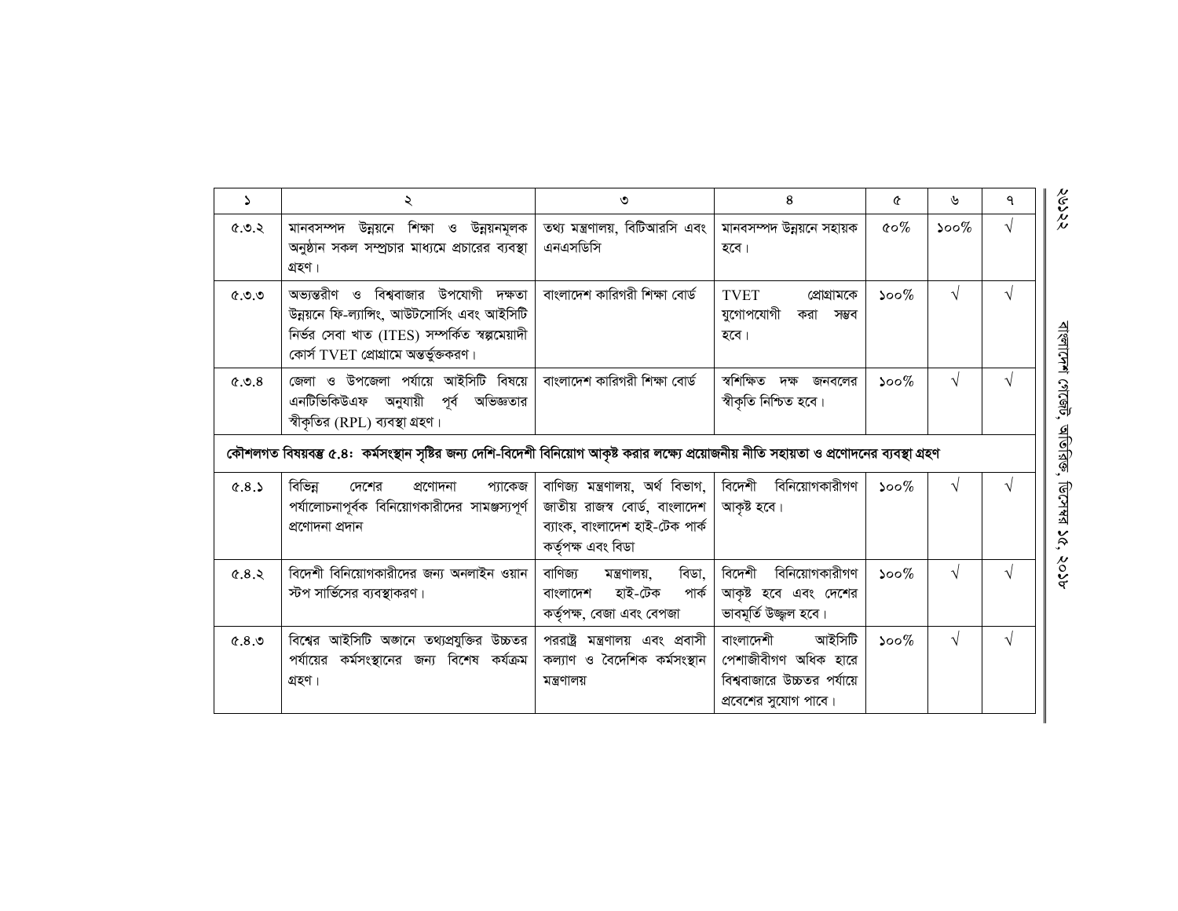| ১ | ২ | ৩ | ৪ | ৫ | ৬ | ৭ |
|---|---|---|---|---|---|---|
| ৫.৩.২ | মানবসম্পদ উন্নয়নে শিক্ষা ও উন্নয়নমূলক অনুষ্ঠান সকল সম্প্রচার মাধ্যমে প্রচারের ব্যবস্থা গ্রহণ। | তথ্য মন্ত্রণালয়, বিটিআরসি এবং এনএসডিসি | মানবসম্পদ উন্নয়নে সহায়ক হবে। | ৫০% | ১০০% | √ |
| ৫.৩.৩ | অভ্যন্তরীণ ও বিশ্ববাজার উপযোগী দক্ষতা উন্নয়নে ফি-ল্যান্সিং, আউটসোর্সিং এবং আইসিটি নির্ভর সেবা খাত (ITES) সম্পর্কিত স্বল্পমেয়াদী কোর্স TVET প্রোগ্রামে অন্তর্ভুক্তকরণ। | বাংলাদেশ কারিগরী শিক্ষা বোর্ড | TVET প্রোগ্রামকে যুগোপযোগী করা সম্ভব হবে। | ১০০% | √ | √ |
| ৫.৩.৪ | জেলা ও উপজেলা পর্যায়ে আইসিটি বিষয়ে এনটিভিকিউএফ অনুযায়ী পূর্ব অভিজ্ঞতার স্বীকৃতির (RPL) ব্যবস্থা গ্রহণ। | বাংলাদেশ কারিগরী শিক্ষা বোর্ড | স্বশিক্ষিত দক্ষ জনবলের স্বীকৃতি নিশ্চিত হবে। | ১০০% | √ | √ |
| **কৌশলগত বিষয়বস্তু ৫.৪: কর্মসংস্থান সৃষ্টির জন্য দেশি-বিদেশী বিনিয়োগ আকৃষ্ট করার লক্ষ্যে প্রয়োজনীয় নীতি সহায়তা ও প্রণোদনের ব্যবস্থা গ্রহণ** | | | | | | |
| ৫.৪.১ | বিভিন্ন দেশের প্রণোদনা প্যাকেজ পর্যালোচনাপূর্বক বিনিয়োগকারীদের সামঞ্জস্যপূর্ণ প্রণোদনা প্রদান | বাণিজ্য মন্ত্রণালয়, অর্থ বিভাগ, জাতীয় রাজস্ব বোর্ড, বাংলাদেশ ব্যাংক, বাংলাদেশ হাই-টেক পার্ক কর্তৃপক্ষ এবং বিডা | বিদেশী বিনিয়োগকারীগণ আকৃষ্ট হবে। | ১০০% | √ | √ |
| ৫.৪.২ | বিদেশী বিনিয়োগকারীদের জন্য অনলাইন ওয়ান স্টপ সার্ভিসের ব্যবস্থাকরণ। | বাণিজ্য মন্ত্রণালয়, বিডা, বাংলাদেশ হাই-টেক পার্ক কর্তৃপক্ষ, বেজা এবং বেপজা | বিদেশী বিনিয়োগকারীগণ আকৃষ্ট হবে এবং দেশের ভাবমূর্তি উজ্জ্বল হবে। | ১০০% | √ | √ |
| ৫.৪.৩ | বিশ্বের আইসিটি অঙ্গনে তথ্যপ্রযুক্তির উচ্চতর পর্যায়ের কর্মসংস্থানের জন্য বিশেষ কর্যক্রম গ্রহণ। | পররাষ্ট্র মন্ত্রণালয় এবং প্রবাসী কল্যাণ ও বৈদেশিক কর্মসংস্থান মন্ত্রণালয় | বাংলাদেশী আইসিটি পেশাজীবীগণ অধিক হারে বিশ্ববাজারে উচ্চতর পর্যায়ে প্রবেশের সুযোগ পাবে। | ১০০% | √ | √ |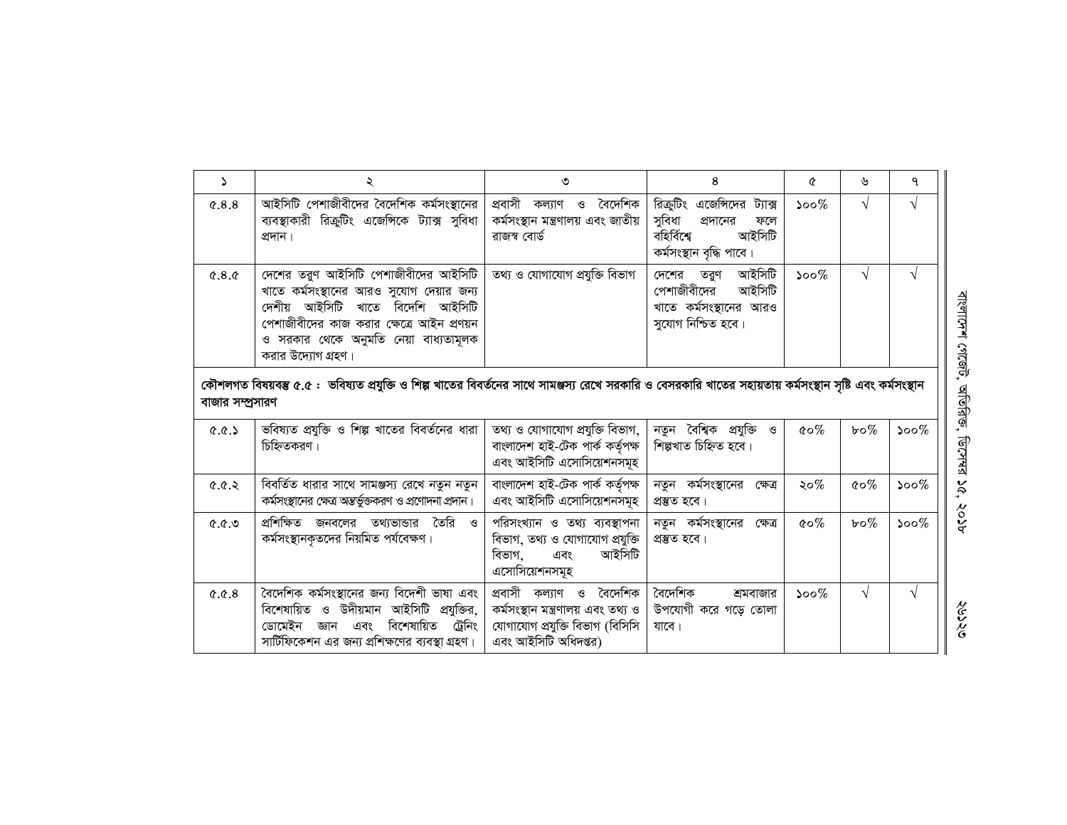| ১ | ২ | ৩ | ৪ | ৫ | ৬ | ৭ |
|---|---|---|---|---|---|---|
| ৫.৪.৪ | আইসিটি পেশাজীবীদের বৈদেশিক কর্মসংস্থানের ব্যবস্থাকারী রিক্রুটিং এজেন্সিকে ট্যাক্স সুবিধা প্রদান। | প্রবাসী কল্যাণ ও বৈদেশিক কর্মসংস্থান মন্ত্রণালয় এবং জাতীয় রাজস্ব বোর্ড | রিক্রুটিং এজেন্সিদের ট্যাক্স সুবিধা প্রদানের ফলে বহির্বিশ্বে আইসিটি কর্মসংস্থান বৃদ্ধি পাবে। | ১০০% | √ | √ |
| ৫.৪.৫ | দেশের তরুণ আইসিটি পেশাজীবীদের আইসিটি খাতে কর্মসংস্থানের আরও সুযোগ দেয়ার জন্য দেশীয় আইসিটি খাতে বিদেশি আইসিটি পেশাজীবীদের কাজ করার ক্ষেত্রে আইন প্রণয়ন ও সরকার থেকে অনুমতি নেয়া বাধ্যতামূলক করার উদ্যোগ গ্রহণ। | তথ্য ও যোগাযোগ প্রযুক্তি বিভাগ | দেশের তরুণ আইসিটি পেশাজীবীদের আইসিটি খাতে কর্মসংস্থানের আরও সুযোগ নিশ্চিত হবে। | ১০০% | √ | √ |
| **কৌশলগত বিষয়বস্তু ৫.৫ : ভবিষ্যত প্রযুক্তি ও শিল্প খাতের বিবর্তনের সাথে সামঞ্জস্য রেখে সরকারি ও বেসরকারি খাতের সহায়তায় কর্মসংস্থান সৃষ্টি এবং কর্মসংস্থান বাজার সম্প্রসারণ** | | | | | | |
| ৫.৫.১ | ভবিষ্যত প্রযুক্তি ও শিল্প খাতের বিবর্তনের ধারা চিহ্নিতকরণ। | তথ্য ও যোগাযোগ প্রযুক্তি বিভাগ, বাংলাদেশ হাই-টেক পার্ক কর্তৃপক্ষ এবং আইসিটি এসোসিয়েশনসমূহ | নতুন বৈশ্বিক প্রযুক্তি ও শিল্পখাত চিহ্নিত হবে। | ৫০% | ৮০% | ১০০% |
| ৫.৫.২ | বিবর্তিত ধারার সাথে সামঞ্জস্য রেখে নতুন নতুন কর্মসংস্থানের ক্ষেত্র অন্তর্ভুক্তকরণ ও প্রণোদনা প্রদান। | বাংলাদেশ হাই-টেক পার্ক কর্তৃপক্ষ এবং আইসিটি এসোসিয়েশনসমূহ | নতুন কর্মসংস্থানের ক্ষেত্র প্রস্তুত হবে। | ২০% | ৫০% | ১০০% |
| ৫.৫.৩ | প্রশিক্ষিত জনবলের তথ্যভান্ডার তৈরি ও কর্মসংস্থানকৃতদের নিয়মিত পর্যবেক্ষণ। | পরিসংখ্যান ও তথ্য ব্যবস্থাপনা বিভাগ, তথ্য ও যোগাযোগ প্রযুক্তি বিভাগ, এবং আইসিটি এসোসিয়েশনসমূহ | নতুন কর্মসংস্থানের ক্ষেত্র প্রস্তুত হবে। | ৫০% | ৮০% | ১০০% |
| ৫.৫.৪ | বৈদেশিক কর্মসংস্থানের জন্য বিদেশী ভাষা এবং বিশেষায়িত ও উদীয়মান আইসিটি প্রযুক্তির, ডোমেইন জ্ঞান এবং বিশেষায়িত ট্রেনিং সার্টিফিকেশন এর জন্য প্রশিক্ষণের ব্যবস্থা গ্রহণ। | প্রবাসী কল্যাণ ও বৈদেশিক কর্মসংস্থান মন্ত্রণালয় এবং তথ্য ও যোগাযোগ প্রযুক্তি বিভাগ (বিসিসি এবং আইসিটি অধিদপ্তর) | বৈদেশিক শ্রমবাজার উপযোগী করে গড়ে তোলা যাবে। | ১০০% | √ | √ |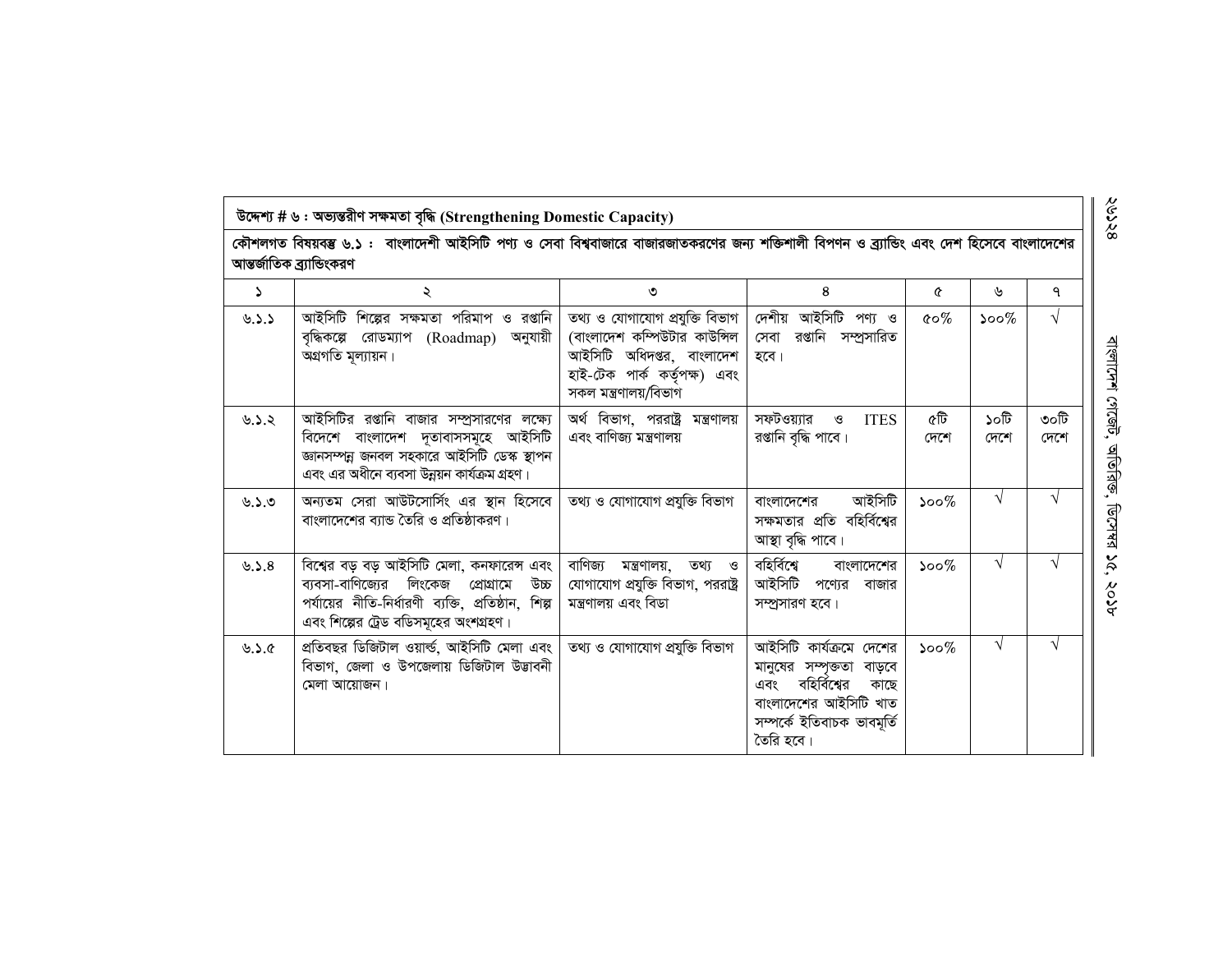**উদ্দেশ্য # ৬ : অভ্যন্তরীণ সক্ষমতা বৃদ্ধি (Strengthening Domestic Capacity)**

**কৌশলগত বিষয়বস্তু ৬.১ : বাংলাদেশী আইসিটি পণ্য ও সেবা বিশ্ববাজারে বাজারজাতকরণের জন্য শক্তিশালী বিপণন ও ব্র্যান্ডিং এবং দেশ হিসেবে বাংলাদেশের আন্তর্জাতিক ব্র্যান্ডিংকরণ**

| ১ | ২ | ৩ | ৪ | ৫ | ৬ | ৭ |
|---|---|---|---|---|---|---|
| ৬.১.১ | আইসিটি শিল্পের সক্ষমতা পরিমাপ ও রপ্তানি বৃদ্ধিকল্পে রোডম্যাপ (Roadmap) অনুযায়ী অগ্রগতি মূল্যায়ন। | তথ্য ও যোগাযোগ প্রযুক্তি বিভাগ (বাংলাদেশ কম্পিউটার কাউন্সিল আইসিটি অধিদপ্তর, বাংলাদেশ হাই-টেক পার্ক কর্তৃপক্ষ) এবং সকল মন্ত্রণালয়/বিভাগ | দেশীয় আইসিটি পণ্য ও সেবা রপ্তানি সম্প্রসারিত হবে। | ৫০% | ১০০% | √ |
| ৬.১.২ | আইসিটির রপ্তানি বাজার সম্প্রসারণের লক্ষ্যে বিদেশে বাংলাদেশ দূতাবাসসমূহে আইসিটি জ্ঞানসম্পন্ন জনবল সহকারে আইসিটি ডেস্ক স্থাপন এবং এর অধীনে ব্যবসা উন্নয়ন কার্যক্রম গ্রহণ। | অর্থ বিভাগ, পররাষ্ট্র মন্ত্রণালয় এবং বাণিজ্য মন্ত্রণালয় | সফটওয়্যার ও ITES রপ্তানি বৃদ্ধি পাবে। | ৫টি দেশে | ১০টি দেশে | ৩০টি দেশে |
| ৬.১.৩ | অন্যতম সেরা আউটসোর্সিং এর স্থান হিসেবে বাংলাদেশের ব্যান্ড তৈরি ও প্রতিষ্ঠাকরণ। | তথ্য ও যোগাযোগ প্রযুক্তি বিভাগ | বাংলাদেশের আইসিটি সক্ষমতার প্রতি বহির্বিশ্বের আস্থা বৃদ্ধি পাবে। | ১০০% | √ | √ |
| ৬.১.৪ | বিশ্বের বড় বড় আইসিটি মেলা, কনফারেন্স এবং ব্যবসা-বাণিজ্যের লিংকেজ প্রোগ্রামে উচ্চ পর্যায়ের নীতি-নির্ধারণী ব্যক্তি, প্রতিষ্ঠান, শিল্প এবং শিল্পের ট্রেড বডিসমূহের অংশগ্রহণ। | বাণিজ্য মন্ত্রণালয়, তথ্য ও যোগাযোগ প্রযুক্তি বিভাগ, পররাষ্ট্র মন্ত্রণালয় এবং বিডা | বহির্বিশ্বে বাংলাদেশের আইসিটি পণ্যের বাজার সম্প্রসারণ হবে। | ১০০% | √ | √ |
| ৬.১.৫ | প্রতিবছর ডিজিটাল ওয়ার্ল্ড, আইসিটি মেলা এবং বিভাগ, জেলা ও উপজেলায় ডিজিটাল উদ্ভাবনী মেলা আয়োজন। | তথ্য ও যোগাযোগ প্রযুক্তি বিভাগ | আইসিটি কার্যক্রমে দেশের মানুষের সম্পৃক্ততা বাড়বে এবং বহির্বিশ্বের কাছে বাংলাদেশের আইসিটি খাত সম্পর্কে ইতিবাচক ভাবমূর্তি তৈরি হবে। | ১০০% | √ | √ |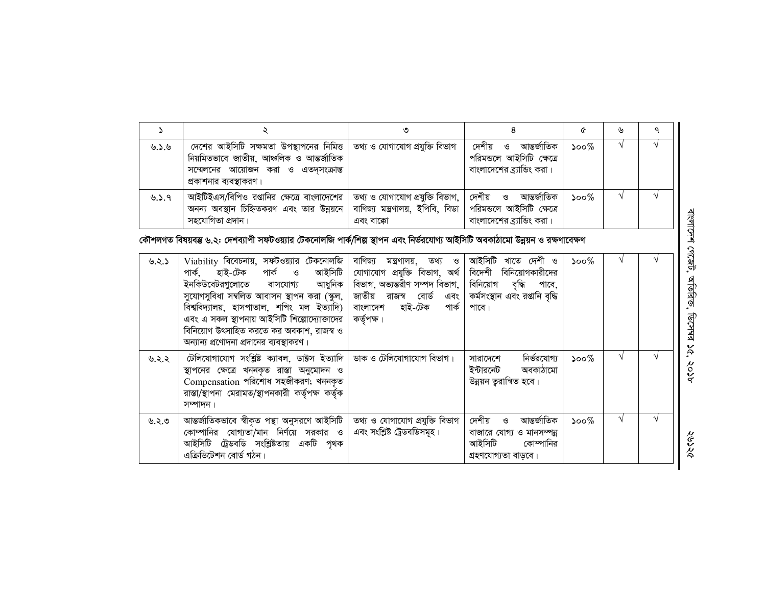| ১ | ২ | ৩ | ৪ | ৫ | ৬ | ৭ |
|---|---|---|---|---|---|---|
| ৬.১.৬ | দেশের আইসিটি সক্ষমতা উপস্থাপনের নিমিত্ত নিয়মিতভাবে জাতীয়, আঞ্চলিক ও আন্তর্জাতিক সম্মেলনের আয়োজন করা ও এতদ্‌সংক্রান্ত প্রকাশনার ব্যবস্থাকরণ। | তথ্য ও যোগাযোগ প্রযুক্তি বিভাগ | দেশীয় ও আন্তর্জাতিক পরিমন্ডলে আইসিটি ক্ষেত্রে বাংলাদেশের ব্র্যান্ডিং করা। | ১০০% | √ | √ |
| ৬.১.৭ | আইটিইএস/বিপিও রপ্তানির ক্ষেত্রে বাংলাদেশের অনন্য অবস্থান চিহ্নিতকরণ এবং তার উন্নয়নে সহযোগিতা প্রদান। | তথ্য ও যোগাযোগ প্রযুক্তি বিভাগ, বাণিজ্য মন্ত্রণালয়, ইপিবি, বিডা এবং বাক্কো | দেশীয় ও আন্তর্জাতিক পরিমন্ডলে আইসিটি ক্ষেত্রে বাংলাদেশের ব্র্যান্ডিং করা। | ১০০% | √ | √ |

**কৌশলগত বিষয়বস্তু ৬.২: দেশব্যাপী সফটওয়্যার টেকনোলজি পার্ক/শিল্প স্থাপন এবং নির্ভরযোগ্য আইসিটি অবকাঠামো উন্নয়ন ও রক্ষণাবেক্ষণ**

| ১ | ২ | ৩ | ৪ | ৫ | ৬ | ৭ |
|---|---|---|---|---|---|---|
| ৬.২.১ | Viability বিবেচনায়, সফটওয়্যার টেকনোলজি পার্ক, হাই-টেক পার্ক ও আইসিটি ইনকিউবেটরগুলোতে বাসযোগ্য আধুনিক সুযোগসুবিধা সম্বলিত আবাসন স্থাপন করা (স্কুল, বিশ্ববিদ্যালয়, হাসপাতাল, শপিং মল ইত্যাদি) এবং এ সকল স্থাপনায় আইসিটি শিল্পোদ্যোক্তাদের বিনিয়োগ উৎসাহিত করতে কর অবকাশ, রাজস্ব ও অন্যান্য প্রণোদনা প্রদানের ব্যবস্থাকরণ। | বাণিজ্য মন্ত্রণালয়, তথ্য ও যোগাযোগ প্রযুক্তি বিভাগ, অর্থ বিভাগ, অভ্যন্তরীণ সম্পদ বিভাগ, জাতীয় রাজস্ব বোর্ড এবং বাংলাদেশ হাই-টেক পার্ক কর্তৃপক্ষ। | আইসিটি খাতে দেশী ও বিদেশী বিনিয়োগকারীদের বিনিয়োগ বৃদ্ধি পাবে, কর্মসংস্থান এবং রপ্তানি বৃদ্ধি পাবে। | ১০০% | √ | √ |
| ৬.২.২ | টেলিযোগাযোগ সংশ্লিষ্ট ক্যাবল, ডাক্টস ইত্যাদি স্থাপনের ক্ষেত্রে খননকৃত রাস্তা অনুমোদন ও Compensation পরিশোধ সহজীকরণ; খননকৃত রাস্তা/স্থাপনা মেরামত/স্থাপনকারী কর্তৃপক্ষ কর্তৃক সম্পাদন। | ডাক ও টেলিযোগাযোগ বিভাগ। | সারাদেশে নির্ভরযোগ্য ইন্টারনেট অবকাঠামো উন্নয়ন ত্বরান্বিত হবে। | ১০০% | √ | √ |
| ৬.২.৩ | আন্তর্জাতিকভাবে স্বীকৃত পন্থা অনুসরণে আইসিটি কোম্পানির যোগ্যতা/মান নির্ণয়ে সরকার ও আইসিটি ট্রেডবডি সংশ্লিষ্টতায় একটি পৃথক এক্রিডিটেশন বোর্ড গঠন। | তথ্য ও যোগাযোগ প্রযুক্তি বিভাগ এবং সংশ্লিষ্ট ট্রেডবডিসমূহ। | দেশীয় ও আন্তর্জাতিক বাজারে যোগ্য ও মানসম্পন্ন আইসিটি কোম্পানির গ্রহণযোগ্যতা বাড়বে। | ১০০% | √ | √ |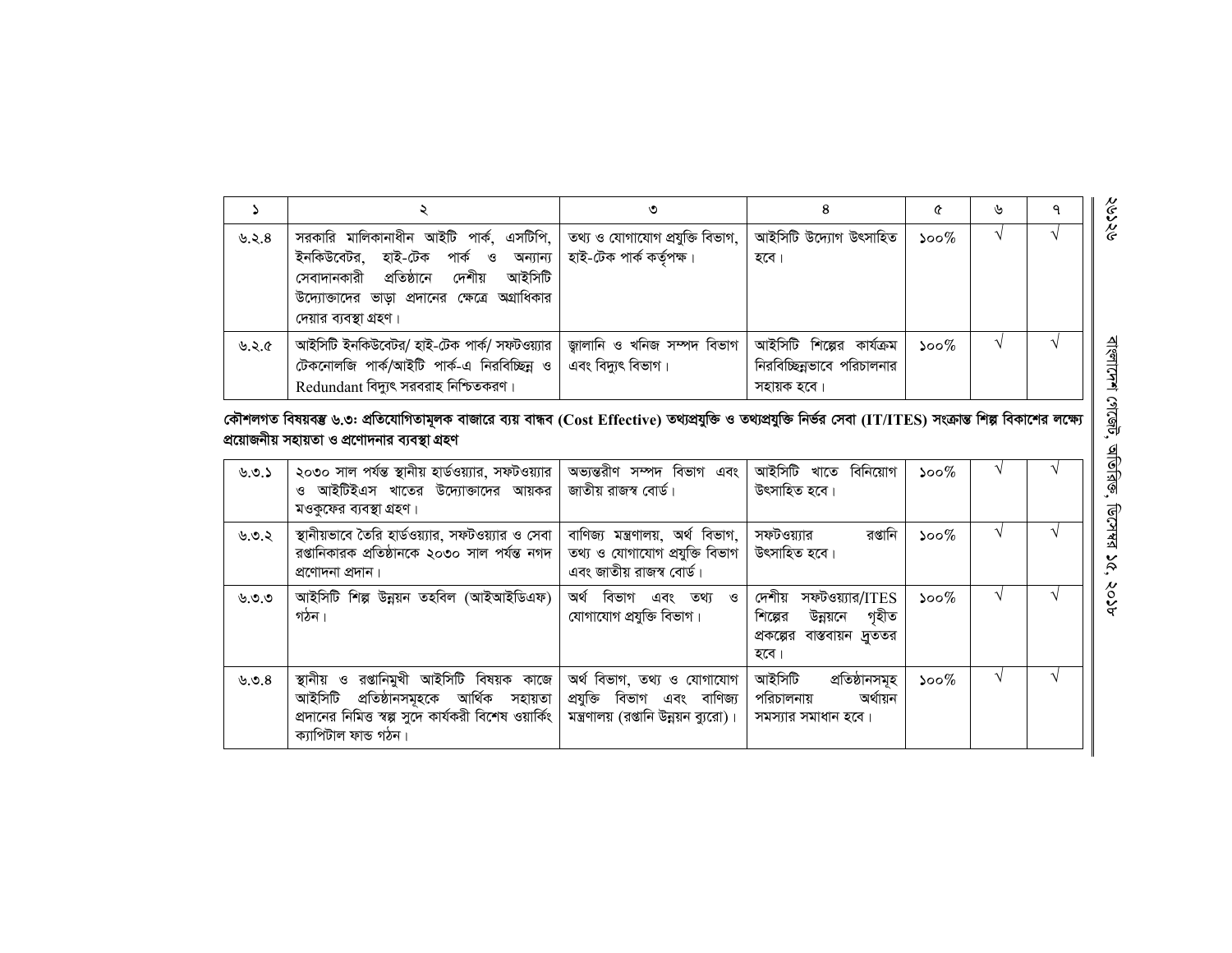| ১ | ২ | ৩ | ৪ | ৫ | ৬ | ৭ |
|---|---|---|---|---|---|---|
| ৬.২.৪ | সরকারি মালিকানাধীন আইটি পার্ক, এসটিপি, ইনকিউবেটর, হাই-টেক পার্ক ও অন্যান্য সেবাদানকারী প্রতিষ্ঠানে দেশীয় আইসিটি উদ্যোক্তাদের ভাড়া প্রদানের ক্ষেত্রে অগ্রাধিকার দেয়ার ব্যবস্থা গ্রহণ। | তথ্য ও যোগাযোগ প্রযুক্তি বিভাগ, হাই-টেক পার্ক কর্তৃপক্ষ। | আইসিটি উদ্যোগ উৎসাহিত হবে। | ১০০% | √ | √ |
| ৬.২.৫ | আইসিটি ইনকিউবেটর/ হাই-টেক পার্ক/ সফটওয়্যার টেকনোলজি পার্ক/আইটি পার্ক-এ নিরবিচ্ছিন্ন ও Redundant বিদ্যুৎ সরবরাহ নিশ্চিতকরণ। | জ্বালানি ও খনিজ সম্পদ বিভাগ এবং বিদ্যুৎ বিভাগ। | আইসিটি শিল্পের কার্যক্রম নিরবিচ্ছিন্নভাবে পরিচালনার সহায়ক হবে। | ১০০% | √ | √ |

**কৌশলগত বিষয়বস্তু ৬.৩: প্রতিযোগিতামূলক বাজারে ব্যয় বান্ধব (Cost Effective) তথ্যপ্রযুক্তি ও তথ্যপ্রযুক্তি নির্ভর সেবা (IT/ITES) সংক্রান্ত শিল্প বিকাশের লক্ষ্যে প্রয়োজনীয় সহায়তা ও প্রণোদনার ব্যবস্থা গ্রহণ**

| ১ | ২ | ৩ | ৪ | ৫ | ৬ | ৭ |
|---|---|---|---|---|---|---|
| ৬.৩.১ | ২০৩০ সাল পর্যন্ত স্থানীয় হার্ডওয়্যার, সফটওয়্যার ও আইটিইএস খাতের উদ্যোক্তাদের আয়কর মওকুফের ব্যবস্থা গ্রহণ। | অভ্যন্তরীণ সম্পদ বিভাগ এবং জাতীয় রাজস্ব বোর্ড। | আইসিটি খাতে বিনিয়োগ উৎসাহিত হবে। | ১০০% | √ | √ |
| ৬.৩.২ | স্থানীয়ভাবে তৈরি হার্ডওয়্যার, সফটওয়্যার ও সেবা রপ্তানিকারক প্রতিষ্ঠানকে ২০৩০ সাল পর্যন্ত নগদ প্রণোদনা প্রদান। | বাণিজ্য মন্ত্রণালয়, অর্থ বিভাগ, তথ্য ও যোগাযোগ প্রযুক্তি বিভাগ এবং জাতীয় রাজস্ব বোর্ড। | সফটওয়্যার রপ্তানি উৎসাহিত হবে। | ১০০% | √ | √ |
| ৬.৩.৩ | আইসিটি শিল্প উন্নয়ন তহবিল (আইআইডিএফ) গঠন। | অর্থ বিভাগ এবং তথ্য ও যোগাযোগ প্রযুক্তি বিভাগ। | দেশীয় সফটওয়্যার/ITES শিল্পের উন্নয়নে গৃহীত প্রকল্পের বাস্তবায়ন দ্রুততর হবে। | ১০০% | √ | √ |
| ৬.৩.৪ | স্থানীয় ও রপ্তানিমুখী আইসিটি বিষয়ক কাজে আইসিটি প্রতিষ্ঠানসমূহকে আর্থিক সহায়তা প্রদানের নিমিত্ত স্বল্প সুদে কার্যকরী বিশেষ ওয়ার্কিং ক্যাপিটাল ফান্ড গঠন। | অর্থ বিভাগ, তথ্য ও যোগাযোগ প্রযুক্তি বিভাগ এবং বাণিজ্য মন্ত্রণালয় (রপ্তানি উন্নয়ন ব্যুরো)। | আইসিটি প্রতিষ্ঠানসমূহ পরিচালনায় অর্থায়ন সমস্যার সমাধান হবে। | ১০০% | √ | √ |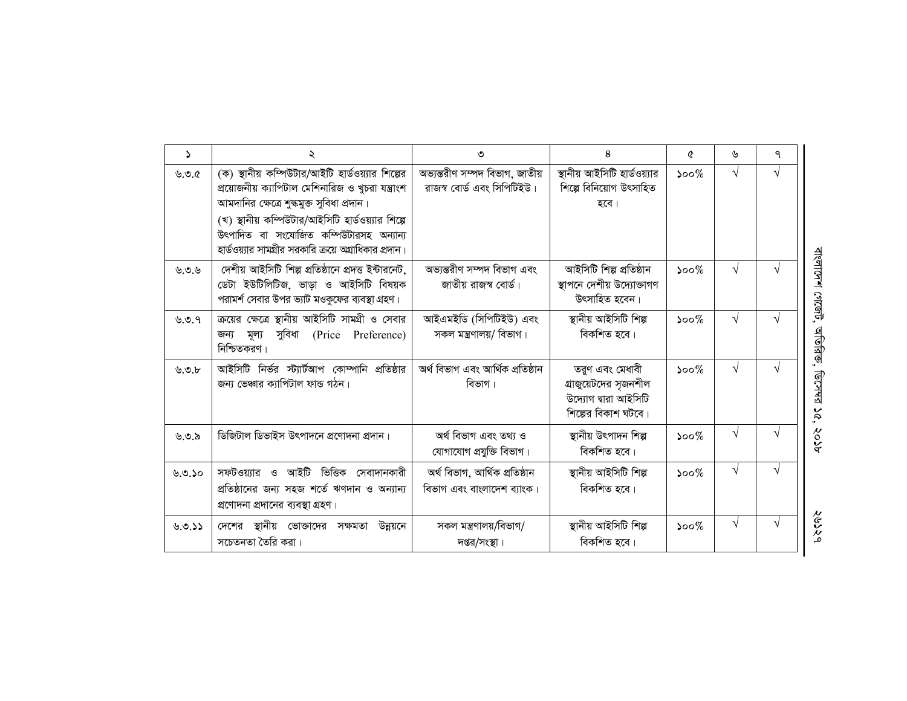| ১ | ২ | ৩ | ৪ | ৫ | ৬ | ৭ |
|---|---|---|---|---|---|---|
| ৬.৩.৫ | (ক) স্থানীয় কম্পিউটার/আইটি হার্ডওয়্যার শিল্পের প্রয়োজনীয় ক্যাপিটাল মেশিনারিজ ও খুচরা যন্ত্রাংশ আমদানির ক্ষেত্রে শুল্কমুক্ত সুবিধা প্রদান। (খ) স্থানীয় কম্পিউটার/আইসিটি হার্ডওয়্যার শিল্পে উৎপাদিত বা সংযোজিত কম্পিউটারসহ অন্যান্য হার্ডওয়্যার সামগ্রীর সরকারি ক্রয়ে অগ্রাধিকার প্রদান। | অভ্যন্তরীণ সম্পদ বিভাগ, জাতীয় রাজস্ব বোর্ড এবং সিপিটিইউ। | স্থানীয় আইসিটি হার্ডওয়্যার শিল্পে বিনিয়োগ উৎসাহিত হবে। | ১০০% | √ | √ |
| ৬.৩.৬ | দেশীয় আইসিটি শিল্প প্রতিষ্ঠানে প্রদত্ত ইন্টারনেট, ডেটা ইউটিলিটিজ, ভাড়া ও আইসিটি বিষয়ক পরামর্শ সেবার উপর ভ্যাট মওকুফের ব্যবস্থা গ্রহণ। | অভ্যন্তরীণ সম্পদ বিভাগ এবং জাতীয় রাজস্ব বোর্ড। | আইসিটি শিল্প প্রতিষ্ঠান স্থাপনে দেশীয় উদ্যোক্তাগণ উৎসাহিত হবেন। | ১০০% | √ | √ |
| ৬.৩.৭ | ক্রয়ের ক্ষেত্রে স্থানীয় আইসিটি সামগ্রী ও সেবার জন্য মূল্য সুবিধা (Price Preference) নিশ্চিতকরণ। | আইএমইডি (সিপিটিইউ) এবং সকল মন্ত্রণালয়/ বিভাগ। | স্থানীয় আইসিটি শিল্প বিকশিত হবে। | ১০০% | √ | √ |
| ৬.৩.৮ | আইসিটি নির্ভর স্ট্যার্টআপ কোম্পানি প্রতিষ্ঠার জন্য ভেঞ্চার ক্যাপিটাল ফান্ড গঠন। | অর্থ বিভাগ এবং আর্থিক প্রতিষ্ঠান বিভাগ। | তরুণ এবং মেধাবী গ্রাজুয়েটদের সৃজনশীল উদ্যোগ দ্বারা আইসিটি শিল্পের বিকাশ ঘটবে। | ১০০% | √ | √ |
| ৬.৩.৯ | ডিজিটাল ডিভাইস উৎপাদনে প্রণোদনা প্রদান। | অর্থ বিভাগ এবং তথ্য ও যোগাযোগ প্রযুক্তি বিভাগ। | স্থানীয় উৎপাদন শিল্প বিকশিত হবে। | ১০০% | √ | √ |
| ৬.৩.১০ | সফটওয়্যার ও আইটি ভিত্তিক সেবাদানকারী প্রতিষ্ঠানের জন্য সহজ শর্তে ঋণদান ও অন্যান্য প্রণোদনা প্রদানের ব্যবস্থা গ্রহণ। | অর্থ বিভাগ, আর্থিক প্রতিষ্ঠান বিভাগ এবং বাংলাদেশ ব্যাংক। | স্থানীয় আইসিটি শিল্প বিকশিত হবে। | ১০০% | √ | √ |
| ৬.৩.১১ | দেশের স্থানীয় ভোক্তাদের সক্ষমতা উন্নয়নে সচেতনতা তৈরি করা। | সকল মন্ত্রণালয়/বিভাগ/ দপ্তর/সংস্থা। | স্থানীয় আইসিটি শিল্প বিকশিত হবে। | ১০০% | √ | √ |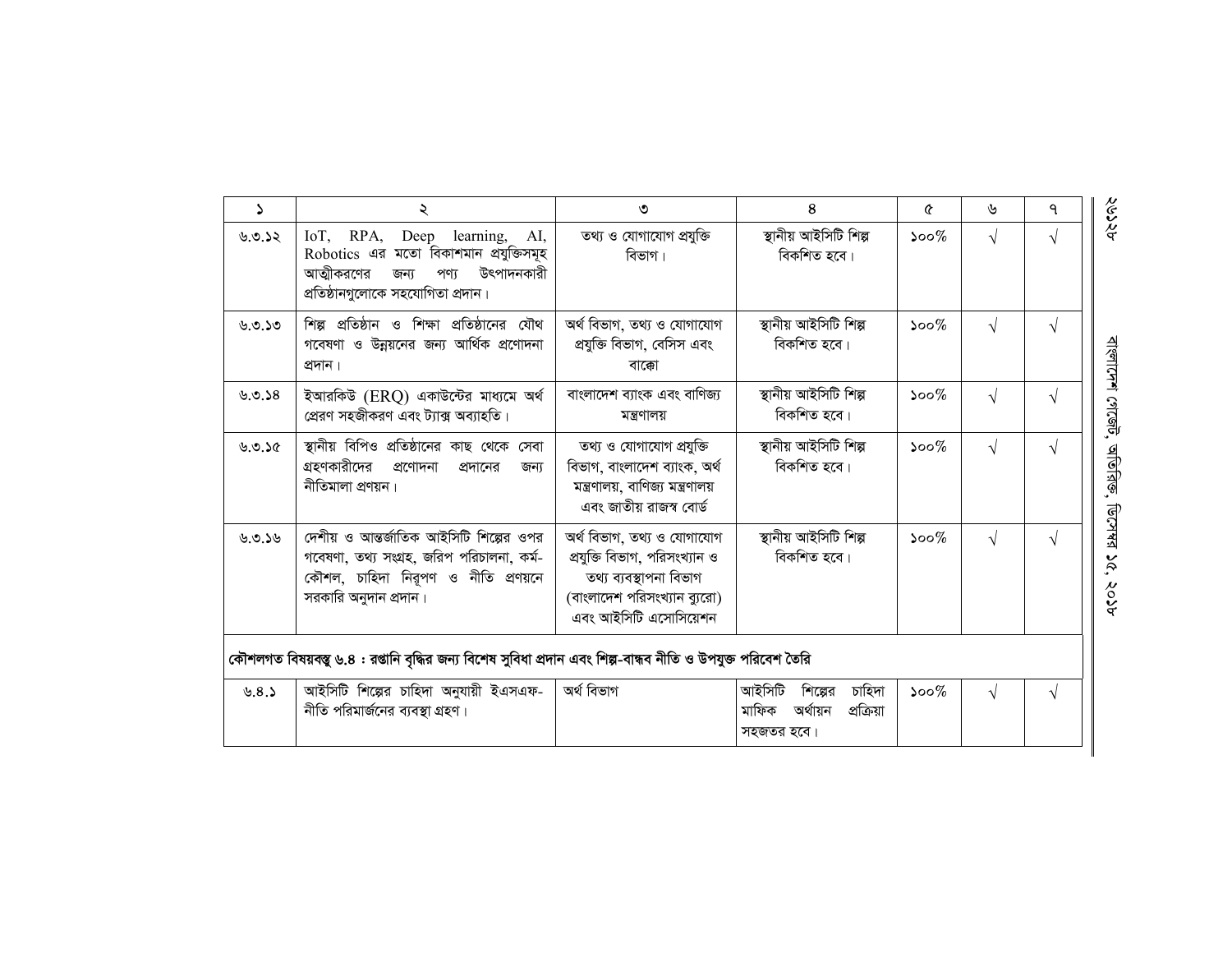| ১ | ২ | ৩ | ৪ | ৫ | ৬ | ৭ |
|---|---|---|---|---|---|---|
| ৬.৩.১২ | IoT, RPA, Deep learning, AI, Robotics এর মতো বিকাশমান প্রযুক্তিসমূহ আত্মীকরণের জন্য পণ্য উৎপাদনকারী প্রতিষ্ঠানগুলোকে সহযোগিতা প্রদান। | তথ্য ও যোগাযোগ প্রযুক্তি বিভাগ। | স্থানীয় আইসিটি শিল্প বিকশিত হবে। | ১০০% | √ | √ |
| ৬.৩.১৩ | শিল্প প্রতিষ্ঠান ও শিক্ষা প্রতিষ্ঠানের যৌথ গবেষণা ও উন্নয়নের জন্য আর্থিক প্রণোদনা প্রদান। | অর্থ বিভাগ, তথ্য ও যোগাযোগ প্রযুক্তি বিভাগ, বেসিস এবং বাক্কো | স্থানীয় আইসিটি শিল্প বিকশিত হবে। | ১০০% | √ | √ |
| ৬.৩.১৪ | ইআরকিউ (ERQ) একাউন্টের মাধ্যমে অর্থ প্রেরণ সহজীকরণ এবং ট্যাক্স অব্যাহতি। | বাংলাদেশ ব্যাংক এবং বাণিজ্য মন্ত্রণালয় | স্থানীয় আইসিটি শিল্প বিকশিত হবে। | ১০০% | √ | √ |
| ৬.৩.১৫ | স্থানীয় বিপিও প্রতিষ্ঠানের কাছ থেকে সেবা গ্রহণকারীদের প্রণোদনা প্রদানের জন্য নীতিমালা প্রণয়ন। | তথ্য ও যোগাযোগ প্রযুক্তি বিভাগ, বাংলাদেশ ব্যাংক, অর্থ মন্ত্রণালয়, বাণিজ্য মন্ত্রণালয় এবং জাতীয় রাজস্ব বোর্ড | স্থানীয় আইসিটি শিল্প বিকশিত হবে। | ১০০% | √ | √ |
| ৬.৩.১৬ | দেশীয় ও আন্তর্জাতিক আইসিটি শিল্পের ওপর গবেষণা, তথ্য সংগ্রহ, জরিপ পরিচালনা, কর্ম-কৌশল, চাহিদা নিরূপণ ও নীতি প্রণয়নে সরকারি অনুদান প্রদান। | অর্থ বিভাগ, তথ্য ও যোগাযোগ প্রযুক্তি বিভাগ, পরিসংখ্যান ও তথ্য ব্যবস্থাপনা বিভাগ (বাংলাদেশ পরিসংখ্যান ব্যুরো) এবং আইসিটি এসোসিয়েশন | স্থানীয় আইসিটি শিল্প বিকশিত হবে। | ১০০% | √ | √ |
| **কৌশলগত বিষয়বস্তু ৬.৪ : রপ্তানি বৃদ্ধির জন্য বিশেষ সুবিধা প্রদান এবং শিল্প-বান্ধব নীতি ও উপযুক্ত পরিবেশ তৈরি** | | | | | | |
| ৬.৪.১ | আইসিটি শিল্পের চাহিদা অনুযায়ী ইএসএফ-নীতি পরিমার্জনের ব্যবস্থা গ্রহণ। | অর্থ বিভাগ | আইসিটি শিল্পের চাহিদা মাফিক অর্থায়ন প্রক্রিয়া সহজতর হবে। | ১০০% | √ | √ |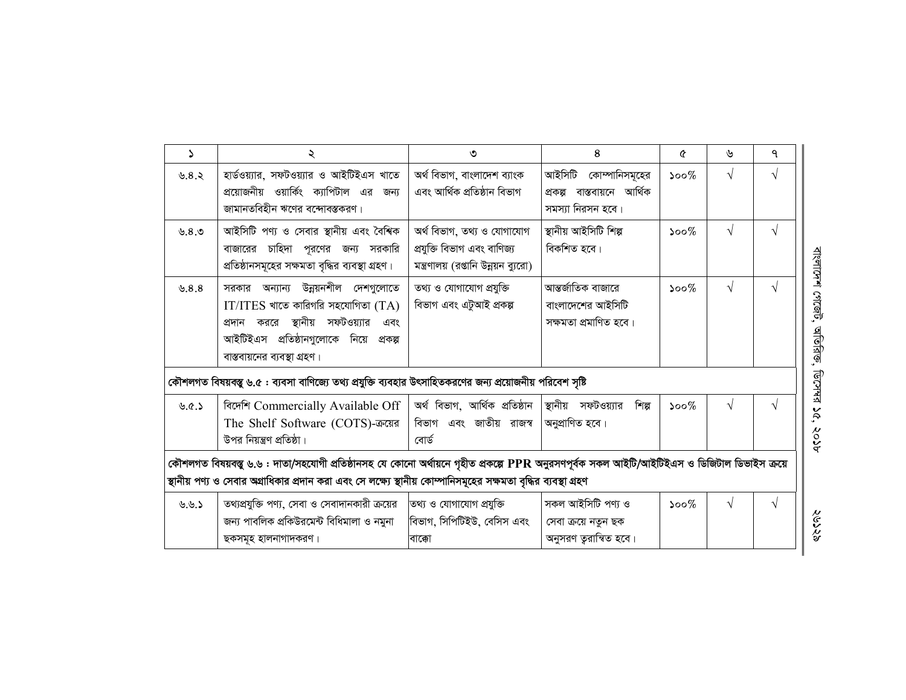| ১ | ২ | ৩ | ৪ | ৫ | ৬ | ৭ |
|---|---|---|---|---|---|---|
| ৬.৪.২ | হার্ডওয়্যার, সফটওয়্যার ও আইটিইএস খাতে প্রয়োজনীয় ওয়ার্কিং ক্যাপিটাল এর জন্য জামানতবিহীন ঋণের বন্দোবস্তকরণ। | অর্থ বিভাগ, বাংলাদেশ ব্যাংক এবং আর্থিক প্রতিষ্ঠান বিভাগ | আইসিটি কোম্পানিসমূহের প্রকল্প বাস্তবায়নে আর্থিক সমস্যা নিরসন হবে। | ১০০% | √ | √ |
| ৬.৪.৩ | আইসিটি পণ্য ও সেবার স্থানীয় এবং বৈশ্বিক বাজারের চাহিদা পূরণের জন্য সরকারি প্রতিষ্ঠানসমূহের সক্ষমতা বৃদ্ধির ব্যবস্থা গ্রহণ। | অর্থ বিভাগ, তথ্য ও যোগাযোগ প্রযুক্তি বিভাগ এবং বাণিজ্য মন্ত্রণালয় (রপ্তানি উন্নয়ন ব্যুরো) | স্থানীয় আইসিটি শিল্প বিকশিত হবে। | ১০০% | √ | √ |
| ৬.৪.৪ | সরকার অন্যান্য উন্নয়নশীল দেশগুলোতে IT/ITES খাতে কারিগরি সহযোগিতা (TA) প্রদান করতে স্থানীয় সফটওয়্যার এবং আইটিইএস প্রতিষ্ঠানগুলোকে নিয়ে প্রকল্প বাস্তবায়নের ব্যবস্থা গ্রহণ। | তথ্য ও যোগাযোগ প্রযুক্তি বিভাগ এবং এটুআই প্রকল্প | আন্তর্জাতিক বাজারে বাংলাদেশের আইসিটি সক্ষমতা প্রমাণিত হবে। | ১০০% | √ | √ |
| **কৌশলগত বিষয়বস্তু ৬.৫ : ব্যবসা বাণিজ্যে তথ্য প্রযুক্তি ব্যবহার উৎসাহিতকরণের জন্য প্রয়োজনীয় পরিবেশ সৃষ্টি** | | | | | | |
| ৬.৫.১ | বিদেশি Commercially Available Off The Shelf Software (COTS)-ক্রয়ের উপর নিয়ন্ত্রণ প্রতিষ্ঠা। | অর্থ বিভাগ, আর্থিক প্রতিষ্ঠান বিভাগ এবং জাতীয় রাজস্ব বোর্ড | স্থানীয় সফটওয়্যার শিল্প অনুপ্রাণিত হবে। | ১০০% | √ | √ |
| **কৌশলগত বিষয়বস্তু ৬.৬ : দাতা/সহযোগী প্রতিষ্ঠানসহ যে কোনো অর্থায়নে গৃহীত প্রকল্পে PPR অনুরসণপূর্বক সকল আইটি/আইটিইএস ও ডিজিটাল ডিভাইস ক্রয়ে স্থানীয় পণ্য ও সেবার অগ্রাধিকার প্রদান করা এবং সে লক্ষ্যে স্থানীয় কোম্পানিসমূহের সক্ষমতা বৃদ্ধির ব্যবস্থা গ্রহণ** | | | | | | |
| ৬.৬.১ | তথ্যপ্রযুক্তি পণ্য, সেবা ও সেবাদানকারী ক্রয়ের জন্য পাবলিক প্রকিউরমেন্ট বিধিমালা ও নমুনা ছকসমূহ হালনাগাদকরণ। | তথ্য ও যোগাযোগ প্রযুক্তি বিভাগ, সিপিটিইউ, বেসিস এবং বাক্কো | সকল আইসিটি পণ্য ও সেবা ক্রয়ে নতুন ছক অনুসরণ ত্বরান্বিত হবে। | ১০০% | √ | √ |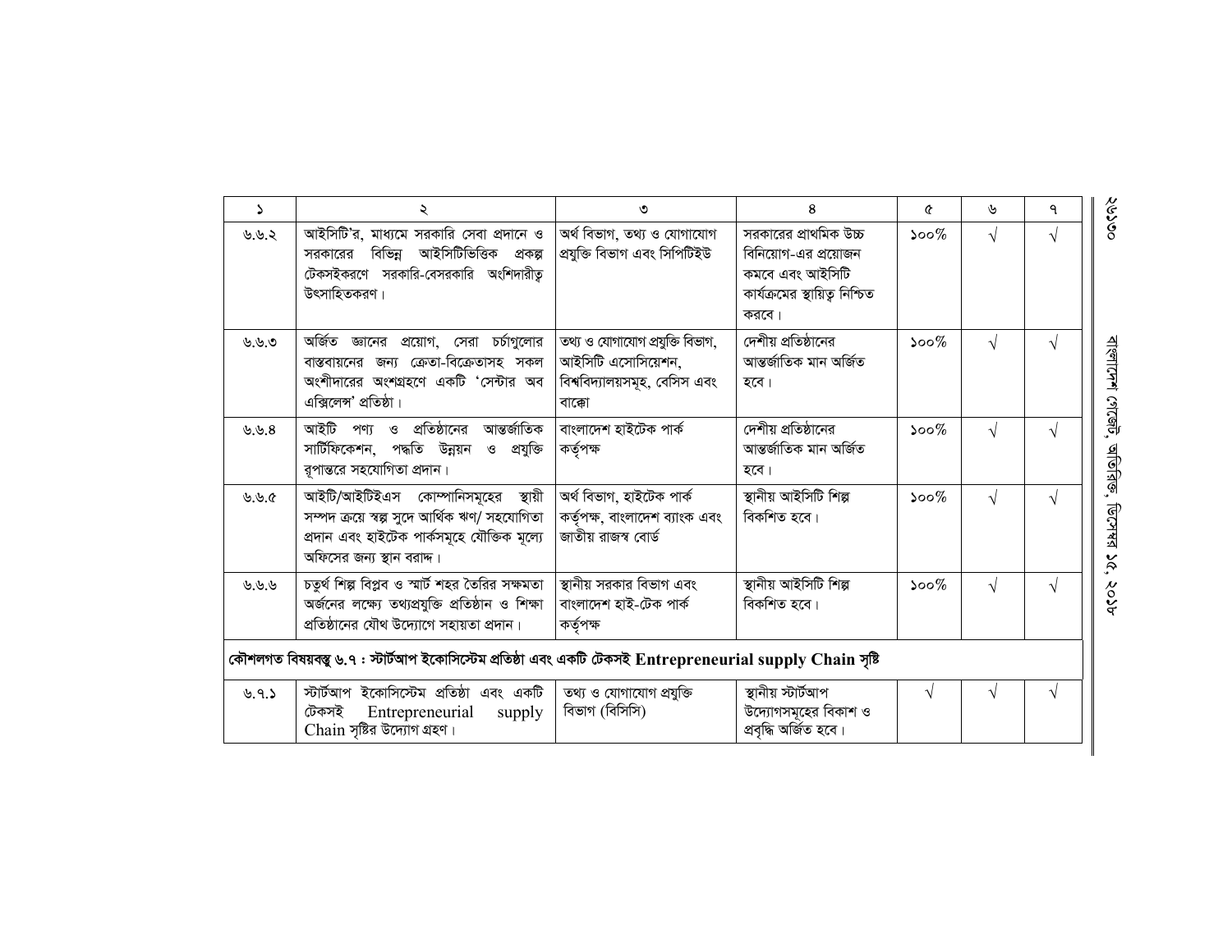| ১ | ২ | ৩ | ৪ | ৫ | ৬ | ৭ |
|---|---|---|---|---|---|---|
| ৬.৬.২ | আইসিটি'র, মাধ্যমে সরকারি সেবা প্রদানে ও সরকারের বিভিন্ন আইসিটিভিত্তিক প্রকল্প টেকসইকরণে সরকারি-বেসরকারি অংশিদারীত্ব উৎসাহিতকরণ। | অর্থ বিভাগ, তথ্য ও যোগাযোগ প্রযুক্তি বিভাগ এবং সিপিটিইউ | সরকারের প্রাথমিক উচ্চ বিনিয়োগ-এর প্রয়োজন কমবে এবং আইসিটি কার্যক্রমের স্থায়িত্ব নিশ্চিত করবে। | ১০০% | √ | √ |
| ৬.৬.৩ | অর্জিত জ্ঞানের প্রয়োগ, সেরা চর্চাগুলোর বাস্তবায়নের জন্য ক্রেতা-বিক্রেতাসহ সকল অংশীদারের অংশগ্রহণে একটি 'সেন্টার অব এক্সিলেন্স' প্রতিষ্ঠা। | তথ্য ও যোগাযোগ প্রযুক্তি বিভাগ, আইসিটি এসোসিয়েশন, বিশ্ববিদ্যালয়সমূহ, বেসিস এবং বাক্কো | দেশীয় প্রতিষ্ঠানের আন্তর্জাতিক মান অর্জিত হবে। | ১০০% | √ | √ |
| ৬.৬.৪ | আইটি পণ্য ও প্রতিষ্ঠানের আন্তর্জাতিক সার্টিফিকেশন, পদ্ধতি উন্নয়ন ও প্রযুক্তি রূপান্তরে সহযোগিতা প্রদান। | বাংলাদেশ হাইটেক পার্ক কর্তৃপক্ষ | দেশীয় প্রতিষ্ঠানের আন্তর্জাতিক মান অর্জিত হবে। | ১০০% | √ | √ |
| ৬.৬.৫ | আইটি/আইটিইএস কোম্পানিসমূহের স্থায়ী সম্পদ ক্রয়ে স্বল্প সুদে আর্থিক ঋণ/ সহযোগিতা প্রদান এবং হাইটেক পার্কসমূহে যৌক্তিক মূল্যে অফিসের জন্য স্থান বরাদ্দ। | অর্থ বিভাগ, হাইটেক পার্ক কর্তৃপক্ষ, বাংলাদেশ ব্যাংক এবং জাতীয় রাজস্ব বোর্ড | স্থানীয় আইসিটি শিল্প বিকশিত হবে। | ১০০% | √ | √ |
| ৬.৬.৬ | চতুর্থ শিল্প বিপ্লব ও স্মার্ট শহর তৈরির সক্ষমতা অর্জনের লক্ষ্যে তথ্যপ্রযুক্তি প্রতিষ্ঠান ও শিক্ষা প্রতিষ্ঠানের যৌথ উদ্যোগে সহায়তা প্রদান। | স্থানীয় সরকার বিভাগ এবং বাংলাদেশ হাই-টেক পার্ক কর্তৃপক্ষ | স্থানীয় আইসিটি শিল্প বিকশিত হবে। | ১০০% | √ | √ |
| **কৌশলগত বিষয়বস্তু ৬.৭ : স্টার্টআপ ইকোসিস্টেম প্রতিষ্ঠা এবং একটি টেকসই Entrepreneurial supply Chain সৃষ্টি** | | | | | | |
| ৬.৭.১ | স্টার্টআপ ইকোসিস্টেম প্রতিষ্ঠা এবং একটি টেকসই Entrepreneurial supply Chain সৃষ্টির উদ্যোগ গ্রহণ। | তথ্য ও যোগাযোগ প্রযুক্তি বিভাগ (বিসিসি) | স্থানীয় স্টার্টআপ উদ্যোগসমূহের বিকাশ ও প্রবৃদ্ধি অর্জিত হবে। | √ | √ | √ |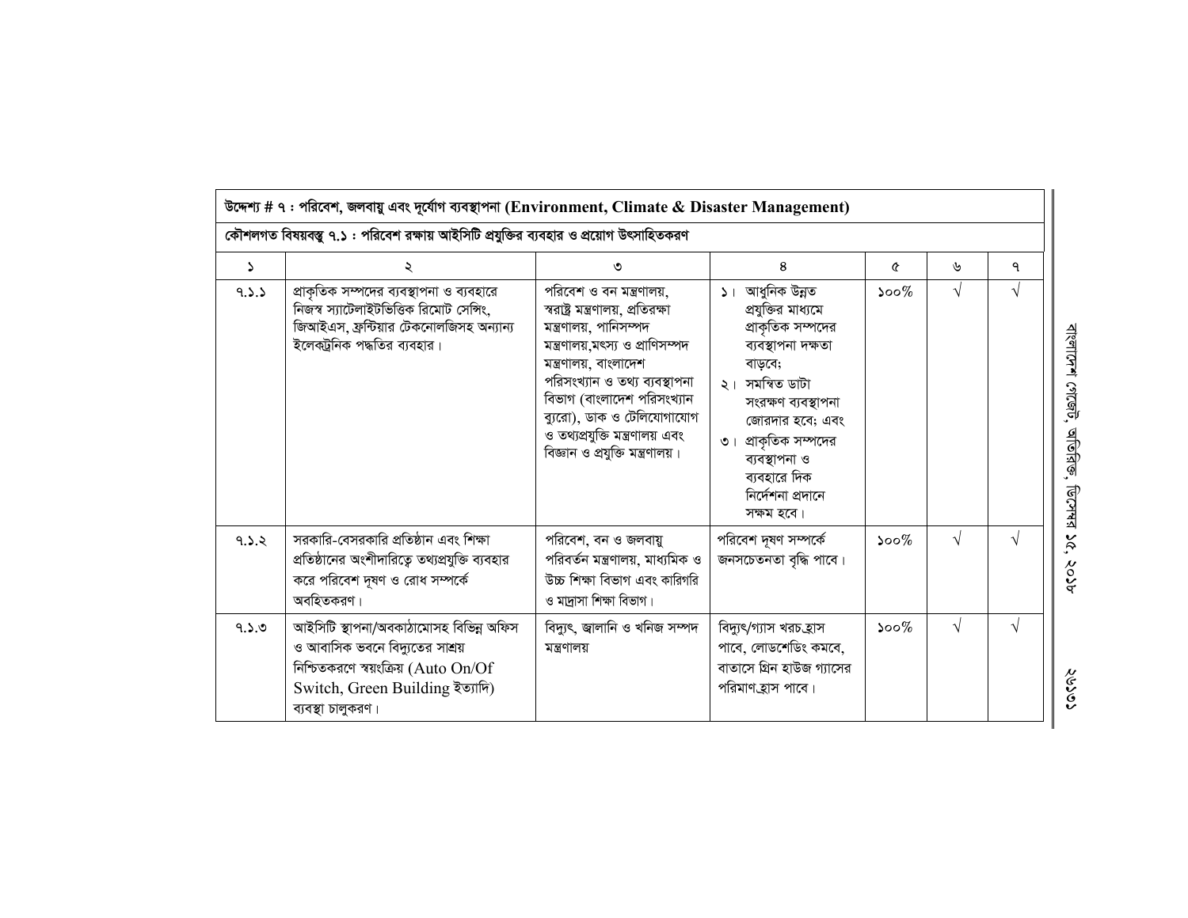| উদ্দেশ্য # ৭ : পরিবেশ, জলবায়ু এবং দুর্যোগ ব্যবস্থাপনা (Environment, Climate & Disaster Management) | | | | | | |
|---|---|---|---|---|---|---|
| কৌশলগত বিষয়বস্তু ৭.১ : পরিবেশ রক্ষায় আইসিটি প্রযুক্তির ব্যবহার ও প্রয়োগ উৎসাহিতকরণ | | | | | | |
| ১ | ২ | ৩ | ৪ | ৫ | ৬ | ৭ |
| ৭.১.১ | প্রাকৃতিক সম্পদের ব্যবস্থাপনা ও ব্যবহারে নিজস্ব স্যাটেলাইটভিত্তিক রিমোট সেন্সিং, জিআইএস, ফ্রন্টিয়ার টেকনোলজিসহ অন্যান্য ইলেকট্রনিক পদ্ধতির ব্যবহার। | পরিবেশ ও বন মন্ত্রণালয়, স্বরাষ্ট্র মন্ত্রণালয়, প্রতিরক্ষা মন্ত্রণালয়, পানিসম্পদ মন্ত্রণালয়,মৎস্য ও প্রাণিসম্পদ মন্ত্রণালয়, বাংলাদেশ পরিসংখ্যান ও তথ্য ব্যবস্থাপনা বিভাগ (বাংলাদেশ পরিসংখ্যান ব্যুরো), ডাক ও টেলিযোগাযোগ ও তথ্যপ্রযুক্তি মন্ত্রণালয় এবং বিজ্ঞান ও প্রযুক্তি মন্ত্রণালয়। | ১। আধুনিক উন্নত প্রযুক্তির মাধ্যমে প্রাকৃতিক সম্পদের ব্যবস্থাপনা দক্ষতা বাড়বে; ২। সমন্বিত ডাটা সংরক্ষণ ব্যবস্থাপনা জোরদার হবে; এবং ৩। প্রাকৃতিক সম্পদের ব্যবস্থাপনা ও ব্যবহারে দিক নির্দেশনা প্রদানে সক্ষম হবে। | ১০০% | √ | √ |
| ৭.১.২ | সরকারি-বেসরকারি প্রতিষ্ঠান এবং শিক্ষা প্রতিষ্ঠানের অংশীদারিত্বে তথ্যপ্রযুক্তি ব্যবহার করে পরিবেশ দূষণ ও রোধ সম্পর্কে অবহিতকরণ। | পরিবেশ, বন ও জলবায়ু পরিবর্তন মন্ত্রণালয়, মাধ্যমিক ও উচ্চ শিক্ষা বিভাগ এবং কারিগরি ও মাদ্রাসা শিক্ষা বিভাগ। | পরিবেশ দূষণ সম্পর্কে জনসচেতনতা বৃদ্ধি পাবে। | ১০০% | √ | √ |
| ৭.১.৩ | আইসিটি স্থাপনা/অবকাঠামোসহ বিভিন্ন অফিস ও আবাসিক ভবনে বিদ্যুতের সাশ্রয় নিশ্চিতকরণে স্বয়ংক্রিয় (Auto On/Of Switch, Green Building ইত্যাদি) ব্যবস্থা চালুকরণ। | বিদ্যুৎ, জ্বালানি ও খনিজ সম্পদ মন্ত্রণালয় | বিদ্যুৎ/গ্যাস খরচ হ্রাস পাবে, লোডশেডিং কমবে, বাতাসে গ্রিন হাউজ গ্যাসের পরিমাণ হ্রাস পাবে। | ১০০% | √ | √ |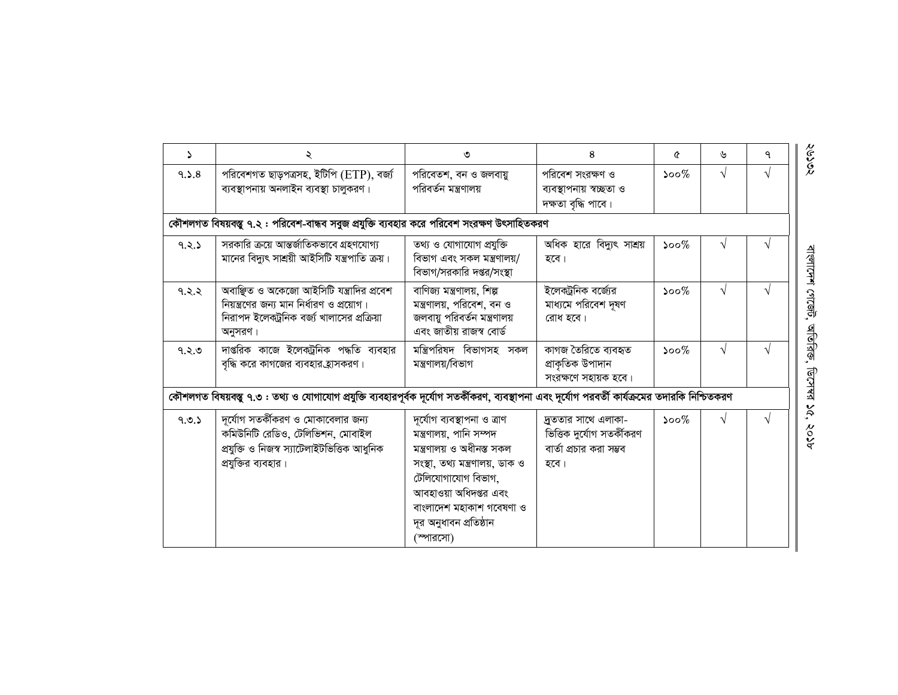| ১ | ২ | ৩ | ৪ | ৫ | ৬ | ৭ |
|---|---|---|---|---|---|---|
| ৭.১.৪ | পরিবেশগত ছাড়পত্রসহ, ইটিপি (ETP), বর্জ্য ব্যবস্থাপনায় অনলাইন ব্যবস্থা চালুকরণ। | পরিবেতশ, বন ও জলবায়ু পরিবর্তন মন্ত্রণালয় | পরিবেশ সংরক্ষণ ও ব্যবস্থাপনায় স্বচ্ছতা ও দক্ষতা বৃদ্ধি পাবে। | ১০০% | √ | √ |
| **কৌশলগত বিষয়বস্তু ৭.২ : পরিবেশ-বান্ধব সবুজ প্রযুক্তি ব্যবহার করে পরিবেশ সংরক্ষণ উৎসাহিতকরণ** | | | | | | |
| ৭.২.১ | সরকারি ক্রয়ে আন্তর্জাতিকভাবে গ্রহণযোগ্য মানের বিদ্যুৎ সাশ্রয়ী আইসিটি যন্ত্রপাতি ক্রয়। | তথ্য ও যোগাযোগ প্রযুক্তি বিভাগ এবং সকল মন্ত্রণালয়/ বিভাগ/সরকারি দপ্তর/সংস্থা | অধিক হারে বিদ্যুৎ সাশ্রয় হবে। | ১০০% | √ | √ |
| ৭.২.২ | অবাঞ্ছিত ও অকেজো আইসিটি যন্ত্রাদির প্রবেশ নিয়ন্ত্রণের জন্য মান নির্ধারণ ও প্রয়োগ। নিরাপদ ইলেকট্রনিক বর্জ্য খালাসের প্রক্রিয়া অনুসরণ। | বাণিজ্য মন্ত্রণালয়, শিল্প মন্ত্রণালয়, পরিবেশ, বন ও জলবায়ু পরিবর্তন মন্ত্রণালয় এবং জাতীয় রাজস্ব বোর্ড | ইলেকট্রনিক বর্জ্যের মাধ্যমে পরিবেশ দূষণ রোধ হবে। | ১০০% | √ | √ |
| ৭.২.৩ | দাপ্তরিক কাজে ইলেকট্রনিক পদ্ধতি ব্যবহার বৃদ্ধি করে কাগজের ব্যবহার হ্রাসকরণ। | মন্ত্রিপরিষদ বিভাগসহ সকল মন্ত্রণালয়/বিভাগ | কাগজ তৈরিতে ব্যবহৃত প্রাকৃতিক উপাদান সংরক্ষণে সহায়ক হবে। | ১০০% | √ | √ |
| **কৌশলগত বিষয়বস্তু ৭.৩ : তথ্য ও যোগাযোগ প্রযুক্তি ব্যবহারপূর্বক দূর্যোগ সতর্কীকরণ, ব্যবস্থাপনা এবং দূর্যোগ পরবর্তী কার্যক্রমের তদারকি নিশ্চিতকরণ** | | | | | | |
| ৭.৩.১ | দূর্যোগ সতর্কীকরণ ও মোকাবেলার জন্য কমিউনিটি রেডিও, টেলিভিশন, মোবাইল প্রযুক্তি ও নিজস্ব স্যাটেলাইটভিত্তিক আধুনিক প্রযুক্তির ব্যবহার। | দূর্যোগ ব্যবস্থাপনা ও ত্রাণ মন্ত্রণালয়, পানি সম্পদ মন্ত্রণালয় ও অধীনস্ত সকল সংস্থা, তথ্য মন্ত্রণালয়, ডাক ও টেলিযোগাযোগ বিভাগ, আবহাওয়া অধিদপ্তর এবং বাংলাদেশ মহাকাশ গবেষণা ও দূর অনুধাবন প্রতিষ্ঠান (স্পারসো) | দ্রুততার সাথে এলাকা-ভিত্তিক দুর্যোগ সতর্কীকরণ বার্তা প্রচার করা সম্ভব হবে। | ১০০% | √ | √ |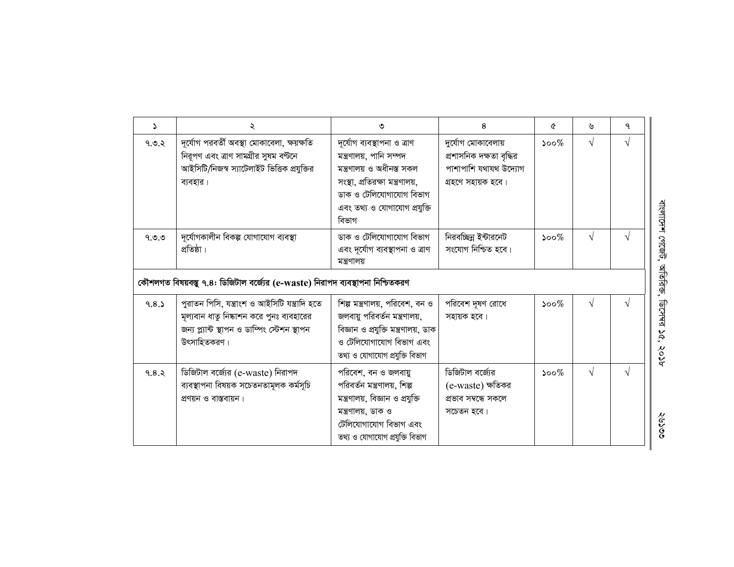| ১ | ২ | ৩ | ৪ | ৫ | ৬ | ৭ |
|---|---|---|---|---|---|---|
| ৭.৩.২ | দূর্যোগ পরবর্তী অবস্থা মোকাবেলা, ক্ষয়ক্ষতি নিরূপণ এবং ত্রাণ সামগ্রীর সুষম বন্টনে আইসিটি/নিজস্ব স্যাটেলাইট ভিত্তিক প্রযুক্তির ব্যবহার। | দূর্যোগ ব্যবস্থাপনা ও ত্রাণ মন্ত্রণালয়, পানি সম্পদ মন্ত্রণালয় ও অধীনস্ত সকল সংস্থা, প্রতিরক্ষা মন্ত্রণালয়, ডাক ও টেলিযোগাযোগ বিভাগ এবং তথ্য ও যোগাযোগ প্রযুক্তি বিভাগ | দুর্যোগ মোকাবেলায় প্রশাসনিক দক্ষতা বৃদ্ধির পাশাপাশি যথাযথ উদ্যোগ গ্রহণে সহায়ক হবে। | ১০০% | √ | √ |
| ৭.৩.৩ | দূর্যোগকালীন বিকল্প যোগাযোগ ব্যবস্থা প্রতিষ্ঠা। | ডাক ও টেলিযোগাযোগ বিভাগ এবং দূর্যোগ ব্যবস্থাপনা ও ত্রাণ মন্ত্রণালয় | নিরবচ্ছিন্ন ইন্টারনেট সংযোগ নিশ্চিত হবে। | ১০০% | √ | √ |
| **কৌশলগত বিষয়বস্তু ৭.৪: ডিজিটাল বর্জ্যের (e-waste) নিরাপদ ব্যবস্থাপনা নিশ্চিতকরণ** | | | | | | |
| ৭.৪.১ | পুরাতন পিসি, যন্ত্রাংশ ও আইসিটি যন্ত্রাদি হতে মূল্যবান ধাতু নিষ্কাশন করে পুনঃ ব্যবহারের জন্য প্ল্যান্ট স্থাপন ও ডাম্পিং স্টেশন স্থাপন উৎসাহিতকরণ। | শিল্প মন্ত্রণালয়, পরিবেশ, বন ও জলবায়ু পরিবর্তন মন্ত্রণালয়, বিজ্ঞান ও প্রযুক্তি মন্ত্রণালয়, ডাক ও টেলিযোগাযোগ বিভাগ এবং তথ্য ও যোগাযোগ প্রযুক্তি বিভাগ | পরিবেশ দূষণ রোধে সহায়ক হবে। | ১০০% | √ | √ |
| ৭.৪.২ | ডিজিটাল বর্জ্যের (e-waste) নিরাপদ ব্যবস্থাপনা বিষয়ক সচেতনতামূলক কর্মসূচি প্রণয়ন ও বাস্তবায়ন। | পরিবেশ, বন ও জলবায়ু পরিবর্তন মন্ত্রণালয়, শিল্প মন্ত্রণালয়, বিজ্ঞান ও প্রযুক্তি মন্ত্রণালয়, ডাক ও টেলিযোগাযোগ বিভাগ এবং তথ্য ও যোগাযোগ প্রযুক্তি বিভাগ | ডিজিটাল বর্জ্যের (e-waste) ক্ষতিকর প্রভাব সম্বন্ধে সকলে সচেতন হবে। | ১০০% | √ | √ |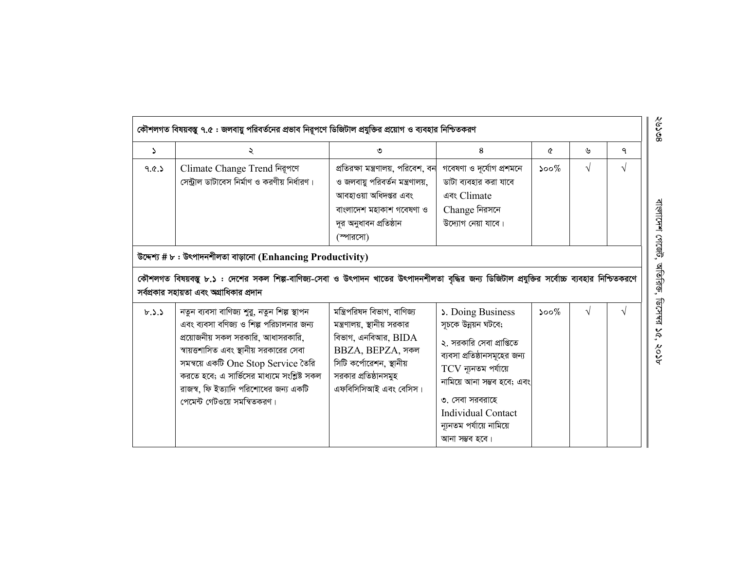| কৌশলগত বিষয়বস্তু ৭.৫ : জলবায়ু পরিবর্তনের প্রভাব নিরূপণে ডিজিটাল প্রযুক্তির প্রয়োগ ও ব্যবহার নিশ্চিতকরণ | | | | | | |
|---|---|---|---|---|---|---|
| ১ | ২ | ৩ | ৪ | ৫ | ৬ | ৭ |
| ৭.৫.১ | Climate Change Trend নিরূপণে সেন্ট্রাল ডাটাবেস নির্মাণ ও করণীয় নির্ধারণ। | প্রতিরক্ষা মন্ত্রণালয়, পরিবেশ, বন ও জলবায়ু পরিবর্তন মন্ত্রণালয়, আবহাওয়া অধিদপ্তর এবং বাংলাদেশ মহাকাশ গবেষণা ও দূর অনুধাবন প্রতিষ্ঠান (স্পারসো) | গবেষণা ও দূর্যোগ প্রশমনে ডাটা ব্যবহার করা যাবে এবং Climate Change নিরসনে উদ্যোগ নেয়া যাবে। | ১০০% | √ | √ |
| **উদ্দেশ্য # ৮ : উৎপাদনশীলতা বাড়ানো (Enhancing Productivity)** | | | | | | |
| **কৌশলগত বিষয়বস্তু ৮.১ : দেশের সকল শিল্প-বাণিজ্য-সেবা ও উৎপাদন খাতের উৎপাদনশীলতা বৃদ্ধির জন্য ডিজিটাল প্রযুক্তির সর্বোচ্চ ব্যবহার নিশ্চিতকরণে সর্বপ্রকার সহায়তা এবং অগ্রাধিকার প্রদান** | | | | | | |
| ৮.১.১ | নতুন ব্যবসা বাণিজ্য শুরু, নতুন শিল্প স্থাপন এবং ব্যবসা বণিজ্য ও শিল্প পরিচালনার জন্য প্রয়োজনীয় সকল সরকারি, আধাসরকারি, স্বায়ত্তশাসিত এবং স্থানীয় সরকারের সেবা সমন্বয়ে একটি One Stop Service তৈরি করতে হবে; এ সার্ভিসের মাধ্যমে সংশ্লিষ্ট সকল রাজস্ব, ফি ইত্যাদি পরিশোধের জন্য একটি পেমেন্ট গেটওয়ে সমন্বিতকরণ। | মন্ত্রিপরিষদ বিভাগ, বাণিজ্য মন্ত্রণালয়, স্থানীয় সরকার বিভাগ, এনবিআর, BIDA BBZA, BEPZA, সকল সিটি কর্পোরেশন, স্থানীয় সরকার প্রতিষ্ঠানসমুহ এফবিসিসিআই এবং বেসিস। | ১. Doing Business সূচকে উন্নয়ন ঘটবে; ২. সরকারি সেবা প্রাপ্তিতে ব্যবসা প্রতিষ্ঠানসমূহের জন্য TCV ন্যূনতম পর্যায়ে নামিয়ে আনা সম্ভব হবে; এবং ৩. সেবা সরবরাহে Individual Contact ন্যূনতম পর্যায়ে নামিয়ে আনা সম্ভব হবে। | ১০০% | √ | √ |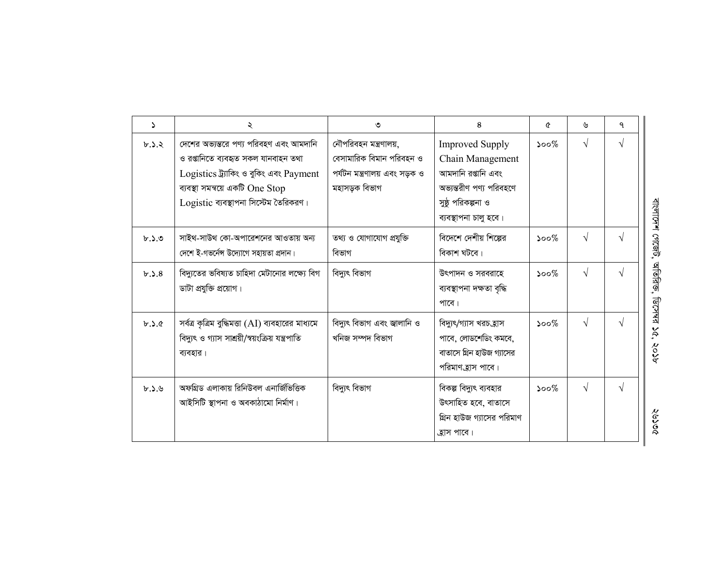| ১ | ২ | ৩ | ৪ | ৫ | ৬ | ৭ |
|---|---|---|---|---|---|---|
| ৮.১.২ | দেশের অভ্যন্তরে পণ্য পরিবহণ এবং আমদানি ও রপ্তানিতে ব্যবহৃত সকল যানবাহন তথা Logistics ট্র্যাকিং ও বুকিং এবং Payment ব্যবস্থা সমন্বয়ে একটি One Stop Logistic ব্যবস্থাপনা সিস্টেম তৈরিকরণ। | নৌপরিবহন মন্ত্রণালয়, বেসামারিক বিমান পরিবহন ও পর্যটন মন্ত্রণালয় এবং সড়ক ও মহাসড়ক বিভাগ | Improved Supply Chain Management আমদানি রপ্তানি এবং অভ্যন্তরীণ পণ্য পরিবহণে সুষ্ঠ পরিকল্পনা ও ব্যবস্থাপনা চালু হবে। | ১০০% | √ | √ |
| ৮.১.৩ | সাইথ-সাউথ কো-অপারেশনের আওতায় অন্য দেশে ই-গভর্নেন্স উদ্যোগে সহায়তা প্রদান। | তথ্য ও যোগাযোগ প্রযুক্তি বিভাগ | বিদেশে দেশীয় শিল্পের বিকাশ ঘটবে। | ১০০% | √ | √ |
| ৮.১.৪ | বিদ্যুতের ভবিষ্যত চাহিদা মেটানোর লক্ষ্যে বিগ ডাটা প্রযুক্তি প্রয়োগ। | বিদ্যুৎ বিভাগ | উৎপাদন ও সরবরাহে ব্যবস্থাপনা দক্ষতা বৃদ্ধি পাবে। | ১০০% | √ | √ |
| ৮.১.৫ | সর্বত্র কৃত্রিম বুদ্ধিমত্তা (AI) ব্যবহারের মাধ্যমে বিদ্যুৎ ও গ্যাস সাশ্রয়ী/স্বয়ংক্রিয় যন্ত্রপাতি ব্যবহার। | বিদ্যুৎ বিভাগ এবং জ্বালানি ও খনিজ সম্পদ বিভাগ | বিদ্যুৎ/গ্যাস খরচ হ্রাস পাবে, লোডশেডিং কমবে, বাতাসে গ্রিন হাউজ গ্যাসের পরিমাণ হ্রাস পাবে। | ১০০% | √ | √ |
| ৮.১.৬ | অফগ্রিড এলাকায় রিনিউবল এনার্জিভিত্তিক আইসিটি স্থাপনা ও অবকাঠামো নির্মাণ। | বিদ্যুৎ বিভাগ | বিকল্প বিদ্যুৎ ব্যবহার উৎসাহিত হবে, বাতাসে গ্রিন হাউজ গ্যাসের পরিমাণ হ্রাস পাবে। | ১০০% | √ | √ |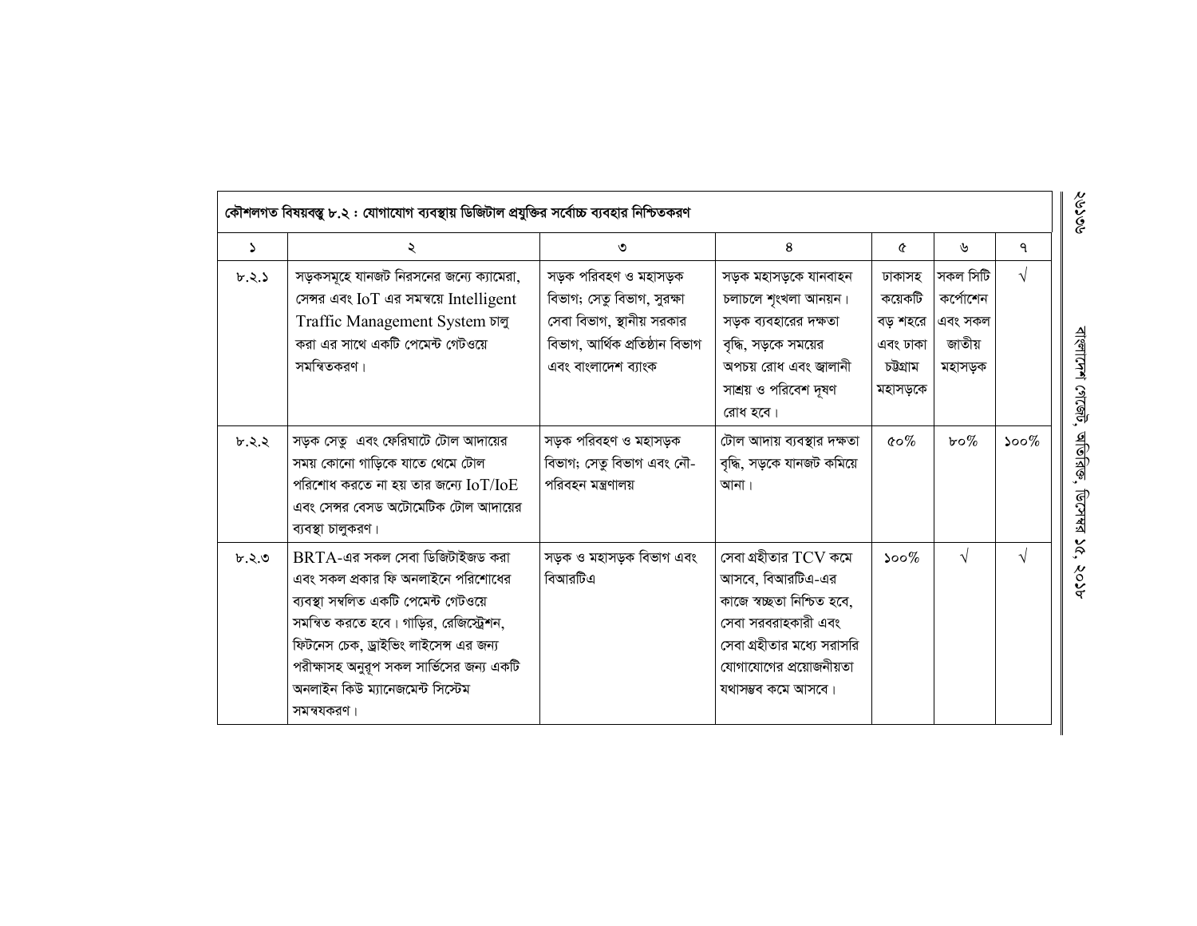| কৌশলগত বিষয়বস্তু ৮.২ : যোগাযোগ ব্যবস্থায় ডিজিটাল প্রযুক্তির সর্বোচ্চ ব্যবহার নিশ্চিতকরণ | | | | | | |
|---|---|---|---|---|---|---|
| ১ | ২ | ৩ | ৪ | ৫ | ৬ | ৭ |
| ৮.২.১ | সড়কসমূহে যানজট নিরসনের জন্যে ক্যামেরা, সেন্সর এবং IoT এর সমন্বয়ে Intelligent Traffic Management System চালু করা এর সাথে একটি পেমেন্ট গেটওয়ে সমন্বিতকরণ। | সড়ক পরিবহণ ও মহাসড়ক বিভাগ; সেতু বিভাগ, সুরক্ষা সেবা বিভাগ, স্থানীয় সরকার বিভাগ, আর্থিক প্রতিষ্ঠান বিভাগ এবং বাংলাদেশ ব্যাংক | সড়ক মহাসড়কে যানবাহন চলাচলে শৃংখলা আনয়ন। সড়ক ব্যবহারের দক্ষতা বৃদ্ধি, সড়কে সময়ের অপচয় রোধ এবং জ্বালানী সাশ্রয় ও পরিবেশ দূষণ রোধ হবে। | ঢাকাসহ কয়েকটি বড় শহরে এবং ঢাকা চট্টগ্রাম মহাসড়কে | সকল সিটি কর্পোরেশন এবং সকল জাতীয় মহাসড়ক | √ |
| ৮.২.২ | সড়ক সেতু এবং ফেরিঘাটে টোল আদায়ের সময় কোনো গাড়িকে যাতে থেমে টোল পরিশোধ করতে না হয় তার জন্যে IoT/IoE এবং সেন্সর বেসড অটোমেটিক টোল আদায়ের ব্যবস্থা চালুকরণ। | সড়ক পরিবহণ ও মহাসড়ক বিভাগ; সেতু বিভাগ এবং নৌ-পরিবহন মন্ত্রণালয় | টোল আদায় ব্যবস্থার দক্ষতা বৃদ্ধি, সড়কে যানজট কমিয়ে আনা। | ৫০% | ৮০% | ১০০% |
| ৮.২.৩ | BRTA-এর সকল সেবা ডিজিটাইজড করা এবং সকল প্রকার ফি অনলাইনে পরিশোধের ব্যবস্থা সম্বলিত একটি পেমেন্ট গেটওয়ে সমন্বিত করতে হবে। গাড়ির, রেজিস্ট্রেশন, ফিটনেস চেক, ড্রাইভিং লাইসেন্স এর জন্য পরীক্ষাসহ অনুরূপ সকল সার্ভিসের জন্য একটি অনলাইন কিউ ম্যানেজমেন্ট সিস্টেম সমন্বয়করণ। | সড়ক ও মহাসড়ক বিভাগ এবং বিআরটিএ | সেবা গ্রহীতার TCV কমে আসবে, বিআরটিএ-এর কাজে স্বচ্ছতা নিশ্চিত হবে, সেবা সরবরাহকারী এবং সেবা গ্রহীতার মধ্যে সরাসরি যোগাযোগের প্রয়োজনীয়তা যথাসম্ভব কমে আসবে। | ১০০% | √ | √ |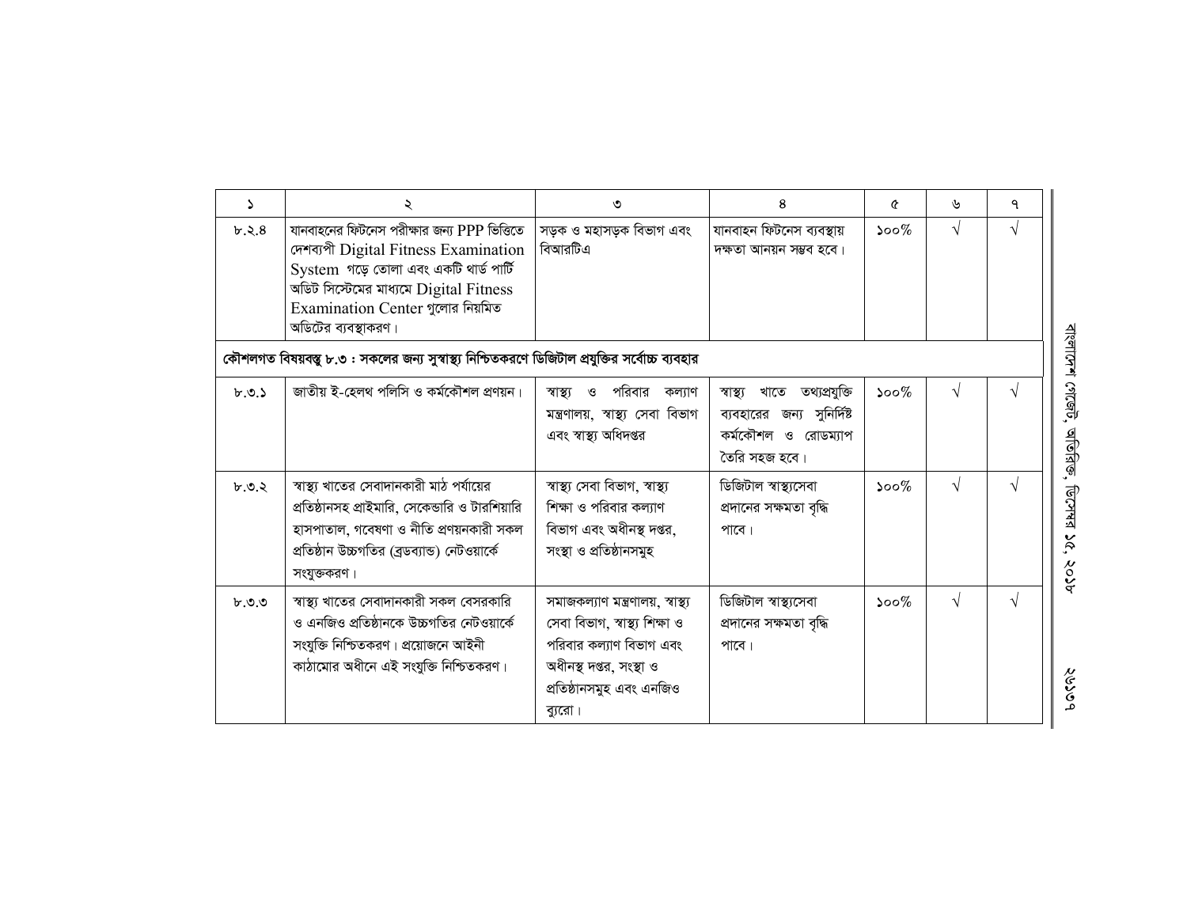| ১ | ২ | ৩ | ৪ | ৫ | ৬ | ৭ |
|---|---|---|---|---|---|---|
| ৮.২.৪ | যানবাহনের ফিটনেস পরীক্ষার জন্য PPP ভিত্তিতে দেশব্যপী Digital Fitness Examination System গড়ে তোলা এবং একটি থার্ড পার্টি অডিট সিস্টেমের মাধ্যমে Digital Fitness Examination Center গুলোর নিয়মিত অডিটের ব্যবস্থাকরণ। | সড়ক ও মহাসড়ক বিভাগ এবং বিআরটিএ | যানবাহন ফিটনেস ব্যবস্থায় দক্ষতা আনয়ন সম্ভব হবে। | ১০০% | √ | √ |
| **কৌশলগত বিষয়বস্তু ৮.৩ : সকলের জন্য সুস্বাস্থ্য নিশ্চিতকরণে ডিজিটাল প্রযুক্তির সর্বোচ্চ ব্যবহার** | | | | | | |
| ৮.৩.১ | জাতীয় ই-হেলথ পলিসি ও কর্মকৌশল প্রণয়ন। | স্বাস্থ্য ও পরিবার কল্যাণ মন্ত্রণালয়, স্বাস্থ্য সেবা বিভাগ এবং স্বাস্থ্য অধিদপ্তর | স্বাস্থ্য খাতে তথ্যপ্রযুক্তি ব্যবহারের জন্য সুনির্দিষ্ট কর্মকৌশল ও রোডম্যাপ তৈরি সহজ হবে। | ১০০% | √ | √ |
| ৮.৩.২ | স্বাস্থ্য খাতের সেবাদানকারী মাঠ পর্যায়ের প্রতিষ্ঠানসহ প্রাইমারি, সেকেন্ডারি ও টারশিয়ারি হাসপাতাল, গবেষণা ও নীতি প্রণয়নকারী সকল প্রতিষ্ঠান উচ্চগতির (ব্রডব্যান্ড) নেটওয়ার্কে সংযুক্তকরণ। | স্বাস্থ্য সেবা বিভাগ, স্বাস্থ্য শিক্ষা ও পরিবার কল্যাণ বিভাগ এবং অধীনস্থ দপ্তর, সংস্থা ও প্রতিষ্ঠানসমূহ | ডিজিটাল স্বাস্থ্যসেবা প্রদানের সক্ষমতা বৃদ্ধি পাবে। | ১০০% | √ | √ |
| ৮.৩.৩ | স্বাস্থ্য খাতের সেবাদানকারী সকল বেসরকারি ও এনজিও প্রতিষ্ঠানকে উচ্চগতির নেটওয়ার্কে সংযুক্তি নিশ্চিতকরণ। প্রয়োজনে আইনী কাঠামোর অধীনে এই সংযুক্তি নিশ্চিতকরণ। | সমাজকল্যাণ মন্ত্রণালয়, স্বাস্থ্য সেবা বিভাগ, স্বাস্থ্য শিক্ষা ও পরিবার কল্যাণ বিভাগ এবং অধীনস্থ দপ্তর, সংস্থা ও প্রতিষ্ঠানসমূহ এবং এনজিও ব্যুরো। | ডিজিটাল স্বাস্থ্যসেবা প্রদানের সক্ষমতা বৃদ্ধি পাবে। | ১০০% | √ | √ |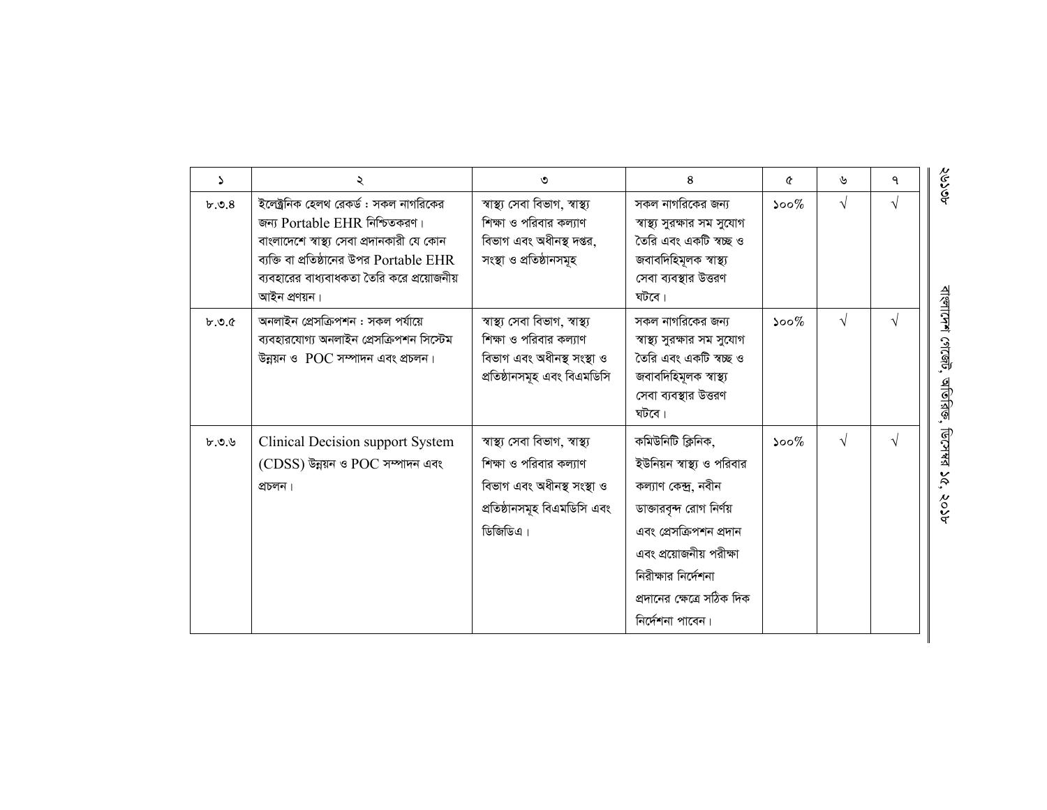| ১ | ২ | ৩ | ৪ | ৫ | ৬ | ৭ |
|---|---|---|---|---|---|---|
| ৮.৩.৪ | ইলেক্ট্রনিক হেলথ রেকর্ড : সকল নাগরিকের জন্য Portable EHR নিশ্চিতকরণ। বাংলাদেশে স্বাস্থ্য সেবা প্রদানকারী যে কোন ব্যক্তি বা প্রতিষ্ঠানের উপর Portable EHR ব্যবহারের বাধ্যবাধকতা তৈরি করে প্রয়োজনীয় আইন প্রণয়ন। | স্বাস্থ্য সেবা বিভাগ, স্বাস্থ্য শিক্ষা ও পরিবার কল্যাণ বিভাগ এবং অধীনস্থ দপ্তর, সংস্থা ও প্রতিষ্ঠানসমূহ | সকল নাগরিকের জন্য স্বাস্থ্য সুরক্ষার সম সুযোগ তৈরি এবং একটি স্বচ্ছ ও জবাবদিহিমূলক স্বাস্থ্য সেবা ব্যবস্থার উত্তরণ ঘটবে। | ১০০% | √ | √ |
| ৮.৩.৫ | অনলাইন প্রেসক্রিপশন : সকল পর্যায়ে ব্যবহারযোগ্য অনলাইন প্রেসক্রিপশন সিস্টেম উন্নয়ন ও POC সম্পাদন এবং প্রচলন। | স্বাস্থ্য সেবা বিভাগ, স্বাস্থ্য শিক্ষা ও পরিবার কল্যাণ বিভাগ এবং অধীনস্থ সংস্থা ও প্রতিষ্ঠানসমূহ এবং বিএমডিসি | সকল নাগরিকের জন্য স্বাস্থ্য সুরক্ষার সম সুযোগ তৈরি এবং একটি স্বচ্ছ ও জবাবদিহিমূলক স্বাস্থ্য সেবা ব্যবস্থার উত্তরণ ঘটবে। | ১০০% | √ | √ |
| ৮.৩.৬ | Clinical Decision support System (CDSS) উন্নয়ন ও POC সম্পাদন এবং প্রচলন। | স্বাস্থ্য সেবা বিভাগ, স্বাস্থ্য শিক্ষা ও পরিবার কল্যাণ বিভাগ এবং অধীনস্থ সংস্থা ও প্রতিষ্ঠানসমূহ বিএমডিসি এবং ডিজিডিএ। | কমিউনিটি ক্লিনিক, ইউনিয়ন স্বাস্থ্য ও পরিবার কল্যাণ কেন্দ্র, নবীন ডাক্তারবৃন্দ রোগ নির্ণয় এবং প্রেসক্রিপশন প্রদান এবং প্রয়োজনীয় পরীক্ষা নিরীক্ষার নির্দেশনা প্রদানের ক্ষেত্রে সঠিক দিক নির্দেশনা পাবেন। | ১০০% | √ | √ |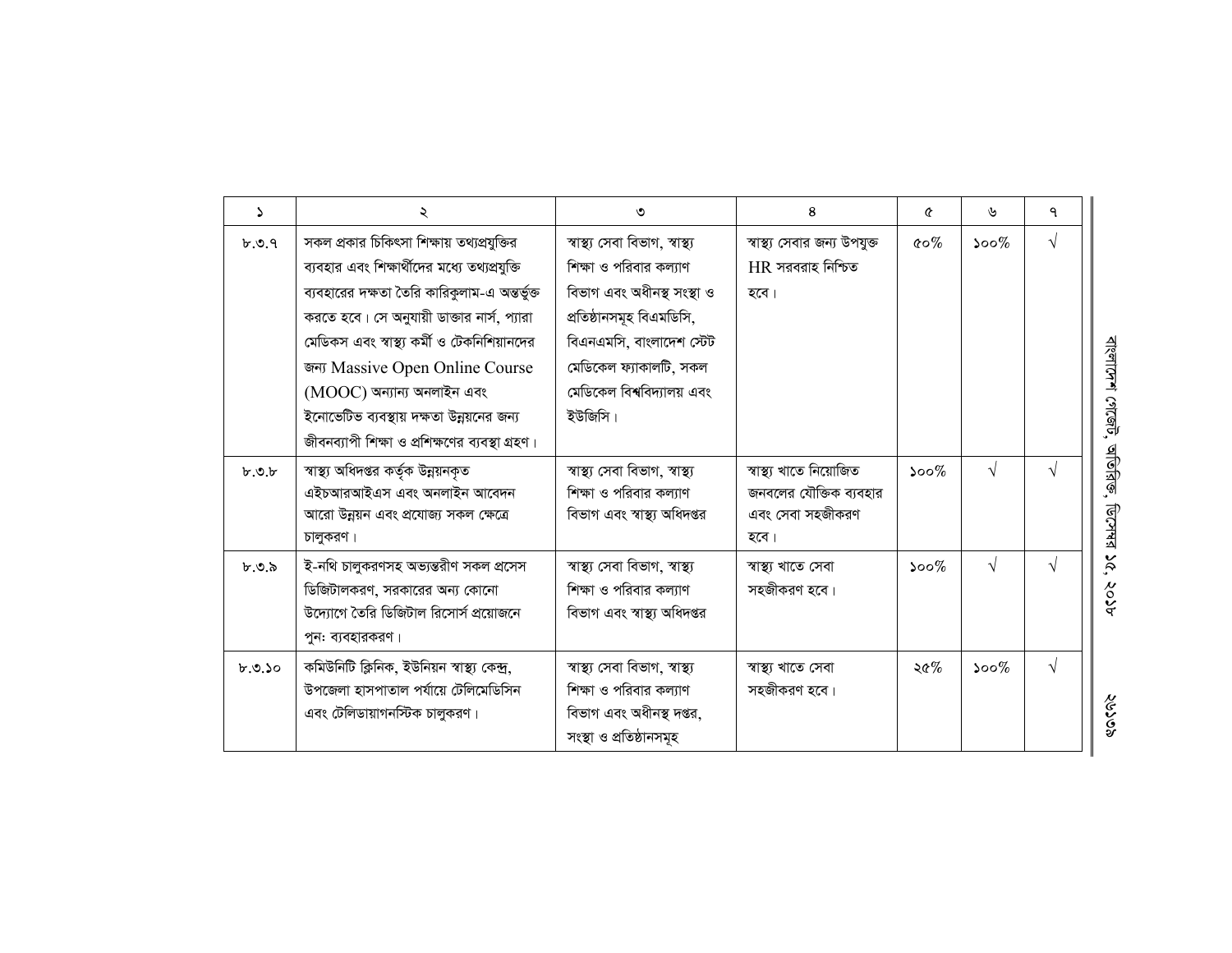| ১ | ২ | ৩ | ৪ | ৫ | ৬ | ৭ |
|---|---|---|---|---|---|---|
| ৮.৩.৭ | সকল প্রকার চিকিৎসা শিক্ষায় তথ্যপ্রযুক্তির ব্যবহার এবং শিক্ষার্থীদের মধ্যে তথ্যপ্রযুক্তি ব্যবহারের দক্ষতা তৈরি কারিকুলাম-এ অন্তর্ভুক্ত করতে হবে। সে অনুযায়ী ডাক্তার নার্স, প্যারা মেডিকস এবং স্বাস্থ্য কর্মী ও টেকনিশিয়ানদের জন্য Massive Open Online Course (MOOC) অন্যান্য অনলাইন এবং ইনোভেটিভ ব্যবস্থায় দক্ষতা উন্নয়নের জন্য জীবনব্যাপী শিক্ষা ও প্রশিক্ষণের ব্যবস্থা গ্রহণ। | স্বাস্থ্য সেবা বিভাগ, স্বাস্থ্য শিক্ষা ও পরিবার কল্যাণ বিভাগ এবং অধীনস্থ সংস্থা ও প্রতিষ্ঠানসমূহ বিএমডিসি, বিএনএমসি, বাংলাদেশ স্টেট মেডিকেল ফ্যাকালটি, সকল মেডিকেল বিশ্ববিদ্যালয় এবং ইউজিসি। | স্বাস্থ্য সেবার জন্য উপযুক্ত HR সরবরাহ নিশ্চিত হবে। | ৫০% | ১০০% | √ |
| ৮.৩.৮ | স্বাস্থ্য অধিদপ্তর কর্তৃক উন্নয়নকৃত এইচআরআইএস এবং অনলাইন আবেদন আরো উন্নয়ন এবং প্রযোজ্য সকল ক্ষেত্রে চালুকরণ। | স্বাস্থ্য সেবা বিভাগ, স্বাস্থ্য শিক্ষা ও পরিবার কল্যাণ বিভাগ এবং স্বাস্থ্য অধিদপ্তর | স্বাস্থ্য খাতে নিয়োজিত জনবলের যৌক্তিক ব্যবহার এবং সেবা সহজীকরণ হবে। | ১০০% | √ | √ |
| ৮.৩.৯ | ই-নথি চালুকরণসহ অভ্যন্তরীণ সকল প্রসেস ডিজিটালকরণ, সরকারের অন্য কোনো উদ্যোগে তৈরি ডিজিটাল রিসোর্স প্রয়োজনে পুনঃ ব্যবহারকরণ। | স্বাস্থ্য সেবা বিভাগ, স্বাস্থ্য শিক্ষা ও পরিবার কল্যাণ বিভাগ এবং স্বাস্থ্য অধিদপ্তর | স্বাস্থ্য খাতে সেবা সহজীকরণ হবে। | ১০০% | √ | √ |
| ৮.৩.১০ | কমিউনিটি ক্লিনিক, ইউনিয়ন স্বাস্থ্য কেন্দ্র, উপজেলা হাসপাতাল পর্যায়ে টেলিমেডিসিন এবং টেলিডায়াগনস্টিক চালুকরণ। | স্বাস্থ্য সেবা বিভাগ, স্বাস্থ্য শিক্ষা ও পরিবার কল্যাণ বিভাগ এবং অধীনস্থ দপ্তর, সংস্থা ও প্রতিষ্ঠানসমূহ | স্বাস্থ্য খাতে সেবা সহজীকরণ হবে। | ২৫% | ১০০% | √ |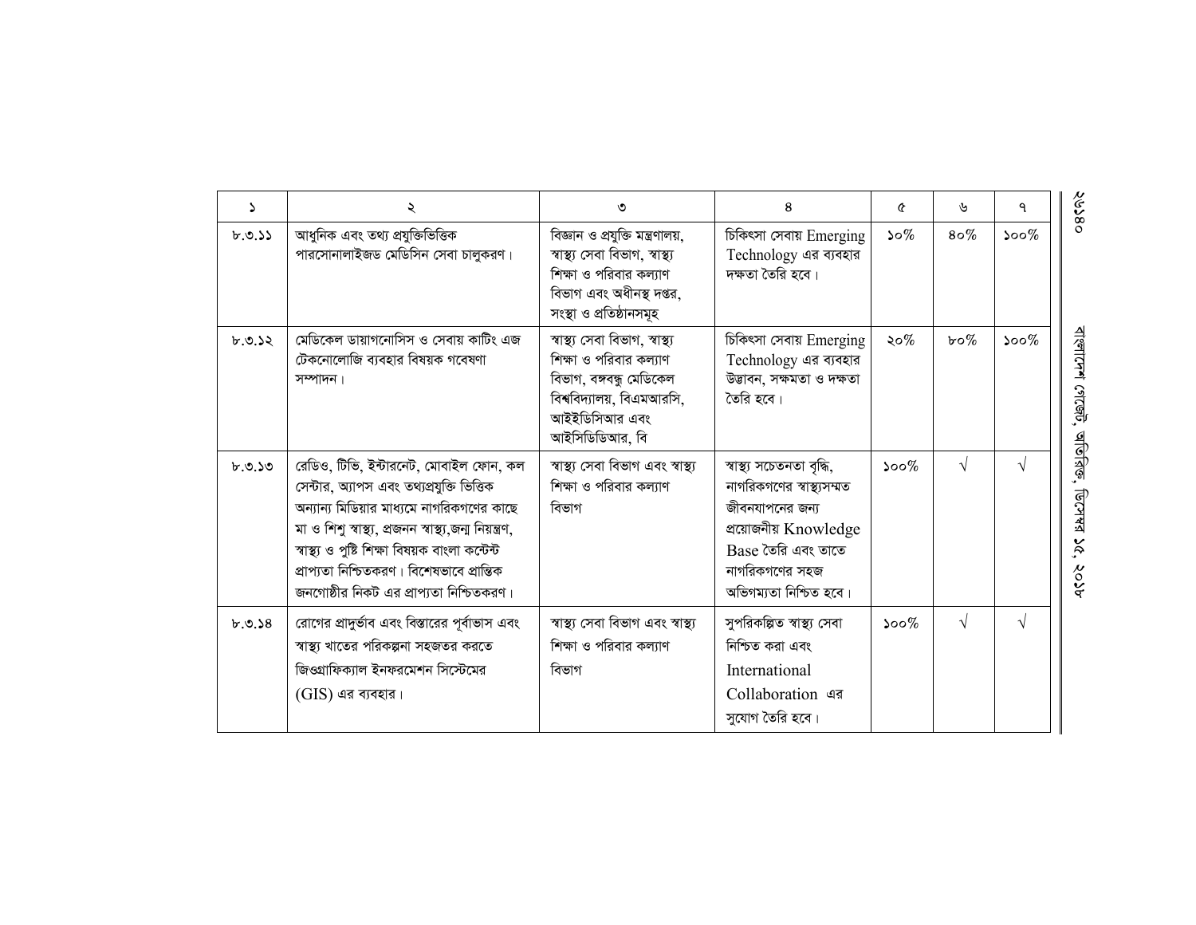| ১ | ২ | ৩ | ৪ | ৫ | ৬ | ৭ |
|---|---|---|---|---|---|---|
| ৮.৩.১১ | আধুনিক এবং তথ্য প্রযুক্তিভিত্তিক পারসোনালাইজড মেডিসিন সেবা চালুকরণ। | বিজ্ঞান ও প্রযুক্তি মন্ত্রণালয়, স্বাস্থ্য সেবা বিভাগ, স্বাস্থ্য শিক্ষা ও পরিবার কল্যাণ বিভাগ এবং অধীনস্থ দপ্তর, সংস্থা ও প্রতিষ্ঠানসমূহ | চিকিৎসা সেবায় Emerging Technology এর ব্যবহার দক্ষতা তৈরি হবে। | ১০% | ৪০% | ১০০% |
| ৮.৩.১২ | মেডিকেল ডায়াগনোসিস ও সেবায় কাটিং এজ টেকনোলোজি ব্যবহার বিষয়ক গবেষণা সম্পাদন। | স্বাস্থ্য সেবা বিভাগ, স্বাস্থ্য শিক্ষা ও পরিবার কল্যাণ বিভাগ, বঙ্গবন্ধু মেডিকেল বিশ্ববিদ্যালয়, বিএমআরসি, আইইডিসিআর এবং আইসিডিডিআর, বি | চিকিৎসা সেবায় Emerging Technology এর ব্যবহার উদ্ভাবন, সক্ষমতা ও দক্ষতা তৈরি হবে। | ২০% | ৮০% | ১০০% |
| ৮.৩.১৩ | রেডিও, টিভি, ইন্টারনেট, মোবাইল ফোন, কল সেন্টার, অ্যাপস এবং তথ্যপ্রযুক্তি ভিত্তিক অন্যান্য মিডিয়ার মাধ্যমে নাগরিকগণের কাছে মা ও শিশু স্বাস্থ্য, প্রজনন স্বাস্থ্য,জন্ম নিয়ন্ত্রণ, স্বাস্থ্য ও পুষ্টি শিক্ষা বিষয়ক বাংলা কন্টেন্ট প্রাপ্যতা নিশ্চিতকরণ। বিশেষভাবে প্রান্তিক জনগোষ্ঠীর নিকট এর প্রাপ্যতা নিশ্চিতকরণ। | স্বাস্থ্য সেবা বিভাগ এবং স্বাস্থ্য শিক্ষা ও পরিবার কল্যাণ বিভাগ | স্বাস্থ্য সচেতনতা বৃদ্ধি, নাগরিকগণের স্বাস্থ্যসম্মত জীবনযাপনের জন্য প্রয়োজনীয় Knowledge Base তৈরি এবং তাতে নাগরিকগণের সহজ অভিগম্যতা নিশ্চিত হবে। | ১০০% | √ | √ |
| ৮.৩.১৪ | রোগের প্রাদুর্ভাব এবং বিস্তারের পূর্বাভাস এবং স্বাস্থ্য খাতের পরিকল্পনা সহজতর করতে জিওগ্রাফিক্যাল ইনফরমেশন সিস্টেমের (GIS) এর ব্যবহার। | স্বাস্থ্য সেবা বিভাগ এবং স্বাস্থ্য শিক্ষা ও পরিবার কল্যাণ বিভাগ | সুপরিকল্পিত স্বাস্থ্য সেবা নিশ্চিত করা এবং International Collaboration এর সুযোগ তৈরি হবে। | ১০০% | √ | √ |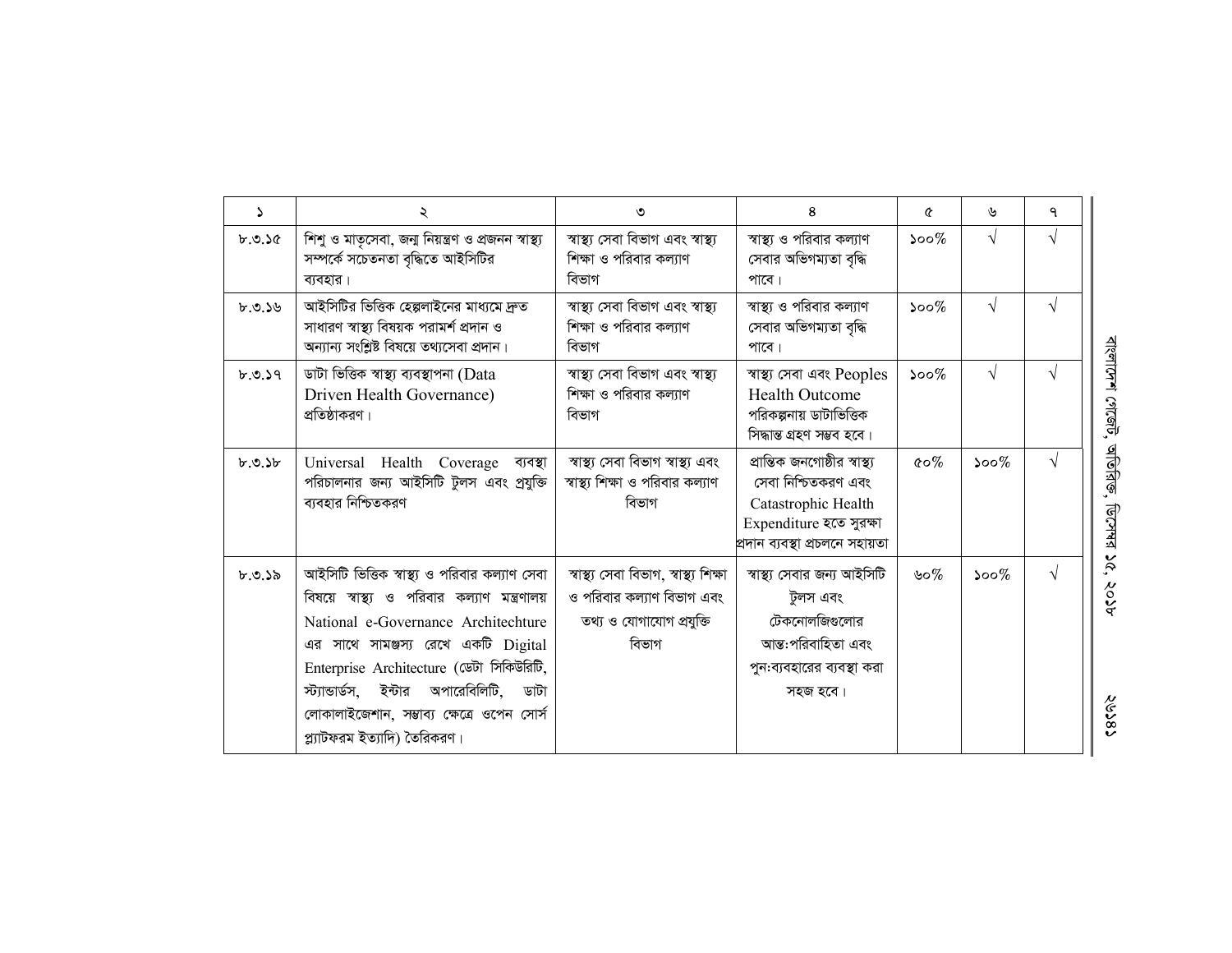| ১ | ২ | ৩ | ৪ | ৫ | ৬ | ৭ |
|---|---|---|---|---|---|---|
| ৮.৩.১৫ | শিশু ও মাতৃসেবা, জন্ম নিয়ন্ত্রণ ও প্রজনন স্বাস্থ্য সম্পর্কে সচেতনতা বৃদ্ধিতে আইসিটির ব্যবহার। | স্বাস্থ্য সেবা বিভাগ এবং স্বাস্থ্য শিক্ষা ও পরিবার কল্যাণ বিভাগ | স্বাস্থ্য ও পরিবার কল্যাণ সেবার অভিগম্যতা বৃদ্ধি পাবে। | ১০০% | √ | √ |
| ৮.৩.১৬ | আইসিটির ভিত্তিক হেল্পলাইনের মাধ্যমে দ্রুত সাধারণ স্বাস্থ্য বিষয়ক পরামর্শ প্রদান ও অন্যান্য সংশ্লিষ্ট বিষয়ে তথ্যসেবা প্রদান। | স্বাস্থ্য সেবা বিভাগ এবং স্বাস্থ্য শিক্ষা ও পরিবার কল্যাণ বিভাগ | স্বাস্থ্য ও পরিবার কল্যাণ সেবার অভিগম্যতা বৃদ্ধি পাবে। | ১০০% | √ | √ |
| ৮.৩.১৭ | ডাটা ভিত্তিক স্বাস্থ্য ব্যবস্থাপনা (Data Driven Health Governance) প্রতিষ্ঠাকরণ। | স্বাস্থ্য সেবা বিভাগ এবং স্বাস্থ্য শিক্ষা ও পরিবার কল্যাণ বিভাগ | স্বাস্থ্য সেবা এবং Peoples Health Outcome পরিকল্পনায় ডাটাভিত্তিক সিদ্ধান্ত গ্রহণ সম্ভব হবে। | ১০০% | √ | √ |
| ৮.৩.১৮ | Universal Health Coverage ব্যবস্থা পরিচালনার জন্য আইসিটি টুলস এবং প্রযুক্তি ব্যবহার নিশ্চিতকরণ | স্বাস্থ্য সেবা বিভাগ স্বাস্থ্য এবং স্বাস্থ্য শিক্ষা ও পরিবার কল্যাণ বিভাগ | প্রান্তিক জনগোষ্ঠীর স্বাস্থ্য সেবা নিশ্চিতকরণ এবং Catastrophic Health Expenditure হতে সুরক্ষা প্রদান ব্যবস্থা প্রচলনে সহায়তা | ৫০% | ১০০% | √ |
| ৮.৩.১৯ | আইসিটি ভিত্তিক স্বাস্থ্য ও পরিবার কল্যাণ সেবা বিষয়ে স্বাস্থ্য ও পরিবার কল্যাণ মন্ত্রণালয় National e-Governance Architechture এর সাথে সামঞ্জস্য রেখে একটি Digital Enterprise Architecture (ডেটা সিকিউরিটি, স্ট্যান্ডার্ডস, ইন্টার অপারেবিলিটি, ডাটা লোকালাইজেশান, সম্ভাব্য ক্ষেত্রে ওপেন সোর্স প্ল্যাটফরম ইত্যাদি) তৈরিকরণ। | স্বাস্থ্য সেবা বিভাগ, স্বাস্থ্য শিক্ষা ও পরিবার কল্যাণ বিভাগ এবং তথ্য ও যোগাযোগ প্রযুক্তি বিভাগ | স্বাস্থ্য সেবার জন্য আইসিটি টুলস এবং টেকনোলজিগুলোর আন্ত:পরিবাহিতা এবং পুন:ব্যবহারের ব্যবস্থা করা সহজ হবে। | ৬০% | ১০০% | √ |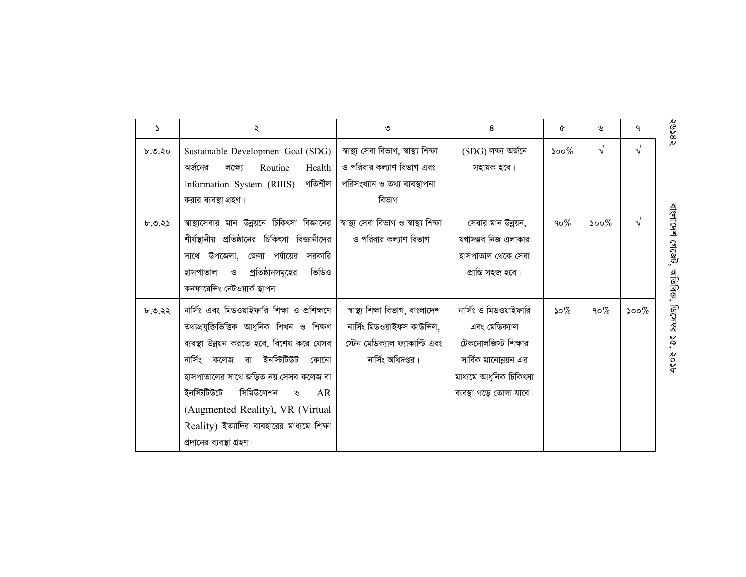| ১ | ২ | ৩ | ৪ | ৫ | ৬ | ৭ |
|---|---|---|---|---|---|---|
| ৮.৩.২০ | Sustainable Development Goal (SDG) অর্জনের লক্ষ্যে Routine Health Information System (RHIS) গতিশীল করার ব্যবস্থা গ্রহণ। | স্বাস্থ্য সেবা বিভাগ, স্বাস্থ্য শিক্ষা ও পরিবার কল্যাণ বিভাগ এবং পরিসংখ্যান ও তথ্য ব্যবস্থাপনা বিভাগ | (SDG) লক্ষ্য অর্জনে সহায়ক হবে। | ১০০% | √ | √ |
| ৮.৩.২১ | স্বাস্থ্যসেবার মান উন্নয়নে চিকিৎসা বিজ্ঞানের শীর্ষস্থানীয় প্রতিষ্ঠানের চিকিৎসা বিজ্ঞানীদের সাথে উপজেলা, জেলা পর্যায়ের সরকারি হাসপাতাল ও প্রতিষ্ঠানসমূহের ভিডিও কনফারেন্সিং নেটওয়ার্ক স্থাপন। | স্বাস্থ্য সেবা বিভাগ ও স্বাস্থ্য শিক্ষা ও পরিবার কল্যাণ বিভাগ | সেবার মান উন্নয়ন, যথাসম্ভব নিজ এলাকার হাসপাতাল থেকে সেবা প্রাপ্তি সহজ হবে। | ৭০% | ১০০% | √ |
| ৮.৩.২২ | নার্সিং এবং মিডওয়াইফারি শিক্ষা ও প্রশিক্ষণে তথ্যপ্রযুক্তিভিত্তিক আধুনিক শিখন ও শিক্ষণ ব্যবস্থা উন্নয়ন করতে হবে, বিশেষ করে যেসব নার্সিং কলেজ বা ইনস্টিটিউট কোনো হাসপাতালের সাথে জড়িত নয় সেসব কলেজ বা ইনস্টিটিউটে সিমিউলেশন ও AR (Augmented Reality), VR (Virtual Reality) ইত্যাদির ব্যবহারের মাধ্যমে শিক্ষা প্রদানের ব্যবস্থা গ্রহণ। | স্বাস্থ্য শিক্ষা বিভাগ, বাংলাদেশ নার্সিং মিডওয়াইফস কাউন্সিল, স্টেন মেডিক্যাল ফ্যাকাল্টি এবং নার্সিং অধিদপ্তর। | নার্সিং ও মিডওয়াইফারি এবং মেডিক্যাল টেকনোলজিস্ট শিক্ষার সার্বিক মানোন্নয়ন এর মাধ্যমে আধুনিক চিকিৎসা ব্যবস্থা গড়ে তোলা যাবে। | ১০% | ৭০% | ১০০% |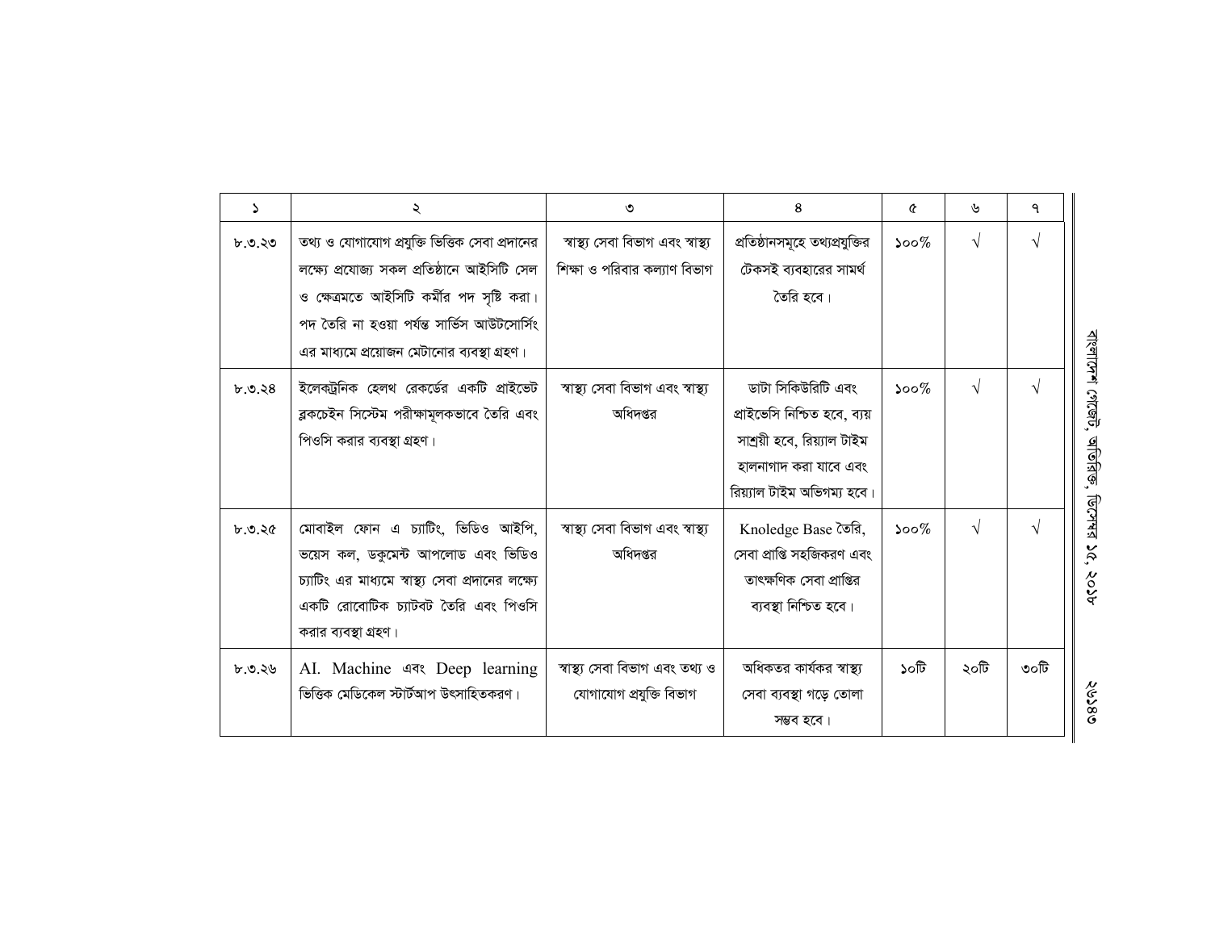| ১ | ২ | ৩ | ৪ | ৫ | ৬ | ৭ |
|---|---|---|---|---|---|---|
| ৮.৩.২৩ | তথ্য ও যোগাযোগ প্রযুক্তি ভিত্তিক সেবা প্রদানের লক্ষ্যে প্রযোজ্য সকল প্রতিষ্ঠানে আইসিটি সেল ও ক্ষেত্রমতে আইসিটি কর্মীর পদ সৃষ্টি করা। পদ তৈরি না হওয়া পর্যন্ত সার্ভিস আউটসোর্সিং এর মাধ্যমে প্রয়োজন মেটানোর ব্যবস্থা গ্রহণ। | স্বাস্থ্য সেবা বিভাগ এবং স্বাস্থ্য শিক্ষা ও পরিবার কল্যাণ বিভাগ | প্রতিষ্ঠানসমূহে তথ্যপ্রযুক্তির টেকসই ব্যবহারের সামর্থ তৈরি হবে। | ১০০% | √ | √ |
| ৮.৩.২৪ | ইলেকট্রনিক হেলথ রেকর্ডের একটি প্রাইভেট ব্লকচেইন সিস্টেম পরীক্ষামূলকভাবে তৈরি এবং পিওসি করার ব্যবস্থা গ্রহণ। | স্বাস্থ্য সেবা বিভাগ এবং স্বাস্থ্য অধিদপ্তর | ডাটা সিকিউরিটি এবং প্রাইভেসি নিশ্চিত হবে, ব্যয় সাশ্রয়ী হবে, রিয়্যাল টাইম হালনাগাদ করা যাবে এবং রিয়্যাল টাইম অভিগম্য হবে। | ১০০% | √ | √ |
| ৮.৩.২৫ | মোবাইল ফোন এ চ্যাটিং, ভিডিও আইপি, ভয়েস কল, ডকুমেন্ট আপলোড এবং ভিডিও চ্যাটিং এর মাধ্যমে স্বাস্থ্য সেবা প্রদানের লক্ষ্যে একটি রোবোটিক চ্যাটবট তৈরি এবং পিওসি করার ব্যবস্থা গ্রহণ। | স্বাস্থ্য সেবা বিভাগ এবং স্বাস্থ্য অধিদপ্তর | Knoledge Base তৈরি, সেবা প্রাপ্তি সহজিকরণ এবং তাৎক্ষণিক সেবা প্রাপ্তির ব্যবস্থা নিশ্চিত হবে। | ১০০% | √ | √ |
| ৮.৩.২৬ | AI. Machine এবং Deep learning ভিত্তিক মেডিকেল স্টার্টআপ উৎসাহিতকরণ। | স্বাস্থ্য সেবা বিভাগ এবং তথ্য ও যোগাযোগ প্রযুক্তি বিভাগ | অধিকতর কার্যকর স্বাস্থ্য সেবা ব্যবস্থা গড়ে তোলা সম্ভব হবে। | ১০টি | ২০টি | ৩০টি |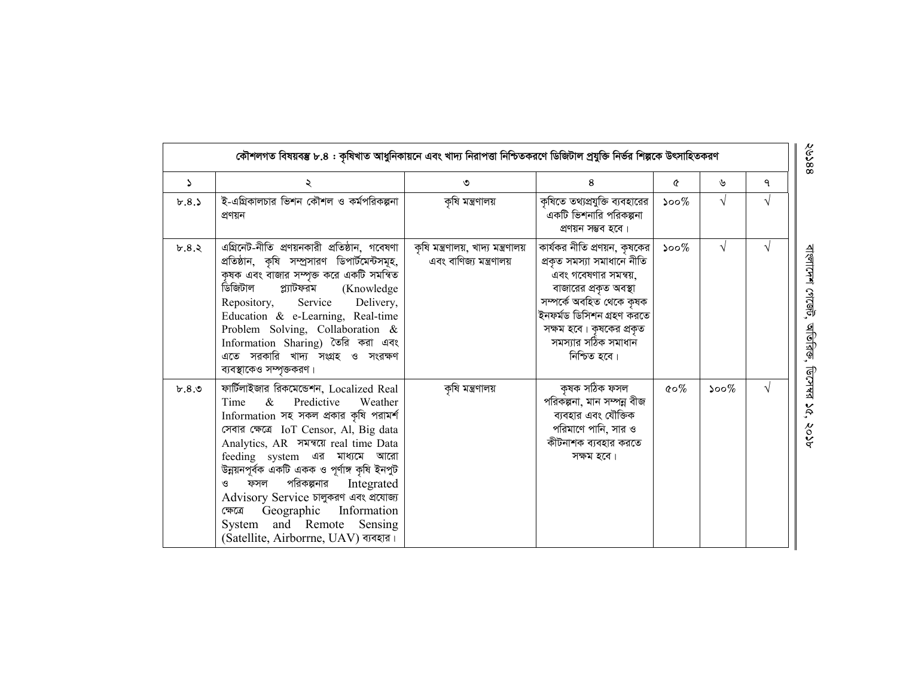| কৌশলগত বিষয়বস্তু ৮.৪ : কৃষিখাত আধুনিকায়নে এবং খাদ্য নিরাপত্তা নিশ্চিতকরণে ডিজিটাল প্রযুক্তি নির্ভর শিল্পকে উৎসাহিতকরণ | | | | | | |
|---|---|---|---|---|---|---|
| ১ | ২ | ৩ | ৪ | ৫ | ৬ | ৭ |
| ৮.৪.১ | ই-এগ্রিকালচার ভিশন কৌশল ও কর্মপরিকল্পনা প্রণয়ন | কৃষি মন্ত্রণালয় | কৃষিতে তথ্যপ্রযুক্তি ব্যবহারের একটি ভিশনারি পরিকল্পনা প্রণয়ন সম্ভব হবে। | ১০০% | √ | √ |
| ৮.৪.২ | এগ্রিনেট-নীতি প্রণয়নকারী প্রতিষ্ঠান, গবেষণা প্রতিষ্ঠান, কৃষি সম্প্রসারণ ডিপার্টমেন্টসমূহ, কৃষক এবং বাজার সম্পৃক্ত করে একটি সমন্বিত ডিজিটাল প্ল্যাটফরম (Knowledge Repository, Service Delivery, Education & e-Learning, Real-time Problem Solving, Collaboration & Information Sharing) তৈরি করা এবং এতে সরকারি খাদ্য সংগ্রহ ও সংরক্ষণ ব্যবস্থাকেও সম্পৃক্তকরণ। | কৃষি মন্ত্রণালয়, খাদ্য মন্ত্রণালয় এবং বাণিজ্য মন্ত্রণালয় | কার্যকর নীতি প্রণয়ন, কৃষকের প্রকৃত সমস্যা সমাধানে নীতি এবং গবেষণার সমন্বয়, বাজারের প্রকৃত অবস্থা সম্পর্কে অবহিত থেকে কৃষক ইনফর্মড ডিসিশন গ্রহণ করতে সক্ষম হবে। কৃষকের প্রকৃত সমস্যার সঠিক সমাধান নিশ্চিত হবে। | ১০০% | √ | √ |
| ৮.৪.৩ | ফার্টিলাইজার রিকমেন্ডেশন, Localized Real Time & Predictive Weather Information সহ সকল প্রকার কৃষি পরামর্শ সেবার ক্ষেত্রে IoT Censor, Al, Big data Analytics, AR সমন্বয়ে real time Data feeding system এর মাধ্যমে আরো উন্নয়নপূর্বক একটি একক ও পূর্ণাঙ্গ কৃষি ইনপুট ও ফসল পরিকল্পনার Integrated Advisory Service চালুকরণ এবং প্রযোজ্য ক্ষেত্রে Geographic Information System and Remote Sensing (Satellite, Airborrne, UAV) ব্যবহার। | কৃষি মন্ত্রণালয় | কৃষক সঠিক ফসল পরিকল্পনা, মান সম্পন্ন বীজ ব্যবহার এবং যৌক্তিক পরিমাণে পানি, সার ও কীটনাশক ব্যবহার করতে সক্ষম হবে। | ৫০% | ১০০% | √ |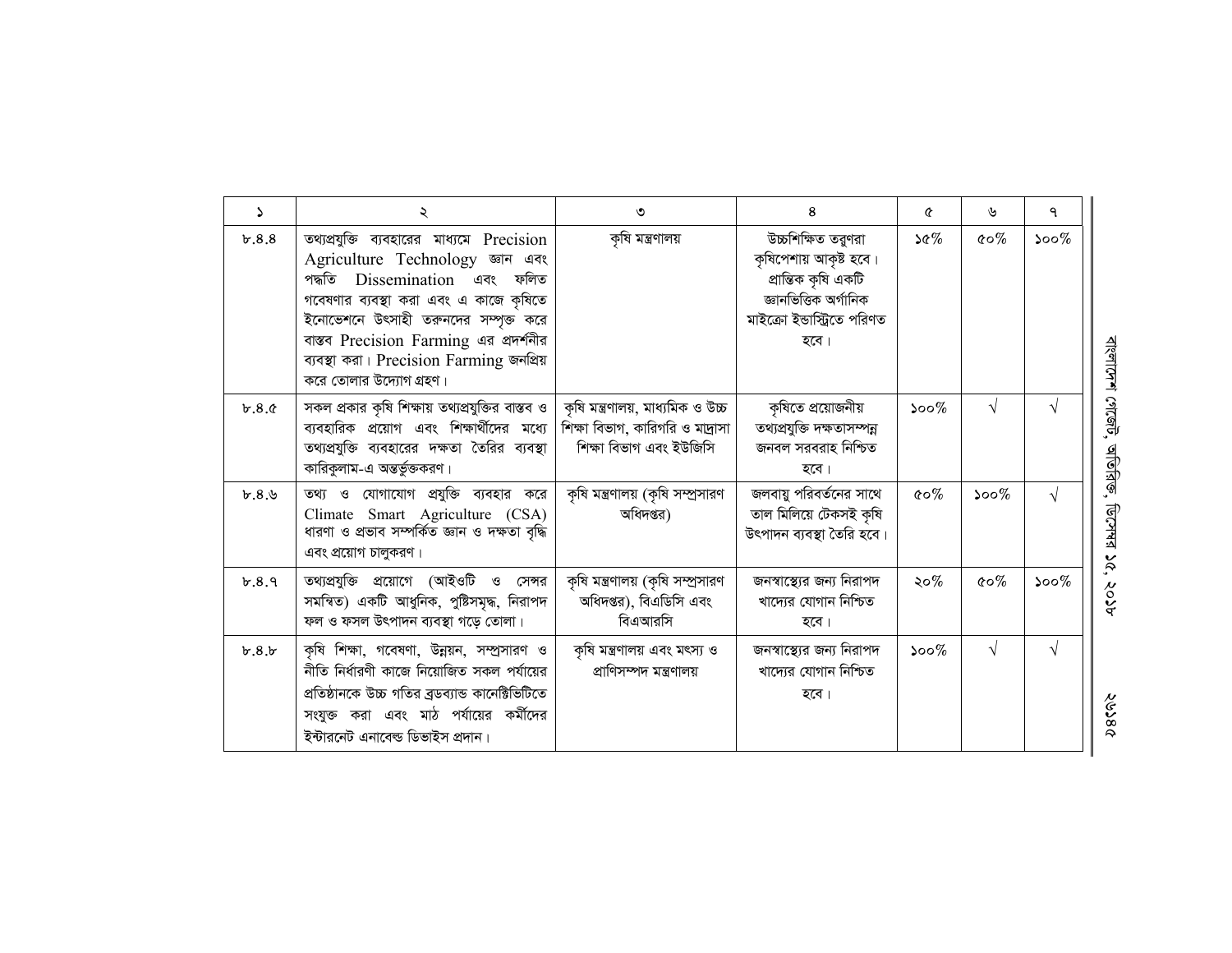| ১ | ২ | ৩ | ৪ | ৫ | ৬ | ৭ |
|---|---|---|---|---|---|---|
| ৮.৪.৪ | তথ্যপ্রযুক্তি ব্যবহারের মাধ্যমে Precision Agriculture Technology জ্ঞান এবং পদ্ধতি Dissemination এবং ফলিত গবেষণার ব্যবস্থা করা এবং এ কাজে কৃষিতে ইনোভেশনে উৎসাহী তরুনদের সম্পৃক্ত করে বাস্তব Precision Farming এর প্রদর্শনীর ব্যবস্থা করা। Precision Farming জনপ্রিয় করে তোলার উদ্যোগ গ্রহণ। | কৃষি মন্ত্রণালয় | উচ্চশিক্ষিত তরুণরা কৃষিপেশায় আকৃষ্ট হবে। প্রান্তিক কৃষি একটি জ্ঞানভিত্তিক অর্গানিক মাইক্রো ইন্ডাস্ট্রিতে পরিণত হবে। | ১৫% | ৫০% | ১০০% |
| ৮.৪.৫ | সকল প্রকার কৃষি শিক্ষায় তথ্যপ্রযুক্তির বাস্তব ও ব্যবহারিক প্রয়োগ এবং শিক্ষার্থীদের মধ্যে তথ্যপ্রযুক্তি ব্যবহারের দক্ষতা তৈরির ব্যবস্থা কারিকুলাম-এ অন্তর্ভুক্তকরণ। | কৃষি মন্ত্রণালয়, মাধ্যমিক ও উচ্চ শিক্ষা বিভাগ, কারিগরি ও মাদ্রাসা শিক্ষা বিভাগ এবং ইউজিসি | কৃষিতে প্রয়োজনীয় তথ্যপ্রযুক্তি দক্ষতাসম্পন্ন জনবল সরবরাহ নিশ্চিত হবে। | ১০০% | √ | √ |
| ৮.৪.৬ | তথ্য ও যোগাযোগ প্রযুক্তি ব্যবহার করে Climate Smart Agriculture (CSA) ধারণা ও প্রভাব সম্পর্কিত জ্ঞান ও দক্ষতা বৃদ্ধি এবং প্রয়োগ চালুকরণ। | কৃষি মন্ত্রণালয় (কৃষি সম্প্রসারণ অধিদপ্তর) | জলবায়ু পরিবর্তনের সাথে তাল মিলিয়ে টেকসই কৃষি উৎপাদন ব্যবস্থা তৈরি হবে। | ৫০% | ১০০% | √ |
| ৮.৪.৭ | তথ্যপ্রযুক্তি প্রয়োগে (আইওটি ও সেন্সর সমন্বিত) একটি আধুনিক, পুষ্টিসমৃদ্ধ, নিরাপদ ফল ও ফসল উৎপাদন ব্যবস্থা গড়ে তোলা। | কৃষি মন্ত্রণালয় (কৃষি সম্প্রসারণ অধিদপ্তর), বিএডিসি এবং বিএআরসি | জনস্বাস্থ্যের জন্য নিরাপদ খাদ্যের যোগান নিশ্চিত হবে। | ২০% | ৫০% | ১০০% |
| ৮.৪.৮ | কৃষি শিক্ষা, গবেষণা, উন্নয়ন, সম্প্রসারণ ও নীতি নির্ধারণী কাজে নিয়োজিত সকল পর্যায়ের প্রতিষ্ঠানকে উচ্চ গতির ব্রডব্যান্ড কানেক্টিভিটিতে সংযুক্ত করা এবং মাঠ পর্যায়ের কর্মীদের ইন্টারনেট এনাবেল্ড ডিভাইস প্রদান। | কৃষি মন্ত্রণালয় এবং মৎস্য ও প্রাণিসম্পদ মন্ত্রণালয় | জনস্বাস্থ্যের জন্য নিরাপদ খাদ্যের যোগান নিশ্চিত হবে। | ১০০% | √ | √ |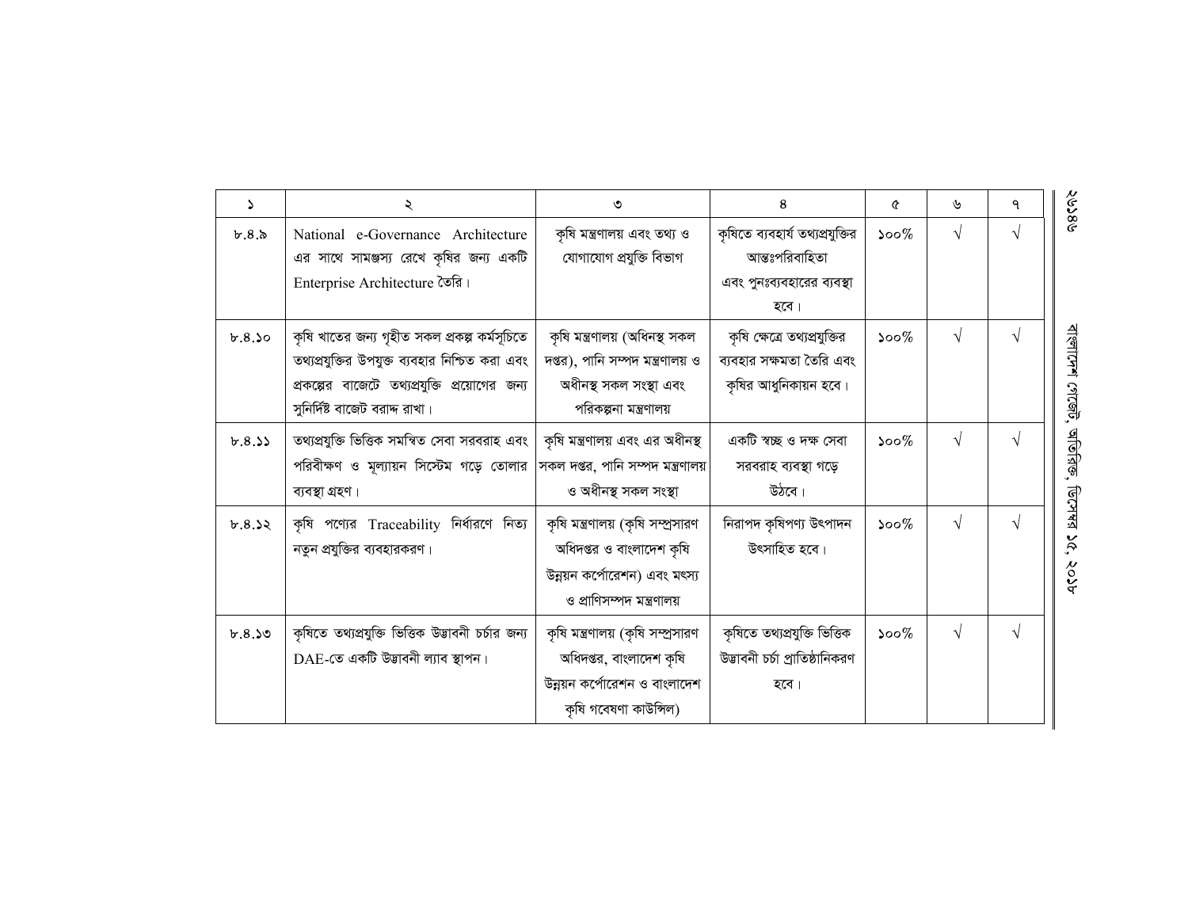| ১ | ২ | ৩ | ৪ | ৫ | ৬ | ৭ |
|---|---|---|---|---|---|---|
| ৮.৪.৯ | National e-Governance Architecture এর সাথে সামঞ্জস্য রেখে কৃষির জন্য একটি Enterprise Architecture তৈরি। | কৃষি মন্ত্রণালয় এবং তথ্য ও যোগাযোগ প্রযুক্তি বিভাগ | কৃষিতে ব্যবহার্য তথ্যপ্রযুক্তির আন্তঃপরিবাহিতা এবং পুনঃব্যবহারের ব্যবস্থা হবে। | ১০০% | √ | √ |
| ৮.৪.১০ | কৃষি খাতের জন্য গৃহীত সকল প্রকল্প কর্মসূচিতে তথ্যপ্রযুক্তির উপযুক্ত ব্যবহার নিশ্চিত করা এবং প্রকল্পের বাজেটে তথ্যপ্রযুক্তি প্রয়োগের জন্য সুনির্দিষ্ট বাজেট বরাদ্দ রাখা। | কৃষি মন্ত্রণালয় (অধিনস্থ সকল দপ্তর), পানি সম্পদ মন্ত্রণালয় ও অধীনস্থ সকল সংস্থা এবং পরিকল্পনা মন্ত্রণালয় | কৃষি ক্ষেত্রে তথ্যপ্রযুক্তির ব্যবহার সক্ষমতা তৈরি এবং কৃষির আধুনিকায়ন হবে। | ১০০% | √ | √ |
| ৮.৪.১১ | তথ্যপ্রযুক্তি ভিত্তিক সমন্বিত সেবা সরবরাহ এবং পরিবীক্ষণ ও মূল্যায়ন সিস্টেম গড়ে তোলার ব্যবস্থা গ্রহণ। | কৃষি মন্ত্রণালয় এবং এর অধীনস্থ সকল দপ্তর, পানি সম্পদ মন্ত্রণালয় ও অধীনস্থ সকল সংস্থা | একটি স্বচ্ছ ও দক্ষ সেবা সরবরাহ ব্যবস্থা গড়ে উঠবে। | ১০০% | √ | √ |
| ৮.৪.১২ | কৃষি পণ্যের Traceability নির্ধারণে নিত্য নতুন প্রযুক্তির ব্যবহারকরণ। | কৃষি মন্ত্রণালয় (কৃষি সম্প্রসারণ অধিদপ্তর ও বাংলাদেশ কৃষি উন্নয়ন কর্পোরেশন) এবং মৎস্য ও প্রাণিসম্পদ মন্ত্রণালয় | নিরাপদ কৃষিপণ্য উৎপাদন উৎসাহিত হবে। | ১০০% | √ | √ |
| ৮.৪.১৩ | কৃষিতে তথ্যপ্রযুক্তি ভিত্তিক উদ্ভাবনী চর্চার জন্য DAE-তে একটি উদ্ভাবনী ল্যাব স্থাপন। | কৃষি মন্ত্রণালয় (কৃষি সম্প্রসারণ অধিদপ্তর, বাংলাদেশ কৃষি উন্নয়ন কর্পোরেশন ও বাংলাদেশ কৃষি গবেষণা কাউন্সিল) | কৃষিতে তথ্যপ্রযুক্তি ভিত্তিক উদ্ভাবনী চর্চা প্রাতিষ্ঠানিকরণ হবে। | ১০০% | √ | √ |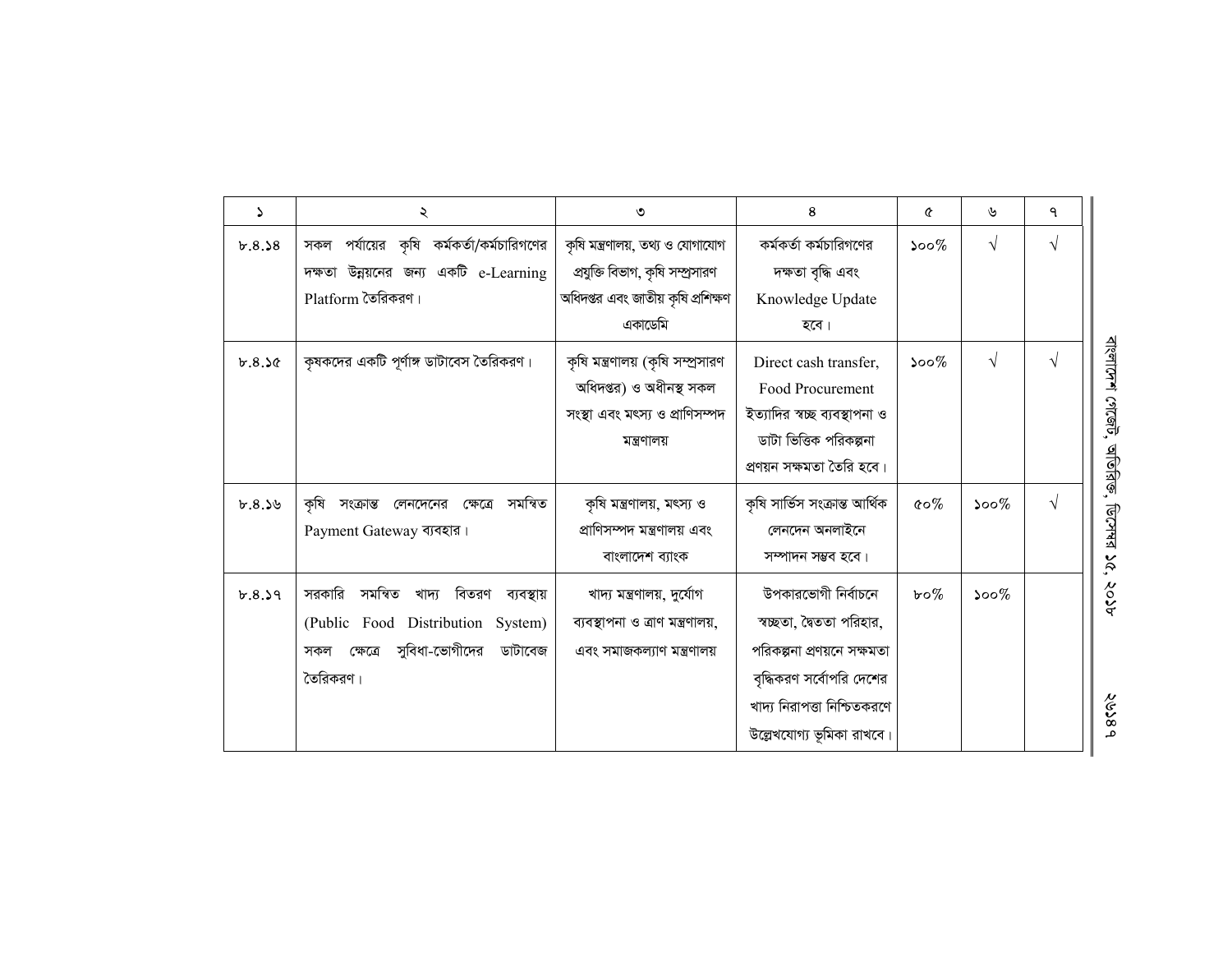| ১ | ২ | ৩ | ৪ | ৫ | ৬ | ৭ |
|---|---|---|---|---|---|---|
| ৮.৪.১৪ | সকল পর্যায়ের কৃষি কর্মকর্তা/কর্মচারিগণের দক্ষতা উন্নয়নের জন্য একটি e-Learning Platform তৈরিকরণ। | কৃষি মন্ত্রণালয়, তথ্য ও যোগাযোগ প্রযুক্তি বিভাগ, কৃষি সম্প্রসারণ অধিদপ্তর এবং জাতীয় কৃষি প্রশিক্ষণ একাডেমি | কর্মকর্তা কর্মচারিগণের দক্ষতা বৃদ্ধি এবং Knowledge Update হবে। | ১০০% | √ | √ |
| ৮.৪.১৫ | কৃষকদের একটি পূর্ণাঙ্গ ডাটাবেস তৈরিকরণ। | কৃষি মন্ত্রণালয় (কৃষি সম্প্রসারণ অধিদপ্তর) ও অধীনস্থ সকল সংস্থা এবং মৎস্য ও প্রাণিসম্পদ মন্ত্রণালয় | Direct cash transfer, Food Procurement ইত্যাদির স্বচ্ছ ব্যবস্থাপনা ও ডাটা ভিত্তিক পরিকল্পনা প্রণয়ন সক্ষমতা তৈরি হবে। | ১০০% | √ | √ |
| ৮.৪.১৬ | কৃষি সংক্রান্ত লেনদেনের ক্ষেত্রে সমন্বিত Payment Gateway ব্যবহার। | কৃষি মন্ত্রণালয়, মৎস্য ও প্রাণিসম্পদ মন্ত্রণালয় এবং বাংলাদেশ ব্যাংক | কৃষি সার্ভিস সংক্রান্ত আর্থিক লেনদেন অনলাইনে সম্পাদন সম্ভব হবে। | ৫০% | ১০০% | √ |
| ৮.৪.১৭ | সরকারি সমন্বিত খাদ্য বিতরণ ব্যবস্থায় (Public Food Distribution System) সকল ক্ষেত্রে সুবিধা-ভোগীদের ডাটাবেজ তৈরিকরণ। | খাদ্য মন্ত্রণালয়, দুর্যোগ ব্যবস্থাপনা ও ত্রাণ মন্ত্রণালয়, এবং সমাজকল্যাণ মন্ত্রণালয় | উপকারভোগী নির্বাচনে স্বচ্ছতা, দ্বৈততা পরিহার, পরিকল্পনা প্রণয়নে সক্ষমতা বৃদ্ধিকরণ সর্বোপরি দেশের খাদ্য নিরাপত্তা নিশ্চিতকরণে উল্লেখযোগ্য ভূমিকা রাখবে। | ৮০% | ১০০% | |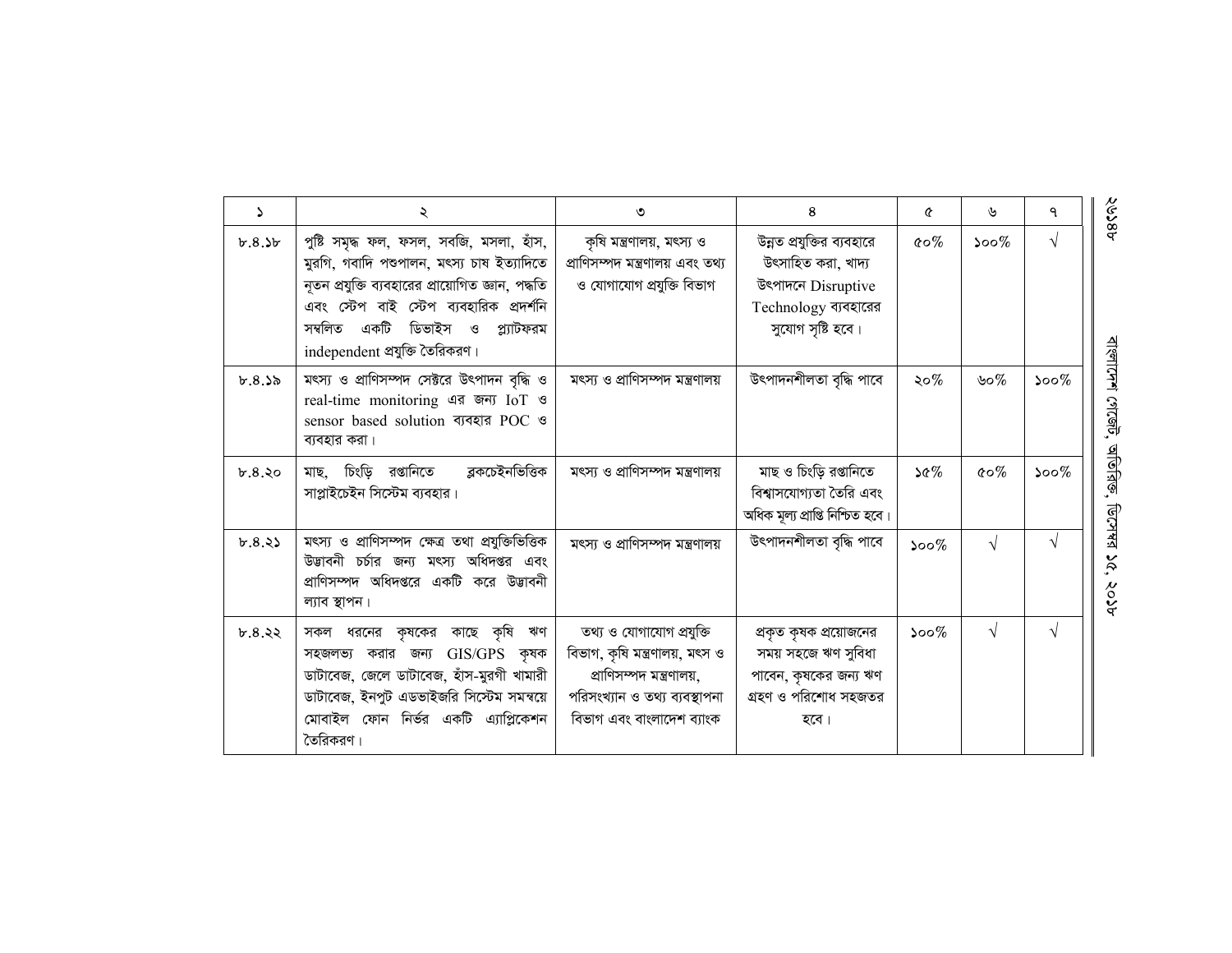| ১ | ২ | ৩ | ৪ | ৫ | ৬ | ৭ |
|---|---|---|---|---|---|---|
| ৮.৪.১৮ | পুষ্টি সমৃদ্ধ ফল, ফসল, সবজি, মসলা, হাঁস, মুরগি, গবাদি পশুপালন, মৎস্য চাষ ইত্যাদিতে নূতন প্রযুক্তি ব্যবহারের প্রায়োগিত জ্ঞান, পদ্ধতি এবং স্টেপ বাই স্টেপ ব্যবহারিক প্রদর্শনি সম্বলিত একটি ডিভাইস ও প্ল্যাটফরম independent প্রযুক্তি তৈরিকরণ। | কৃষি মন্ত্রণালয়, মৎস্য ও প্রাণিসম্পদ মন্ত্রণালয় এবং তথ্য ও যোগাযোগ প্রযুক্তি বিভাগ | উন্নত প্রযুক্তির ব্যবহারে উৎসাহিত করা, খাদ্য উৎপাদনে Disruptive Technology ব্যবহারের সুযোগ সৃষ্টি হবে। | ৫০% | ১০০% | √ |
| ৮.৪.১৯ | মৎস্য ও প্রাণিসম্পদ সেক্টরে উৎপাদন বৃদ্ধি ও real-time monitoring এর জন্য IoT ও sensor based solution ব্যবহার POC ও ব্যবহার করা। | মৎস্য ও প্রাণিসম্পদ মন্ত্রণালয় | উৎপাদনশীলতা বৃদ্ধি পাবে | ২০% | ৬০% | ১০০% |
| ৮.৪.২০ | মাছ, চিংড়ি রপ্তানিতে ব্লকচেইনভিত্তিক সাপ্লাইচেইন সিস্টেম ব্যবহার। | মৎস্য ও প্রাণিসম্পদ মন্ত্রণালয় | মাছ ও চিংড়ি রপ্তানিতে বিশ্বাসযোগ্যতা তৈরি এবং অধিক মূল্য প্রাপ্তি নিশ্চিত হবে। | ১৫% | ৫০% | ১০০% |
| ৮.৪.২১ | মৎস্য ও প্রাণিসম্পদ ক্ষেত্র তথা প্রযুক্তিভিত্তিক উদ্ভাবনী চর্চার জন্য মৎস্য অধিদপ্তর এবং প্রাণিসম্পদ অধিদপ্তরে একটি করে উদ্ভাবনী ল্যাব স্থাপন। | মৎস্য ও প্রাণিসম্পদ মন্ত্রণালয় | উৎপাদনশীলতা বৃদ্ধি পাবে | ১০০% | √ | √ |
| ৮.৪.২২ | সকল ধরনের কৃষকের কাছে কৃষি ঋণ সহজলভ্য করার জন্য GIS/GPS কৃষক ডাটাবেজ, জেলে ডাটাবেজ, হাঁস-মুরগী খামারী ডাটাবেজ, ইনপুট এডভাইজরি সিস্টেম সমন্বয়ে মোবাইল ফোন নির্ভর একটি এ্যাপ্লিকেশন তৈরিকরণ। | তথ্য ও যোগাযোগ প্রযুক্তি বিভাগ, কৃষি মন্ত্রণালয়, মৎস ও প্রাণিসম্পদ মন্ত্রণালয়, পরিসংখ্যান ও তথ্য ব্যবস্থাপনা বিভাগ এবং বাংলাদেশ ব্যাংক | প্রকৃত কৃষক প্রয়োজনের সময় সহজে ঋণ সুবিধা পাবেন, কৃষকের জন্য ঋণ গ্রহণ ও পরিশোধ সহজতর হবে। | ১০০% | √ | √ |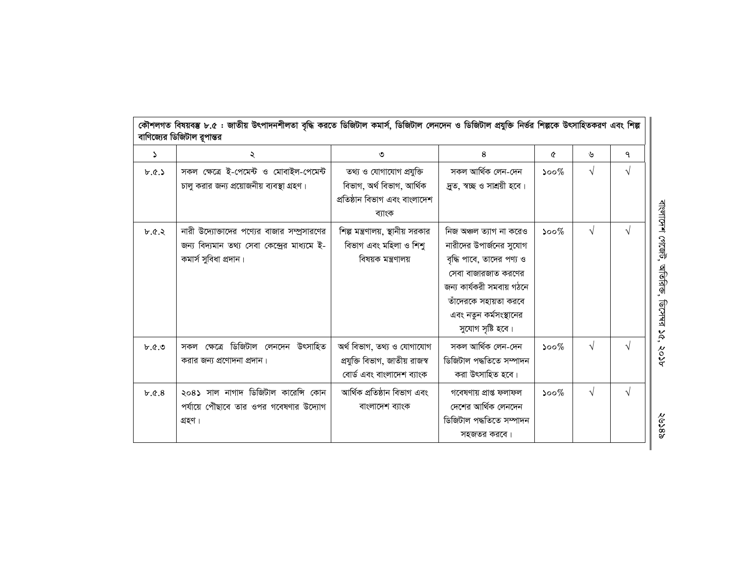| কৌশলগত বিষয়বস্তু ৮.৫ : জাতীয় উৎপাদনশীলতা বৃদ্ধি করতে ডিজিটাল কমার্স, ডিজিটাল লেনদেন ও ডিজিটাল প্রযুক্তি নির্ভর শিল্পকে উৎসাহিতকরণ এবং শিল্প বাণিজ্যের ডিজিটাল রূপান্তর | | | | | | |
|---|---|---|---|---|---|---|
| ১ | ২ | ৩ | ৪ | ৫ | ৬ | ৭ |
| ৮.৫.১ | সকল ক্ষেত্রে ই-পেমেন্ট ও মোবাইল-পেমেন্ট চালু করার জন্য প্রয়োজনীয় ব্যবস্থা গ্রহণ। | তথ্য ও যোগাযোগ প্রযুক্তি বিভাগ, অর্থ বিভাগ, আর্থিক প্রতিষ্ঠান বিভাগ এবং বাংলাদেশ ব্যাংক | সকল আর্থিক লেন-দেন দ্রুত, স্বচ্ছ ও সাশ্রয়ী হবে। | ১০০% | √ | √ |
| ৮.৫.২ | নারী উদ্যোক্তাদের পণ্যের বাজার সম্প্রসারণের জন্য বিদ্যমান তথ্য সেবা কেন্দ্রের মাধ্যমে ই-কমার্স সুবিধা প্রদান। | শিল্প মন্ত্রণালয়, স্থানীয় সরকার বিভাগ এবং মহিলা ও শিশু বিষয়ক মন্ত্রণালয় | নিজ অঞ্চল ত্যাগ না করেও নারীদের উপার্জনের সুযোগ বৃদ্ধি পাবে, তাদের পণ্য ও সেবা বাজারজাত করণের জন্য কার্যকরী সমবায় গঠনে তাঁদেরকে সহায়তা করবে এবং নতুন কর্মসংস্থানের সুযোগ সৃষ্টি হবে। | ১০০% | √ | √ |
| ৮.৫.৩ | সকল ক্ষেত্রে ডিজিটাল লেনদেন উৎসাহিত করার জন্য প্রণোদনা প্রদান। | অর্থ বিভাগ, তথ্য ও যোগাযোগ প্রযুক্তি বিভাগ, জাতীয় রাজস্ব বোর্ড এবং বাংলাদেশ ব্যাংক | সকল আর্থিক লেন-দেন ডিজিটাল পদ্ধতিতে সম্পাদন করা উৎসাহিত হবে। | ১০০% | √ | √ |
| ৮.৫.৪ | ২০৪১ সাল নাগাদ ডিজিটাল কারেন্সি কোন পর্যায়ে পৌঁছাবে তার ওপর গবেষণার উদ্যোগ গ্রহণ। | আর্থিক প্রতিষ্ঠান বিভাগ এবং বাংলাদেশ ব্যাংক | গবেষণায় প্রাপ্ত ফলাফল দেশের আর্থিক লেনদেন ডিজিটাল পদ্ধতিতে সম্পাদন সহজতর করবে। | ১০০% | √ | √ |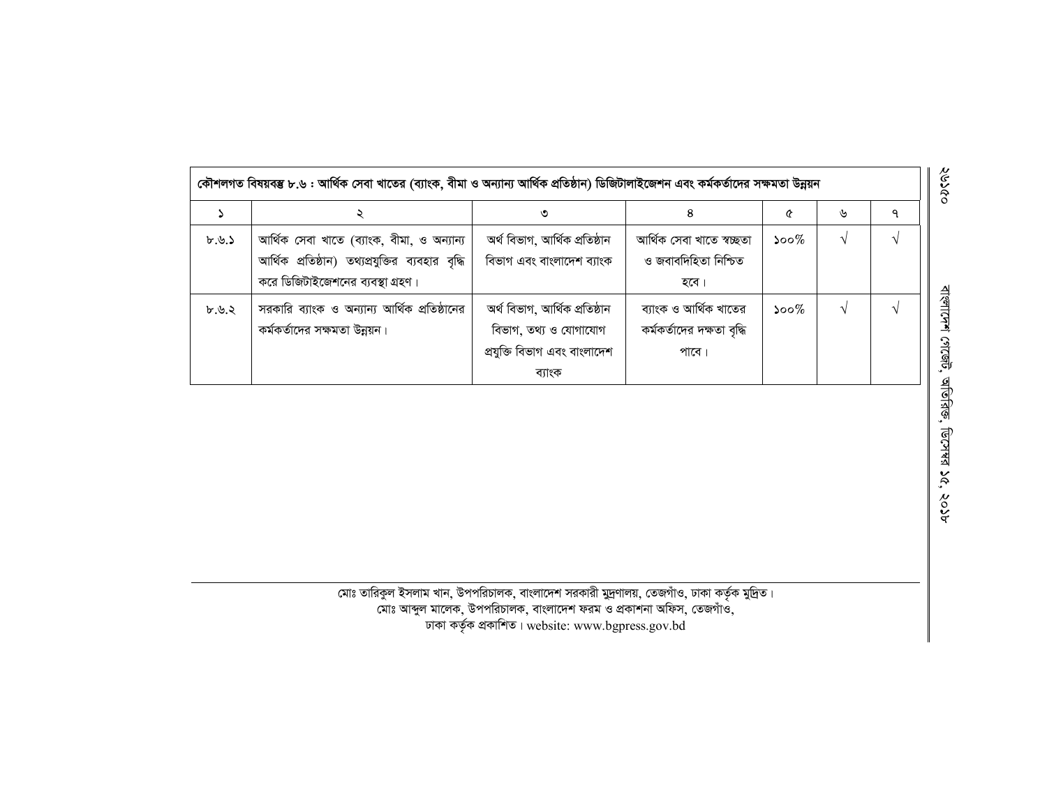| কৌশলগত বিষয়বস্তু ৮.৬ : আর্থিক সেবা খাতের (ব্যাংক, বীমা ও অন্যান্য আর্থিক প্রতিষ্ঠান) ডিজিটালাইজেশন এবং কর্মকর্তাদের সক্ষমতা উন্নয়ন | | | | | | |
|---|---|---|---|---|---|---|
| ১ | ২ | ৩ | ৪ | ৫ | ৬ | ৭ |
| ৮.৬.১ | আর্থিক সেবা খাতে (ব্যাংক, বীমা, ও অন্যান্য আর্থিক প্রতিষ্ঠান) তথ্যপ্রযুক্তির ব্যবহার বৃদ্ধি করে ডিজিটাইজেশনের ব্যবস্থা গ্রহণ। | অর্থ বিভাগ, আর্থিক প্রতিষ্ঠান বিভাগ এবং বাংলাদেশ ব্যাংক | আর্থিক সেবা খাতে স্বচ্ছতা ও জবাবদিহিতা নিশ্চিত হবে। | ১০০% | √ | √ |
| ৮.৬.২ | সরকারি ব্যাংক ও অন্যান্য আর্থিক প্রতিষ্ঠানের কর্মকর্তাদের সক্ষমতা উন্নয়ন। | অর্থ বিভাগ, আর্থিক প্রতিষ্ঠান বিভাগ, তথ্য ও যোগাযোগ প্রযুক্তি বিভাগ এবং বাংলাদেশ ব্যাংক | ব্যাংক ও আর্থিক খাতের কর্মকর্তাদের দক্ষতা বৃদ্ধি পাবে। | ১০০% | √ | √ |

মোঃ তারিকুল ইসলাম খান, উপপরিচালক, বাংলাদেশ সরকারী মুদ্রণালয়, তেজগাঁও, ঢাকা কর্তৃক মুদ্রিত।
মোঃ আব্দুল মালেক, উপপরিচালক, বাংলাদেশ ফরম ও প্রকাশনা অফিস, তেজগাঁও,
ঢাকা কর্তৃক প্রকাশিত। website: www.bgpress.gov.bd